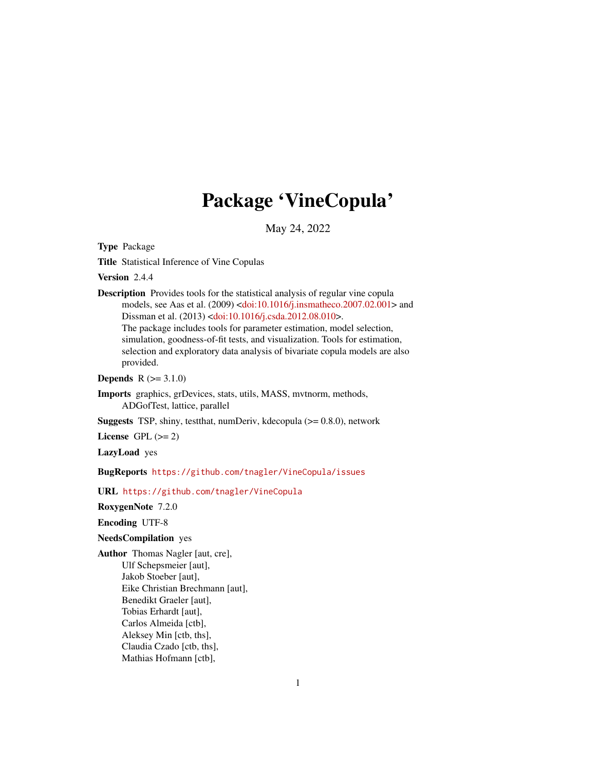# Package 'VineCopula'

May 24, 2022

**Type** Package

**Title** Statistical Inference of Vine Copulas

**Version** 2.4.4

**Description** Provides tools for the statistical analysis of regular vine copula models, see Aas et al. (2009) <doi:10.1016/j.insmatheco.2007.02.001> and Dissman et al. (2013) <doi:10.1016/j.csda.2012.08.010>.
The package includes tools for parameter estimation, model selection, simulation, goodness-of-fit tests, and visualization. Tools for estimation, selection and exploratory data analysis of bivariate copula models are also provided.

**Depends** R (>= 3.1.0)

**Imports** graphics, grDevices, stats, utils, MASS, mvtnorm, methods, ADGofTest, lattice, parallel

**Suggests** TSP, shiny, testthat, numDeriv, kdecopula (>= 0.8.0), network

**License** GPL (>= 2)

**LazyLoad** yes

**BugReports** https://github.com/tnagler/VineCopula/issues

**URL** https://github.com/tnagler/VineCopula

**RoxygenNote** 7.2.0

**Encoding** UTF-8

**NeedsCompilation** yes

**Author** Thomas Nagler [aut, cre],
Ulf Schepsmeier [aut],
Jakob Stoeber [aut],
Eike Christian Brechmann [aut],
Benedikt Graeler [aut],
Tobias Erhardt [aut],
Carlos Almeida [ctb],
Aleksey Min [ctb, ths],
Claudia Czado [ctb, ths],
Mathias Hofmann [ctb],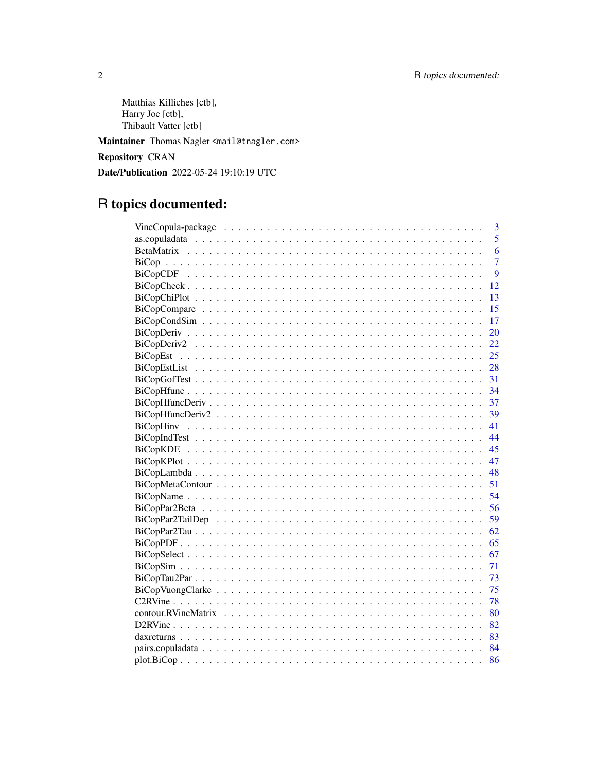Matthias Killiches [ctb],
Harry Joe [ctb],
Thibault Vatter [ctb]

**Maintainer** Thomas Nagler <mail@tnagler.com>

**Repository** CRAN

**Date/Publication** 2022-05-24 19:10:19 UTC

# R topics documented:

| | |
|---|---|
| VineCopula-package | 3 |
| as.copuladata | 5 |
| BetaMatrix | 6 |
| BiCop | 7 |
| BiCopCDF | 9 |
| BiCopCheck | 12 |
| BiCopChiPlot | 13 |
| BiCopCompare | 15 |
| BiCopCondSim | 17 |
| BiCopDeriv | 20 |
| BiCopDeriv2 | 22 |
| BiCopEst | 25 |
| BiCopEstList | 28 |
| BiCopGofTest | 31 |
| BiCopHfunc | 34 |
| BiCopHfuncDeriv | 37 |
| BiCopHfuncDeriv2 | 39 |
| BiCopHinv | 41 |
| BiCopIndTest | 44 |
| BiCopKDE | 45 |
| BiCopKPlot | 47 |
| BiCopLambda | 48 |
| BiCopMetaContour | 51 |
| BiCopName | 54 |
| BiCopPar2Beta | 56 |
| BiCopPar2TailDep | 59 |
| BiCopPar2Tau | 62 |
| BiCopPDF | 65 |
| BiCopSelect | 67 |
| BiCopSim | 71 |
| BiCopTau2Par | 73 |
| BiCopVuongClarke | 75 |
| C2RVine | 78 |
| contour.RVineMatrix | 80 |
| D2RVine | 82 |
| daxreturns | 83 |
| pairs.copuladata | 84 |
| plot.BiCop | 86 |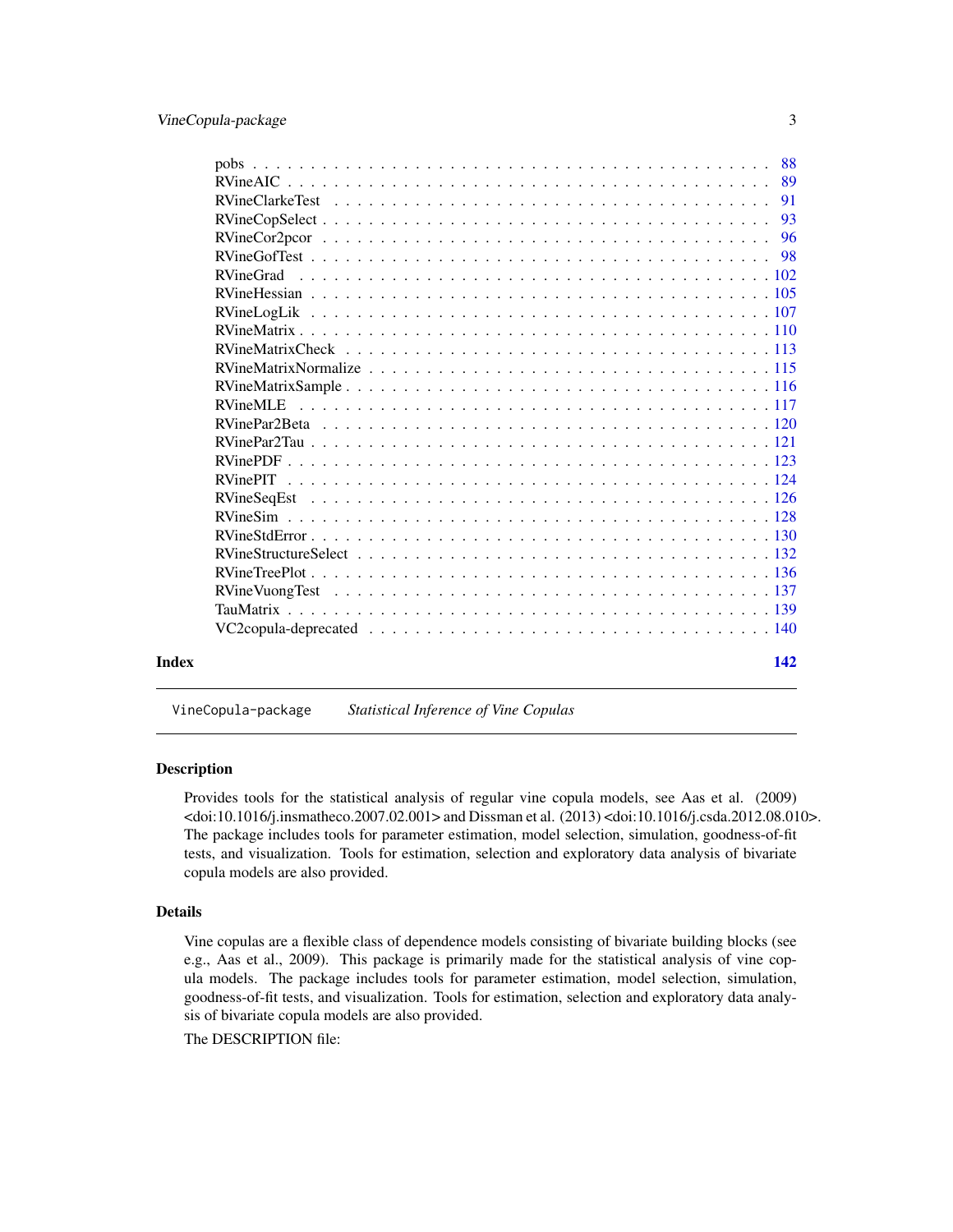| | |
|---|---|
| pobs | 88 |
| RVineAIC | 89 |
| RVineClarkeTest | 91 |
| RVineCopSelect | 93 |
| RVineCor2pcor | 96 |
| RVineGofTest | 98 |
| RVineGrad | 102 |
| RVineHessian | 105 |
| RVineLogLik | 107 |
| RVineMatrix | 110 |
| RVineMatrixCheck | 113 |
| RVineMatrixNormalize | 115 |
| RVineMatrixSample | 116 |
| RVineMLE | 117 |
| RVinePar2Beta | 120 |
| RVinePar2Tau | 121 |
| RVinePDF | 123 |
| RVinePIT | 124 |
| RVineSeqEst | 126 |
| RVineSim | 128 |
| RVineStdError | 130 |
| RVineStructureSelect | 132 |
| RVineTreePlot | 136 |
| RVineVuongTest | 137 |
| TauMatrix | 139 |
| VC2copula-deprecated | 140 |

**Index** **142**

---

`VineCopula-package` *Statistical Inference of Vine Copulas*

---

## Description

Provides tools for the statistical analysis of regular vine copula models, see Aas et al. (2009) <doi:10.1016/j.insmatheco.2007.02.001> and Dissman et al. (2013) <doi:10.1016/j.csda.2012.08.010>. The package includes tools for parameter estimation, model selection, simulation, goodness-of-fit tests, and visualization. Tools for estimation, selection and exploratory data analysis of bivariate copula models are also provided.

## Details

Vine copulas are a flexible class of dependence models consisting of bivariate building blocks (see e.g., Aas et al., 2009). This package is primarily made for the statistical analysis of vine copula models. The package includes tools for parameter estimation, model selection, simulation, goodness-of-fit tests, and visualization. Tools for estimation, selection and exploratory data analysis of bivariate copula models are also provided.

The DESCRIPTION file: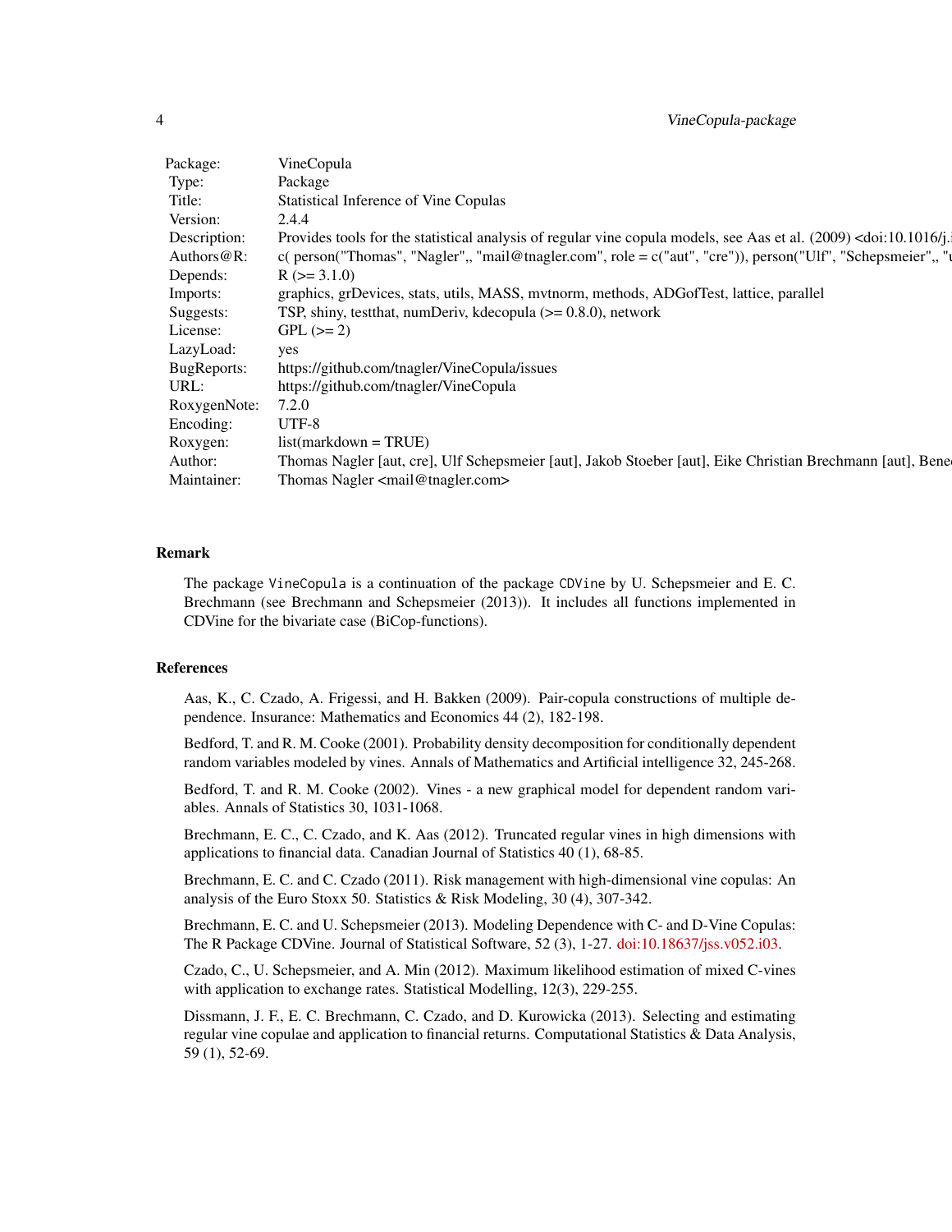| | |
|---|---|
| Package: | VineCopula |
| Type: | Package |
| Title: | Statistical Inference of Vine Copulas |
| Version: | 2.4.4 |
| Description: | Provides tools for the statistical analysis of regular vine copula models, see Aas et al. (2009) <doi:10.1016/j.i |
| Authors@R: | c( person("Thomas", "Nagler",, "mail@tnagler.com", role = c("aut", "cre")), person("Ulf", "Schepsmeier",, "u |
| Depends: | R (>= 3.1.0) |
| Imports: | graphics, grDevices, stats, utils, MASS, mvtnorm, methods, ADGofTest, lattice, parallel |
| Suggests: | TSP, shiny, testthat, numDeriv, kdecopula (>= 0.8.0), network |
| License: | GPL (>= 2) |
| LazyLoad: | yes |
| BugReports: | https://github.com/tnagler/VineCopula/issues |
| URL: | https://github.com/tnagler/VineCopula |
| RoxygenNote: | 7.2.0 |
| Encoding: | UTF-8 |
| Roxygen: | list(markdown = TRUE) |
| Author: | Thomas Nagler [aut, cre], Ulf Schepsmeier [aut], Jakob Stoeber [aut], Eike Christian Brechmann [aut], Bene |
| Maintainer: | Thomas Nagler <mail@tnagler.com> |

## Remark

The package `VineCopula` is a continuation of the package `CDVine` by U. Schepsmeier and E. C. Brechmann (see Brechmann and Schepsmeier (2013)). It includes all functions implemented in CDVine for the bivariate case (BiCop-functions).

## References

Aas, K., C. Czado, A. Frigessi, and H. Bakken (2009). Pair-copula constructions of multiple dependence. Insurance: Mathematics and Economics 44 (2), 182-198.

Bedford, T. and R. M. Cooke (2001). Probability density decomposition for conditionally dependent random variables modeled by vines. Annals of Mathematics and Artificial intelligence 32, 245-268.

Bedford, T. and R. M. Cooke (2002). Vines - a new graphical model for dependent random variables. Annals of Statistics 30, 1031-1068.

Brechmann, E. C., C. Czado, and K. Aas (2012). Truncated regular vines in high dimensions with applications to financial data. Canadian Journal of Statistics 40 (1), 68-85.

Brechmann, E. C. and C. Czado (2011). Risk management with high-dimensional vine copulas: An analysis of the Euro Stoxx 50. Statistics & Risk Modeling, 30 (4), 307-342.

Brechmann, E. C. and U. Schepsmeier (2013). Modeling Dependence with C- and D-Vine Copulas: The R Package CDVine. Journal of Statistical Software, 52 (3), 1-27. doi:10.18637/jss.v052.i03.

Czado, C., U. Schepsmeier, and A. Min (2012). Maximum likelihood estimation of mixed C-vines with application to exchange rates. Statistical Modelling, 12(3), 229-255.

Dissmann, J. F., E. C. Brechmann, C. Czado, and D. Kurowicka (2013). Selecting and estimating regular vine copulae and application to financial returns. Computational Statistics & Data Analysis, 59 (1), 52-69.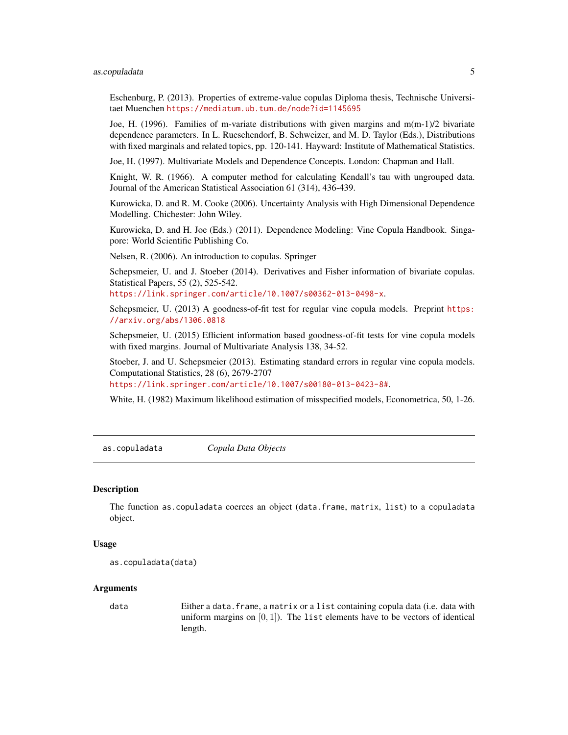Eschenburg, P. (2013). Properties of extreme-value copulas Diploma thesis, Technische Universitaet Muenchen https://mediatum.ub.tum.de/node?id=1145695

Joe, H. (1996). Families of m-variate distributions with given margins and m(m-1)/2 bivariate dependence parameters. In L. Rueschendorf, B. Schweizer, and M. D. Taylor (Eds.), Distributions with fixed marginals and related topics, pp. 120-141. Hayward: Institute of Mathematical Statistics.

Joe, H. (1997). Multivariate Models and Dependence Concepts. London: Chapman and Hall.

Knight, W. R. (1966). A computer method for calculating Kendall's tau with ungrouped data. Journal of the American Statistical Association 61 (314), 436-439.

Kurowicka, D. and R. M. Cooke (2006). Uncertainty Analysis with High Dimensional Dependence Modelling. Chichester: John Wiley.

Kurowicka, D. and H. Joe (Eds.) (2011). Dependence Modeling: Vine Copula Handbook. Singapore: World Scientific Publishing Co.

Nelsen, R. (2006). An introduction to copulas. Springer

Schepsmeier, U. and J. Stoeber (2014). Derivatives and Fisher information of bivariate copulas. Statistical Papers, 55 (2), 525-542.
https://link.springer.com/article/10.1007/s00362-013-0498-x.

Schepsmeier, U. (2013) A goodness-of-fit test for regular vine copula models. Preprint https://arxiv.org/abs/1306.0818

Schepsmeier, U. (2015) Efficient information based goodness-of-fit tests for vine copula models with fixed margins. Journal of Multivariate Analysis 138, 34-52.

Stoeber, J. and U. Schepsmeier (2013). Estimating standard errors in regular vine copula models. Computational Statistics, 28 (6), 2679-2707
https://link.springer.com/article/10.1007/s00180-013-0423-8#.

White, H. (1982) Maximum likelihood estimation of misspecified models, Econometrica, 50, 1-26.

---

## `as.copuladata` *Copula Data Objects*

### Description

The function `as.copuladata` coerces an object (`data.frame`, `matrix`, `list`) to a `copuladata` object.

### Usage

```
as.copuladata(data)
```

### Arguments

| | |
|---|---|
| `data` | Either a `data.frame`, a `matrix` or a `list` containing copula data (i.e. data with uniform margins on $[0, 1]$). The `list` elements have to be vectors of identical length. |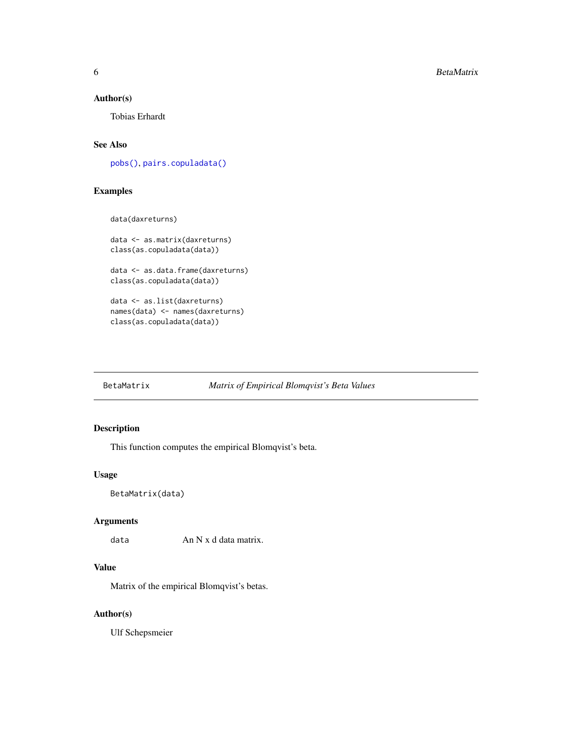### Author(s)

Tobias Erhardt

### See Also

pobs(), pairs.copuladata()

### Examples

```
data(daxreturns)

data <- as.matrix(daxreturns)
class(as.copuladata(data))

data <- as.data.frame(daxreturns)
class(as.copuladata(data))

data <- as.list(daxreturns)
names(data) <- names(daxreturns)
class(as.copuladata(data))
```

---

## BetaMatrix — *Matrix of Empirical Blomqvist's Beta Values*

---

### Description

This function computes the empirical Blomqvist's beta.

### Usage

```
BetaMatrix(data)
```

### Arguments

| | |
|---|---|
| data | An N x d data matrix. |

### Value

Matrix of the empirical Blomqvist's betas.

### Author(s)

Ulf Schepsmeier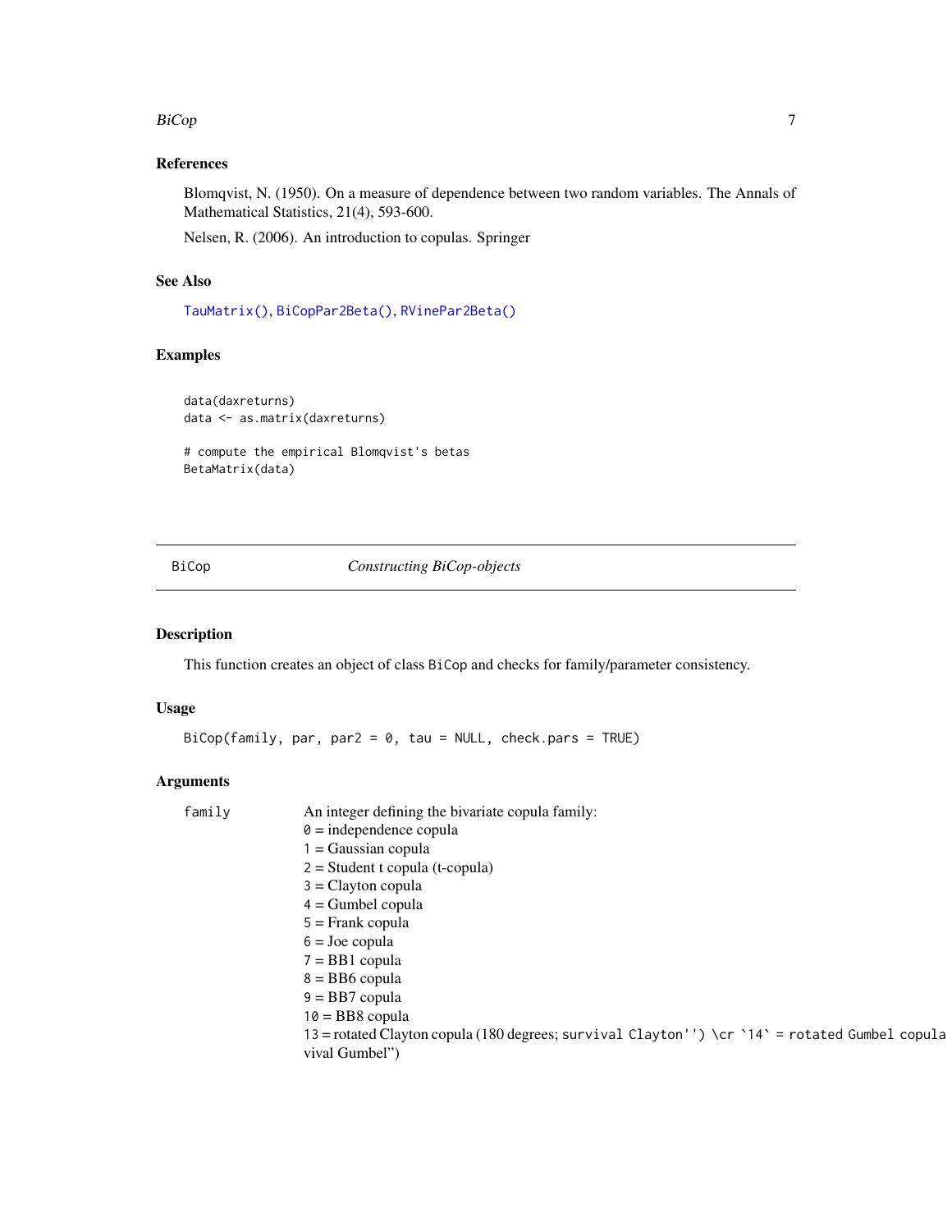### References

Blomqvist, N. (1950). On a measure of dependence between two random variables. The Annals of Mathematical Statistics, 21(4), 593-600.

Nelsen, R. (2006). An introduction to copulas. Springer

### See Also

TauMatrix(), BiCopPar2Beta(), RVinePar2Beta()

### Examples

```
data(daxreturns)
data <- as.matrix(daxreturns)

# compute the empirical Blomqvist's betas
BetaMatrix(data)
```

---

## BiCop *Constructing BiCop-objects*

---

### Description

This function creates an object of class BiCop and checks for family/parameter consistency.

### Usage

```
BiCop(family, par, par2 = 0, tau = NULL, check.pars = TRUE)
```

### Arguments

family An integer defining the bivariate copula family:
0 = independence copula
1 = Gaussian copula
2 = Student t copula (t-copula)
3 = Clayton copula
4 = Gumbel copula
5 = Frank copula
6 = Joe copula
7 = BB1 copula
8 = BB6 copula
9 = BB7 copula
10 = BB8 copula
13 = rotated Clayton copula (180 degrees; survival Clayton'') \cr `14` = rotated Gumbel copula
vival Gumbel")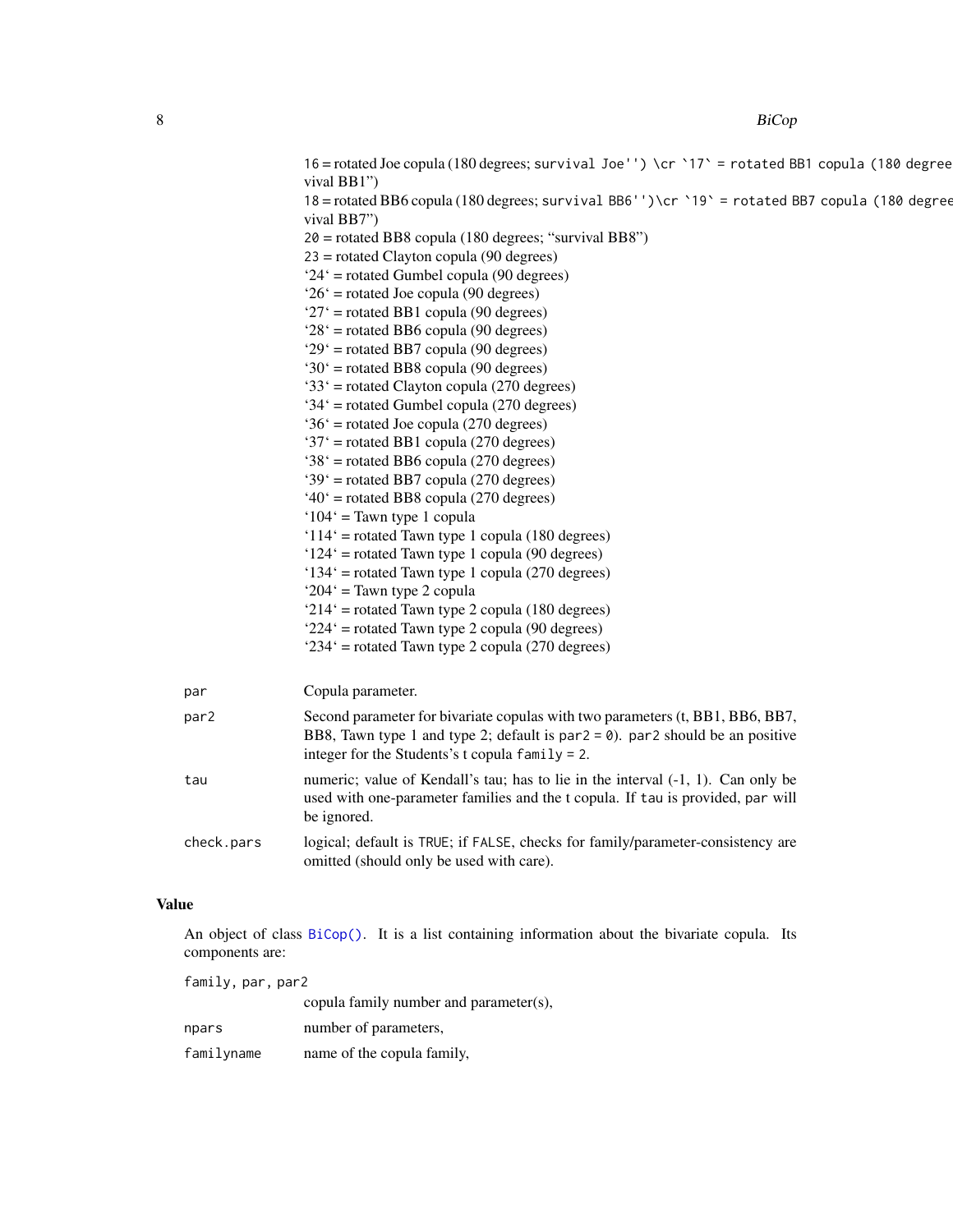16 = rotated Joe copula (180 degrees; survival Joe'') \cr `17` = rotated BB1 copula (180 degree vival BB1")

18 = rotated BB6 copula (180 degrees; survival BB6'')\cr `19` = rotated BB7 copula (180 degree vival BB7")

20 = rotated BB8 copula (180 degrees; "survival BB8")

23 = rotated Clayton copula (90 degrees)

'24' = rotated Gumbel copula (90 degrees)

'26' = rotated Joe copula (90 degrees)

'27' = rotated BB1 copula (90 degrees)

'28' = rotated BB6 copula (90 degrees)

'29' = rotated BB7 copula (90 degrees)

'30' = rotated BB8 copula (90 degrees)

'33' = rotated Clayton copula (270 degrees)

'34' = rotated Gumbel copula (270 degrees)

'36' = rotated Joe copula (270 degrees)

'37' = rotated BB1 copula (270 degrees)

'38' = rotated BB6 copula (270 degrees)

'39' = rotated BB7 copula (270 degrees)

'40' = rotated BB8 copula (270 degrees)

'104' = Tawn type 1 copula

'114' = rotated Tawn type 1 copula (180 degrees)

'124' = rotated Tawn type 1 copula (90 degrees)

'134' = rotated Tawn type 1 copula (270 degrees)

'204' = Tawn type 2 copula

'214' = rotated Tawn type 2 copula (180 degrees)

'224' = rotated Tawn type 2 copula (90 degrees)

'234' = rotated Tawn type 2 copula (270 degrees)

| | |
|---|---|
| `par` | Copula parameter. |
| `par2` | Second parameter for bivariate copulas with two parameters (t, BB1, BB6, BB7, BB8, Tawn type 1 and type 2; default is `par2 = 0`). `par2` should be an positive integer for the Students's t copula `family = 2`. |
| `tau` | numeric; value of Kendall's tau; has to lie in the interval (-1, 1). Can only be used with one-parameter families and the t copula. If `tau` is provided, `par` will be ignored. |
| `check.pars` | logical; default is `TRUE`; if `FALSE`, checks for family/parameter-consistency are omitted (should only be used with care). |

## Value

An object of class BiCop(). It is a list containing information about the bivariate copula. Its components are:

| | |
|---|---|
| `family, par, par2` | copula family number and parameter(s), |
| `npars` | number of parameters, |
| `familyname` | name of the copula family, |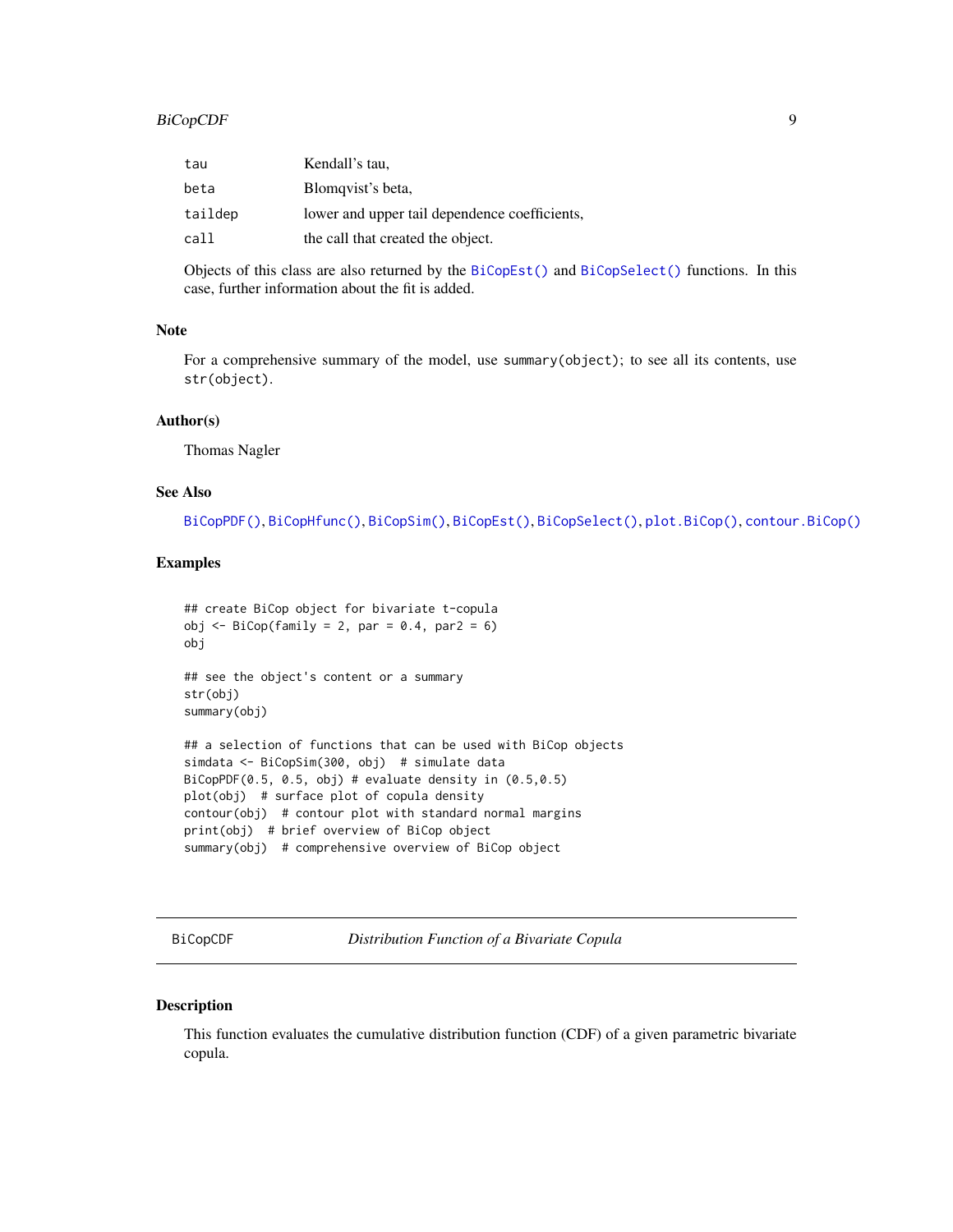| | |
|---|---|
| tau | Kendall's tau, |
| beta | Blomqvist's beta, |
| taildep | lower and upper tail dependence coefficients, |
| call | the call that created the object. |

Objects of this class are also returned by the `BiCopEst()` and `BiCopSelect()` functions. In this case, further information about the fit is added.

### Note

For a comprehensive summary of the model, use `summary(object)`; to see all its contents, use `str(object)`.

### Author(s)

Thomas Nagler

### See Also

`BiCopPDF()`, `BiCopHfunc()`, `BiCopSim()`, `BiCopEst()`, `BiCopSelect()`, `plot.BiCop()`, `contour.BiCop()`

### Examples

```
## create BiCop object for bivariate t-copula
obj <- BiCop(family = 2, par = 0.4, par2 = 6)
obj

## see the object's content or a summary
str(obj)
summary(obj)

## a selection of functions that can be used with BiCop objects
simdata <- BiCopSim(300, obj)  # simulate data
BiCopPDF(0.5, 0.5, obj) # evaluate density in (0.5,0.5)
plot(obj)  # surface plot of copula density
contour(obj)  # contour plot with standard normal margins
print(obj)  # brief overview of BiCop object
summary(obj)  # comprehensive overview of BiCop object
```

---

## BiCopCDF — *Distribution Function of a Bivariate Copula*

---

### Description

This function evaluates the cumulative distribution function (CDF) of a given parametric bivariate copula.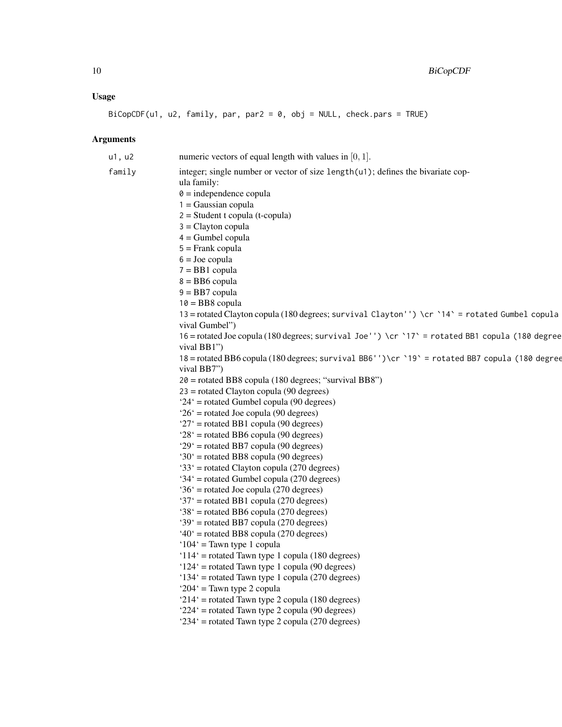## Usage

```
BiCopCDF(u1, u2, family, par, par2 = 0, obj = NULL, check.pars = TRUE)
```

## Arguments

`u1, u2` numeric vectors of equal length with values in $[0, 1]$.

`family` integer; single number or vector of size `length(u1)`; defines the bivariate copula family:
`0` = independence copula
`1` = Gaussian copula
`2` = Student t copula (t-copula)
`3` = Clayton copula
`4` = Gumbel copula
`5` = Frank copula
`6` = Joe copula
`7` = BB1 copula
`8` = BB6 copula
`9` = BB7 copula
`10` = BB8 copula
`13` = rotated Clayton copula (180 degrees; `survival Clayton'') \cr `14` = rotated Gumbel copula vival Gumbel")
`16` = rotated Joe copula (180 degrees; `survival Joe'') \cr `17` = rotated BB1 copula (180 degree vival BB1")
`18` = rotated BB6 copula (180 degrees; `survival BB6'')\cr `19` = rotated BB7 copula (180 degree vival BB7")
`20` = rotated BB8 copula (180 degrees; "survival BB8")
`23` = rotated Clayton copula (90 degrees)
'24' = rotated Gumbel copula (90 degrees)
'26' = rotated Joe copula (90 degrees)
'27' = rotated BB1 copula (90 degrees)
'28' = rotated BB6 copula (90 degrees)
'29' = rotated BB7 copula (90 degrees)
'30' = rotated BB8 copula (90 degrees)
'33' = rotated Clayton copula (270 degrees)
'34' = rotated Gumbel copula (270 degrees)
'36' = rotated Joe copula (270 degrees)
'37' = rotated BB1 copula (270 degrees)
'38' = rotated BB6 copula (270 degrees)
'39' = rotated BB7 copula (270 degrees)
'40' = rotated BB8 copula (270 degrees)
'104' = Tawn type 1 copula
'114' = rotated Tawn type 1 copula (180 degrees)
'124' = rotated Tawn type 1 copula (90 degrees)
'134' = rotated Tawn type 1 copula (270 degrees)
'204' = Tawn type 2 copula
'214' = rotated Tawn type 2 copula (180 degrees)
'224' = rotated Tawn type 2 copula (90 degrees)
'234' = rotated Tawn type 2 copula (270 degrees)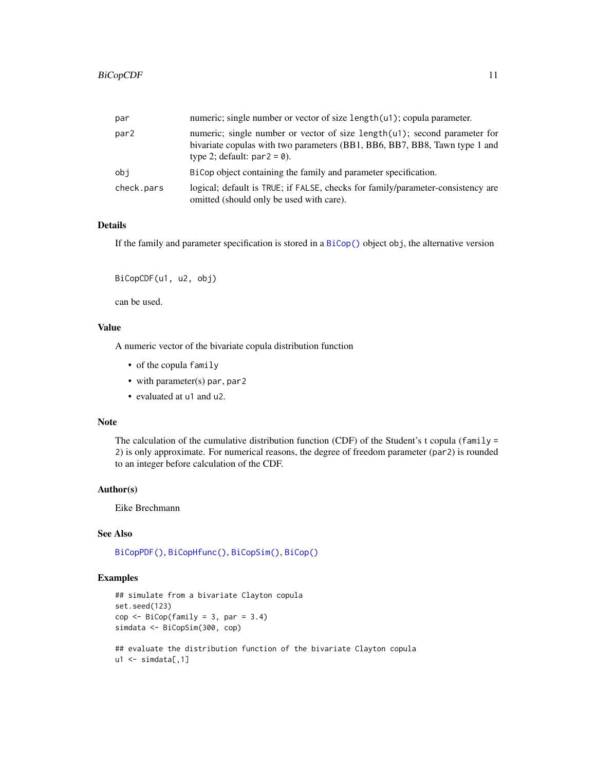| | |
|---|---|
| par | numeric; single number or vector of size length(u1); copula parameter. |
| par2 | numeric; single number or vector of size length(u1); second parameter for bivariate copulas with two parameters (BB1, BB6, BB7, BB8, Tawn type 1 and type 2; default: par2 = 0). |
| obj | BiCop object containing the family and parameter specification. |
| check.pars | logical; default is TRUE; if FALSE, checks for family/parameter-consistency are omitted (should only be used with care). |

### Details

If the family and parameter specification is stored in a BiCop() object obj, the alternative version

```
BiCopCDF(u1, u2, obj)
```

can be used.

### Value

A numeric vector of the bivariate copula distribution function

- of the copula family
- with parameter(s) par, par2
- evaluated at u1 and u2.

### Note

The calculation of the cumulative distribution function (CDF) of the Student's t copula (family = 2) is only approximate. For numerical reasons, the degree of freedom parameter (par2) is rounded to an integer before calculation of the CDF.

### Author(s)

Eike Brechmann

### See Also

BiCopPDF(), BiCopHfunc(), BiCopSim(), BiCop()

### Examples

```
## simulate from a bivariate Clayton copula
set.seed(123)
cop <- BiCop(family = 3, par = 3.4)
simdata <- BiCopSim(300, cop)

## evaluate the distribution function of the bivariate Clayton copula
u1 <- simdata[,1]
```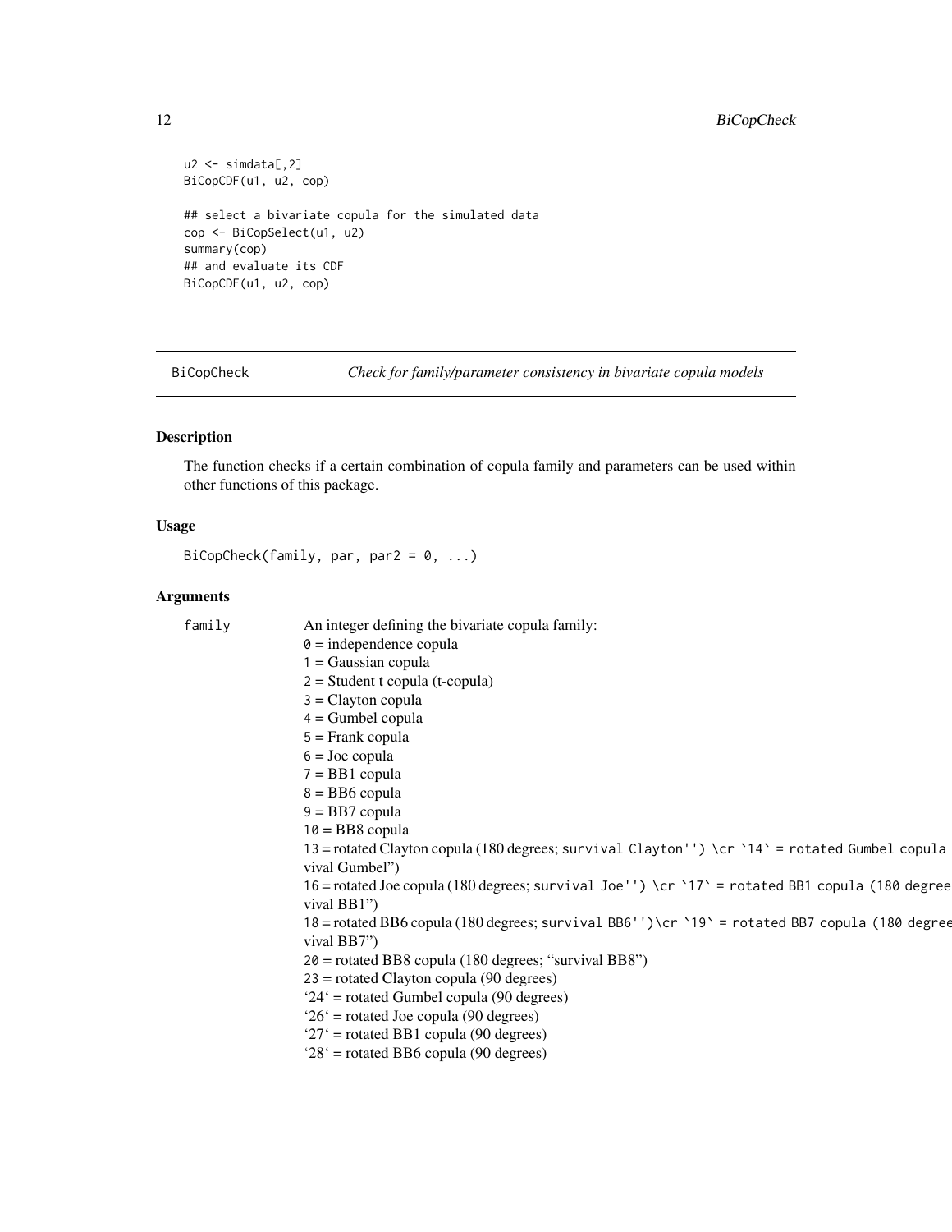```
u2 <- simdata[,2]
BiCopCDF(u1, u2, cop)

## select a bivariate copula for the simulated data
cop <- BiCopSelect(u1, u2)
summary(cop)
## and evaluate its CDF
BiCopCDF(u1, u2, cop)
```

## BiCopCheck — *Check for family/parameter consistency in bivariate copula models*

### Description

The function checks if a certain combination of copula family and parameters can be used within other functions of this package.

### Usage

```
BiCopCheck(family, par, par2 = 0, ...)
```

### Arguments

`family` An integer defining the bivariate copula family:
`0` = independence copula
`1` = Gaussian copula
`2` = Student t copula (t-copula)
`3` = Clayton copula
`4` = Gumbel copula
`5` = Frank copula
`6` = Joe copula
`7` = BB1 copula
`8` = BB6 copula
`9` = BB7 copula
`10` = BB8 copula
`13` = rotated Clayton copula (180 degrees; `survival Clayton'') \cr `14` = rotated Gumbel copula` vival Gumbel")
`16` = rotated Joe copula (180 degrees; `survival Joe'') \cr `17` = rotated BB1 copula (180 degree` vival BB1")
`18` = rotated BB6 copula (180 degrees; `survival BB6'')\cr `19` = rotated BB7 copula (180 degree` vival BB7")
`20` = rotated BB8 copula (180 degrees; "survival BB8")
`23` = rotated Clayton copula (90 degrees)
'`24`' = rotated Gumbel copula (90 degrees)
'`26`' = rotated Joe copula (90 degrees)
'`27`' = rotated BB1 copula (90 degrees)
'`28`' = rotated BB6 copula (90 degrees)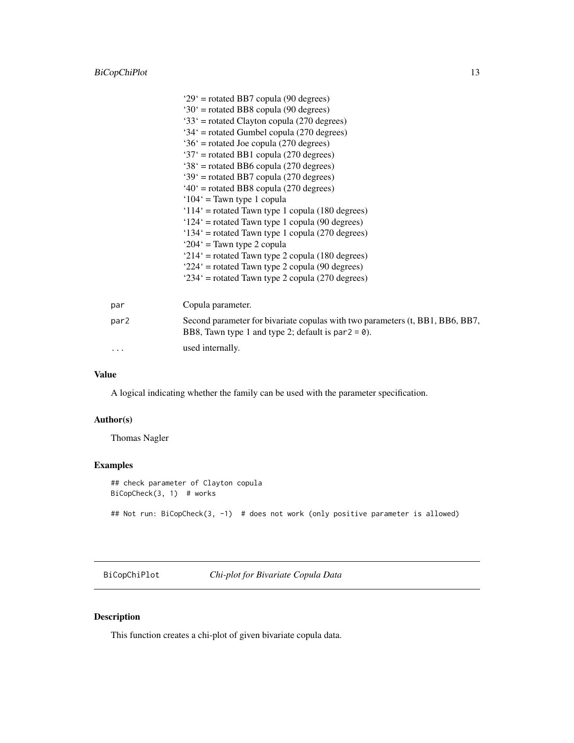`29` = rotated BB7 copula (90 degrees)
`30` = rotated BB8 copula (90 degrees)
`33` = rotated Clayton copula (270 degrees)
`34` = rotated Gumbel copula (270 degrees)
`36` = rotated Joe copula (270 degrees)
`37` = rotated BB1 copula (270 degrees)
`38` = rotated BB6 copula (270 degrees)
`39` = rotated BB7 copula (270 degrees)
`40` = rotated BB8 copula (270 degrees)
`104` = Tawn type 1 copula
`114` = rotated Tawn type 1 copula (180 degrees)
`124` = rotated Tawn type 1 copula (90 degrees)
`134` = rotated Tawn type 1 copula (270 degrees)
`204` = Tawn type 2 copula
`214` = rotated Tawn type 2 copula (180 degrees)
`224` = rotated Tawn type 2 copula (90 degrees)
`234` = rotated Tawn type 2 copula (270 degrees)

`par` Copula parameter.

`par2` Second parameter for bivariate copulas with two parameters (t, BB1, BB6, BB7, BB8, Tawn type 1 and type 2; default is `par2 = 0`).

`...` used internally.

### Value

A logical indicating whether the family can be used with the parameter specification.

### Author(s)

Thomas Nagler

### Examples

```
## check parameter of Clayton copula
BiCopCheck(3, 1)  # works

## Not run: BiCopCheck(3, -1)  # does not work (only positive parameter is allowed)
```

---

## BiCopChiPlot *Chi-plot for Bivariate Copula Data*

### Description

This function creates a chi-plot of given bivariate copula data.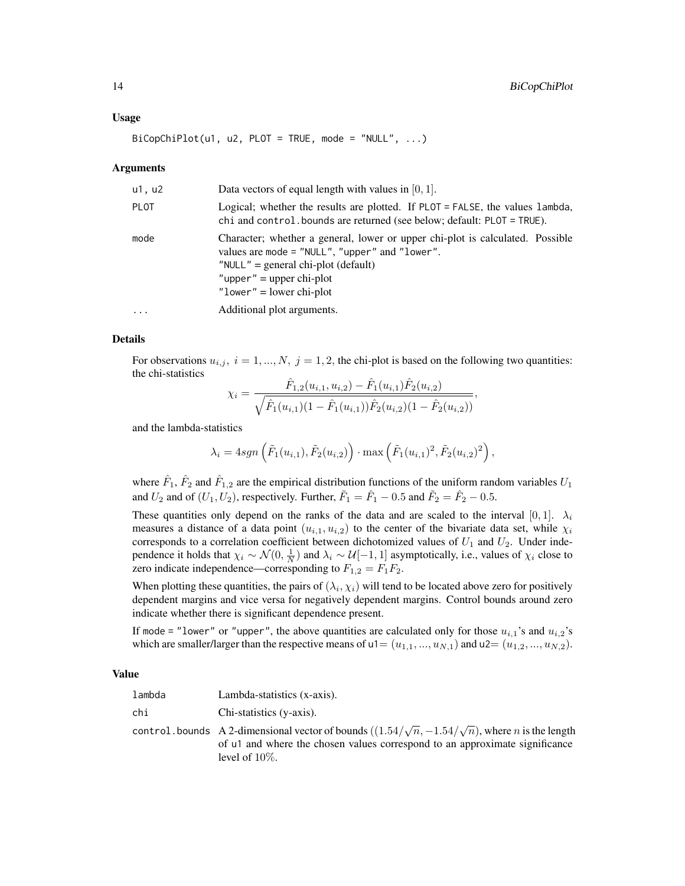### Usage

```
BiCopChiPlot(u1, u2, PLOT = TRUE, mode = "NULL", ...)
```

### Arguments

| | |
|---|---|
| u1, u2 | Data vectors of equal length with values in $[0, 1]$. |
| PLOT | Logical; whether the results are plotted. If PLOT = FALSE, the values lambda, chi and control.bounds are returned (see below; default: PLOT = TRUE). |
| mode | Character; whether a general, lower or upper chi-plot is calculated. Possible values are mode = "NULL", "upper" and "lower".<br>"NULL" = general chi-plot (default)<br>"upper" = upper chi-plot<br>"lower" = lower chi-plot |
| ... | Additional plot arguments. |

### Details

For observations $u_{i,j},\ i = 1, ..., N,\ j = 1, 2$, the chi-plot is based on the following two quantities: the chi-statistics

$$\chi_i = \frac{\hat{F}_{1,2}(u_{i,1}, u_{i,2}) - \hat{F}_1(u_{i,1})\hat{F}_2(u_{i,2})}{\sqrt{\hat{F}_1(u_{i,1})(1 - \hat{F}_1(u_{i,1}))\hat{F}_2(u_{i,2})(1 - \hat{F}_2(u_{i,2}))}},$$

and the lambda-statistics

$$\lambda_i = 4sgn\left(\tilde{F}_1(u_{i,1}), \tilde{F}_2(u_{i,2})\right) \cdot \max\left(\tilde{F}_1(u_{i,1})^2, \tilde{F}_2(u_{i,2})^2\right),$$

where $\hat{F}_1$, $\hat{F}_2$ and $\hat{F}_{1,2}$ are the empirical distribution functions of the uniform random variables $U_1$ and $U_2$ and of $(U_1, U_2)$, respectively. Further, $\tilde{F}_1 = \hat{F}_1 - 0.5$ and $\tilde{F}_2 = \hat{F}_2 - 0.5$.

These quantities only depend on the ranks of the data and are scaled to the interval $[0, 1]$. $\lambda_i$ measures a distance of a data point $(u_{i,1}, u_{i,2})$ to the center of the bivariate data set, while $\chi_i$ corresponds to a correlation coefficient between dichotomized values of $U_1$ and $U_2$. Under independence it holds that $\chi_i \sim \mathcal{N}(0, \frac{1}{N})$ and $\lambda_i \sim \mathcal{U}[-1, 1]$ asymptotically, i.e., values of $\chi_i$ close to zero indicate independence—corresponding to $F_{1,2} = F_1 F_2$.

When plotting these quantities, the pairs of $(\lambda_i, \chi_i)$ will tend to be located above zero for positively dependent margins and vice versa for negatively dependent margins. Control bounds around zero indicate whether there is significant dependence present.

If mode = "lower" or "upper", the above quantities are calculated only for those $u_{i,1}$'s and $u_{i,2}$'s which are smaller/larger than the respective means of u1$= (u_{1,1}, ..., u_{N,1})$ and u2$= (u_{1,2}, ..., u_{N,2})$.

### Value

| | |
|---|---|
| lambda | Lambda-statistics (x-axis). |
| chi | Chi-statistics (y-axis). |
| control.bounds | A 2-dimensional vector of bounds $((1.54/\sqrt{n}, -1.54/\sqrt{n})$, where $n$ is the length of u1 and where the chosen values correspond to an approximate significance level of $10\%$. |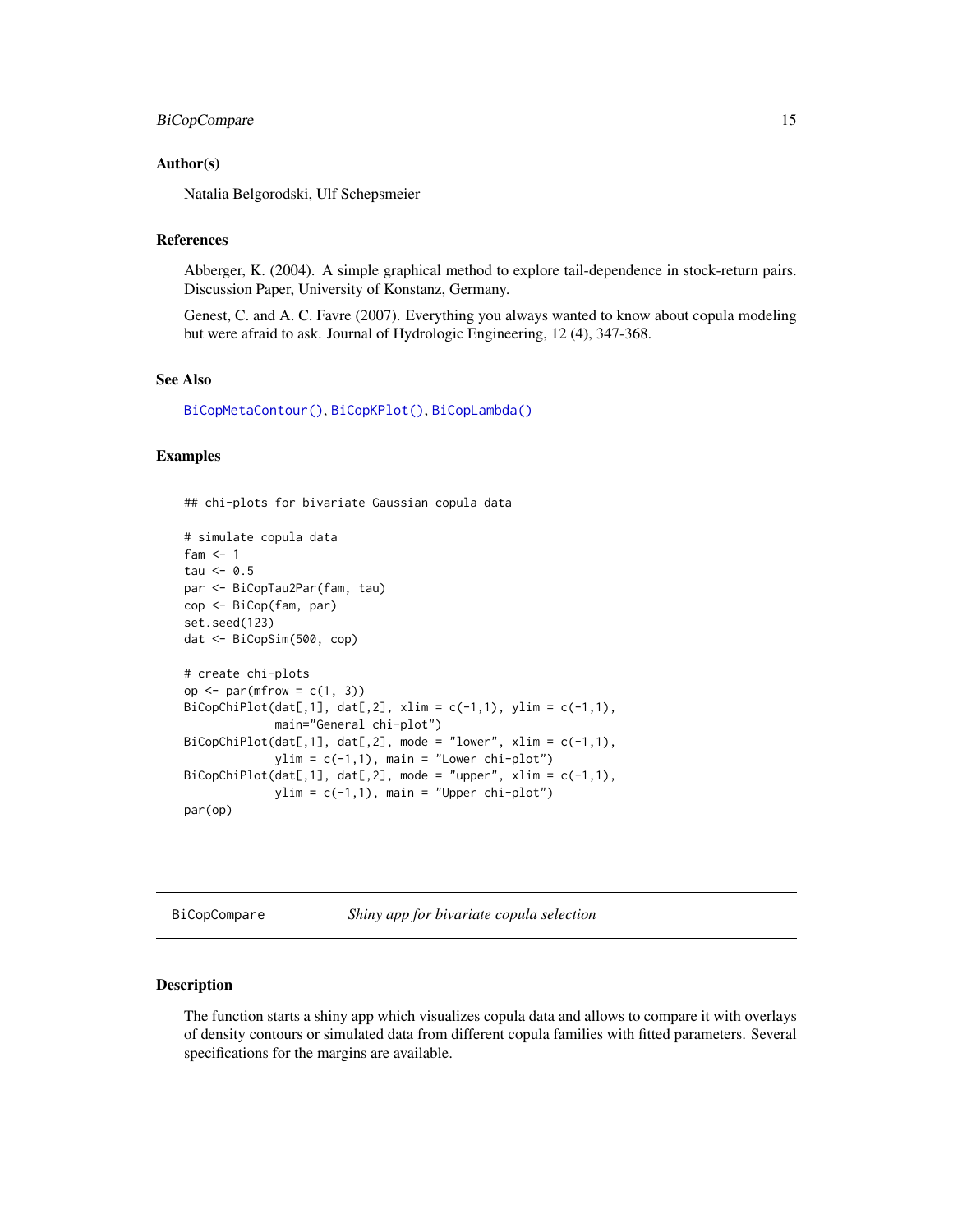## Author(s)

Natalia Belgorodski, Ulf Schepsmeier

## References

Abberger, K. (2004). A simple graphical method to explore tail-dependence in stock-return pairs. Discussion Paper, University of Konstanz, Germany.

Genest, C. and A. C. Favre (2007). Everything you always wanted to know about copula modeling but were afraid to ask. Journal of Hydrologic Engineering, 12 (4), 347-368.

## See Also

BiCopMetaContour(), BiCopKPlot(), BiCopLambda()

## Examples

```
## chi-plots for bivariate Gaussian copula data

# simulate copula data
fam <- 1
tau <- 0.5
par <- BiCopTau2Par(fam, tau)
cop <- BiCop(fam, par)
set.seed(123)
dat <- BiCopSim(500, cop)

# create chi-plots
op <- par(mfrow = c(1, 3))
BiCopChiPlot(dat[,1], dat[,2], xlim = c(-1,1), ylim = c(-1,1),
             main="General chi-plot")
BiCopChiPlot(dat[,1], dat[,2], mode = "lower", xlim = c(-1,1),
             ylim = c(-1,1), main = "Lower chi-plot")
BiCopChiPlot(dat[,1], dat[,2], mode = "upper", xlim = c(-1,1),
             ylim = c(-1,1), main = "Upper chi-plot")
par(op)
```

---

# BiCopCompare    *Shiny app for bivariate copula selection*

---

## Description

The function starts a shiny app which visualizes copula data and allows to compare it with overlays of density contours or simulated data from different copula families with fitted parameters. Several specifications for the margins are available.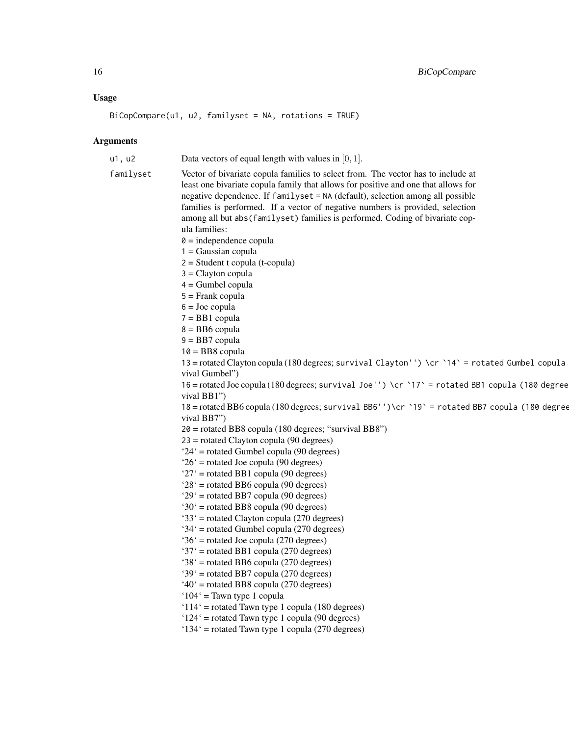## Usage

```
BiCopCompare(u1, u2, familyset = NA, rotations = TRUE)
```

## Arguments

**u1, u2** Data vectors of equal length with values in $[0, 1]$.

**familyset** Vector of bivariate copula families to select from. The vector has to include at least one bivariate copula family that allows for positive and one that allows for negative dependence. If `familyset = NA` (default), selection among all possible families is performed. If a vector of negative numbers is provided, selection among all but `abs(familyset)` families is performed. Coding of bivariate copula families:

`0` = independence copula
`1` = Gaussian copula
`2` = Student t copula (t-copula)
`3` = Clayton copula
`4` = Gumbel copula
`5` = Frank copula
`6` = Joe copula
`7` = BB1 copula
`8` = BB6 copula
`9` = BB7 copula
`10` = BB8 copula
`13` = rotated Clayton copula (180 degrees; `survival Clayton'') \cr `14` = rotated Gumbel copula vival Gumbel")
`16` = rotated Joe copula (180 degrees; `survival Joe'') \cr `17` = rotated BB1 copula (180 degree vival BB1")
`18` = rotated BB6 copula (180 degrees; `survival BB6'')\cr `19` = rotated BB7 copula (180 degree vival BB7")
`20` = rotated BB8 copula (180 degrees; "survival BB8")
`23` = rotated Clayton copula (90 degrees)
'24' = rotated Gumbel copula (90 degrees)
'26' = rotated Joe copula (90 degrees)
'27' = rotated BB1 copula (90 degrees)
'28' = rotated BB6 copula (90 degrees)
'29' = rotated BB7 copula (90 degrees)
'30' = rotated BB8 copula (90 degrees)
'33' = rotated Clayton copula (270 degrees)
'34' = rotated Gumbel copula (270 degrees)
'36' = rotated Joe copula (270 degrees)
'37' = rotated BB1 copula (270 degrees)
'38' = rotated BB6 copula (270 degrees)
'39' = rotated BB7 copula (270 degrees)
'40' = rotated BB8 copula (270 degrees)
'104' = Tawn type 1 copula
'114' = rotated Tawn type 1 copula (180 degrees)
'124' = rotated Tawn type 1 copula (90 degrees)
'134' = rotated Tawn type 1 copula (270 degrees)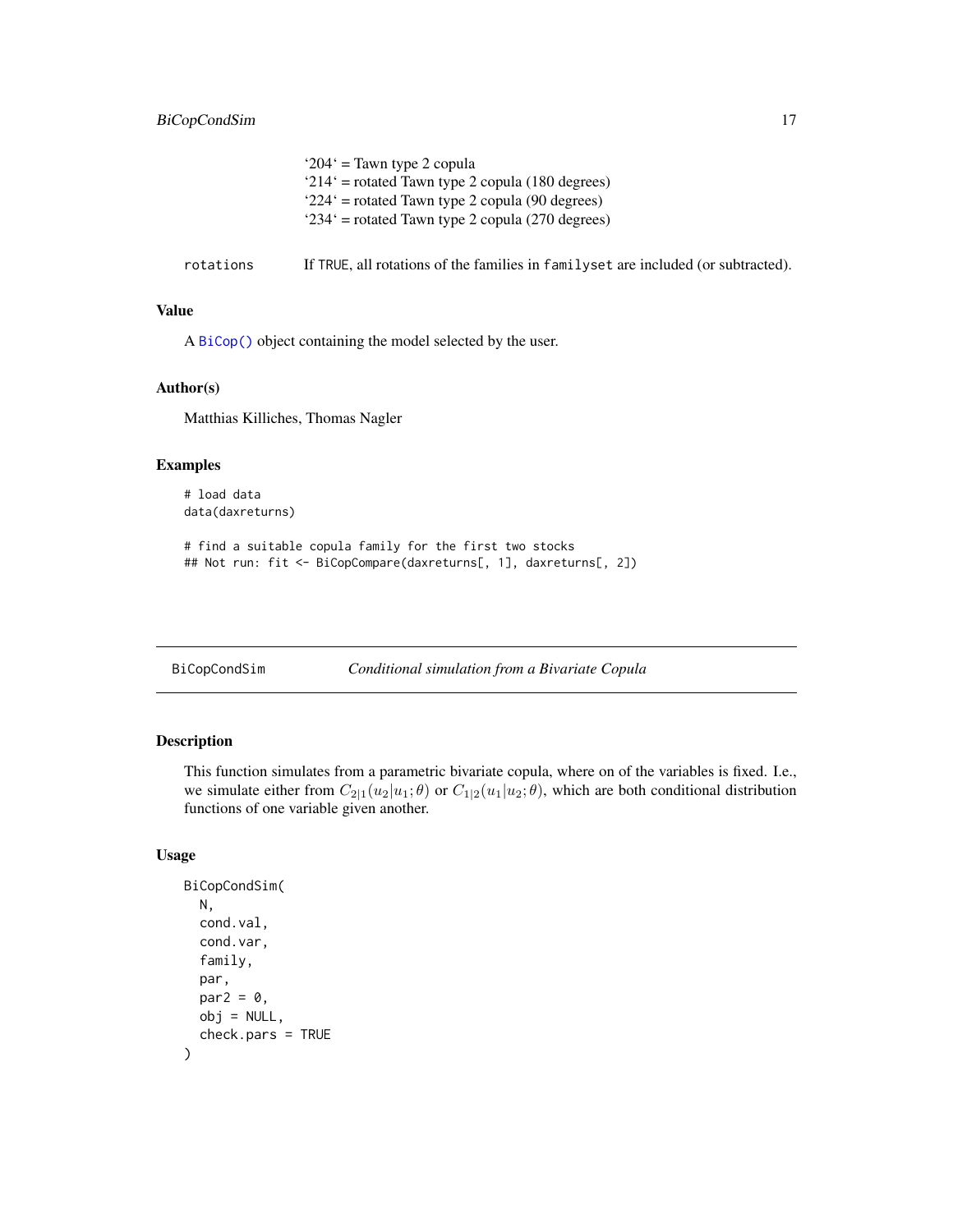'204' = Tawn type 2 copula
'214' = rotated Tawn type 2 copula (180 degrees)
'224' = rotated Tawn type 2 copula (90 degrees)
'234' = rotated Tawn type 2 copula (270 degrees)

`rotations` If TRUE, all rotations of the families in `familyset` are included (or subtracted).

### Value

A `BiCop()` object containing the model selected by the user.

### Author(s)

Matthias Killiches, Thomas Nagler

### Examples

```
# load data
data(daxreturns)

# find a suitable copula family for the first two stocks
## Not run: fit <- BiCopCompare(daxreturns[, 1], daxreturns[, 2])
```

---

## BiCopCondSim — *Conditional simulation from a Bivariate Copula*

---

### Description

This function simulates from a parametric bivariate copula, where on of the variables is fixed. I.e., we simulate either from $C_{2|1}(u_2|u_1;\theta)$ or $C_{1|2}(u_1|u_2;\theta)$, which are both conditional distribution functions of one variable given another.

### Usage

```
BiCopCondSim(
  N,
  cond.val,
  cond.var,
  family,
  par,
  par2 = 0,
  obj = NULL,
  check.pars = TRUE
)
```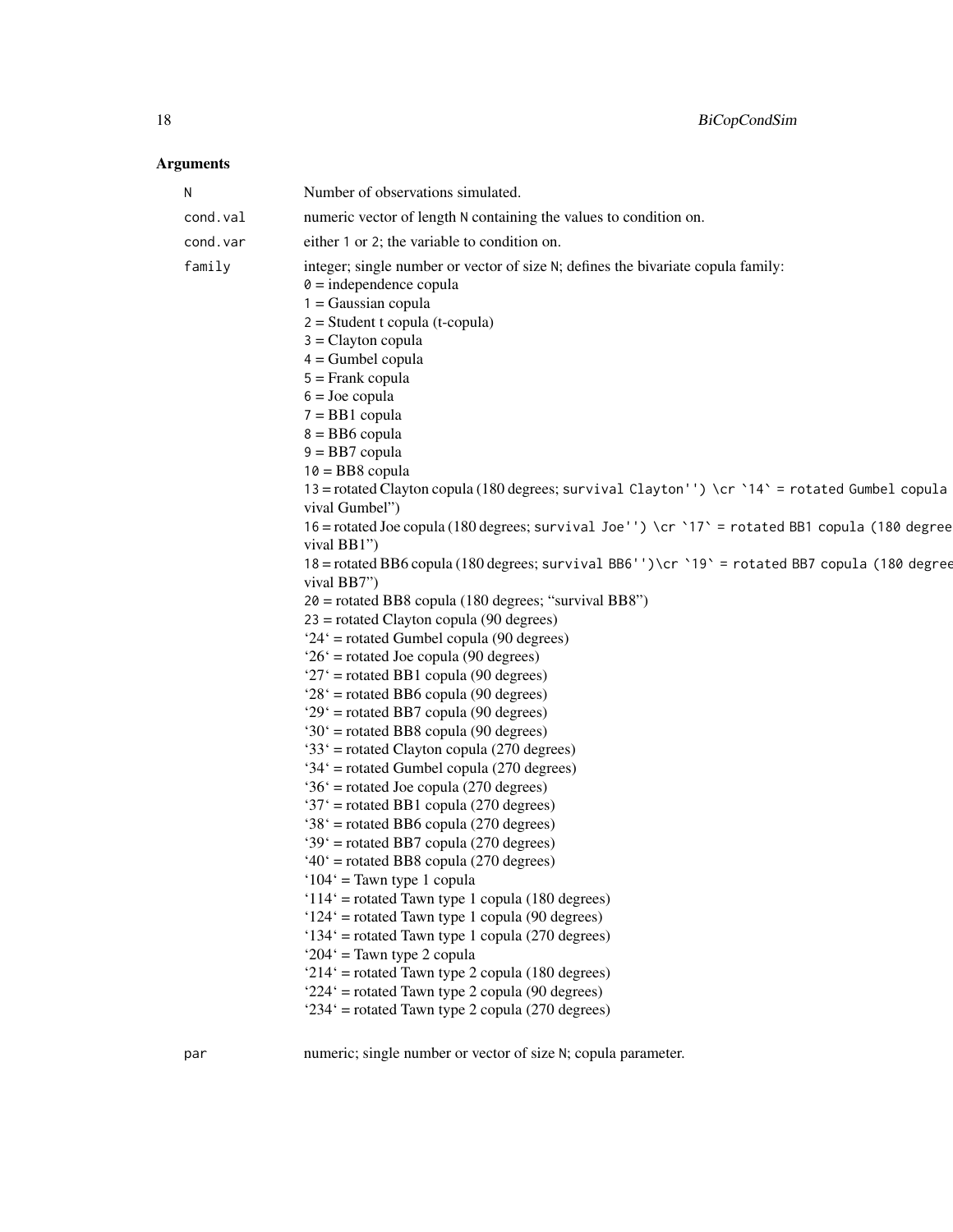## Arguments

| | |
|---|---|
| N | Number of observations simulated. |
| cond.val | numeric vector of length N containing the values to condition on. |
| cond.var | either 1 or 2; the variable to condition on. |
| family | integer; single number or vector of size N; defines the bivariate copula family:<br>0 = independence copula<br>1 = Gaussian copula<br>2 = Student t copula (t-copula)<br>3 = Clayton copula<br>4 = Gumbel copula<br>5 = Frank copula<br>6 = Joe copula<br>7 = BB1 copula<br>8 = BB6 copula<br>9 = BB7 copula<br>10 = BB8 copula<br>13 = rotated Clayton copula (180 degrees; survival Clayton'') \cr `14` = rotated Gumbel copula vival Gumbel")<br>16 = rotated Joe copula (180 degrees; survival Joe'') \cr `17` = rotated BB1 copula (180 degree vival BB1")<br>18 = rotated BB6 copula (180 degrees; survival BB6'')\cr `19` = rotated BB7 copula (180 degree vival BB7")<br>20 = rotated BB8 copula (180 degrees; "survival BB8")<br>23 = rotated Clayton copula (90 degrees)<br>'24' = rotated Gumbel copula (90 degrees)<br>'26' = rotated Joe copula (90 degrees)<br>'27' = rotated BB1 copula (90 degrees)<br>'28' = rotated BB6 copula (90 degrees)<br>'29' = rotated BB7 copula (90 degrees)<br>'30' = rotated BB8 copula (90 degrees)<br>'33' = rotated Clayton copula (270 degrees)<br>'34' = rotated Gumbel copula (270 degrees)<br>'36' = rotated Joe copula (270 degrees)<br>'37' = rotated BB1 copula (270 degrees)<br>'38' = rotated BB6 copula (270 degrees)<br>'39' = rotated BB7 copula (270 degrees)<br>'40' = rotated BB8 copula (270 degrees)<br>'104' = Tawn type 1 copula<br>'114' = rotated Tawn type 1 copula (180 degrees)<br>'124' = rotated Tawn type 1 copula (90 degrees)<br>'134' = rotated Tawn type 1 copula (270 degrees)<br>'204' = Tawn type 2 copula<br>'214' = rotated Tawn type 2 copula (180 degrees)<br>'224' = rotated Tawn type 2 copula (90 degrees)<br>'234' = rotated Tawn type 2 copula (270 degrees) |
| par | numeric; single number or vector of size N; copula parameter. |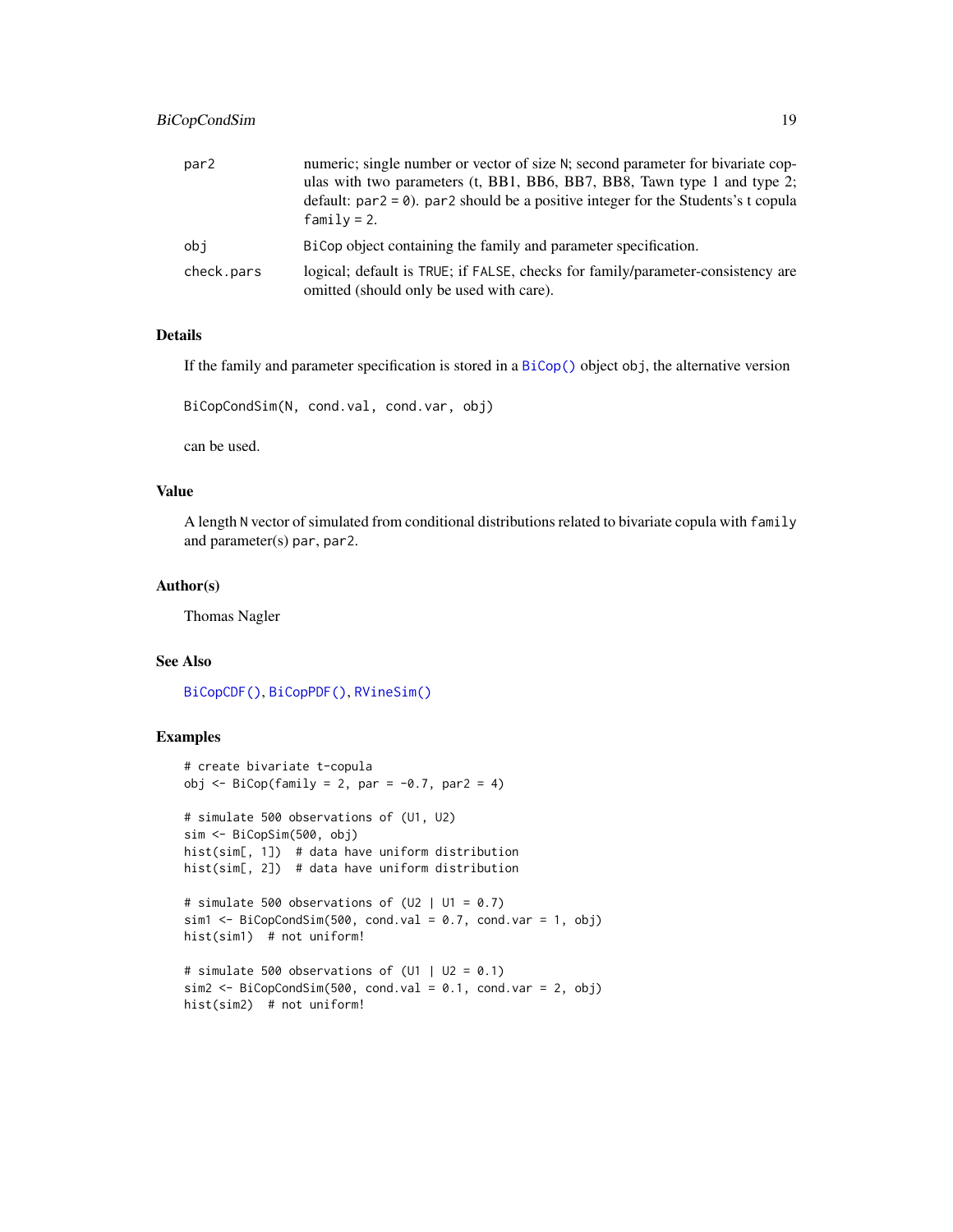| | |
|---|---|
| par2 | numeric; single number or vector of size N; second parameter for bivariate copulas with two parameters (t, BB1, BB6, BB7, BB8, Tawn type 1 and type 2; default: par2 = 0). par2 should be a positive integer for the Students's t copula family = 2. |
| obj | BiCop object containing the family and parameter specification. |
| check.pars | logical; default is TRUE; if FALSE, checks for family/parameter-consistency are omitted (should only be used with care). |

## Details

If the family and parameter specification is stored in a BiCop() object obj, the alternative version

```
BiCopCondSim(N, cond.val, cond.var, obj)
```

can be used.

## Value

A length N vector of simulated from conditional distributions related to bivariate copula with family and parameter(s) par, par2.

## Author(s)

Thomas Nagler

## See Also

BiCopCDF(), BiCopPDF(), RVineSim()

## Examples

```
# create bivariate t-copula
obj <- BiCop(family = 2, par = -0.7, par2 = 4)

# simulate 500 observations of (U1, U2)
sim <- BiCopSim(500, obj)
hist(sim[, 1])  # data have uniform distribution
hist(sim[, 2])  # data have uniform distribution

# simulate 500 observations of (U2 | U1 = 0.7)
sim1 <- BiCopCondSim(500, cond.val = 0.7, cond.var = 1, obj)
hist(sim1)  # not uniform!

# simulate 500 observations of (U1 | U2 = 0.1)
sim2 <- BiCopCondSim(500, cond.val = 0.1, cond.var = 2, obj)
hist(sim2)  # not uniform!
```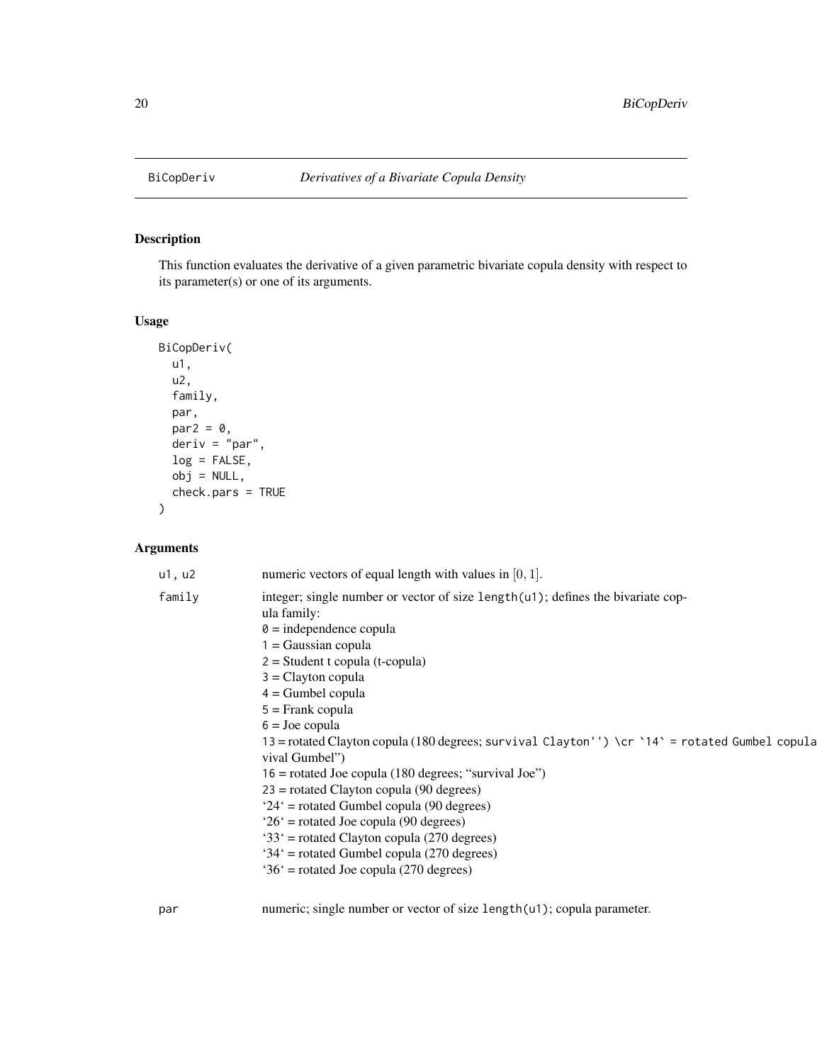## BiCopDeriv — *Derivatives of a Bivariate Copula Density*

### Description

This function evaluates the derivative of a given parametric bivariate copula density with respect to its parameter(s) or one of its arguments.

### Usage

```
BiCopDeriv(
  u1,
  u2,
  family,
  par,
  par2 = 0,
  deriv = "par",
  log = FALSE,
  obj = NULL,
  check.pars = TRUE
)
```

### Arguments

`u1, u2` numeric vectors of equal length with values in $[0, 1]$.

`family` integer; single number or vector of size `length(u1)`; defines the bivariate copula family:
`0` = independence copula
`1` = Gaussian copula
`2` = Student t copula (t-copula)
`3` = Clayton copula
`4` = Gumbel copula
`5` = Frank copula
`6` = Joe copula
`13` = rotated Clayton copula (180 degrees; `survival Clayton'') \cr `14` = rotated Gumbel copula vival Gumbel")
`16` = rotated Joe copula (180 degrees; "survival Joe")
`23` = rotated Clayton copula (90 degrees)
'24' = rotated Gumbel copula (90 degrees)
'26' = rotated Joe copula (90 degrees)
'33' = rotated Clayton copula (270 degrees)
'34' = rotated Gumbel copula (270 degrees)
'36' = rotated Joe copula (270 degrees)

`par` numeric; single number or vector of size `length(u1)`; copula parameter.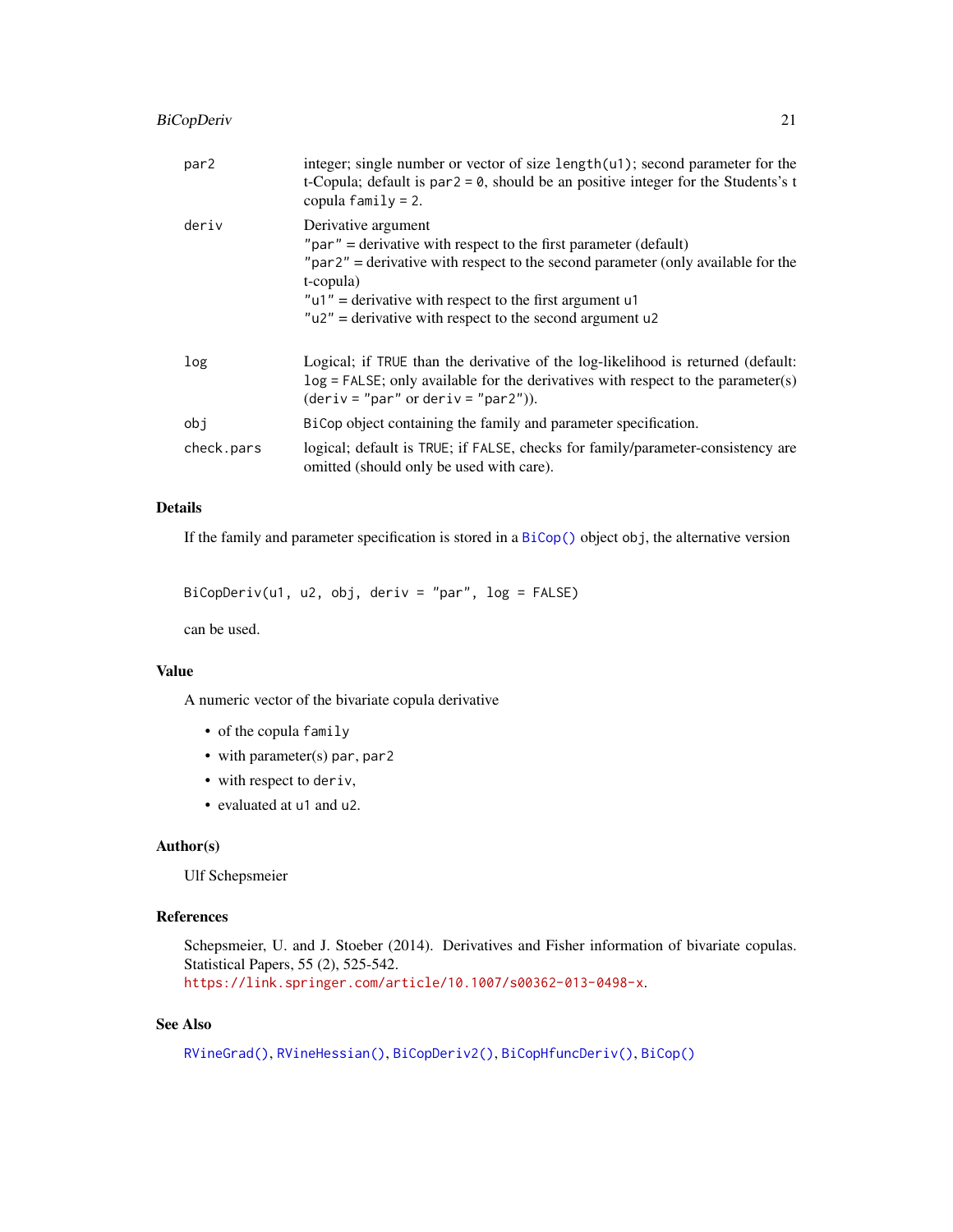| | |
|---|---|
| par2 | integer; single number or vector of size `length(u1)`; second parameter for the t-Copula; default is `par2 = 0`, should be an positive integer for the Students's t copula `family = 2`. |
| deriv | Derivative argument<br>`"par"` = derivative with respect to the first parameter (default)<br>`"par2"` = derivative with respect to the second parameter (only available for the t-copula)<br>`"u1"` = derivative with respect to the first argument `u1`<br>`"u2"` = derivative with respect to the second argument `u2` |
| log | Logical; if `TRUE` than the derivative of the log-likelihood is returned (default: `log = FALSE`; only available for the derivatives with respect to the parameter(s) (`deriv = "par"` or `deriv = "par2"`)). |
| obj | `BiCop` object containing the family and parameter specification. |
| check.pars | logical; default is `TRUE`; if `FALSE`, checks for family/parameter-consistency are omitted (should only be used with care). |

## Details

If the family and parameter specification is stored in a `BiCop()` object `obj`, the alternative version

```
BiCopDeriv(u1, u2, obj, deriv = "par", log = FALSE)
```

can be used.

## Value

A numeric vector of the bivariate copula derivative

- of the copula `family`
- with parameter(s) `par`, `par2`
- with respect to `deriv`,
- evaluated at `u1` and `u2`.

## Author(s)

Ulf Schepsmeier

## References

Schepsmeier, U. and J. Stoeber (2014). Derivatives and Fisher information of bivariate copulas. Statistical Papers, 55 (2), 525-542.
https://link.springer.com/article/10.1007/s00362-013-0498-x.

## See Also

`RVineGrad()`, `RVineHessian()`, `BiCopDeriv2()`, `BiCopHfuncDeriv()`, `BiCop()`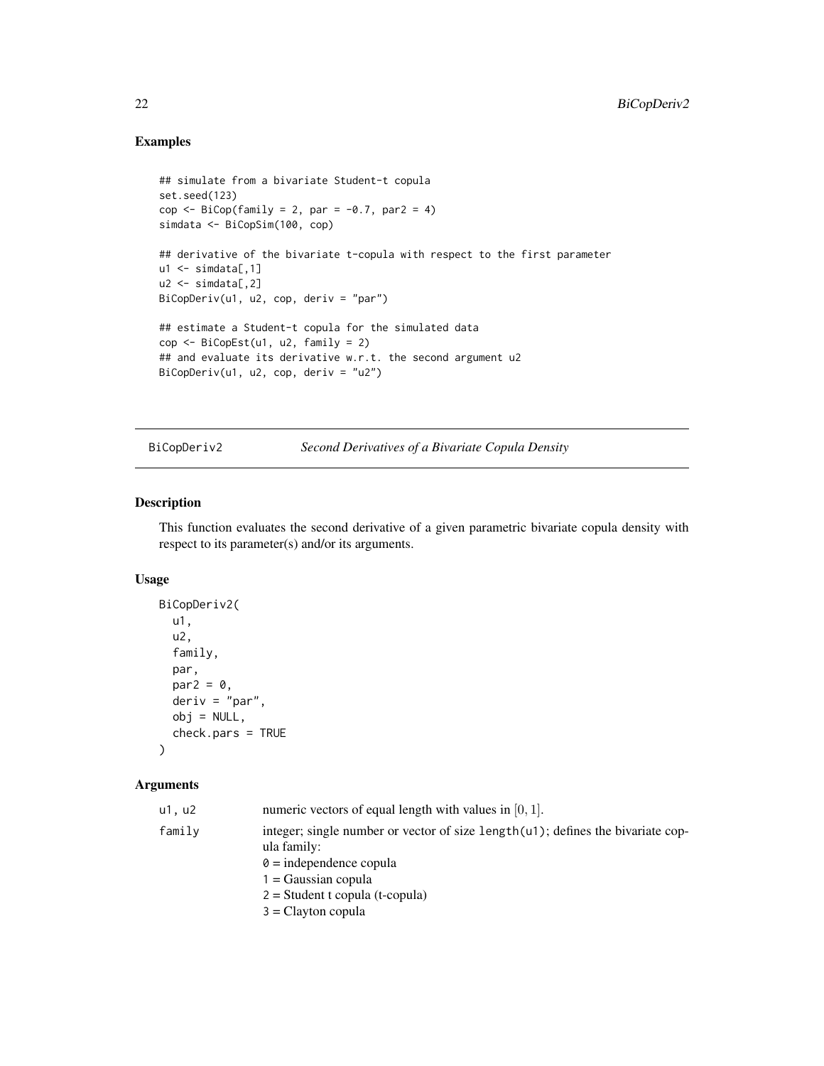## Examples

```
## simulate from a bivariate Student-t copula
set.seed(123)
cop <- BiCop(family = 2, par = -0.7, par2 = 4)
simdata <- BiCopSim(100, cop)

## derivative of the bivariate t-copula with respect to the first parameter
u1 <- simdata[,1]
u2 <- simdata[,2]
BiCopDeriv(u1, u2, cop, deriv = "par")

## estimate a Student-t copula for the simulated data
cop <- BiCopEst(u1, u2, family = 2)
## and evaluate its derivative w.r.t. the second argument u2
BiCopDeriv(u1, u2, cop, deriv = "u2")
```

---

# BiCopDeriv2 — *Second Derivatives of a Bivariate Copula Density*

## Description

This function evaluates the second derivative of a given parametric bivariate copula density with respect to its parameter(s) and/or its arguments.

## Usage

```
BiCopDeriv2(
  u1,
  u2,
  family,
  par,
  par2 = 0,
  deriv = "par",
  obj = NULL,
  check.pars = TRUE
)
```

## Arguments

| | |
|---|---|
| u1, u2 | numeric vectors of equal length with values in $[0, 1]$. |
| family | integer; single number or vector of size `length(u1)`; defines the bivariate copula family:<br>`0` = independence copula<br>`1` = Gaussian copula<br>`2` = Student t copula (t-copula)<br>`3` = Clayton copula |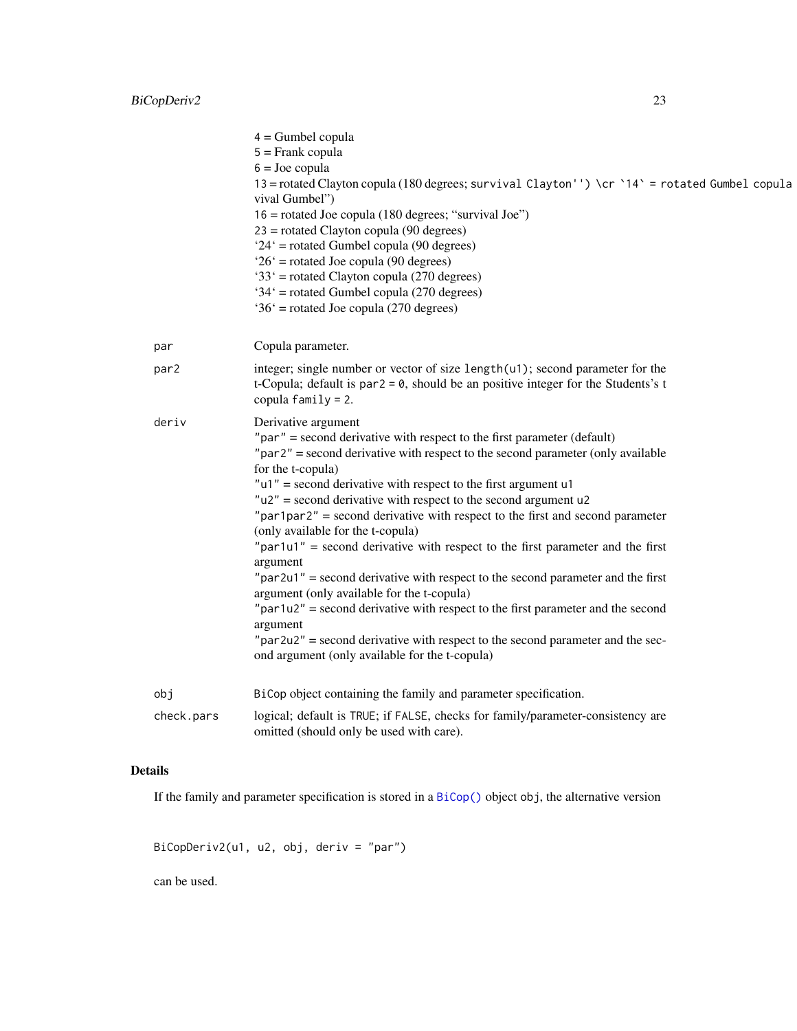4 = Gumbel copula
5 = Frank copula
6 = Joe copula
13 = rotated Clayton copula (180 degrees; survival Clayton'') \cr `14` = rotated Gumbel copula vival Gumbel")
16 = rotated Joe copula (180 degrees; "survival Joe")
23 = rotated Clayton copula (90 degrees)
'24' = rotated Gumbel copula (90 degrees)
'26' = rotated Joe copula (90 degrees)
'33' = rotated Clayton copula (270 degrees)
'34' = rotated Gumbel copula (270 degrees)
'36' = rotated Joe copula (270 degrees)

`par` Copula parameter.

`par2` integer; single number or vector of size `length(u1)`; second parameter for the t-Copula; default is `par2 = 0`, should be an positive integer for the Students's t copula `family = 2`.

`deriv` Derivative argument
`"par"` = second derivative with respect to the first parameter (default)
`"par2"` = second derivative with respect to the second parameter (only available for the t-copula)
`"u1"` = second derivative with respect to the first argument `u1`
`"u2"` = second derivative with respect to the second argument `u2`
`"par1par2"` = second derivative with respect to the first and second parameter (only available for the t-copula)
`"par1u1"` = second derivative with respect to the first parameter and the first argument
`"par2u1"` = second derivative with respect to the second parameter and the first argument (only available for the t-copula)
`"par1u2"` = second derivative with respect to the first parameter and the second argument
`"par2u2"` = second derivative with respect to the second parameter and the second argument (only available for the t-copula)

`obj` `BiCop` object containing the family and parameter specification.

`check.pars` logical; default is `TRUE`; if `FALSE`, checks for family/parameter-consistency are omitted (should only be used with care).

## Details

If the family and parameter specification is stored in a `BiCop()` object `obj`, the alternative version

```
BiCopDeriv2(u1, u2, obj, deriv = "par")
```

can be used.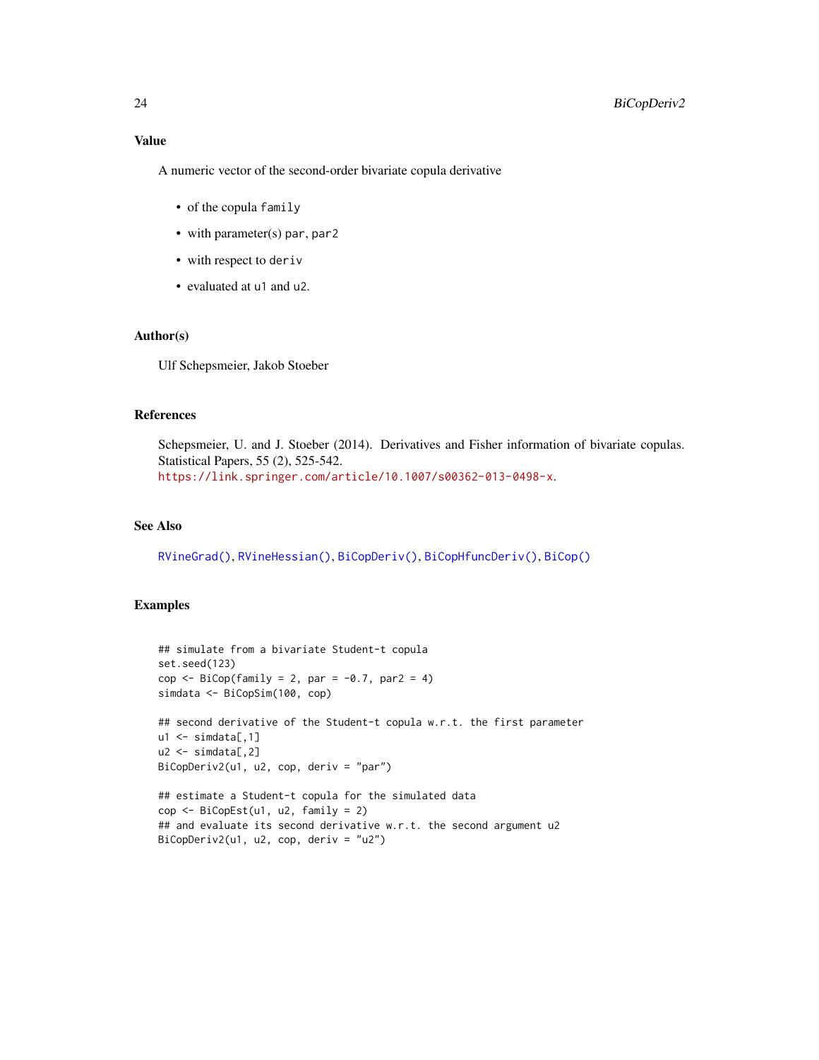## Value

A numeric vector of the second-order bivariate copula derivative

- of the copula `family`
- with parameter(s) `par`, `par2`
- with respect to `deriv`
- evaluated at `u1` and `u2`.

## Author(s)

Ulf Schepsmeier, Jakob Stoeber

## References

Schepsmeier, U. and J. Stoeber (2014). Derivatives and Fisher information of bivariate copulas. Statistical Papers, 55 (2), 525-542.
https://link.springer.com/article/10.1007/s00362-013-0498-x.

## See Also

`RVineGrad()`, `RVineHessian()`, `BiCopDeriv()`, `BiCopHfuncDeriv()`, `BiCop()`

## Examples

```
## simulate from a bivariate Student-t copula
set.seed(123)
cop <- BiCop(family = 2, par = -0.7, par2 = 4)
simdata <- BiCopSim(100, cop)

## second derivative of the Student-t copula w.r.t. the first parameter
u1 <- simdata[,1]
u2 <- simdata[,2]
BiCopDeriv2(u1, u2, cop, deriv = "par")

## estimate a Student-t copula for the simulated data
cop <- BiCopEst(u1, u2, family = 2)
## and evaluate its second derivative w.r.t. the second argument u2
BiCopDeriv2(u1, u2, cop, deriv = "u2")
```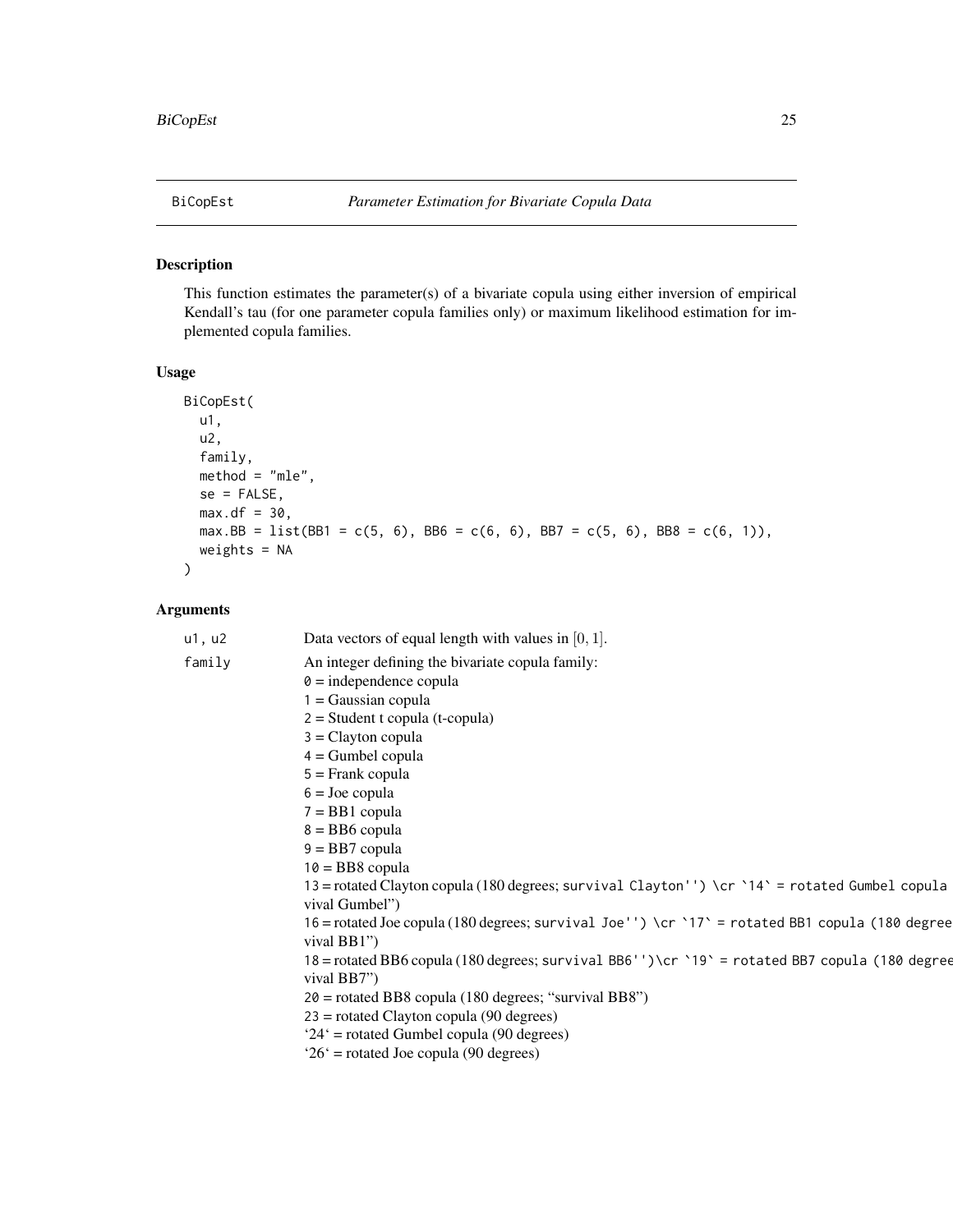BiCopEst *Parameter Estimation for Bivariate Copula Data*

## Description

This function estimates the parameter(s) of a bivariate copula using either inversion of empirical Kendall's tau (for one parameter copula families only) or maximum likelihood estimation for implemented copula families.

## Usage

```
BiCopEst(
  u1,
  u2,
  family,
  method = "mle",
  se = FALSE,
  max.df = 30,
  max.BB = list(BB1 = c(5, 6), BB6 = c(6, 6), BB7 = c(5, 6), BB8 = c(6, 1)),
  weights = NA
)
```

## Arguments

u1, u2 Data vectors of equal length with values in $[0, 1]$.

family An integer defining the bivariate copula family:
0 = independence copula
1 = Gaussian copula
2 = Student t copula (t-copula)
3 = Clayton copula
4 = Gumbel copula
5 = Frank copula
6 = Joe copula
7 = BB1 copula
8 = BB6 copula
9 = BB7 copula
10 = BB8 copula
13 = rotated Clayton copula (180 degrees; survival Clayton'') \cr `14` = rotated Gumbel copula vival Gumbel")
16 = rotated Joe copula (180 degrees; survival Joe'') \cr `17` = rotated BB1 copula (180 degree vival BB1")
18 = rotated BB6 copula (180 degrees; survival BB6'')\cr `19` = rotated BB7 copula (180 degree vival BB7")
20 = rotated BB8 copula (180 degrees; "survival BB8")
23 = rotated Clayton copula (90 degrees)
'24' = rotated Gumbel copula (90 degrees)
'26' = rotated Joe copula (90 degrees)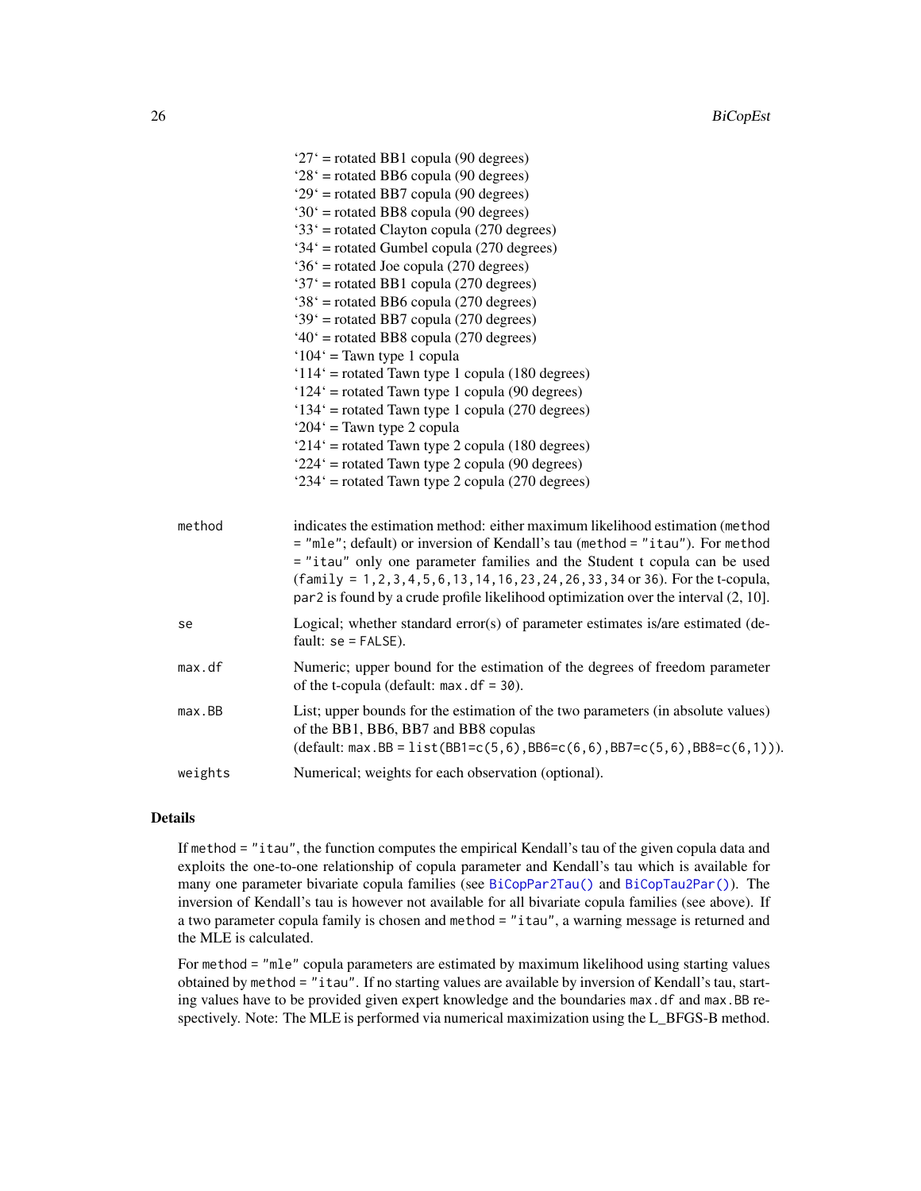`27` = rotated BB1 copula (90 degrees)
`28` = rotated BB6 copula (90 degrees)
`29` = rotated BB7 copula (90 degrees)
`30` = rotated BB8 copula (90 degrees)
`33` = rotated Clayton copula (270 degrees)
`34` = rotated Gumbel copula (270 degrees)
`36` = rotated Joe copula (270 degrees)
`37` = rotated BB1 copula (270 degrees)
`38` = rotated BB6 copula (270 degrees)
`39` = rotated BB7 copula (270 degrees)
`40` = rotated BB8 copula (270 degrees)
`104` = Tawn type 1 copula
`114` = rotated Tawn type 1 copula (180 degrees)
`124` = rotated Tawn type 1 copula (90 degrees)
`134` = rotated Tawn type 1 copula (270 degrees)
`204` = Tawn type 2 copula
`214` = rotated Tawn type 2 copula (180 degrees)
`224` = rotated Tawn type 2 copula (90 degrees)
`234` = rotated Tawn type 2 copula (270 degrees)

`method` indicates the estimation method: either maximum likelihood estimation (`method = "mle"`; default) or inversion of Kendall's tau (`method = "itau"`). For `method = "itau"` only one parameter families and the Student t copula can be used (`family = 1,2,3,4,5,6,13,14,16,23,24,26,33,34` or `36`). For the t-copula, `par2` is found by a crude profile likelihood optimization over the interval (2, 10].

`se` Logical; whether standard error(s) of parameter estimates is/are estimated (default: `se = FALSE`).

`max.df` Numeric; upper bound for the estimation of the degrees of freedom parameter of the t-copula (default: `max.df = 30`).

`max.BB` List; upper bounds for the estimation of the two parameters (in absolute values) of the BB1, BB6, BB7 and BB8 copulas (default: `max.BB = list(BB1=c(5,6),BB6=c(6,6),BB7=c(5,6),BB8=c(6,1))`).

`weights` Numerical; weights for each observation (optional).

### Details

If `method = "itau"`, the function computes the empirical Kendall's tau of the given copula data and exploits the one-to-one relationship of copula parameter and Kendall's tau which is available for many one parameter bivariate copula families (see `BiCopPar2Tau()` and `BiCopTau2Par()`). The inversion of Kendall's tau is however not available for all bivariate copula families (see above). If a two parameter copula family is chosen and `method = "itau"`, a warning message is returned and the MLE is calculated.

For `method = "mle"` copula parameters are estimated by maximum likelihood using starting values obtained by `method = "itau"`. If no starting values are available by inversion of Kendall's tau, starting values have to be provided given expert knowledge and the boundaries `max.df` and `max.BB` respectively. Note: The MLE is performed via numerical maximization using the L_BFGS-B method.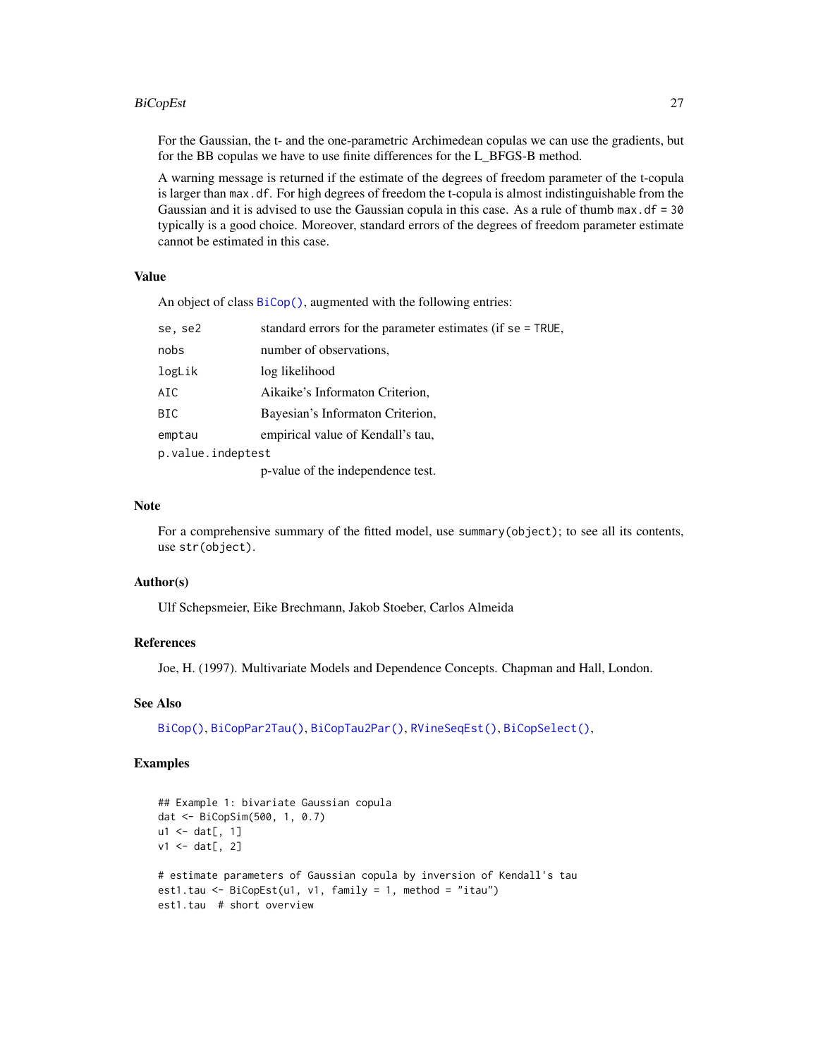For the Gaussian, the t- and the one-parametric Archimedean copulas we can use the gradients, but for the BB copulas we have to use finite differences for the L_BFGS-B method.

A warning message is returned if the estimate of the degrees of freedom parameter of the t-copula is larger than `max.df`. For high degrees of freedom the t-copula is almost indistinguishable from the Gaussian and it is advised to use the Gaussian copula in this case. As a rule of thumb `max.df = 30` typically is a good choice. Moreover, standard errors of the degrees of freedom parameter estimate cannot be estimated in this case.

## Value

An object of class `BiCop()`, augmented with the following entries:

| | |
|---|---|
| `se, se2` | standard errors for the parameter estimates (if `se = TRUE`, |
| `nobs` | number of observations, |
| `logLik` | log likelihood |
| `AIC` | Aikaike's Informaton Criterion, |
| `BIC` | Bayesian's Informaton Criterion, |
| `emptau` | empirical value of Kendall's tau, |
| `p.value.indeptest` | p-value of the independence test. |

## Note

For a comprehensive summary of the fitted model, use `summary(object)`; to see all its contents, use `str(object)`.

## Author(s)

Ulf Schepsmeier, Eike Brechmann, Jakob Stoeber, Carlos Almeida

## References

Joe, H. (1997). Multivariate Models and Dependence Concepts. Chapman and Hall, London.

## See Also

`BiCop()`, `BiCopPar2Tau()`, `BiCopTau2Par()`, `RVineSeqEst()`, `BiCopSelect()`,

## Examples

```
## Example 1: bivariate Gaussian copula
dat <- BiCopSim(500, 1, 0.7)
u1 <- dat[, 1]
v1 <- dat[, 2]

# estimate parameters of Gaussian copula by inversion of Kendall's tau
est1.tau <- BiCopEst(u1, v1, family = 1, method = "itau")
est1.tau  # short overview
```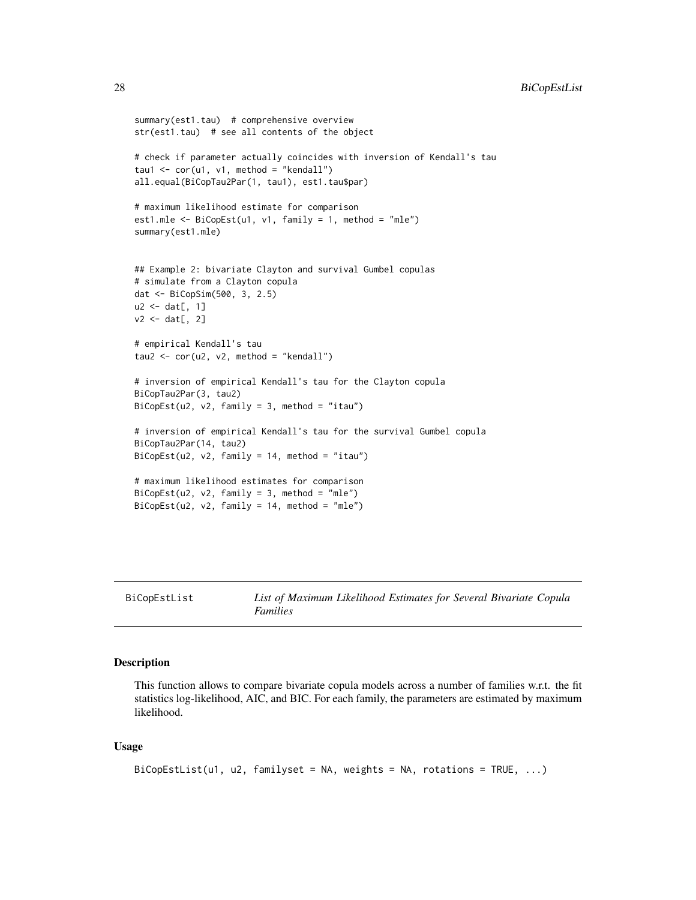```
summary(est1.tau)  # comprehensive overview
str(est1.tau)  # see all contents of the object

# check if parameter actually coincides with inversion of Kendall's tau
tau1 <- cor(u1, v1, method = "kendall")
all.equal(BiCopTau2Par(1, tau1), est1.tau$par)

# maximum likelihood estimate for comparison
est1.mle <- BiCopEst(u1, v1, family = 1, method = "mle")
summary(est1.mle)


## Example 2: bivariate Clayton and survival Gumbel copulas
# simulate from a Clayton copula
dat <- BiCopSim(500, 3, 2.5)
u2 <- dat[, 1]
v2 <- dat[, 2]

# empirical Kendall's tau
tau2 <- cor(u2, v2, method = "kendall")

# inversion of empirical Kendall's tau for the Clayton copula
BiCopTau2Par(3, tau2)
BiCopEst(u2, v2, family = 3, method = "itau")

# inversion of empirical Kendall's tau for the survival Gumbel copula
BiCopTau2Par(14, tau2)
BiCopEst(u2, v2, family = 14, method = "itau")

# maximum likelihood estimates for comparison
BiCopEst(u2, v2, family = 3, method = "mle")
BiCopEst(u2, v2, family = 14, method = "mle")
```

---

# BiCopEstList — *List of Maximum Likelihood Estimates for Several Bivariate Copula Families*

---

## Description

This function allows to compare bivariate copula models across a number of families w.r.t. the fit statistics log-likelihood, AIC, and BIC. For each family, the parameters are estimated by maximum likelihood.

## Usage

```
BiCopEstList(u1, u2, familyset = NA, weights = NA, rotations = TRUE, ...)
```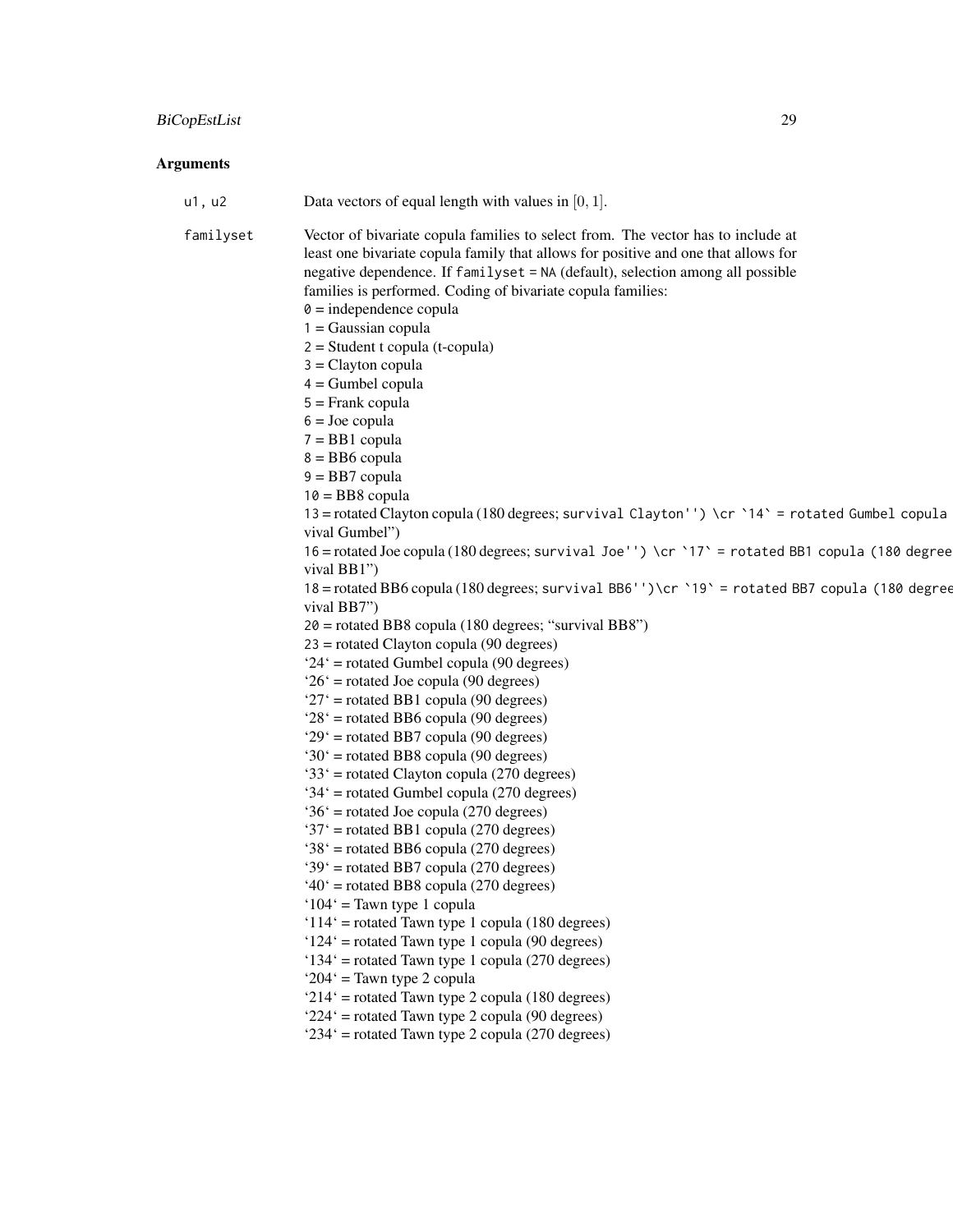## Arguments

u1, u2 Data vectors of equal length with values in $[0, 1]$.

familyset Vector of bivariate copula families to select from. The vector has to include at least one bivariate copula family that allows for positive and one that allows for negative dependence. If familyset = NA (default), selection among all possible families is performed. Coding of bivariate copula families:
0 = independence copula
1 = Gaussian copula
2 = Student t copula (t-copula)
3 = Clayton copula
4 = Gumbel copula
5 = Frank copula
6 = Joe copula
7 = BB1 copula
8 = BB6 copula
9 = BB7 copula
10 = BB8 copula
13 = rotated Clayton copula (180 degrees; survival Clayton'') \cr `14` = rotated Gumbel copula vival Gumbel")
16 = rotated Joe copula (180 degrees; survival Joe'') \cr `17` = rotated BB1 copula (180 degree vival BB1")
18 = rotated BB6 copula (180 degrees; survival BB6'')\cr `19` = rotated BB7 copula (180 degree vival BB7")
20 = rotated BB8 copula (180 degrees; "survival BB8")
23 = rotated Clayton copula (90 degrees)
'24' = rotated Gumbel copula (90 degrees)
'26' = rotated Joe copula (90 degrees)
'27' = rotated BB1 copula (90 degrees)
'28' = rotated BB6 copula (90 degrees)
'29' = rotated BB7 copula (90 degrees)
'30' = rotated BB8 copula (90 degrees)
'33' = rotated Clayton copula (270 degrees)
'34' = rotated Gumbel copula (270 degrees)
'36' = rotated Joe copula (270 degrees)
'37' = rotated BB1 copula (270 degrees)
'38' = rotated BB6 copula (270 degrees)
'39' = rotated BB7 copula (270 degrees)
'40' = rotated BB8 copula (270 degrees)
'104' = Tawn type 1 copula
'114' = rotated Tawn type 1 copula (180 degrees)
'124' = rotated Tawn type 1 copula (90 degrees)
'134' = rotated Tawn type 1 copula (270 degrees)
'204' = Tawn type 2 copula
'214' = rotated Tawn type 2 copula (180 degrees)
'224' = rotated Tawn type 2 copula (90 degrees)
'234' = rotated Tawn type 2 copula (270 degrees)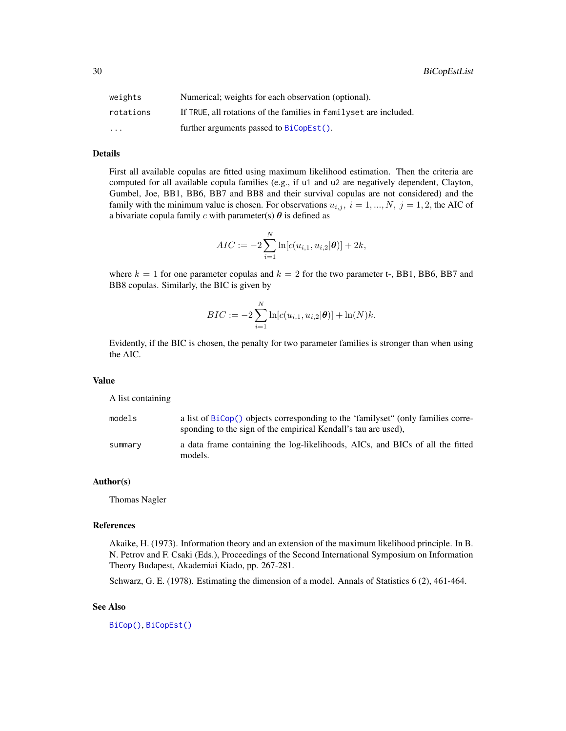| | |
|---|---|
| `weights` | Numerical; weights for each observation (optional). |
| `rotations` | If `TRUE`, all rotations of the families in `familyset` are included. |
| `...` | further arguments passed to `BiCopEst()`. |

## Details

First all available copulas are fitted using maximum likelihood estimation. Then the criteria are computed for all available copula families (e.g., if `u1` and `u2` are negatively dependent, Clayton, Gumbel, Joe, BB1, BB6, BB7 and BB8 and their survival copulas are not considered) and the family with the minimum value is chosen. For observations $u_{i,j},\ i = 1, ..., N,\ j = 1, 2$, the AIC of a bivariate copula family $c$ with parameter(s) $\boldsymbol{\theta}$ is defined as

$$AIC := -2 \sum_{i=1}^{N} \ln[c(u_{i,1}, u_{i,2}|\boldsymbol{\theta})] + 2k,$$

where $k = 1$ for one parameter copulas and $k = 2$ for the two parameter t-, BB1, BB6, BB7 and BB8 copulas. Similarly, the BIC is given by

$$BIC := -2 \sum_{i=1}^{N} \ln[c(u_{i,1}, u_{i,2}|\boldsymbol{\theta})] + \ln(N)k.$$

Evidently, if the BIC is chosen, the penalty for two parameter families is stronger than when using the AIC.

## Value

A list containing

| | |
|---|---|
| `models` | a list of `BiCop()` objects corresponding to the 'familyset" (only families corresponding to the sign of the empirical Kendall's tau are used), |
| `summary` | a data frame containing the log-likelihoods, AICs, and BICs of all the fitted models. |

## Author(s)

Thomas Nagler

## References

Akaike, H. (1973). Information theory and an extension of the maximum likelihood principle. In B. N. Petrov and F. Csaki (Eds.), Proceedings of the Second International Symposium on Information Theory Budapest, Akademiai Kiado, pp. 267-281.

Schwarz, G. E. (1978). Estimating the dimension of a model. Annals of Statistics 6 (2), 461-464.

## See Also

`BiCop()`, `BiCopEst()`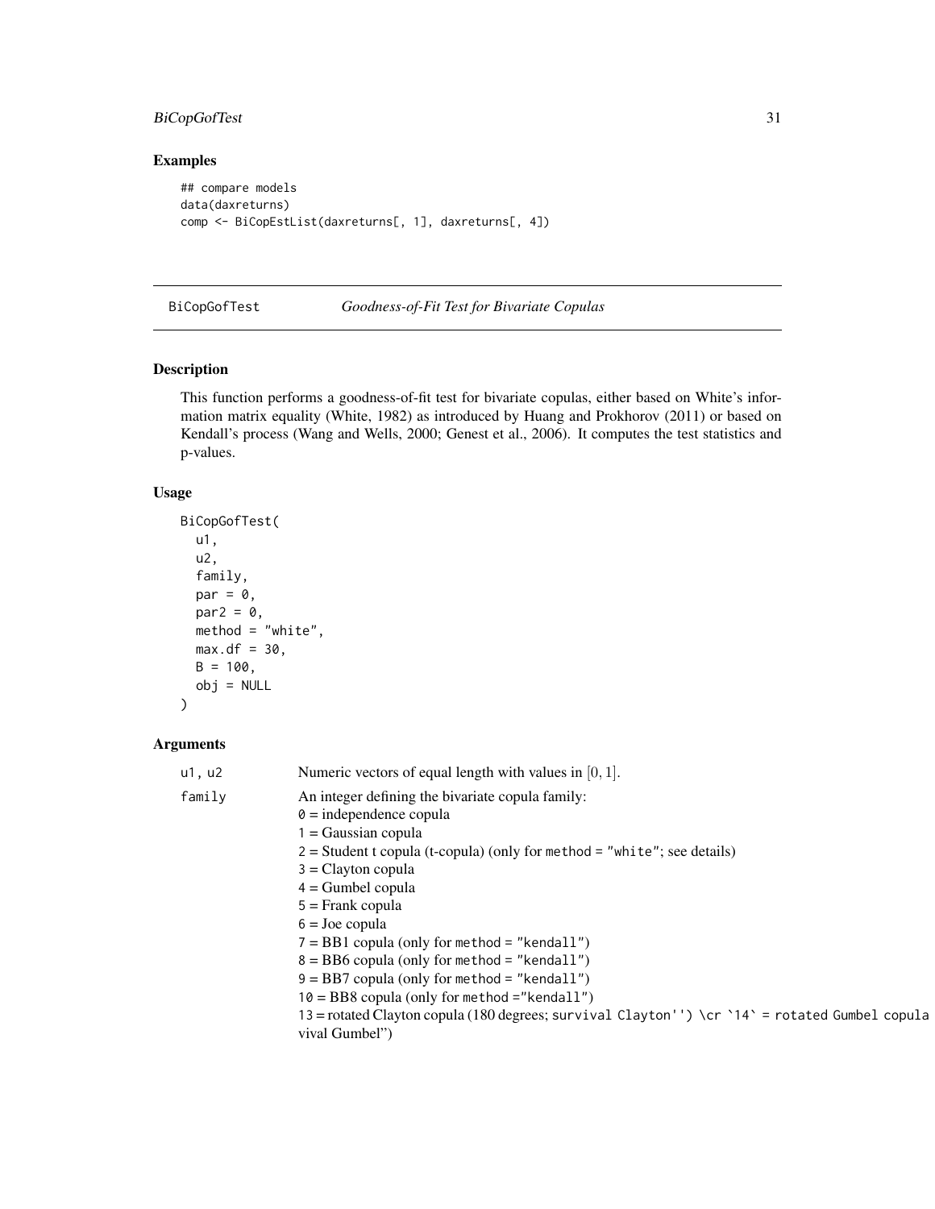## Examples

```
## compare models
data(daxreturns)
comp <- BiCopEstList(daxreturns[, 1], daxreturns[, 4])
```

---

# BiCopGofTest *Goodness-of-Fit Test for Bivariate Copulas*

## Description

This function performs a goodness-of-fit test for bivariate copulas, either based on White's information matrix equality (White, 1982) as introduced by Huang and Prokhorov (2011) or based on Kendall's process (Wang and Wells, 2000; Genest et al., 2006). It computes the test statistics and p-values.

## Usage

```
BiCopGofTest(
  u1,
  u2,
  family,
  par = 0,
  par2 = 0,
  method = "white",
  max.df = 30,
  B = 100,
  obj = NULL
)
```

## Arguments

`u1, u2` Numeric vectors of equal length with values in $[0, 1]$.

`family` An integer defining the bivariate copula family:
`0` = independence copula
`1` = Gaussian copula
`2` = Student t copula (t-copula) (only for `method = "white"`; see details)
`3` = Clayton copula
`4` = Gumbel copula
`5` = Frank copula
`6` = Joe copula
`7` = BB1 copula (only for `method = "kendall"`)
`8` = BB6 copula (only for `method = "kendall"`)
`9` = BB7 copula (only for `method = "kendall"`)
`10` = BB8 copula (only for `method ="kendall"`)
`13` = rotated Clayton copula (180 degrees; `survival Clayton'') \cr `14` = rotated Gumbel copula
vival Gumbel")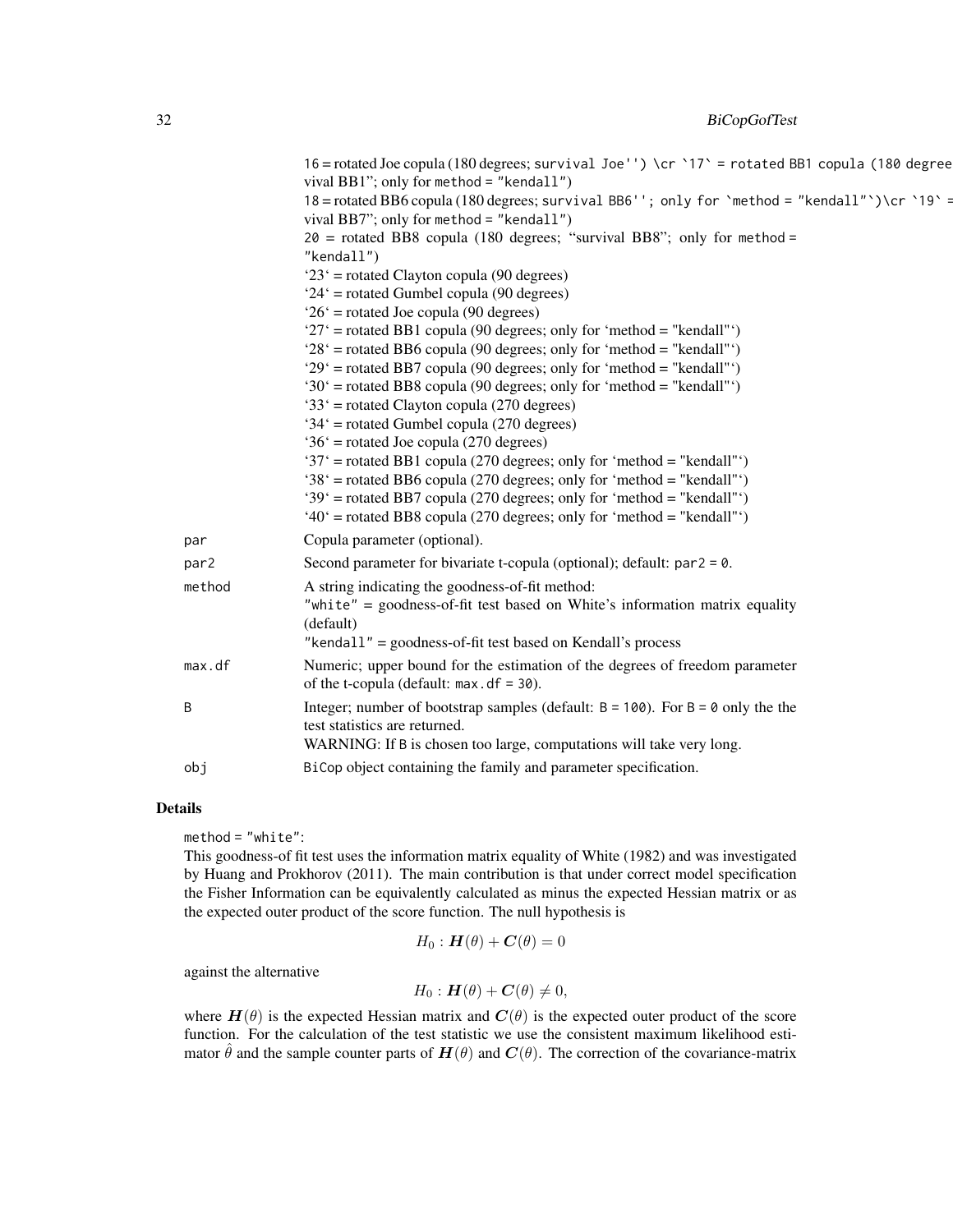16 = rotated Joe copula (180 degrees; survival Joe'') \cr `17` = rotated BB1 copula (180 degree
vival BB1"; only for method = "kendall")
18 = rotated BB6 copula (180 degrees; survival BB6''; only for `method = "kendall"`)\cr `19` =
vival BB7"; only for method = "kendall")
20 = rotated BB8 copula (180 degrees; "survival BB8"; only for method = "kendall")
'23' = rotated Clayton copula (90 degrees)
'24' = rotated Gumbel copula (90 degrees)
'26' = rotated Joe copula (90 degrees)
'27' = rotated BB1 copula (90 degrees; only for 'method = "kendall"')
'28' = rotated BB6 copula (90 degrees; only for 'method = "kendall"')
'29' = rotated BB7 copula (90 degrees; only for 'method = "kendall"')
'30' = rotated BB8 copula (90 degrees; only for 'method = "kendall"')
'33' = rotated Clayton copula (270 degrees)
'34' = rotated Gumbel copula (270 degrees)
'36' = rotated Joe copula (270 degrees)
'37' = rotated BB1 copula (270 degrees; only for 'method = "kendall"')
'38' = rotated BB6 copula (270 degrees; only for 'method = "kendall"')
'39' = rotated BB7 copula (270 degrees; only for 'method = "kendall"')
'40' = rotated BB8 copula (270 degrees; only for 'method = "kendall"')

`par` Copula parameter (optional).

`par2` Second parameter for bivariate t-copula (optional); default: par2 = 0.

`method` A string indicating the goodness-of-fit method:
"white" = goodness-of-fit test based on White's information matrix equality (default)
"kendall" = goodness-of-fit test based on Kendall's process

`max.df` Numeric; upper bound for the estimation of the degrees of freedom parameter of the t-copula (default: max.df = 30).

`B` Integer; number of bootstrap samples (default: B = 100). For B = 0 only the the test statistics are returned.
WARNING: If B is chosen too large, computations will take very long.

`obj` BiCop object containing the family and parameter specification.

## Details

method = "white":
This goodness-of fit test uses the information matrix equality of White (1982) and was investigated by Huang and Prokhorov (2011). The main contribution is that under correct model specification the Fisher Information can be equivalently calculated as minus the expected Hessian matrix or as the expected outer product of the score function. The null hypothesis is

$$H_0 : \boldsymbol{H}(\theta) + \boldsymbol{C}(\theta) = 0$$

against the alternative

$$H_0 : \boldsymbol{H}(\theta) + \boldsymbol{C}(\theta) \neq 0,$$

where $\boldsymbol{H}(\theta)$ is the expected Hessian matrix and $\boldsymbol{C}(\theta)$ is the expected outer product of the score function. For the calculation of the test statistic we use the consistent maximum likelihood estimator $\hat{\theta}$ and the sample counter parts of $\boldsymbol{H}(\theta)$ and $\boldsymbol{C}(\theta)$. The correction of the covariance-matrix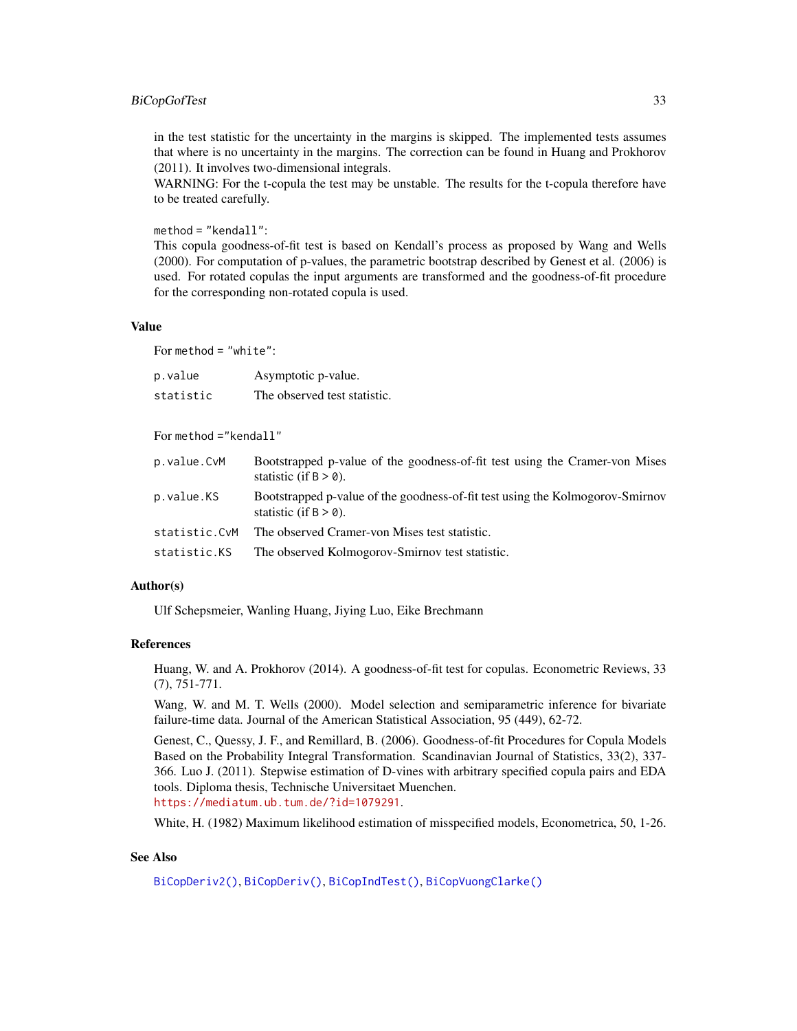in the test statistic for the uncertainty in the margins is skipped. The implemented tests assumes that where is no uncertainty in the margins. The correction can be found in Huang and Prokhorov (2011). It involves two-dimensional integrals.
WARNING: For the t-copula the test may be unstable. The results for the t-copula therefore have to be treated carefully.

`method = "kendall"`:
This copula goodness-of-fit test is based on Kendall's process as proposed by Wang and Wells (2000). For computation of p-values, the parametric bootstrap described by Genest et al. (2006) is used. For rotated copulas the input arguments are transformed and the goodness-of-fit procedure for the corresponding non-rotated copula is used.

## Value

For `method = "white"`:

| | |
|---|---|
| `p.value` | Asymptotic p-value. |
| `statistic` | The observed test statistic. |

For `method ="kendall"`

| | |
|---|---|
| `p.value.CvM` | Bootstrapped p-value of the goodness-of-fit test using the Cramer-von Mises statistic (if `B > 0`). |
| `p.value.KS` | Bootstrapped p-value of the goodness-of-fit test using the Kolmogorov-Smirnov statistic (if `B > 0`). |
| `statistic.CvM` | The observed Cramer-von Mises test statistic. |
| `statistic.KS` | The observed Kolmogorov-Smirnov test statistic. |

## Author(s)

Ulf Schepsmeier, Wanling Huang, Jiying Luo, Eike Brechmann

## References

Huang, W. and A. Prokhorov (2014). A goodness-of-fit test for copulas. Econometric Reviews, 33 (7), 751-771.

Wang, W. and M. T. Wells (2000). Model selection and semiparametric inference for bivariate failure-time data. Journal of the American Statistical Association, 95 (449), 62-72.

Genest, C., Quessy, J. F., and Remillard, B. (2006). Goodness-of-fit Procedures for Copula Models Based on the Probability Integral Transformation. Scandinavian Journal of Statistics, 33(2), 337-366. Luo J. (2011). Stepwise estimation of D-vines with arbitrary specified copula pairs and EDA tools. Diploma thesis, Technische Universitaet Muenchen.
https://mediatum.ub.tum.de/?id=1079291.

White, H. (1982) Maximum likelihood estimation of misspecified models, Econometrica, 50, 1-26.

## See Also

`BiCopDeriv2()`, `BiCopDeriv()`, `BiCopIndTest()`, `BiCopVuongClarke()`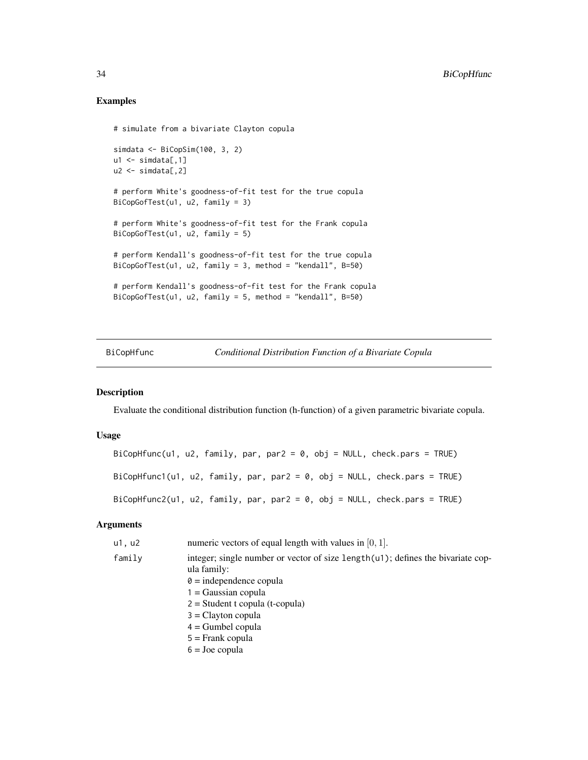## Examples

```
# simulate from a bivariate Clayton copula

simdata <- BiCopSim(100, 3, 2)
u1 <- simdata[,1]
u2 <- simdata[,2]

# perform White's goodness-of-fit test for the true copula
BiCopGofTest(u1, u2, family = 3)

# perform White's goodness-of-fit test for the Frank copula
BiCopGofTest(u1, u2, family = 5)

# perform Kendall's goodness-of-fit test for the true copula
BiCopGofTest(u1, u2, family = 3, method = "kendall", B=50)

# perform Kendall's goodness-of-fit test for the Frank copula
BiCopGofTest(u1, u2, family = 5, method = "kendall", B=50)
```

---

# BiCopHfunc — *Conditional Distribution Function of a Bivariate Copula*

## Description

Evaluate the conditional distribution function (h-function) of a given parametric bivariate copula.

## Usage

```
BiCopHfunc(u1, u2, family, par, par2 = 0, obj = NULL, check.pars = TRUE)

BiCopHfunc1(u1, u2, family, par, par2 = 0, obj = NULL, check.pars = TRUE)

BiCopHfunc2(u1, u2, family, par, par2 = 0, obj = NULL, check.pars = TRUE)
```

## Arguments

| | |
|---|---|
| `u1, u2` | numeric vectors of equal length with values in $[0, 1]$. |
| `family` | integer; single number or vector of size `length(u1)`; defines the bivariate copula family:<br>`0` = independence copula<br>`1` = Gaussian copula<br>`2` = Student t copula (t-copula)<br>`3` = Clayton copula<br>`4` = Gumbel copula<br>`5` = Frank copula<br>`6` = Joe copula |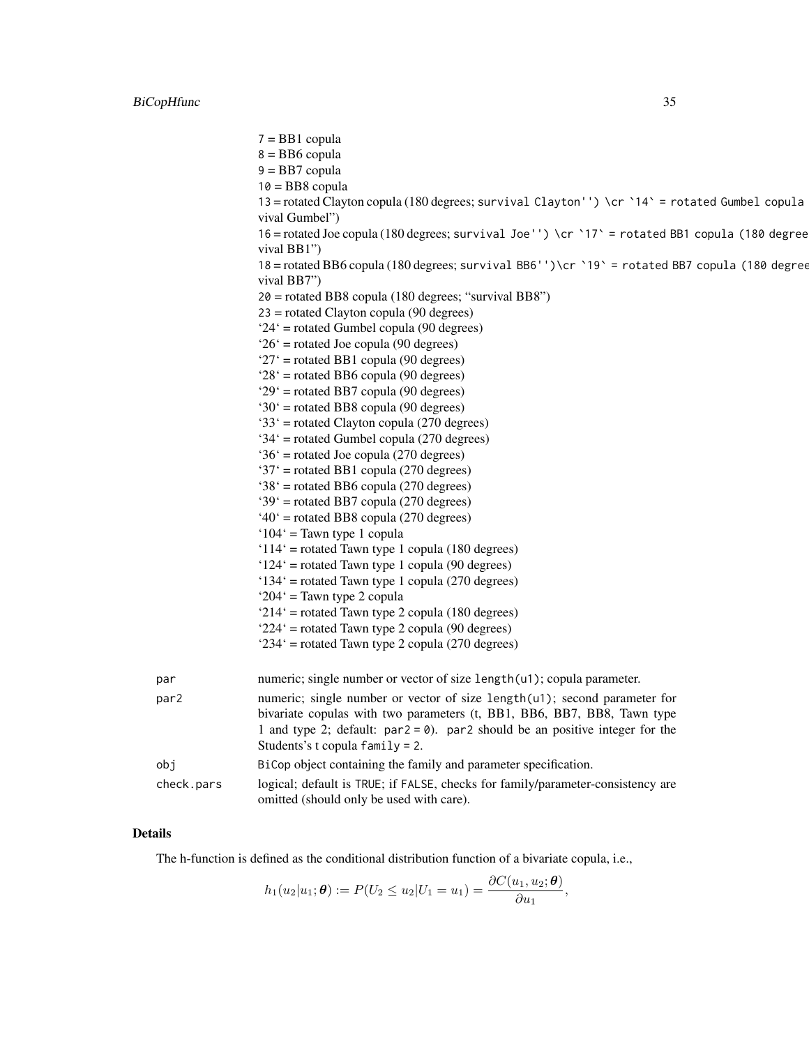7 = BB1 copula
8 = BB6 copula
9 = BB7 copula
10 = BB8 copula
13 = rotated Clayton copula (180 degrees; survival Clayton'') \cr `14` = rotated Gumbel copula vival Gumbel")
16 = rotated Joe copula (180 degrees; survival Joe'') \cr `17` = rotated BB1 copula (180 degree vival BB1")
18 = rotated BB6 copula (180 degrees; survival BB6'')\cr `19` = rotated BB7 copula (180 degree vival BB7")
20 = rotated BB8 copula (180 degrees; "survival BB8")
23 = rotated Clayton copula (90 degrees)
'24' = rotated Gumbel copula (90 degrees)
'26' = rotated Joe copula (90 degrees)
'27' = rotated BB1 copula (90 degrees)
'28' = rotated BB6 copula (90 degrees)
'29' = rotated BB7 copula (90 degrees)
'30' = rotated BB8 copula (90 degrees)
'33' = rotated Clayton copula (270 degrees)
'34' = rotated Gumbel copula (270 degrees)
'36' = rotated Joe copula (270 degrees)
'37' = rotated BB1 copula (270 degrees)
'38' = rotated BB6 copula (270 degrees)
'39' = rotated BB7 copula (270 degrees)
'40' = rotated BB8 copula (270 degrees)
'104' = Tawn type 1 copula
'114' = rotated Tawn type 1 copula (180 degrees)
'124' = rotated Tawn type 1 copula (90 degrees)
'134' = rotated Tawn type 1 copula (270 degrees)
'204' = Tawn type 2 copula
'214' = rotated Tawn type 2 copula (180 degrees)
'224' = rotated Tawn type 2 copula (90 degrees)
'234' = rotated Tawn type 2 copula (270 degrees)

`par` numeric; single number or vector of size `length(u1)`; copula parameter.

`par2` numeric; single number or vector of size `length(u1)`; second parameter for bivariate copulas with two parameters (t, BB1, BB6, BB7, BB8, Tawn type 1 and type 2; default: `par2 = 0`). `par2` should be an positive integer for the Students's t copula `family = 2`.

`obj` `BiCop` object containing the family and parameter specification.

`check.pars` logical; default is `TRUE`; if `FALSE`, checks for family/parameter-consistency are omitted (should only be used with care).

### Details

The h-function is defined as the conditional distribution function of a bivariate copula, i.e.,

$$h_1(u_2|u_1;\boldsymbol{\theta}) := P(U_2 \leq u_2|U_1 = u_1) = \frac{\partial C(u_1, u_2; \boldsymbol{\theta})}{\partial u_1},$$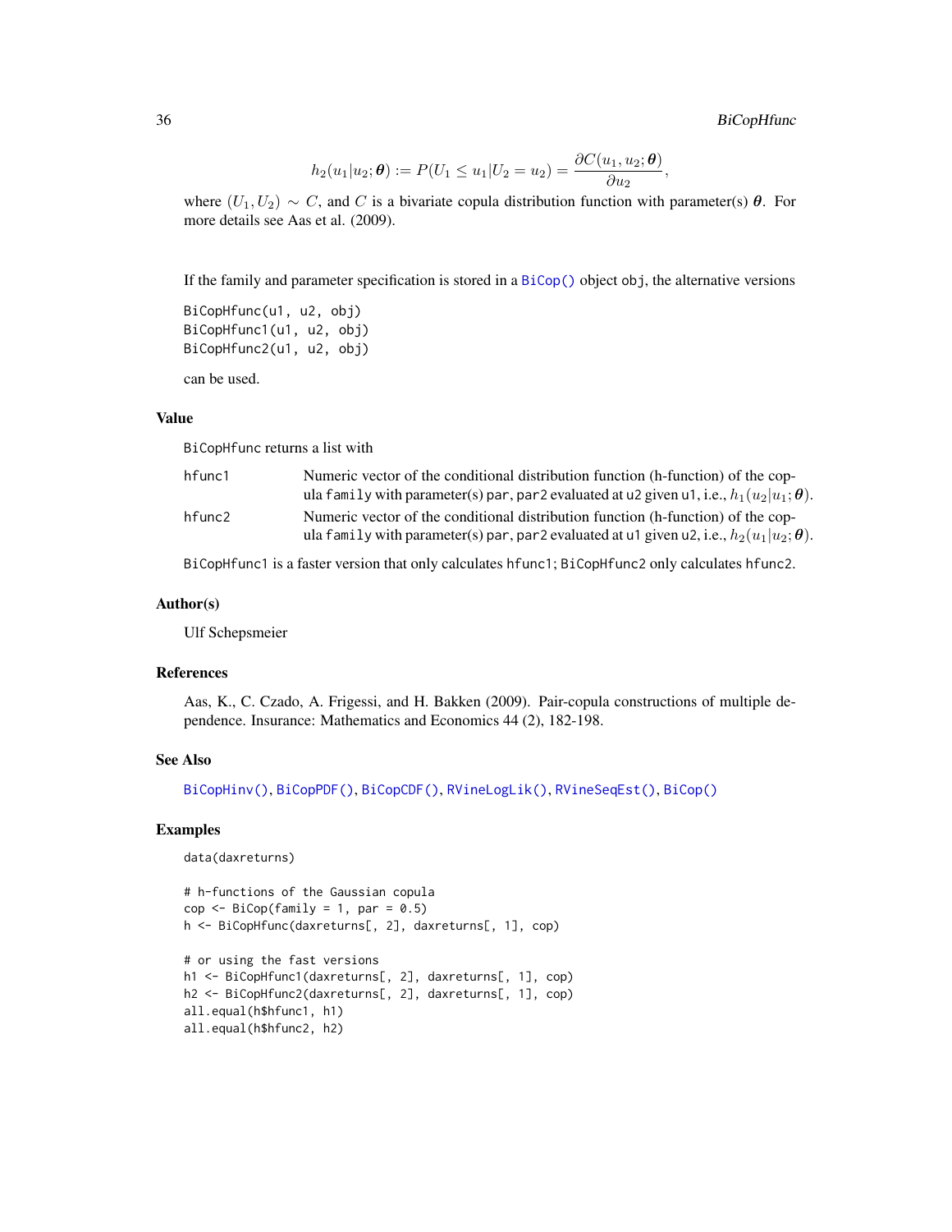$$h_2(u_1|u_2;\boldsymbol{\theta}) := P(U_1 \leq u_1|U_2 = u_2) = \frac{\partial C(u_1, u_2; \boldsymbol{\theta})}{\partial u_2},$$

where $(U_1, U_2) \sim C$, and $C$ is a bivariate copula distribution function with parameter(s) $\boldsymbol{\theta}$. For more details see Aas et al. (2009).

If the family and parameter specification is stored in a BiCop() object obj, the alternative versions

```
BiCopHfunc(u1, u2, obj)
BiCopHfunc1(u1, u2, obj)
BiCopHfunc2(u1, u2, obj)
```

can be used.

### Value

BiCopHfunc returns a list with

- **hfunc1** Numeric vector of the conditional distribution function (h-function) of the copula family with parameter(s) par, par2 evaluated at u2 given u1, i.e., $h_1(u_2|u_1;\boldsymbol{\theta})$.
- **hfunc2** Numeric vector of the conditional distribution function (h-function) of the copula family with parameter(s) par, par2 evaluated at u1 given u2, i.e., $h_2(u_1|u_2;\boldsymbol{\theta})$.

BiCopHfunc1 is a faster version that only calculates hfunc1; BiCopHfunc2 only calculates hfunc2.

### Author(s)

Ulf Schepsmeier

### References

Aas, K., C. Czado, A. Frigessi, and H. Bakken (2009). Pair-copula constructions of multiple dependence. Insurance: Mathematics and Economics 44 (2), 182-198.

### See Also

BiCopHinv(), BiCopPDF(), BiCopCDF(), RVineLogLik(), RVineSeqEst(), BiCop()

### Examples

```
data(daxreturns)

# h-functions of the Gaussian copula
cop <- BiCop(family = 1, par = 0.5)
h <- BiCopHfunc(daxreturns[, 2], daxreturns[, 1], cop)

# or using the fast versions
h1 <- BiCopHfunc1(daxreturns[, 2], daxreturns[, 1], cop)
h2 <- BiCopHfunc2(daxreturns[, 2], daxreturns[, 1], cop)
all.equal(h$hfunc1, h1)
all.equal(h$hfunc2, h2)
```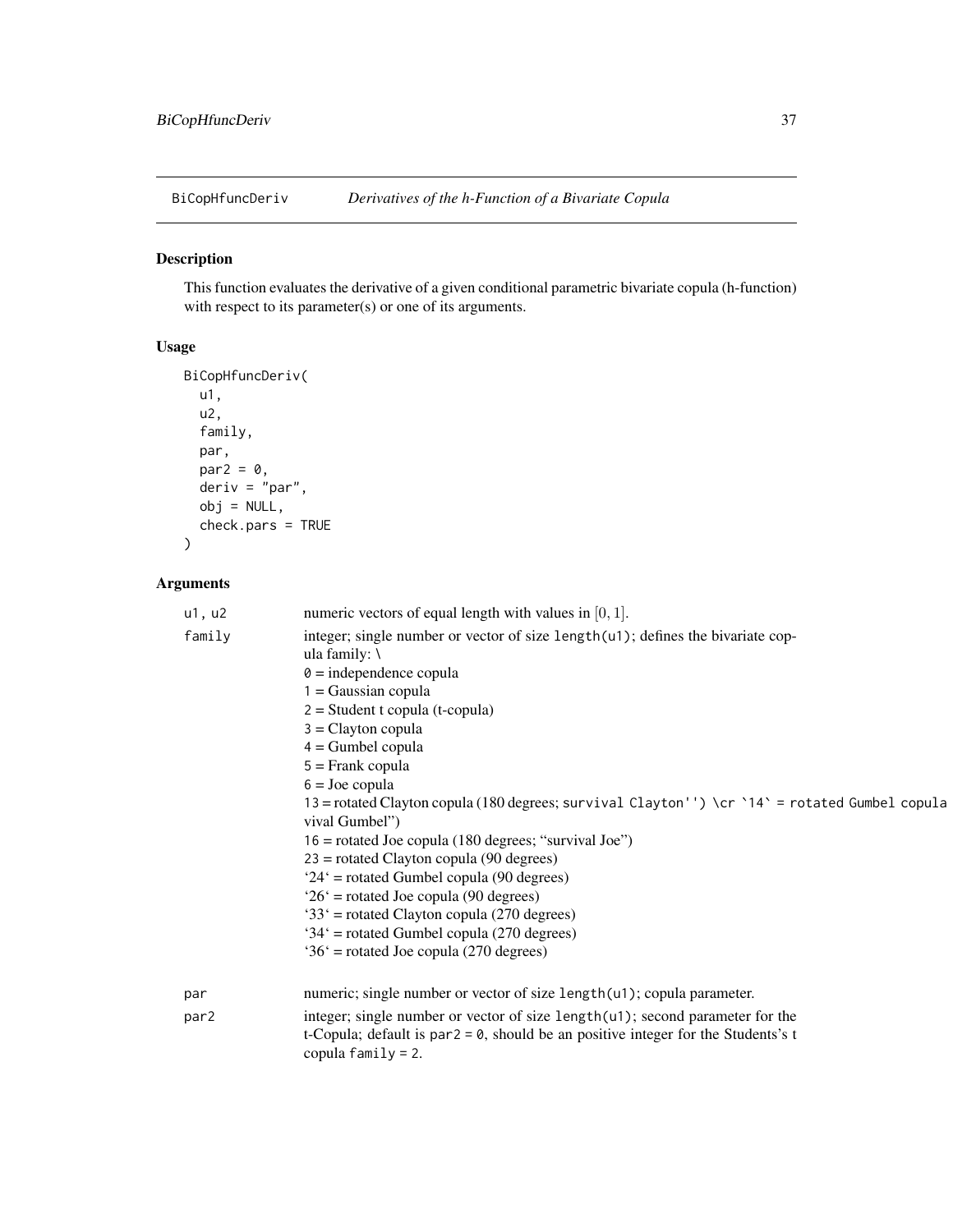BiCopHfuncDeriv *Derivatives of the h-Function of a Bivariate Copula*

## Description

This function evaluates the derivative of a given conditional parametric bivariate copula (h-function) with respect to its parameter(s) or one of its arguments.

## Usage

```
BiCopHfuncDeriv(
  u1,
  u2,
  family,
  par,
  par2 = 0,
  deriv = "par",
  obj = NULL,
  check.pars = TRUE
)
```

## Arguments

| | |
|---|---|
| u1, u2 | numeric vectors of equal length with values in $[0, 1]$. |
| family | integer; single number or vector of size length(u1); defines the bivariate copula family: \ <br> 0 = independence copula <br> 1 = Gaussian copula <br> 2 = Student t copula (t-copula) <br> 3 = Clayton copula <br> 4 = Gumbel copula <br> 5 = Frank copula <br> 6 = Joe copula <br> 13 = rotated Clayton copula (180 degrees; survival Clayton'') \cr `14` = rotated Gumbel copula vival Gumbel") <br> 16 = rotated Joe copula (180 degrees; "survival Joe") <br> 23 = rotated Clayton copula (90 degrees) <br> '24' = rotated Gumbel copula (90 degrees) <br> '26' = rotated Joe copula (90 degrees) <br> '33' = rotated Clayton copula (270 degrees) <br> '34' = rotated Gumbel copula (270 degrees) <br> '36' = rotated Joe copula (270 degrees) |
| par | numeric; single number or vector of size length(u1); copula parameter. |
| par2 | integer; single number or vector of size length(u1); second parameter for the t-Copula; default is par2 = 0, should be an positive integer for the Students's t copula family = 2. |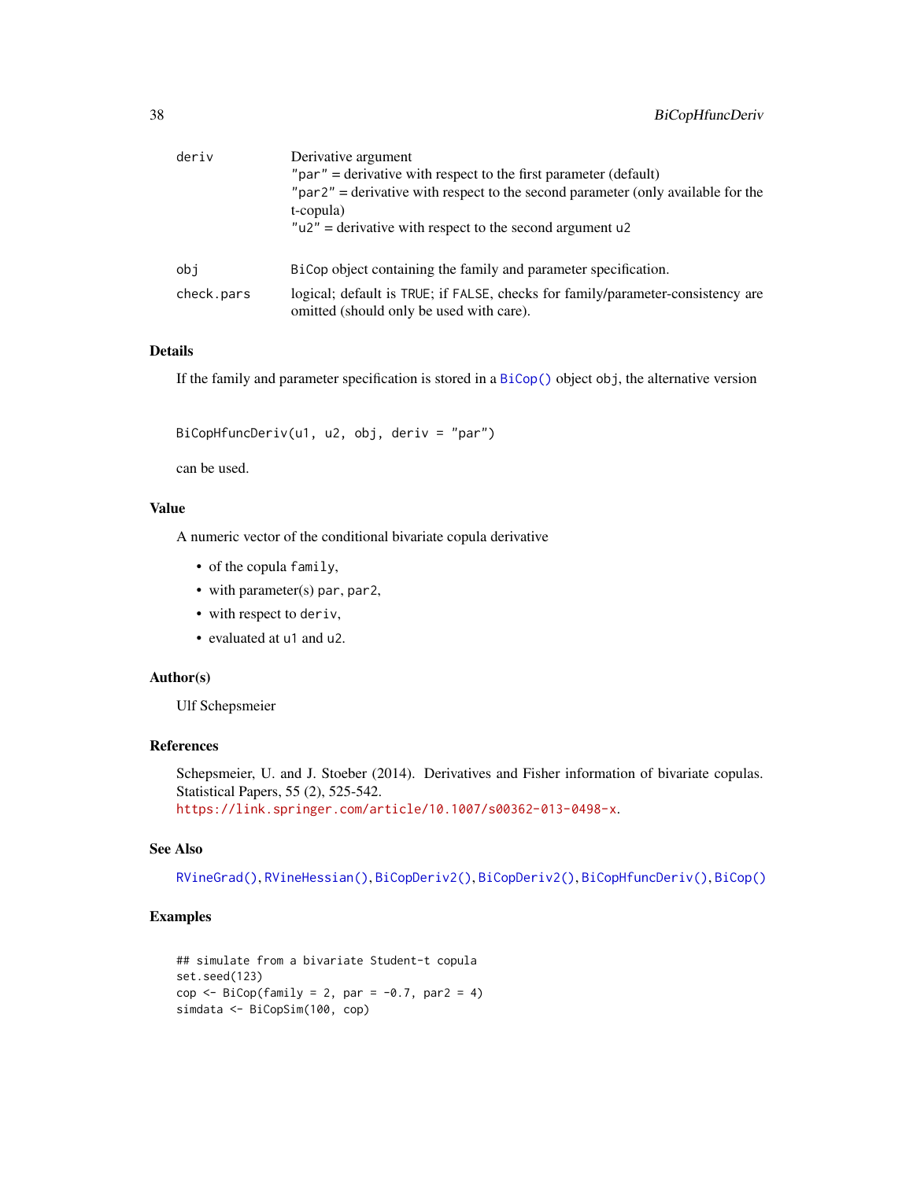| | |
|---|---|
| deriv | Derivative argument<br>"par" = derivative with respect to the first parameter (default)<br>"par2" = derivative with respect to the second parameter (only available for the t-copula)<br>"u2" = derivative with respect to the second argument u2 |
| obj | BiCop object containing the family and parameter specification. |
| check.pars | logical; default is TRUE; if FALSE, checks for family/parameter-consistency are omitted (should only be used with care). |

## Details

If the family and parameter specification is stored in a BiCop() object obj, the alternative version

```
BiCopHfuncDeriv(u1, u2, obj, deriv = "par")
```

can be used.

## Value

A numeric vector of the conditional bivariate copula derivative

- of the copula family,
- with parameter(s) par, par2,
- with respect to deriv,
- evaluated at u1 and u2.

## Author(s)

Ulf Schepsmeier

## References

Schepsmeier, U. and J. Stoeber (2014). Derivatives and Fisher information of bivariate copulas. Statistical Papers, 55 (2), 525-542.
https://link.springer.com/article/10.1007/s00362-013-0498-x.

## See Also

RVineGrad(), RVineHessian(), BiCopDeriv2(), BiCopDeriv2(), BiCopHfuncDeriv(), BiCop()

## Examples

```
## simulate from a bivariate Student-t copula
set.seed(123)
cop <- BiCop(family = 2, par = -0.7, par2 = 4)
simdata <- BiCopSim(100, cop)
```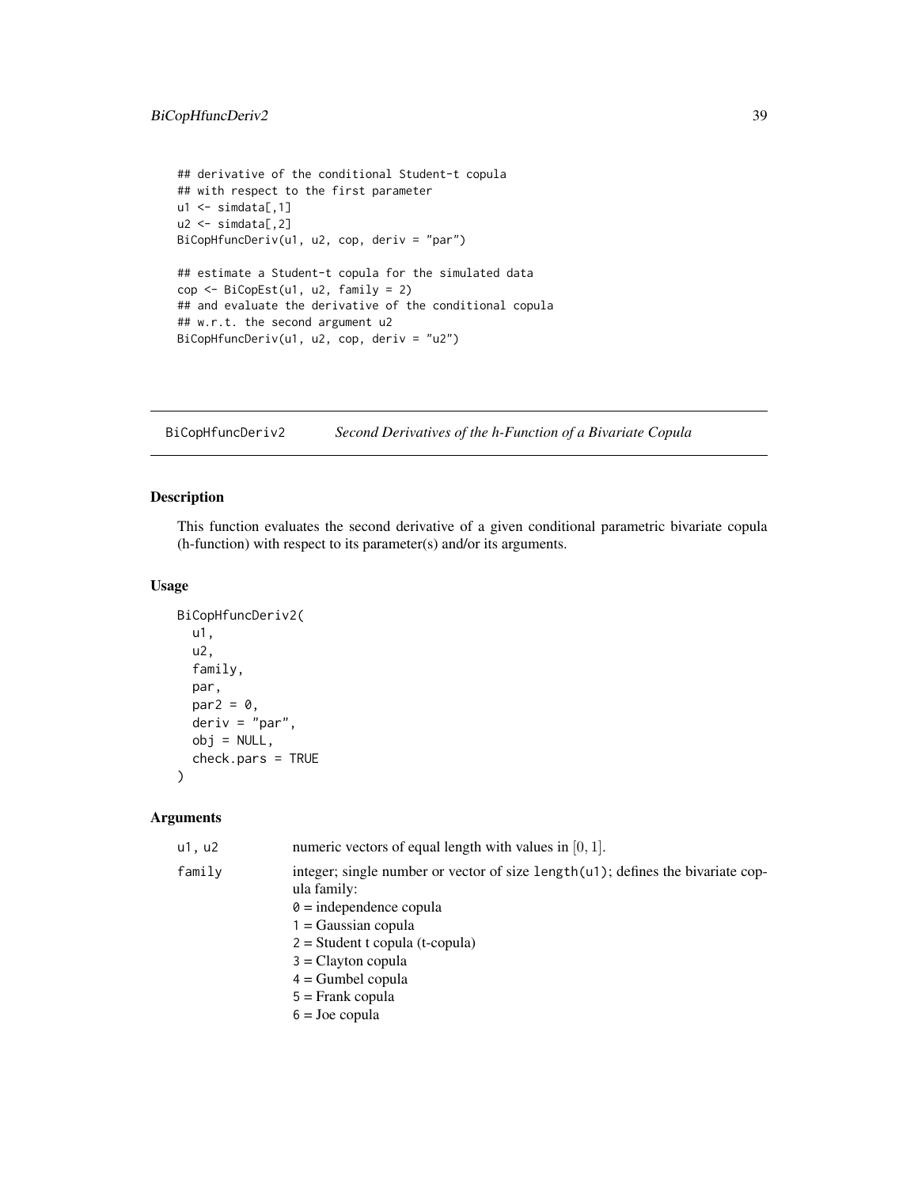```
## derivative of the conditional Student-t copula
## with respect to the first parameter
u1 <- simdata[,1]
u2 <- simdata[,2]
BiCopHfuncDeriv(u1, u2, cop, deriv = "par")

## estimate a Student-t copula for the simulated data
cop <- BiCopEst(u1, u2, family = 2)
## and evaluate the derivative of the conditional copula
## w.r.t. the second argument u2
BiCopHfuncDeriv(u1, u2, cop, deriv = "u2")
```

## BiCopHfuncDeriv2 — *Second Derivatives of the h-Function of a Bivariate Copula*

### Description

This function evaluates the second derivative of a given conditional parametric bivariate copula (h-function) with respect to its parameter(s) and/or its arguments.

### Usage

```
BiCopHfuncDeriv2(
  u1,
  u2,
  family,
  par,
  par2 = 0,
  deriv = "par",
  obj = NULL,
  check.pars = TRUE
)
```

### Arguments

| | |
|---|---|
| u1, u2 | numeric vectors of equal length with values in $[0, 1]$. |
| family | integer; single number or vector of size length(u1); defines the bivariate copula family:<br>0 = independence copula<br>1 = Gaussian copula<br>2 = Student t copula (t-copula)<br>3 = Clayton copula<br>4 = Gumbel copula<br>5 = Frank copula<br>6 = Joe copula |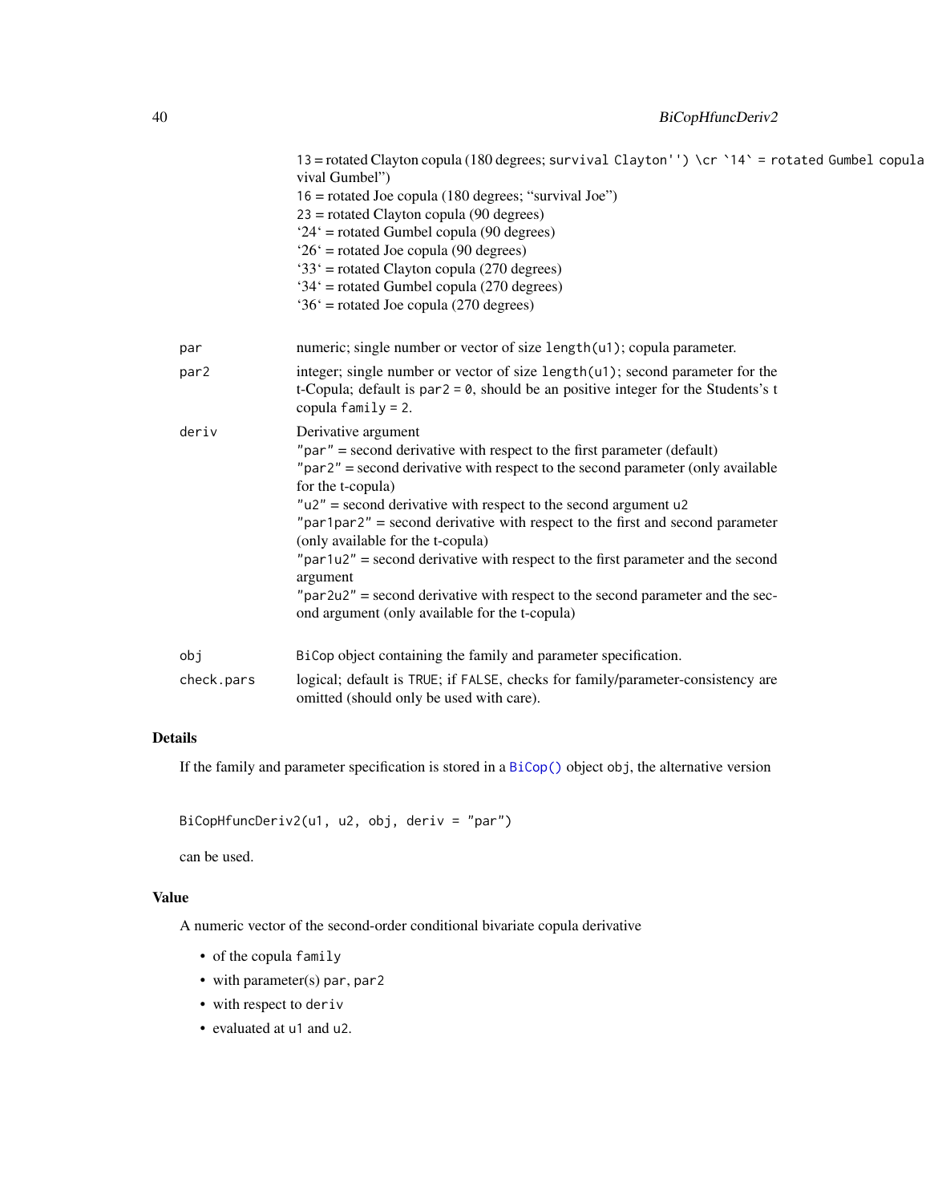13 = rotated Clayton copula (180 degrees; survival Clayton'') \cr `14` = rotated Gumbel copula
vival Gumbel")
16 = rotated Joe copula (180 degrees; "survival Joe")
23 = rotated Clayton copula (90 degrees)
'24' = rotated Gumbel copula (90 degrees)
'26' = rotated Joe copula (90 degrees)
'33' = rotated Clayton copula (270 degrees)
'34' = rotated Gumbel copula (270 degrees)
'36' = rotated Joe copula (270 degrees)

par
: numeric; single number or vector of size `length(u1)`; copula parameter.

par2
: integer; single number or vector of size `length(u1)`; second parameter for the t-Copula; default is `par2 = 0`, should be an positive integer for the Students's t copula `family = 2`.

deriv
: Derivative argument
"par" = second derivative with respect to the first parameter (default)
"par2" = second derivative with respect to the second parameter (only available for the t-copula)
"u2" = second derivative with respect to the second argument u2
"par1par2" = second derivative with respect to the first and second parameter (only available for the t-copula)
"par1u2" = second derivative with respect to the first parameter and the second argument
"par2u2" = second derivative with respect to the second parameter and the second argument (only available for the t-copula)

obj
: `BiCop` object containing the family and parameter specification.

check.pars
: logical; default is `TRUE`; if `FALSE`, checks for family/parameter-consistency are omitted (should only be used with care).

## Details

If the family and parameter specification is stored in a `BiCop()` object `obj`, the alternative version

```
BiCopHfuncDeriv2(u1, u2, obj, deriv = "par")
```

can be used.

## Value

A numeric vector of the second-order conditional bivariate copula derivative

- of the copula `family`
- with parameter(s) `par`, `par2`
- with respect to `deriv`
- evaluated at `u1` and `u2`.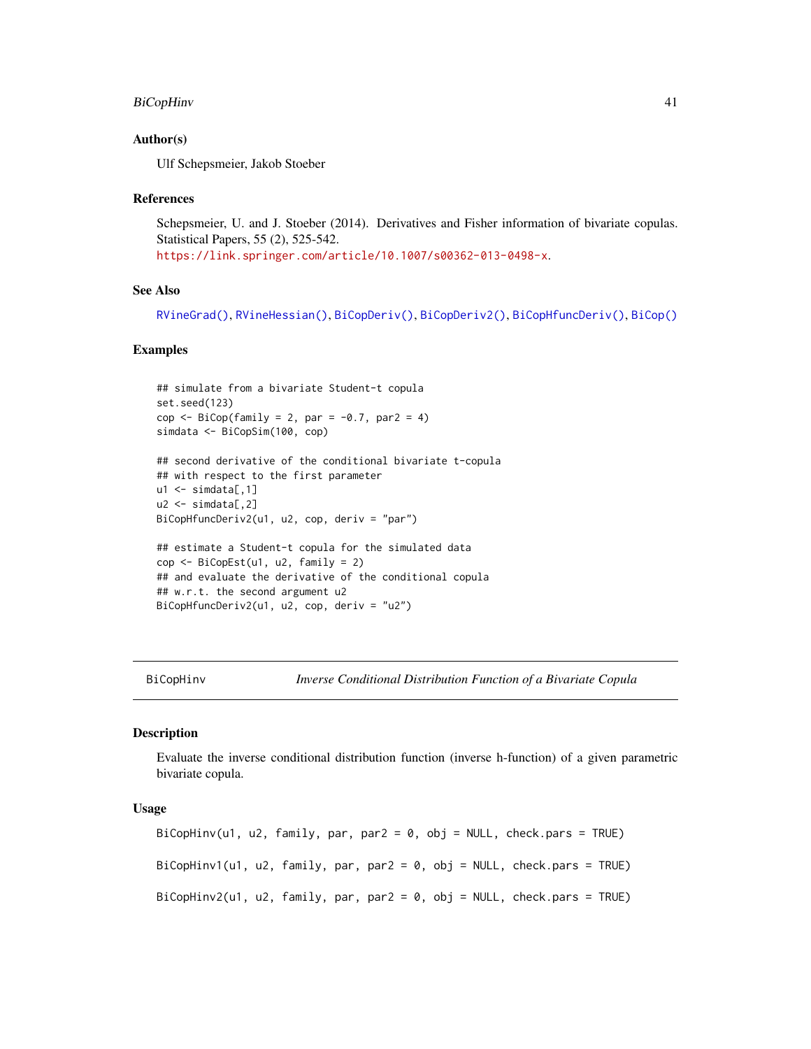### Author(s)

Ulf Schepsmeier, Jakob Stoeber

### References

Schepsmeier, U. and J. Stoeber (2014). Derivatives and Fisher information of bivariate copulas. Statistical Papers, 55 (2), 525-542.
https://link.springer.com/article/10.1007/s00362-013-0498-x.

### See Also

RVineGrad(), RVineHessian(), BiCopDeriv(), BiCopDeriv2(), BiCopHfuncDeriv(), BiCop()

### Examples

```
## simulate from a bivariate Student-t copula
set.seed(123)
cop <- BiCop(family = 2, par = -0.7, par2 = 4)
simdata <- BiCopSim(100, cop)

## second derivative of the conditional bivariate t-copula
## with respect to the first parameter
u1 <- simdata[,1]
u2 <- simdata[,2]
BiCopHfuncDeriv2(u1, u2, cop, deriv = "par")

## estimate a Student-t copula for the simulated data
cop <- BiCopEst(u1, u2, family = 2)
## and evaluate the derivative of the conditional copula
## w.r.t. the second argument u2
BiCopHfuncDeriv2(u1, u2, cop, deriv = "u2")
```

---

## BiCopHinv — *Inverse Conditional Distribution Function of a Bivariate Copula*

### Description

Evaluate the inverse conditional distribution function (inverse h-function) of a given parametric bivariate copula.

### Usage

```
BiCopHinv(u1, u2, family, par, par2 = 0, obj = NULL, check.pars = TRUE)

BiCopHinv1(u1, u2, family, par, par2 = 0, obj = NULL, check.pars = TRUE)

BiCopHinv2(u1, u2, family, par, par2 = 0, obj = NULL, check.pars = TRUE)
```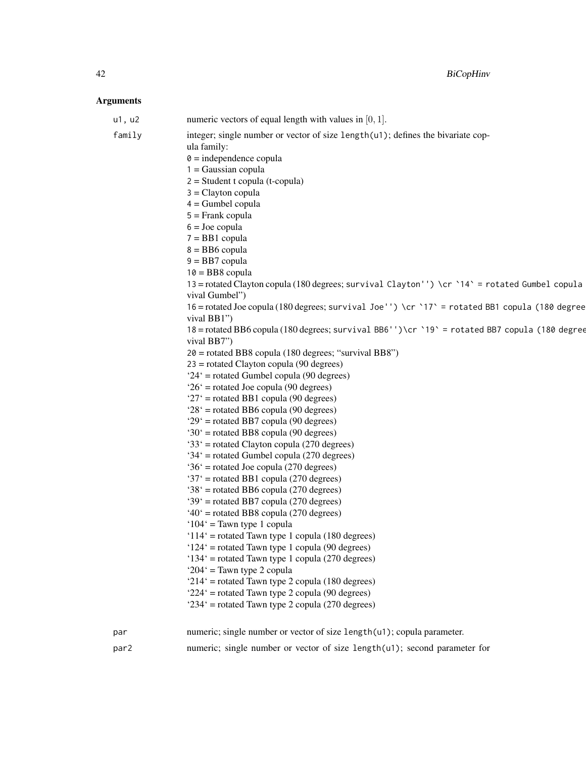## Arguments

u1, u2 numeric vectors of equal length with values in $[0, 1]$.

family integer; single number or vector of size length(u1); defines the bivariate copula family:
0 = independence copula
1 = Gaussian copula
2 = Student t copula (t-copula)
3 = Clayton copula
4 = Gumbel copula
5 = Frank copula
6 = Joe copula
7 = BB1 copula
8 = BB6 copula
9 = BB7 copula
10 = BB8 copula
13 = rotated Clayton copula (180 degrees; survival Clayton'') \cr `14` = rotated Gumbel copula
vival Gumbel")
16 = rotated Joe copula (180 degrees; survival Joe'') \cr `17` = rotated BB1 copula (180 degree
vival BB1")
18 = rotated BB6 copula (180 degrees; survival BB6'')\cr `19` = rotated BB7 copula (180 degree
vival BB7")
20 = rotated BB8 copula (180 degrees; "survival BB8")
23 = rotated Clayton copula (90 degrees)
'24' = rotated Gumbel copula (90 degrees)
'26' = rotated Joe copula (90 degrees)
'27' = rotated BB1 copula (90 degrees)
'28' = rotated BB6 copula (90 degrees)
'29' = rotated BB7 copula (90 degrees)
'30' = rotated BB8 copula (90 degrees)
'33' = rotated Clayton copula (270 degrees)
'34' = rotated Gumbel copula (270 degrees)
'36' = rotated Joe copula (270 degrees)
'37' = rotated BB1 copula (270 degrees)
'38' = rotated BB6 copula (270 degrees)
'39' = rotated BB7 copula (270 degrees)
'40' = rotated BB8 copula (270 degrees)
'104' = Tawn type 1 copula
'114' = rotated Tawn type 1 copula (180 degrees)
'124' = rotated Tawn type 1 copula (90 degrees)
'134' = rotated Tawn type 1 copula (270 degrees)
'204' = Tawn type 2 copula
'214' = rotated Tawn type 2 copula (180 degrees)
'224' = rotated Tawn type 2 copula (90 degrees)
'234' = rotated Tawn type 2 copula (270 degrees)

par numeric; single number or vector of size length(u1); copula parameter.

par2 numeric; single number or vector of size length(u1); second parameter for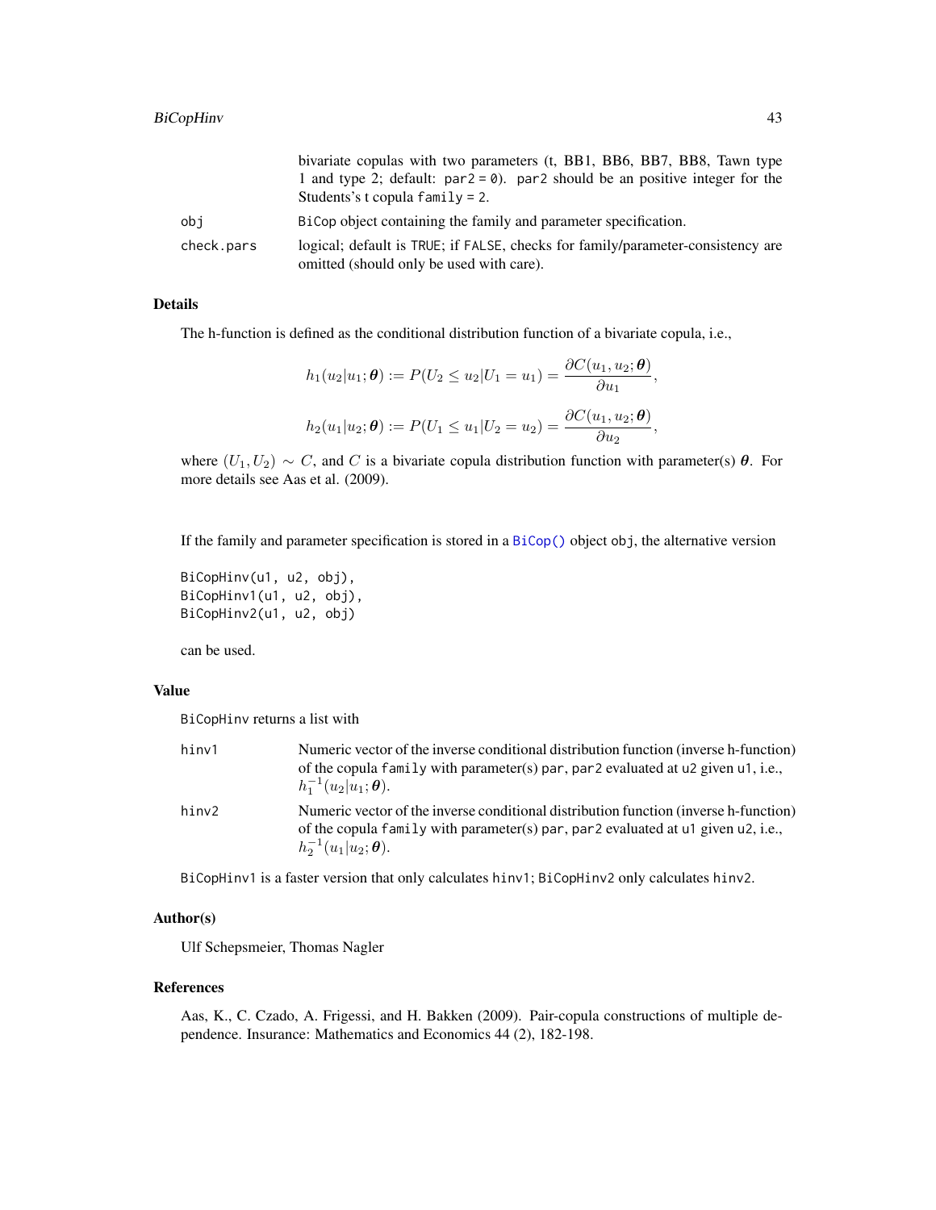bivariate copulas with two parameters (t, BB1, BB6, BB7, BB8, Tawn type 1 and type 2; default: `par2 = 0`). `par2` should be an positive integer for the Students's t copula `family = 2`.

| | |
|---|---|
| obj | `BiCop` object containing the family and parameter specification. |
| check.pars | logical; default is `TRUE`; if `FALSE`, checks for family/parameter-consistency are omitted (should only be used with care). |

### Details

The h-function is defined as the conditional distribution function of a bivariate copula, i.e.,

$$h_1(u_2|u_1;\boldsymbol{\theta}) := P(U_2 \leq u_2 | U_1 = u_1) = \frac{\partial C(u_1, u_2; \boldsymbol{\theta})}{\partial u_1},$$

$$h_2(u_1|u_2;\boldsymbol{\theta}) := P(U_1 \leq u_1 | U_2 = u_2) = \frac{\partial C(u_1, u_2; \boldsymbol{\theta})}{\partial u_2},$$

where $(U_1, U_2) \sim C$, and $C$ is a bivariate copula distribution function with parameter(s) $\boldsymbol{\theta}$. For more details see Aas et al. (2009).

If the family and parameter specification is stored in a `BiCop()` object `obj`, the alternative version

```
BiCopHinv(u1, u2, obj),
BiCopHinv1(u1, u2, obj),
BiCopHinv2(u1, u2, obj)
```

can be used.

### Value

`BiCopHinv` returns a list with

| | |
|---|---|
| hinv1 | Numeric vector of the inverse conditional distribution function (inverse h-function) of the copula `family` with parameter(s) `par`, `par2` evaluated at `u2` given `u1`, i.e., $h_1^{-1}(u_2|u_1;\boldsymbol{\theta})$. |
| hinv2 | Numeric vector of the inverse conditional distribution function (inverse h-function) of the copula `family` with parameter(s) `par`, `par2` evaluated at `u1` given `u2`, i.e., $h_2^{-1}(u_1|u_2;\boldsymbol{\theta})$. |

`BiCopHinv1` is a faster version that only calculates `hinv1`; `BiCopHinv2` only calculates `hinv2`.

### Author(s)

Ulf Schepsmeier, Thomas Nagler

### References

Aas, K., C. Czado, A. Frigessi, and H. Bakken (2009). Pair-copula constructions of multiple dependence. Insurance: Mathematics and Economics 44 (2), 182-198.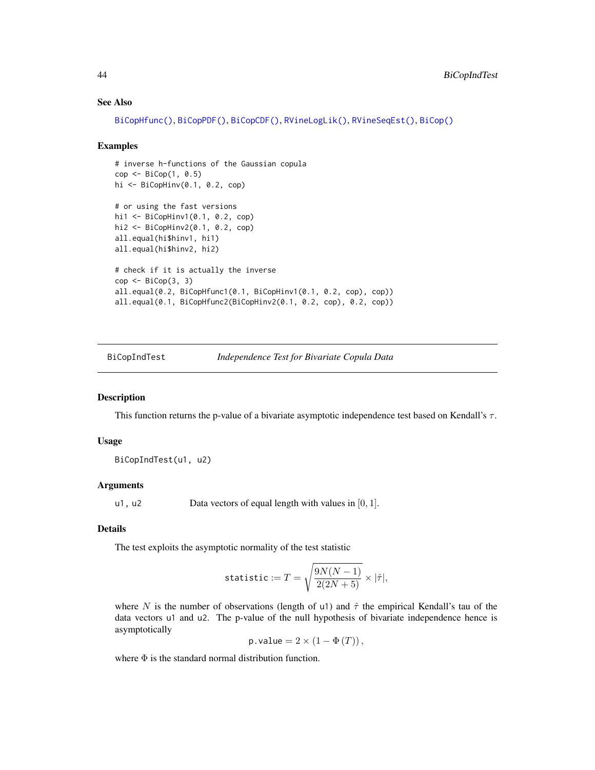### See Also

BiCopHfunc(), BiCopPDF(), BiCopCDF(), RVineLogLik(), RVineSeqEst(), BiCop()

### Examples

```
# inverse h-functions of the Gaussian copula
cop <- BiCop(1, 0.5)
hi <- BiCopHinv(0.1, 0.2, cop)

# or using the fast versions
hi1 <- BiCopHinv1(0.1, 0.2, cop)
hi2 <- BiCopHinv2(0.1, 0.2, cop)
all.equal(hi$hinv1, hi1)
all.equal(hi$hinv2, hi2)

# check if it is actually the inverse
cop <- BiCop(3, 3)
all.equal(0.2, BiCopHfunc1(0.1, BiCopHinv1(0.1, 0.2, cop), cop))
all.equal(0.1, BiCopHfunc2(BiCopHinv2(0.1, 0.2, cop), 0.2, cop))
```

---

## BiCopIndTest — *Independence Test for Bivariate Copula Data*

### Description

This function returns the p-value of a bivariate asymptotic independence test based on Kendall's $\tau$.

### Usage

```
BiCopIndTest(u1, u2)
```

### Arguments

u1, u2 — Data vectors of equal length with values in $[0, 1]$.

### Details

The test exploits the asymptotic normality of the test statistic

$$\texttt{statistic} := T = \sqrt{\frac{9N(N-1)}{2(2N+5)}} \times |\hat{\tau}|,$$

where $N$ is the number of observations (length of u1) and $\hat{\tau}$ the empirical Kendall's tau of the data vectors u1 and u2. The p-value of the null hypothesis of bivariate independence hence is asymptotically

$$\texttt{p.value} = 2 \times (1 - \Phi(T)),$$

where $\Phi$ is the standard normal distribution function.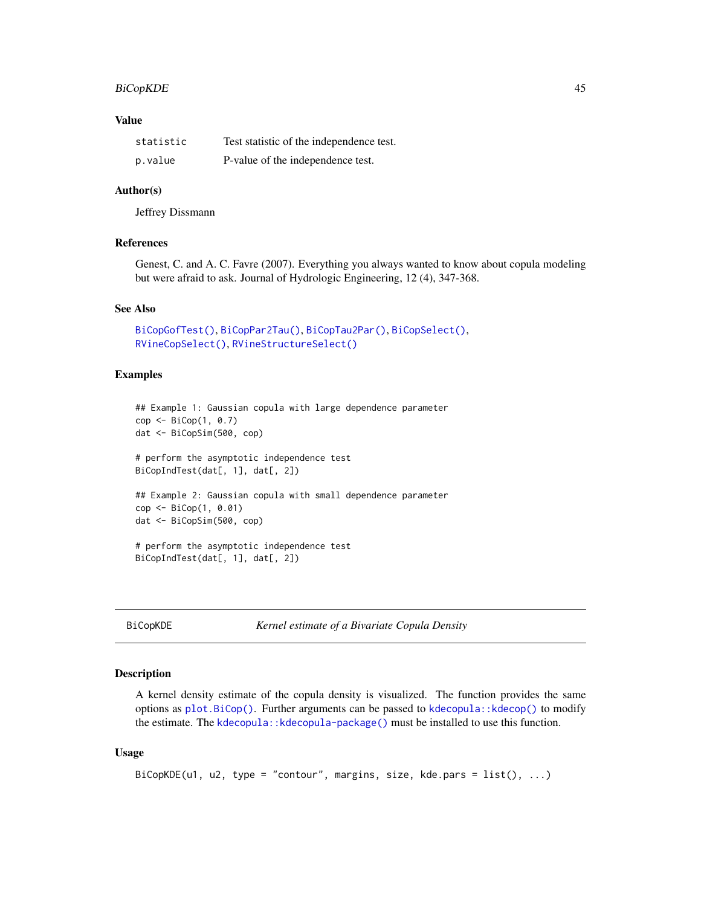### Value

| | |
|---|---|
| statistic | Test statistic of the independence test. |
| p.value | P-value of the independence test. |

### Author(s)

Jeffrey Dissmann

### References

Genest, C. and A. C. Favre (2007). Everything you always wanted to know about copula modeling but were afraid to ask. Journal of Hydrologic Engineering, 12 (4), 347-368.

### See Also

BiCopGofTest(), BiCopPar2Tau(), BiCopTau2Par(), BiCopSelect(), RVineCopSelect(), RVineStructureSelect()

### Examples

```
## Example 1: Gaussian copula with large dependence parameter
cop <- BiCop(1, 0.7)
dat <- BiCopSim(500, cop)

# perform the asymptotic independence test
BiCopIndTest(dat[, 1], dat[, 2])

## Example 2: Gaussian copula with small dependence parameter
cop <- BiCop(1, 0.01)
dat <- BiCopSim(500, cop)

# perform the asymptotic independence test
BiCopIndTest(dat[, 1], dat[, 2])
```

---

## BiCopKDE — *Kernel estimate of a Bivariate Copula Density*

### Description

A kernel density estimate of the copula density is visualized. The function provides the same options as plot.BiCop(). Further arguments can be passed to kdecopula::kdecop() to modify the estimate. The kdecopula::kdecopula-package() must be installed to use this function.

### Usage

```
BiCopKDE(u1, u2, type = "contour", margins, size, kde.pars = list(), ...)
```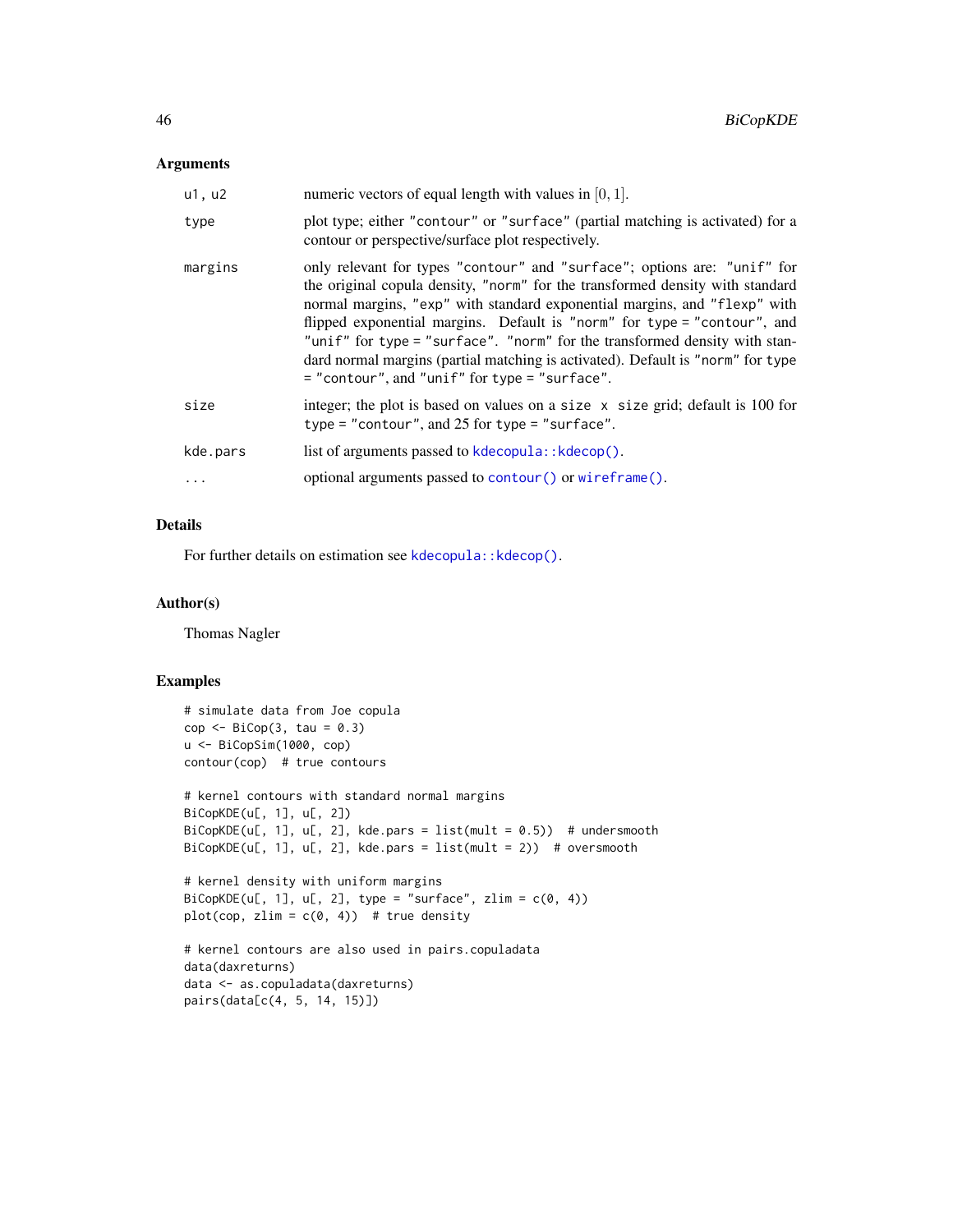### Arguments

| | |
|---|---|
| u1, u2 | numeric vectors of equal length with values in $[0, 1]$. |
| type | plot type; either "contour" or "surface" (partial matching is activated) for a contour or perspective/surface plot respectively. |
| margins | only relevant for types "contour" and "surface"; options are: "unif" for the original copula density, "norm" for the transformed density with standard normal margins, "exp" with standard exponential margins, and "flexp" with flipped exponential margins. Default is "norm" for type = "contour", and "unif" for type = "surface". "norm" for the transformed density with standard normal margins (partial matching is activated). Default is "norm" for type = "contour", and "unif" for type = "surface". |
| size | integer; the plot is based on values on a size x size grid; default is 100 for type = "contour", and 25 for type = "surface". |
| kde.pars | list of arguments passed to kdecopula::kdecop(). |
| ... | optional arguments passed to contour() or wireframe(). |

### Details

For further details on estimation see kdecopula::kdecop().

### Author(s)

Thomas Nagler

### Examples

```
# simulate data from Joe copula
cop <- BiCop(3, tau = 0.3)
u <- BiCopSim(1000, cop)
contour(cop)  # true contours

# kernel contours with standard normal margins
BiCopKDE(u[, 1], u[, 2])
BiCopKDE(u[, 1], u[, 2], kde.pars = list(mult = 0.5))  # undersmooth
BiCopKDE(u[, 1], u[, 2], kde.pars = list(mult = 2))  # oversmooth

# kernel density with uniform margins
BiCopKDE(u[, 1], u[, 2], type = "surface", zlim = c(0, 4))
plot(cop, zlim = c(0, 4))  # true density

# kernel contours are also used in pairs.copuladata
data(daxreturns)
data <- as.copuladata(daxreturns)
pairs(data[c(4, 5, 14, 15)])
```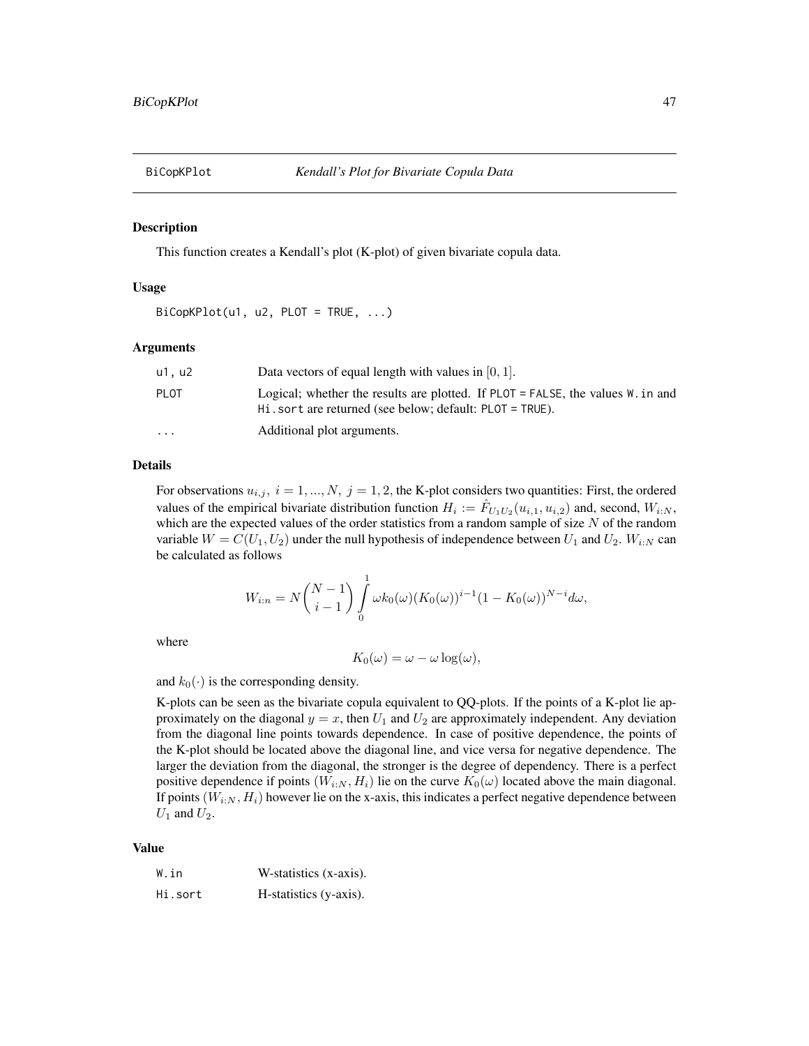# BiCopKPlot *Kendall's Plot for Bivariate Copula Data*

## Description

This function creates a Kendall's plot (K-plot) of given bivariate copula data.

## Usage

```
BiCopKPlot(u1, u2, PLOT = TRUE, ...)
```

## Arguments

| | |
|---|---|
| u1, u2 | Data vectors of equal length with values in $[0, 1]$. |
| PLOT | Logical; whether the results are plotted. If PLOT = FALSE, the values W.in and Hi.sort are returned (see below; default: PLOT = TRUE). |
| ... | Additional plot arguments. |

## Details

For observations $u_{i,j},\ i = 1, ..., N,\ j = 1, 2$, the K-plot considers two quantities: First, the ordered values of the empirical bivariate distribution function $H_i := \hat{F}_{U_1 U_2}(u_{i,1}, u_{i,2})$ and, second, $W_{i:N}$, which are the expected values of the order statistics from a random sample of size $N$ of the random variable $W = C(U_1, U_2)$ under the null hypothesis of independence between $U_1$ and $U_2$. $W_{i:N}$ can be calculated as follows

$$W_{i:n} = N \binom{N-1}{i-1} \int\limits_0^1 \omega k_0(\omega)(K_0(\omega))^{i-1}(1 - K_0(\omega))^{N-i} d\omega,$$

where

$$K_0(\omega) = \omega - \omega \log(\omega),$$

and $k_0(\cdot)$ is the corresponding density.

K-plots can be seen as the bivariate copula equivalent to QQ-plots. If the points of a K-plot lie approximately on the diagonal $y = x$, then $U_1$ and $U_2$ are approximately independent. Any deviation from the diagonal line points towards dependence. In case of positive dependence, the points of the K-plot should be located above the diagonal line, and vice versa for negative dependence. The larger the deviation from the diagonal, the stronger is the degree of dependency. There is a perfect positive dependence if points $(W_{i:N}, H_i)$ lie on the curve $K_0(\omega)$ located above the main diagonal. If points $(W_{i:N}, H_i)$ however lie on the x-axis, this indicates a perfect negative dependence between $U_1$ and $U_2$.

## Value

| | |
|---|---|
| W.in | W-statistics (x-axis). |
| Hi.sort | H-statistics (y-axis). |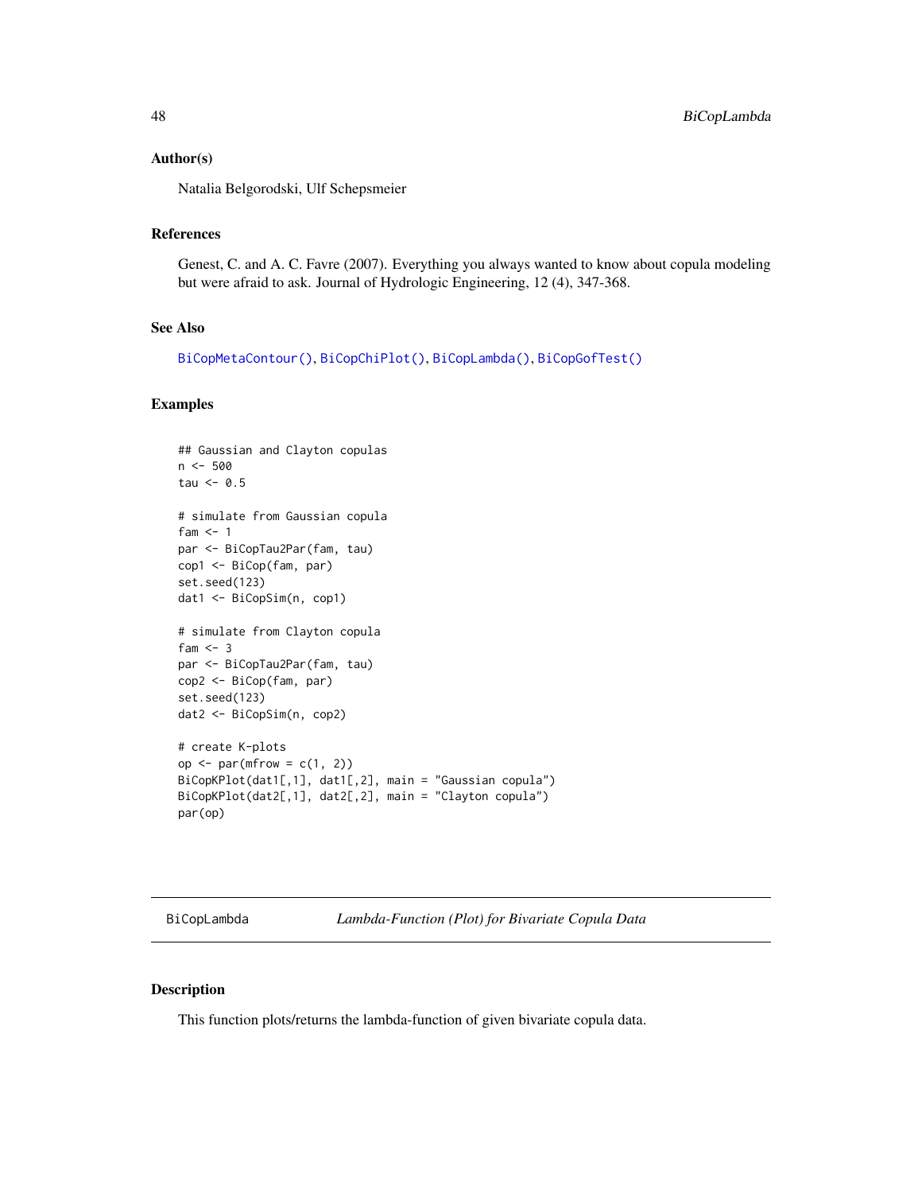### Author(s)

Natalia Belgorodski, Ulf Schepsmeier

### References

Genest, C. and A. C. Favre (2007). Everything you always wanted to know about copula modeling but were afraid to ask. Journal of Hydrologic Engineering, 12 (4), 347-368.

### See Also

BiCopMetaContour(), BiCopChiPlot(), BiCopLambda(), BiCopGofTest()

### Examples

```
## Gaussian and Clayton copulas
n <- 500
tau <- 0.5

# simulate from Gaussian copula
fam <- 1
par <- BiCopTau2Par(fam, tau)
cop1 <- BiCop(fam, par)
set.seed(123)
dat1 <- BiCopSim(n, cop1)

# simulate from Clayton copula
fam <- 3
par <- BiCopTau2Par(fam, tau)
cop2 <- BiCop(fam, par)
set.seed(123)
dat2 <- BiCopSim(n, cop2)

# create K-plots
op <- par(mfrow = c(1, 2))
BiCopKPlot(dat1[,1], dat1[,2], main = "Gaussian copula")
BiCopKPlot(dat2[,1], dat2[,2], main = "Clayton copula")
par(op)
```

---

## BiCopLambda — *Lambda-Function (Plot) for Bivariate Copula Data*

### Description

This function plots/returns the lambda-function of given bivariate copula data.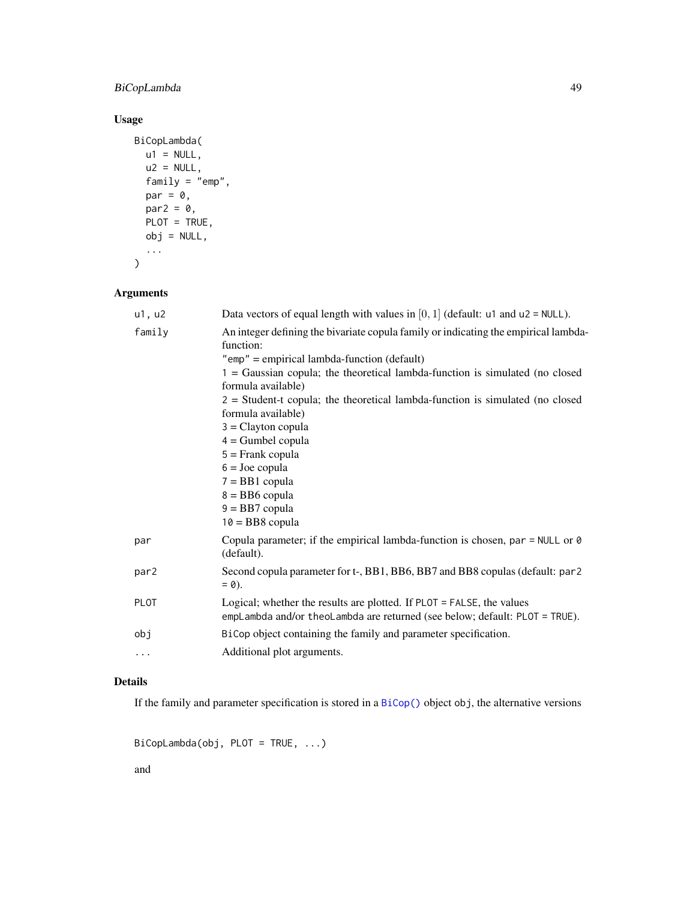## Usage

```
BiCopLambda(
  u1 = NULL,
  u2 = NULL,
  family = "emp",
  par = 0,
  par2 = 0,
  PLOT = TRUE,
  obj = NULL,
  ...
)
```

## Arguments

| | |
|---|---|
| u1, u2 | Data vectors of equal length with values in $[0, 1]$ (default: u1 and u2 = NULL). |
| family | An integer defining the bivariate copula family or indicating the empirical lambda-function:<br>"emp" = empirical lambda-function (default)<br>1 = Gaussian copula; the theoretical lambda-function is simulated (no closed formula available)<br>2 = Student-t copula; the theoretical lambda-function is simulated (no closed formula available)<br>3 = Clayton copula<br>4 = Gumbel copula<br>5 = Frank copula<br>6 = Joe copula<br>7 = BB1 copula<br>8 = BB6 copula<br>9 = BB7 copula<br>10 = BB8 copula |
| par | Copula parameter; if the empirical lambda-function is chosen, par = NULL or 0 (default). |
| par2 | Second copula parameter for t-, BB1, BB6, BB7 and BB8 copulas (default: par2 = 0). |
| PLOT | Logical; whether the results are plotted. If PLOT = FALSE, the values empLambda and/or theoLambda are returned (see below; default: PLOT = TRUE). |
| obj | BiCop object containing the family and parameter specification. |
| ... | Additional plot arguments. |

## Details

If the family and parameter specification is stored in a BiCop() object obj, the alternative versions

```
BiCopLambda(obj, PLOT = TRUE, ...)
```

and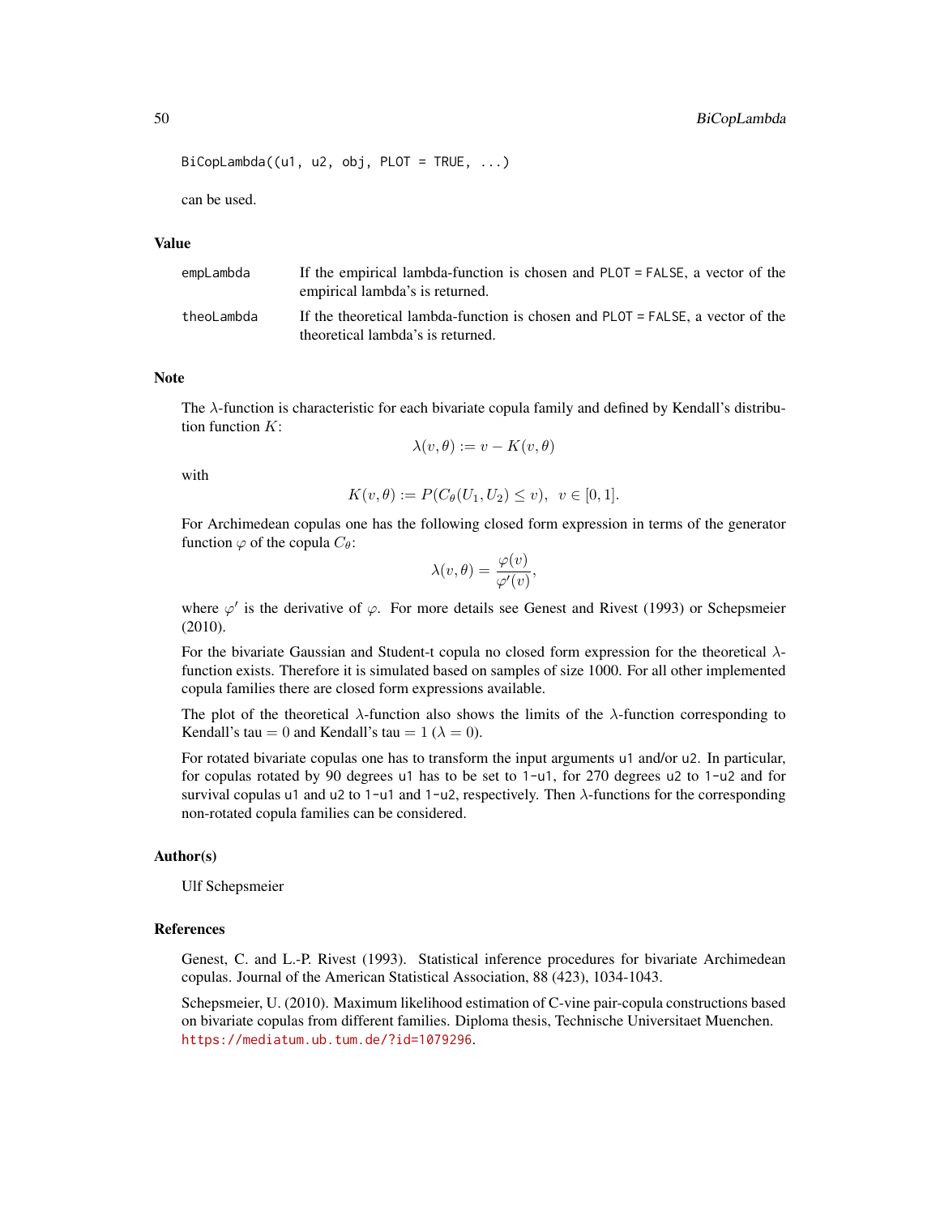```
BiCopLambda((u1, u2, obj, PLOT = TRUE, ...)
```

can be used.

## Value

| | |
|---|---|
| empLambda | If the empirical lambda-function is chosen and PLOT = FALSE, a vector of the empirical lambda's is returned. |
| theoLambda | If the theoretical lambda-function is chosen and PLOT = FALSE, a vector of the theoretical lambda's is returned. |

## Note

The $\lambda$-function is characteristic for each bivariate copula family and defined by Kendall's distribution function $K$:

$$\lambda(v, \theta) := v - K(v, \theta)$$

with

$$K(v, \theta) := P(C_\theta(U_1, U_2) \leq v), \;\; v \in [0, 1].$$

For Archimedean copulas one has the following closed form expression in terms of the generator function $\varphi$ of the copula $C_\theta$:

$$\lambda(v, \theta) = \frac{\varphi(v)}{\varphi'(v)},$$

where $\varphi'$ is the derivative of $\varphi$. For more details see Genest and Rivest (1993) or Schepsmeier (2010).

For the bivariate Gaussian and Student-t copula no closed form expression for the theoretical $\lambda$-function exists. Therefore it is simulated based on samples of size 1000. For all other implemented copula families there are closed form expressions available.

The plot of the theoretical $\lambda$-function also shows the limits of the $\lambda$-function corresponding to Kendall's tau $= 0$ and Kendall's tau $= 1$ ($\lambda = 0$).

For rotated bivariate copulas one has to transform the input arguments u1 and/or u2. In particular, for copulas rotated by 90 degrees u1 has to be set to 1-u1, for 270 degrees u2 to 1-u2 and for survival copulas u1 and u2 to 1-u1 and 1-u2, respectively. Then $\lambda$-functions for the corresponding non-rotated copula families can be considered.

## Author(s)

Ulf Schepsmeier

## References

Genest, C. and L.-P. Rivest (1993). Statistical inference procedures for bivariate Archimedean copulas. Journal of the American Statistical Association, 88 (423), 1034-1043.

Schepsmeier, U. (2010). Maximum likelihood estimation of C-vine pair-copula constructions based on bivariate copulas from different families. Diploma thesis, Technische Universitaet Muenchen. https://mediatum.ub.tum.de/?id=1079296.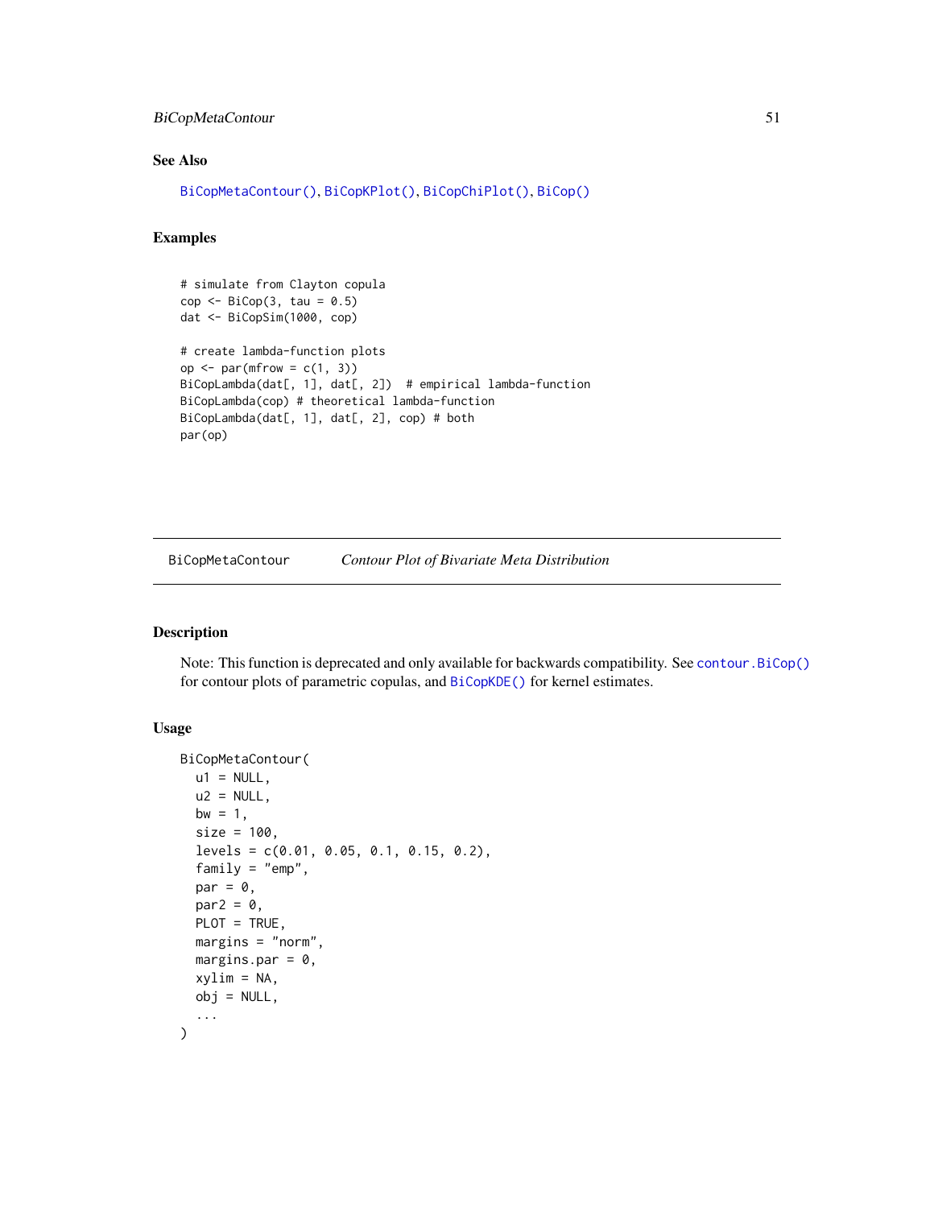### See Also

BiCopMetaContour(), BiCopKPlot(), BiCopChiPlot(), BiCop()

### Examples

```
# simulate from Clayton copula
cop <- BiCop(3, tau = 0.5)
dat <- BiCopSim(1000, cop)

# create lambda-function plots
op <- par(mfrow = c(1, 3))
BiCopLambda(dat[, 1], dat[, 2])  # empirical lambda-function
BiCopLambda(cop) # theoretical lambda-function
BiCopLambda(dat[, 1], dat[, 2], cop) # both
par(op)
```

---

## BiCopMetaContour    *Contour Plot of Bivariate Meta Distribution*

---

### Description

Note: This function is deprecated and only available for backwards compatibility. See contour.BiCop() for contour plots of parametric copulas, and BiCopKDE() for kernel estimates.

### Usage

```
BiCopMetaContour(
  u1 = NULL,
  u2 = NULL,
  bw = 1,
  size = 100,
  levels = c(0.01, 0.05, 0.1, 0.15, 0.2),
  family = "emp",
  par = 0,
  par2 = 0,
  PLOT = TRUE,
  margins = "norm",
  margins.par = 0,
  xylim = NA,
  obj = NULL,
  ...
)
```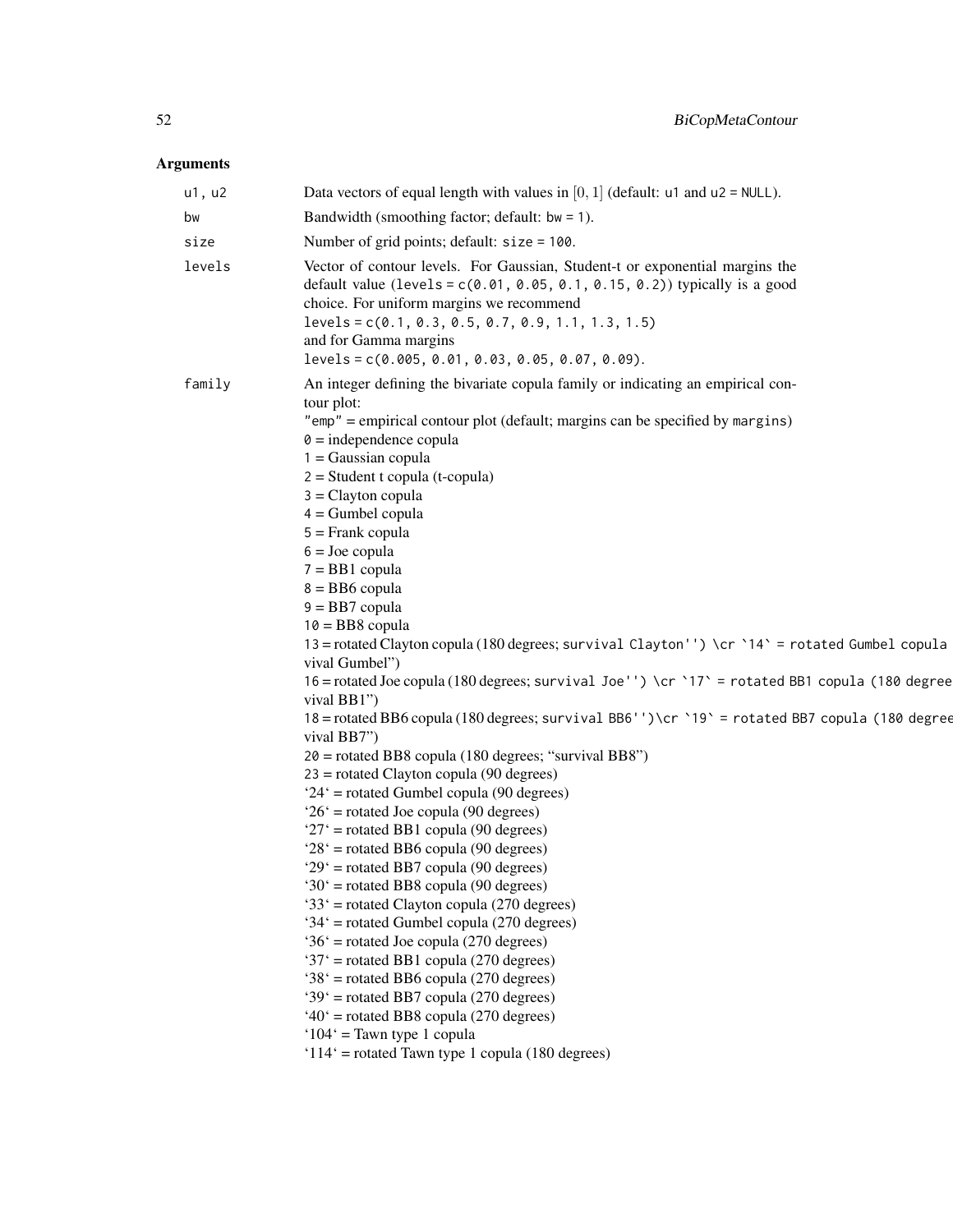## Arguments

u1, u2 — Data vectors of equal length with values in $[0, 1]$ (default: u1 and u2 = NULL).

bw — Bandwidth (smoothing factor; default: bw = 1).

size — Number of grid points; default: size = 100.

levels — Vector of contour levels. For Gaussian, Student-t or exponential margins the default value (levels = c(0.01, 0.05, 0.1, 0.15, 0.2)) typically is a good choice. For uniform margins we recommend
levels = c(0.1, 0.3, 0.5, 0.7, 0.9, 1.1, 1.3, 1.5)
and for Gamma margins
levels = c(0.005, 0.01, 0.03, 0.05, 0.07, 0.09).

family — An integer defining the bivariate copula family or indicating an empirical contour plot:
"emp" = empirical contour plot (default; margins can be specified by margins)
0 = independence copula
1 = Gaussian copula
2 = Student t copula (t-copula)
3 = Clayton copula
4 = Gumbel copula
5 = Frank copula
6 = Joe copula
7 = BB1 copula
8 = BB6 copula
9 = BB7 copula
10 = BB8 copula
13 = rotated Clayton copula (180 degrees; survival Clayton'') \cr `14` = rotated Gumbel copula vival Gumbel")
16 = rotated Joe copula (180 degrees; survival Joe'') \cr `17` = rotated BB1 copula (180 degree vival BB1")
18 = rotated BB6 copula (180 degrees; survival BB6'')\cr `19` = rotated BB7 copula (180 degree vival BB7")
20 = rotated BB8 copula (180 degrees; "survival BB8")
23 = rotated Clayton copula (90 degrees)
'24' = rotated Gumbel copula (90 degrees)
'26' = rotated Joe copula (90 degrees)
'27' = rotated BB1 copula (90 degrees)
'28' = rotated BB6 copula (90 degrees)
'29' = rotated BB7 copula (90 degrees)
'30' = rotated BB8 copula (90 degrees)
'33' = rotated Clayton copula (270 degrees)
'34' = rotated Gumbel copula (270 degrees)
'36' = rotated Joe copula (270 degrees)
'37' = rotated BB1 copula (270 degrees)
'38' = rotated BB6 copula (270 degrees)
'39' = rotated BB7 copula (270 degrees)
'40' = rotated BB8 copula (270 degrees)
'104' = Tawn type 1 copula
'114' = rotated Tawn type 1 copula (180 degrees)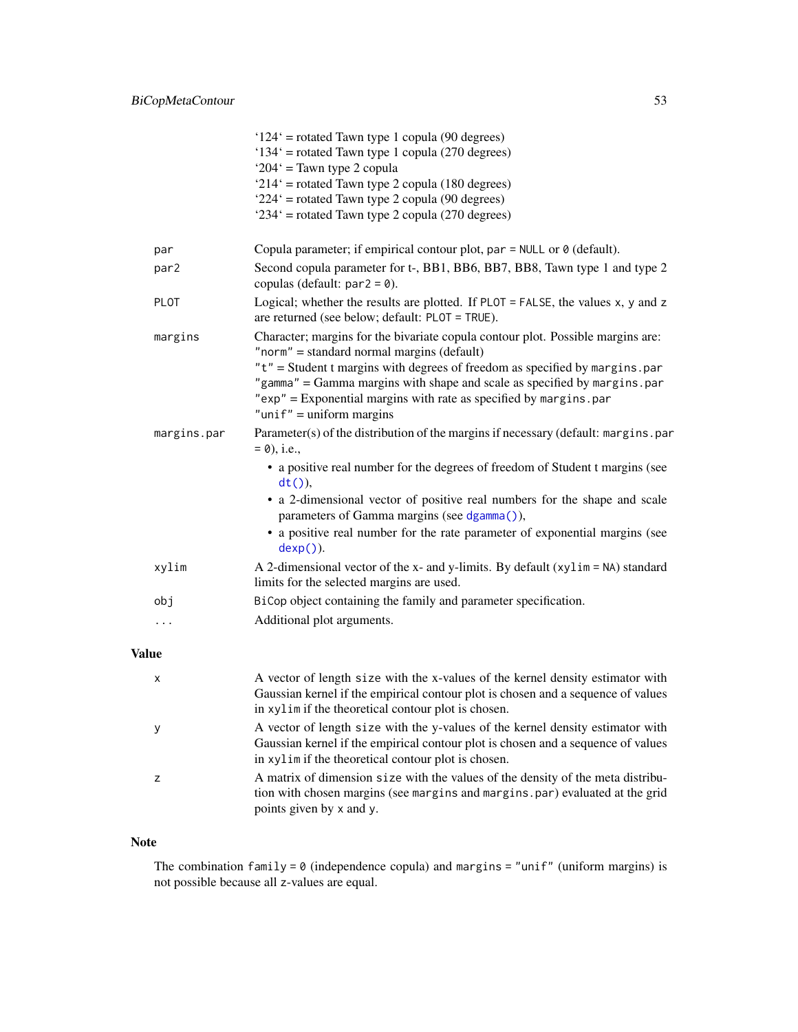'124' = rotated Tawn type 1 copula (90 degrees)
'134' = rotated Tawn type 1 copula (270 degrees)
'204' = Tawn type 2 copula
'214' = rotated Tawn type 2 copula (180 degrees)
'224' = rotated Tawn type 2 copula (90 degrees)
'234' = rotated Tawn type 2 copula (270 degrees)

`par` Copula parameter; if empirical contour plot, `par = NULL` or `0` (default).

`par2` Second copula parameter for t-, BB1, BB6, BB7, BB8, Tawn type 1 and type 2 copulas (default: `par2 = 0`).

`PLOT` Logical; whether the results are plotted. If `PLOT = FALSE`, the values `x`, `y` and `z` are returned (see below; default: `PLOT = TRUE`).

`margins` Character; margins for the bivariate copula contour plot. Possible margins are:
`"norm"` = standard normal margins (default)
`"t"` = Student t margins with degrees of freedom as specified by `margins.par`
`"gamma"` = Gamma margins with shape and scale as specified by `margins.par`
`"exp"` = Exponential margins with rate as specified by `margins.par`
`"unif"` = uniform margins

`margins.par` Parameter(s) of the distribution of the margins if necessary (default: `margins.par = 0`), i.e.,

- a positive real number for the degrees of freedom of Student t margins (see `dt()`),
- a 2-dimensional vector of positive real numbers for the shape and scale parameters of Gamma margins (see `dgamma()`),
- a positive real number for the rate parameter of exponential margins (see `dexp()`).

`xylim` A 2-dimensional vector of the x- and y-limits. By default (`xylim = NA`) standard limits for the selected margins are used.

`obj` `BiCop` object containing the family and parameter specification.

`...` Additional plot arguments.

## Value

`x` A vector of length `size` with the x-values of the kernel density estimator with Gaussian kernel if the empirical contour plot is chosen and a sequence of values in `xylim` if the theoretical contour plot is chosen.

`y` A vector of length `size` with the y-values of the kernel density estimator with Gaussian kernel if the empirical contour plot is chosen and a sequence of values in `xylim` if the theoretical contour plot is chosen.

`z` A matrix of dimension `size` with the values of the density of the meta distribution with chosen margins (see `margins` and `margins.par`) evaluated at the grid points given by `x` and `y`.

## Note

The combination `family = 0` (independence copula) and `margins = "unif"` (uniform margins) is not possible because all `z`-values are equal.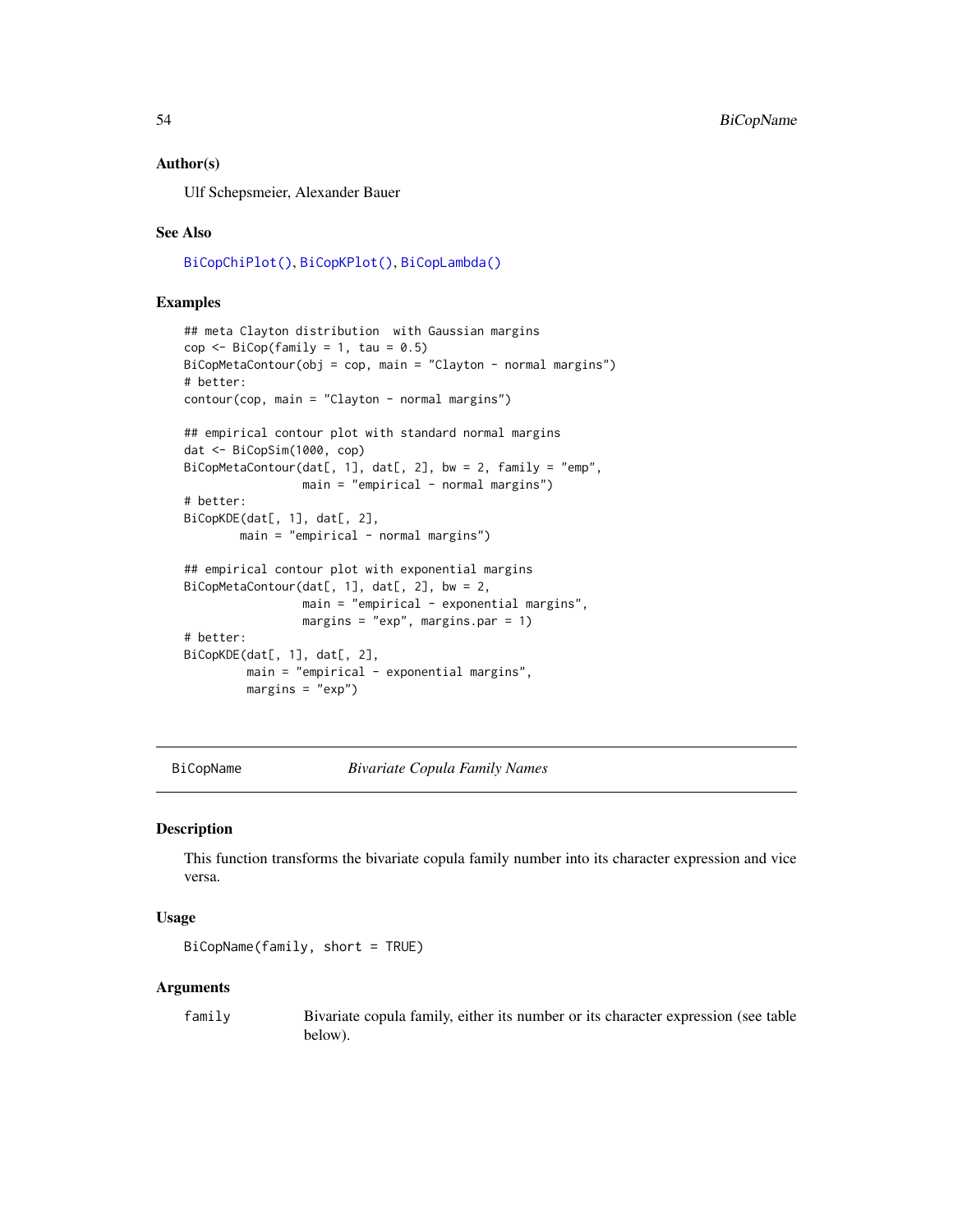### Author(s)

Ulf Schepsmeier, Alexander Bauer

### See Also

BiCopChiPlot(), BiCopKPlot(), BiCopLambda()

### Examples

```
## meta Clayton distribution  with Gaussian margins
cop <- BiCop(family = 1, tau = 0.5)
BiCopMetaContour(obj = cop, main = "Clayton - normal margins")
# better:
contour(cop, main = "Clayton - normal margins")

## empirical contour plot with standard normal margins
dat <- BiCopSim(1000, cop)
BiCopMetaContour(dat[, 1], dat[, 2], bw = 2, family = "emp",
                 main = "empirical - normal margins")
# better:
BiCopKDE(dat[, 1], dat[, 2],
        main = "empirical - normal margins")

## empirical contour plot with exponential margins
BiCopMetaContour(dat[, 1], dat[, 2], bw = 2,
                 main = "empirical - exponential margins",
                 margins = "exp", margins.par = 1)
# better:
BiCopKDE(dat[, 1], dat[, 2],
         main = "empirical - exponential margins",
         margins = "exp")
```

---

## BiCopName — *Bivariate Copula Family Names*

### Description

This function transforms the bivariate copula family number into its character expression and vice versa.

### Usage

```
BiCopName(family, short = TRUE)
```

### Arguments

| | |
|---|---|
| family | Bivariate copula family, either its number or its character expression (see table below). |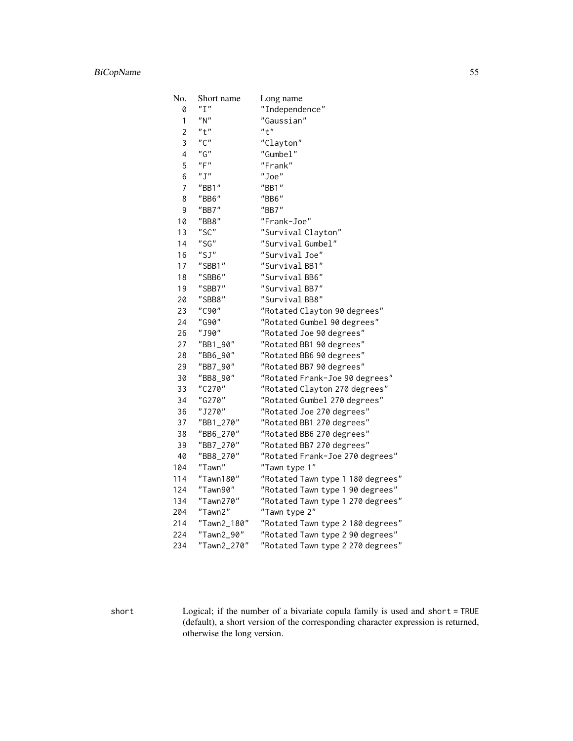| No. | Short name | Long name |
|---|---|---|
| 0 | "I" | "Independence" |
| 1 | "N" | "Gaussian" |
| 2 | "t" | "t" |
| 3 | "C" | "Clayton" |
| 4 | "G" | "Gumbel" |
| 5 | "F" | "Frank" |
| 6 | "J" | "Joe" |
| 7 | "BB1" | "BB1" |
| 8 | "BB6" | "BB6" |
| 9 | "BB7" | "BB7" |
| 10 | "BB8" | "Frank-Joe" |
| 13 | "SC" | "Survival Clayton" |
| 14 | "SG" | "Survival Gumbel" |
| 16 | "SJ" | "Survival Joe" |
| 17 | "SBB1" | "Survival BB1" |
| 18 | "SBB6" | "Survival BB6" |
| 19 | "SBB7" | "Survival BB7" |
| 20 | "SBB8" | "Survival BB8" |
| 23 | "C90" | "Rotated Clayton 90 degrees" |
| 24 | "G90" | "Rotated Gumbel 90 degrees" |
| 26 | "J90" | "Rotated Joe 90 degrees" |
| 27 | "BB1_90" | "Rotated BB1 90 degrees" |
| 28 | "BB6_90" | "Rotated BB6 90 degrees" |
| 29 | "BB7_90" | "Rotated BB7 90 degrees" |
| 30 | "BB8_90" | "Rotated Frank-Joe 90 degrees" |
| 33 | "C270" | "Rotated Clayton 270 degrees" |
| 34 | "G270" | "Rotated Gumbel 270 degrees" |
| 36 | "J270" | "Rotated Joe 270 degrees" |
| 37 | "BB1_270" | "Rotated BB1 270 degrees" |
| 38 | "BB6_270" | "Rotated BB6 270 degrees" |
| 39 | "BB7_270" | "Rotated BB7 270 degrees" |
| 40 | "BB8_270" | "Rotated Frank-Joe 270 degrees" |
| 104 | "Tawn" | "Tawn type 1" |
| 114 | "Tawn180" | "Rotated Tawn type 1 180 degrees" |
| 124 | "Tawn90" | "Rotated Tawn type 1 90 degrees" |
| 134 | "Tawn270" | "Rotated Tawn type 1 270 degrees" |
| 204 | "Tawn2" | "Tawn type 2" |
| 214 | "Tawn2_180" | "Rotated Tawn type 2 180 degrees" |
| 224 | "Tawn2_90" | "Rotated Tawn type 2 90 degrees" |
| 234 | "Tawn2_270" | "Rotated Tawn type 2 270 degrees" |

`short` Logical; if the number of a bivariate copula family is used and `short = TRUE` (default), a short version of the corresponding character expression is returned, otherwise the long version.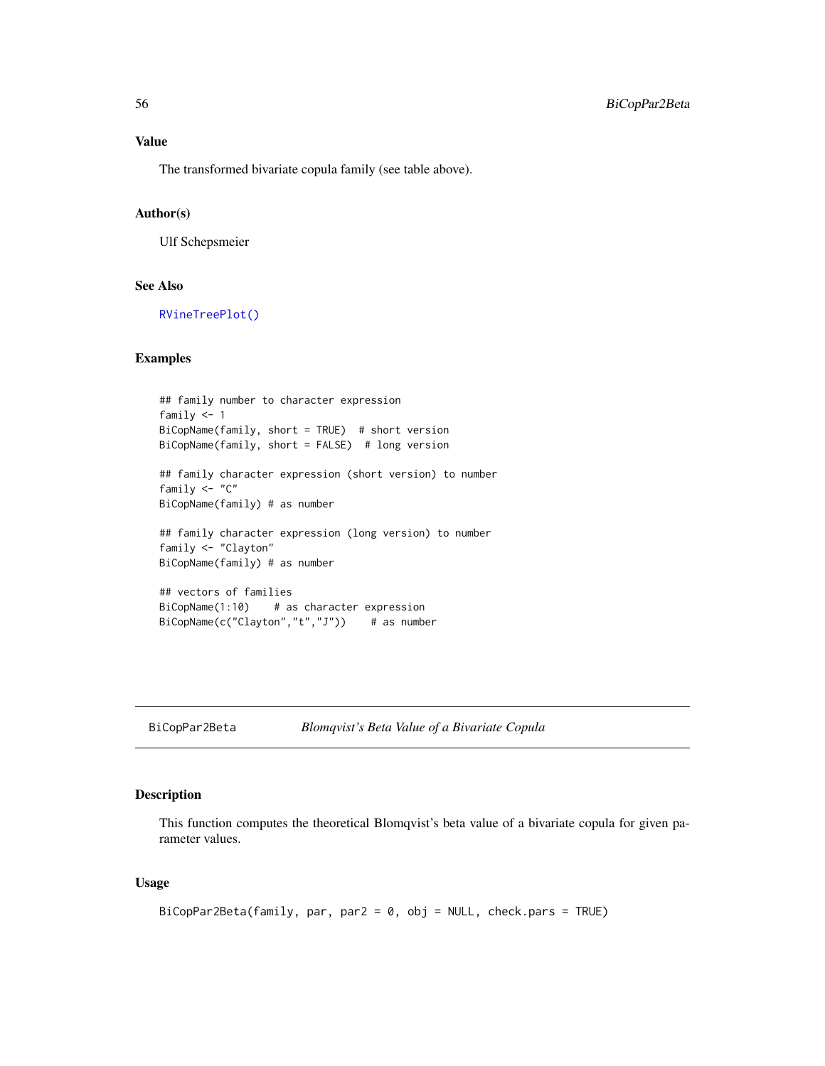## Value

The transformed bivariate copula family (see table above).

## Author(s)

Ulf Schepsmeier

## See Also

RVineTreePlot()

## Examples

```
## family number to character expression
family <- 1
BiCopName(family, short = TRUE)  # short version
BiCopName(family, short = FALSE)  # long version

## family character expression (short version) to number
family <- "C"
BiCopName(family) # as number

## family character expression (long version) to number
family <- "Clayton"
BiCopName(family) # as number

## vectors of families
BiCopName(1:10)    # as character expression
BiCopName(c("Clayton","t","J"))    # as number
```

---

# BiCopPar2Beta *Blomqvist's Beta Value of a Bivariate Copula*

## Description

This function computes the theoretical Blomqvist's beta value of a bivariate copula for given parameter values.

## Usage

```
BiCopPar2Beta(family, par, par2 = 0, obj = NULL, check.pars = TRUE)
```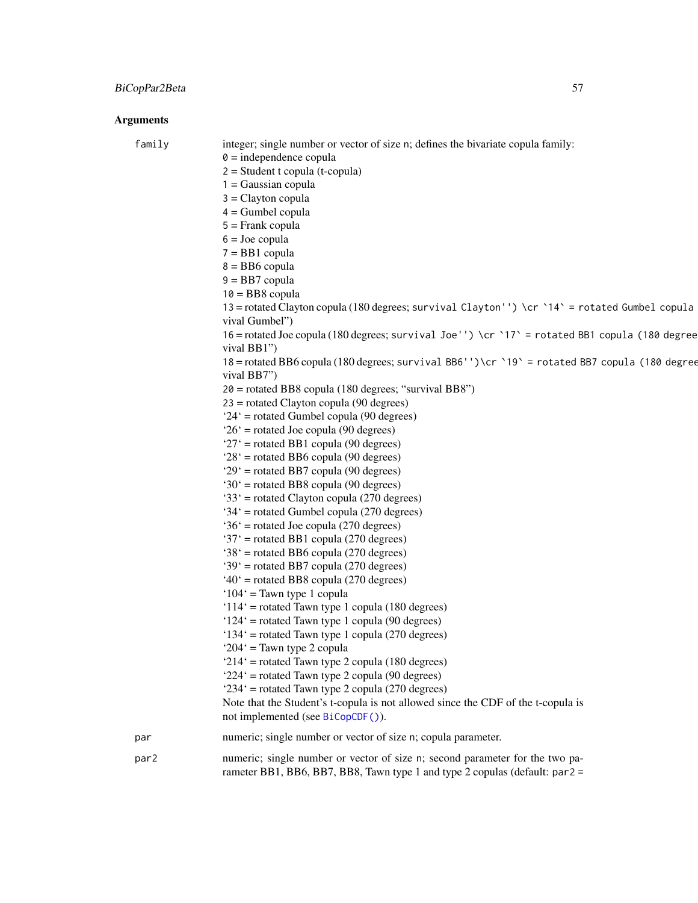## Arguments

family
: integer; single number or vector of size n; defines the bivariate copula family:
0 = independence copula
2 = Student t copula (t-copula)
1 = Gaussian copula
3 = Clayton copula
4 = Gumbel copula
5 = Frank copula
6 = Joe copula
7 = BB1 copula
8 = BB6 copula
9 = BB7 copula
10 = BB8 copula
13 = rotated Clayton copula (180 degrees; survival Clayton'') \cr `14` = rotated Gumbel copula vival Gumbel")
16 = rotated Joe copula (180 degrees; survival Joe'') \cr `17` = rotated BB1 copula (180 degree vival BB1")
18 = rotated BB6 copula (180 degrees; survival BB6'')\cr `19` = rotated BB7 copula (180 degree vival BB7")
20 = rotated BB8 copula (180 degrees; "survival BB8")
23 = rotated Clayton copula (90 degrees)
'24' = rotated Gumbel copula (90 degrees)
'26' = rotated Joe copula (90 degrees)
'27' = rotated BB1 copula (90 degrees)
'28' = rotated BB6 copula (90 degrees)
'29' = rotated BB7 copula (90 degrees)
'30' = rotated BB8 copula (90 degrees)
'33' = rotated Clayton copula (270 degrees)
'34' = rotated Gumbel copula (270 degrees)
'36' = rotated Joe copula (270 degrees)
'37' = rotated BB1 copula (270 degrees)
'38' = rotated BB6 copula (270 degrees)
'39' = rotated BB7 copula (270 degrees)
'40' = rotated BB8 copula (270 degrees)
'104' = Tawn type 1 copula
'114' = rotated Tawn type 1 copula (180 degrees)
'124' = rotated Tawn type 1 copula (90 degrees)
'134' = rotated Tawn type 1 copula (270 degrees)
'204' = Tawn type 2 copula
'214' = rotated Tawn type 2 copula (180 degrees)
'224' = rotated Tawn type 2 copula (90 degrees)
'234' = rotated Tawn type 2 copula (270 degrees)
Note that the Student's t-copula is not allowed since the CDF of the t-copula is not implemented (see BiCopCDF()).

par
: numeric; single number or vector of size n; copula parameter.

par2
: numeric; single number or vector of size n; second parameter for the two parameter BB1, BB6, BB7, BB8, Tawn type 1 and type 2 copulas (default: par2 =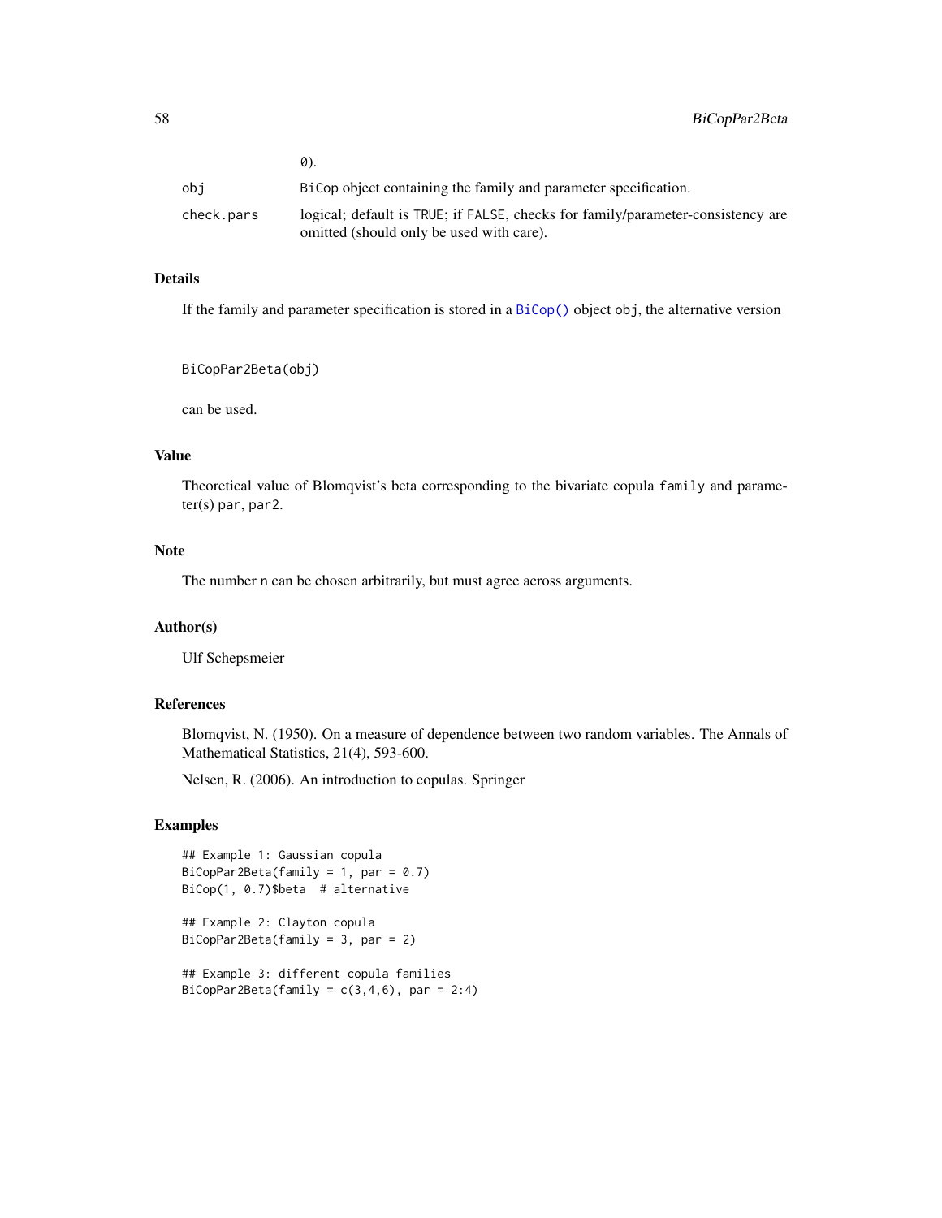| | |
|---|---|
| | 0). |
| `obj` | `BiCop` object containing the family and parameter specification. |
| `check.pars` | logical; default is `TRUE`; if `FALSE`, checks for family/parameter-consistency are omitted (should only be used with care). |

## Details

If the family and parameter specification is stored in a `BiCop()` object `obj`, the alternative version

```
BiCopPar2Beta(obj)
```

can be used.

## Value

Theoretical value of Blomqvist's beta corresponding to the bivariate copula `family` and parameter(s) `par`, `par2`.

## Note

The number `n` can be chosen arbitrarily, but must agree across arguments.

## Author(s)

Ulf Schepsmeier

## References

Blomqvist, N. (1950). On a measure of dependence between two random variables. The Annals of Mathematical Statistics, 21(4), 593-600.

Nelsen, R. (2006). An introduction to copulas. Springer

## Examples

```
## Example 1: Gaussian copula
BiCopPar2Beta(family = 1, par = 0.7)
BiCop(1, 0.7)$beta  # alternative

## Example 2: Clayton copula
BiCopPar2Beta(family = 3, par = 2)

## Example 3: different copula families
BiCopPar2Beta(family = c(3,4,6), par = 2:4)
```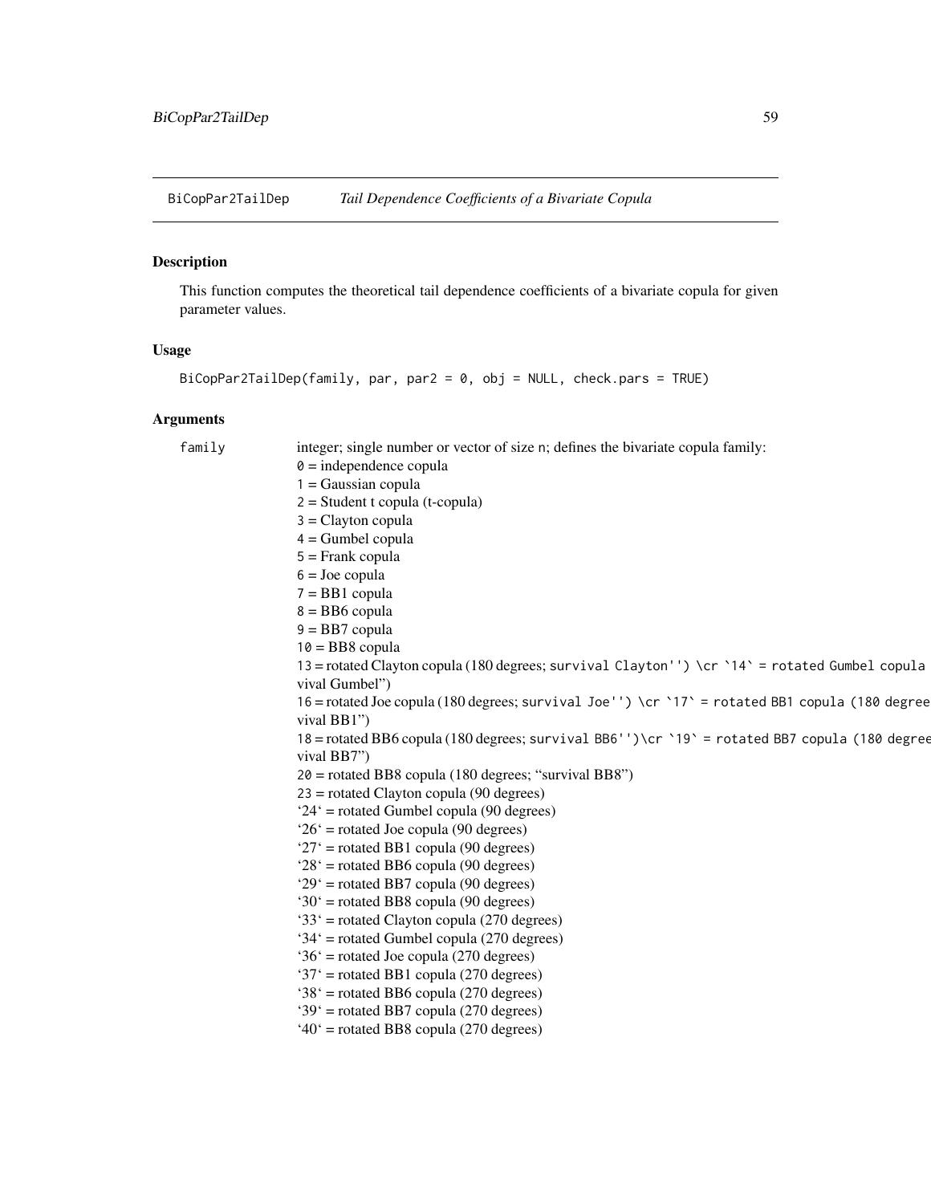## BiCopPar2TailDep *Tail Dependence Coefficients of a Bivariate Copula*

### Description

This function computes the theoretical tail dependence coefficients of a bivariate copula for given parameter values.

### Usage

```
BiCopPar2TailDep(family, par, par2 = 0, obj = NULL, check.pars = TRUE)
```

### Arguments

`family` integer; single number or vector of size n; defines the bivariate copula family:
`0` = independence copula
`1` = Gaussian copula
`2` = Student t copula (t-copula)
`3` = Clayton copula
`4` = Gumbel copula
`5` = Frank copula
`6` = Joe copula
`7` = BB1 copula
`8` = BB6 copula
`9` = BB7 copula
`10` = BB8 copula
`13` = rotated Clayton copula (180 degrees; `survival Clayton'') \cr `14` = rotated Gumbel copula` vival Gumbel")
`16` = rotated Joe copula (180 degrees; `survival Joe'') \cr `17` = rotated BB1 copula (180 degree` vival BB1")
`18` = rotated BB6 copula (180 degrees; `survival BB6'')\cr `19` = rotated BB7 copula (180 degree` vival BB7")
`20` = rotated BB8 copula (180 degrees; "survival BB8")
`23` = rotated Clayton copula (90 degrees)
'24' = rotated Gumbel copula (90 degrees)
'26' = rotated Joe copula (90 degrees)
'27' = rotated BB1 copula (90 degrees)
'28' = rotated BB6 copula (90 degrees)
'29' = rotated BB7 copula (90 degrees)
'30' = rotated BB8 copula (90 degrees)
'33' = rotated Clayton copula (270 degrees)
'34' = rotated Gumbel copula (270 degrees)
'36' = rotated Joe copula (270 degrees)
'37' = rotated BB1 copula (270 degrees)
'38' = rotated BB6 copula (270 degrees)
'39' = rotated BB7 copula (270 degrees)
'40' = rotated BB8 copula (270 degrees)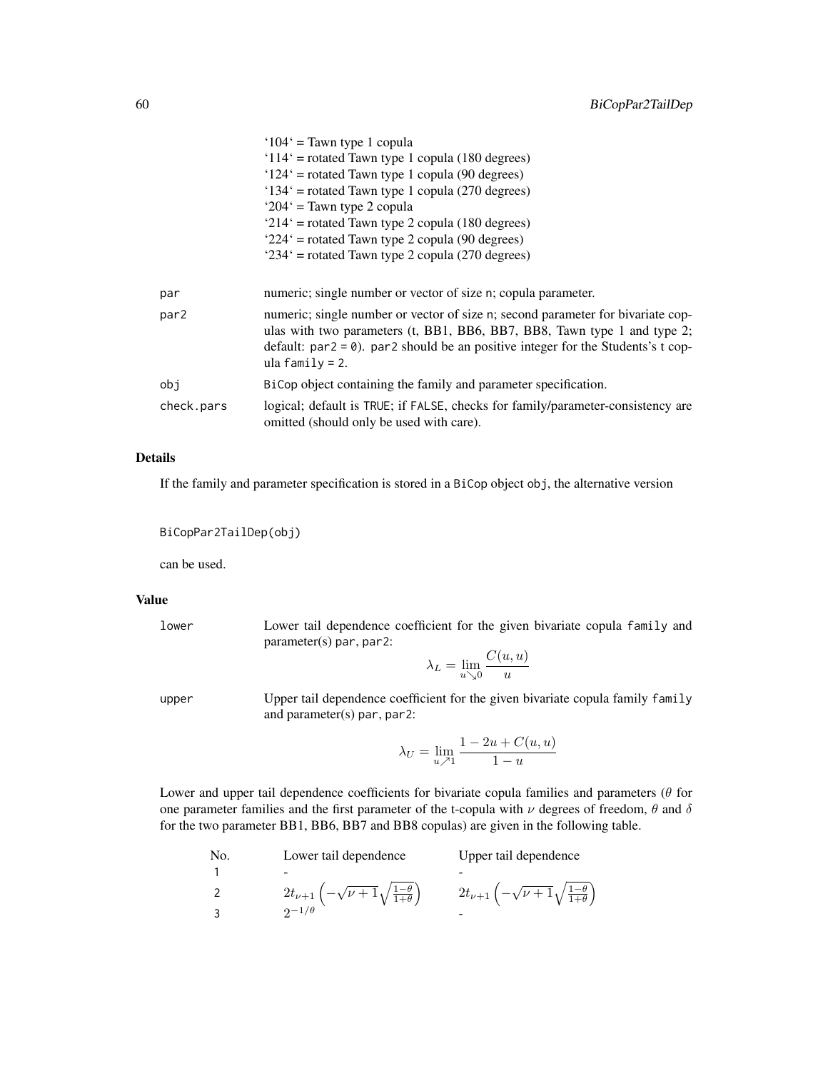'104' = Tawn type 1 copula
'114' = rotated Tawn type 1 copula (180 degrees)
'124' = rotated Tawn type 1 copula (90 degrees)
'134' = rotated Tawn type 1 copula (270 degrees)
'204' = Tawn type 2 copula
'214' = rotated Tawn type 2 copula (180 degrees)
'224' = rotated Tawn type 2 copula (90 degrees)
'234' = rotated Tawn type 2 copula (270 degrees)

| | |
|---|---|
| par | numeric; single number or vector of size n; copula parameter. |
| par2 | numeric; single number or vector of size n; second parameter for bivariate copulas with two parameters (t, BB1, BB6, BB7, BB8, Tawn type 1 and type 2; default: par2 = 0). par2 should be an positive integer for the Students's t copula family = 2. |
| obj | BiCop object containing the family and parameter specification. |
| check.pars | logical; default is TRUE; if FALSE, checks for family/parameter-consistency are omitted (should only be used with care). |

## Details

If the family and parameter specification is stored in a BiCop object obj, the alternative version

```
BiCopPar2TailDep(obj)
```

can be used.

## Value

lower Lower tail dependence coefficient for the given bivariate copula family and parameter(s) par, par2:

$$\lambda_L = \lim_{u \searrow 0} \frac{C(u,u)}{u}$$

upper Upper tail dependence coefficient for the given bivariate copula family family and parameter(s) par, par2:

$$\lambda_U = \lim_{u \nearrow 1} \frac{1 - 2u + C(u,u)}{1 - u}$$

Lower and upper tail dependence coefficients for bivariate copula families and parameters ($\theta$ for one parameter families and the first parameter of the t-copula with $\nu$ degrees of freedom, $\theta$ and $\delta$ for the two parameter BB1, BB6, BB7 and BB8 copulas) are given in the following table.

| No. | Lower tail dependence | Upper tail dependence |
|---|---|---|
| 1 | - | - |
| 2 | $2t_{\nu+1}\left(-\sqrt{\nu+1}\sqrt{\frac{1-\theta}{1+\theta}}\right)$ | $2t_{\nu+1}\left(-\sqrt{\nu+1}\sqrt{\frac{1-\theta}{1+\theta}}\right)$ |
| 3 | $2^{-1/\theta}$ | - |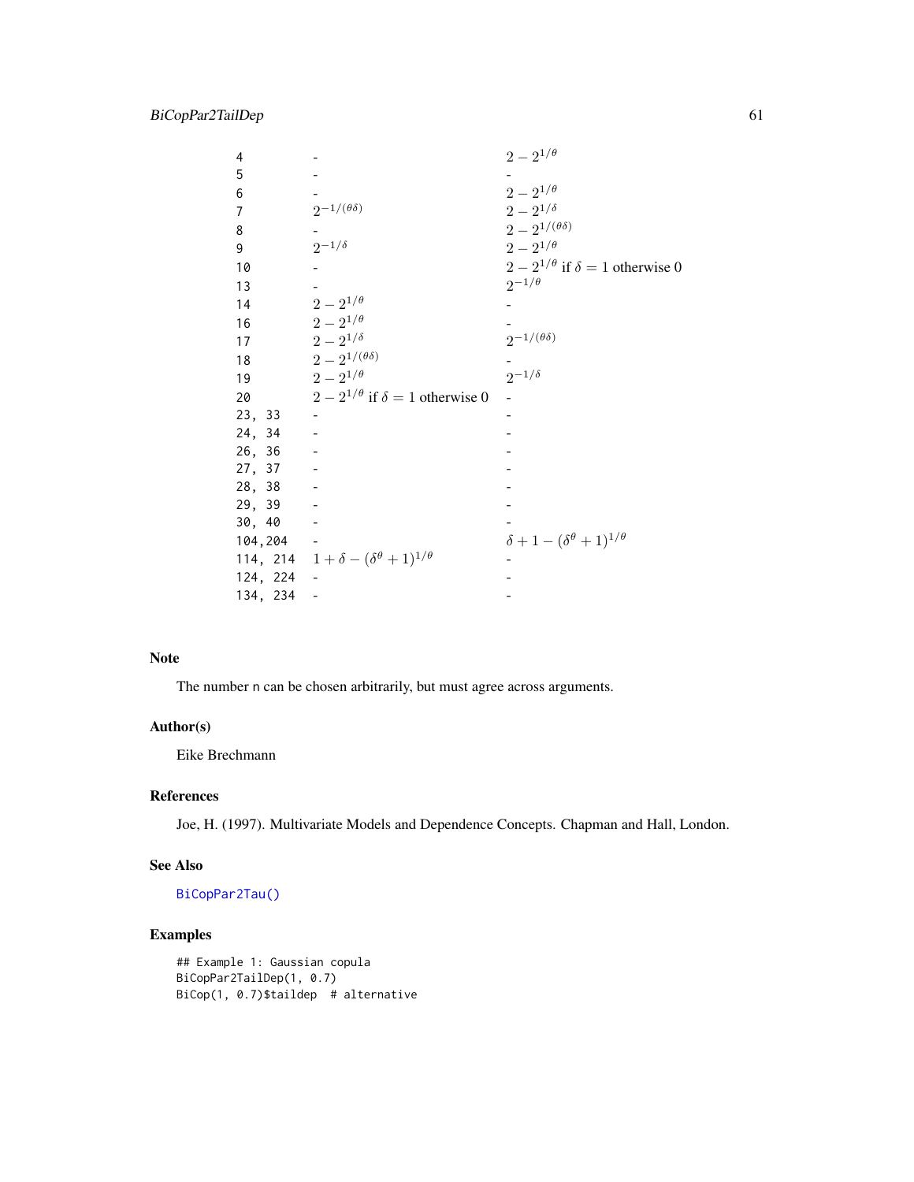| | | |
|---|---|---|
| 4 | - | $2 - 2^{1/\theta}$ |
| 5 | - | - |
| 6 | - | $2 - 2^{1/\theta}$ |
| 7 | $2^{-1/(\theta\delta)}$ | $2 - 2^{1/\delta}$ |
| 8 | - | $2 - 2^{1/(\theta\delta)}$ |
| 9 | $2^{-1/\delta}$ | $2 - 2^{1/\theta}$ |
| 10 | - | $2 - 2^{1/\theta}$ if $\delta = 1$ otherwise 0 |
| 13 | - | $2^{-1/\theta}$ |
| 14 | $2 - 2^{1/\theta}$ | - |
| 16 | $2 - 2^{1/\theta}$ | - |
| 17 | $2 - 2^{1/\delta}$ | $2^{-1/(\theta\delta)}$ |
| 18 | $2 - 2^{1/(\theta\delta)}$ | - |
| 19 | $2 - 2^{1/\theta}$ | $2^{-1/\delta}$ |
| 20 | $2 - 2^{1/\theta}$ if $\delta = 1$ otherwise 0 | - |
| 23, 33 | - | - |
| 24, 34 | - | - |
| 26, 36 | - | - |
| 27, 37 | - | - |
| 28, 38 | - | - |
| 29, 39 | - | - |
| 30, 40 | - | - |
| 104,204 | - | $\delta + 1 - (\delta^\theta + 1)^{1/\theta}$ |
| 114, 214 | $1 + \delta - (\delta^\theta + 1)^{1/\theta}$ | - |
| 124, 224 | - | - |
| 134, 234 | - | - |

## Note

The number n can be chosen arbitrarily, but must agree across arguments.

## Author(s)

Eike Brechmann

## References

Joe, H. (1997). Multivariate Models and Dependence Concepts. Chapman and Hall, London.

## See Also

BiCopPar2Tau()

## Examples

```
## Example 1: Gaussian copula
BiCopPar2TailDep(1, 0.7)
BiCop(1, 0.7)$taildep  # alternative
```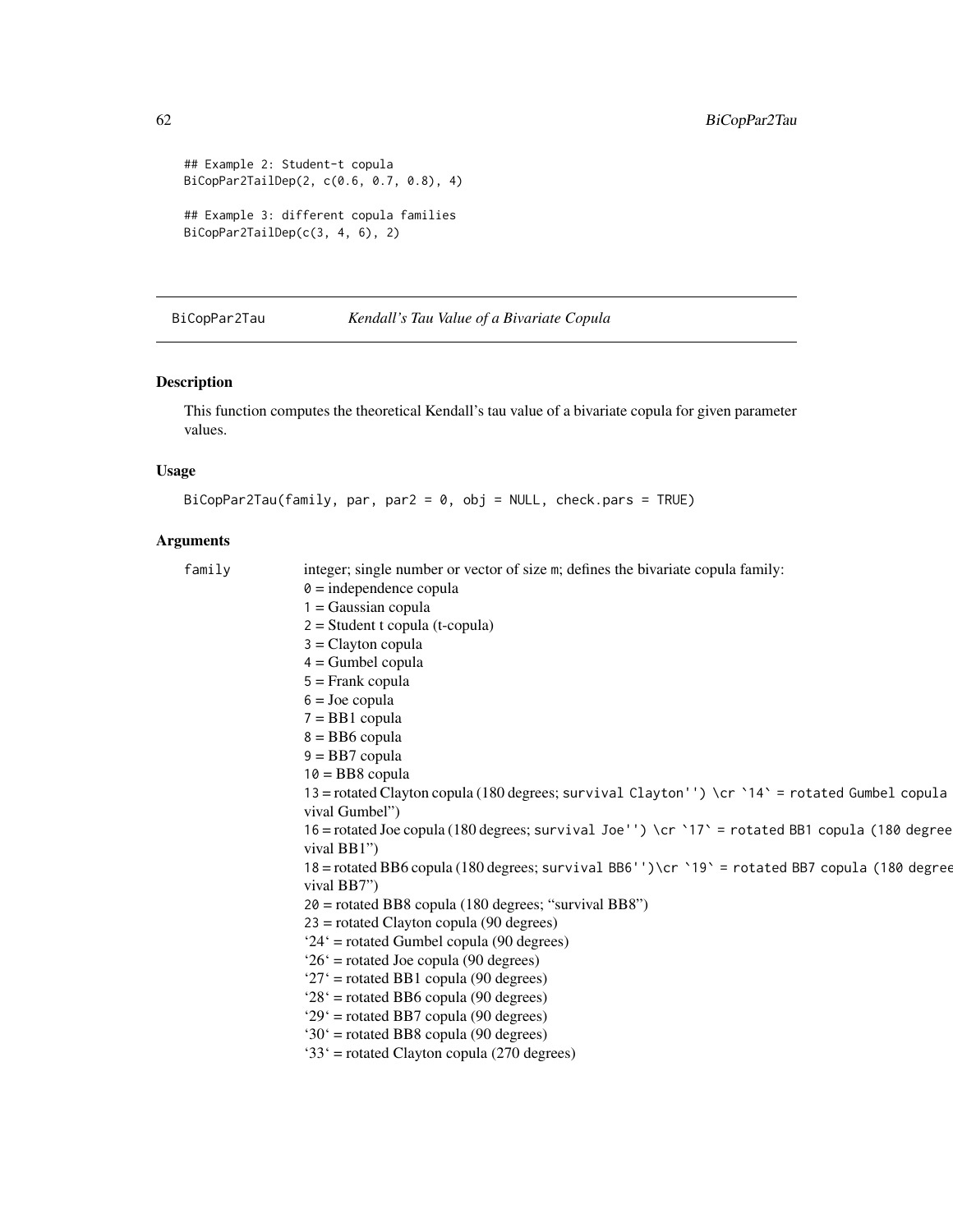```
## Example 2: Student-t copula
BiCopPar2TailDep(2, c(0.6, 0.7, 0.8), 4)

## Example 3: different copula families
BiCopPar2TailDep(c(3, 4, 6), 2)
```

## BiCopPar2Tau — *Kendall's Tau Value of a Bivariate Copula*

### Description

This function computes the theoretical Kendall's tau value of a bivariate copula for given parameter values.

### Usage

```
BiCopPar2Tau(family, par, par2 = 0, obj = NULL, check.pars = TRUE)
```

### Arguments

family — integer; single number or vector of size m; defines the bivariate copula family:
0 = independence copula
1 = Gaussian copula
2 = Student t copula (t-copula)
3 = Clayton copula
4 = Gumbel copula
5 = Frank copula
6 = Joe copula
7 = BB1 copula
8 = BB6 copula
9 = BB7 copula
10 = BB8 copula
13 = rotated Clayton copula (180 degrees; survival Clayton'') \cr `14` = rotated Gumbel copula vival Gumbel")
16 = rotated Joe copula (180 degrees; survival Joe'') \cr `17` = rotated BB1 copula (180 degree vival BB1")
18 = rotated BB6 copula (180 degrees; survival BB6'')\cr `19` = rotated BB7 copula (180 degree vival BB7")
20 = rotated BB8 copula (180 degrees; "survival BB8")
23 = rotated Clayton copula (90 degrees)
'24' = rotated Gumbel copula (90 degrees)
'26' = rotated Joe copula (90 degrees)
'27' = rotated BB1 copula (90 degrees)
'28' = rotated BB6 copula (90 degrees)
'29' = rotated BB7 copula (90 degrees)
'30' = rotated BB8 copula (90 degrees)
'33' = rotated Clayton copula (270 degrees)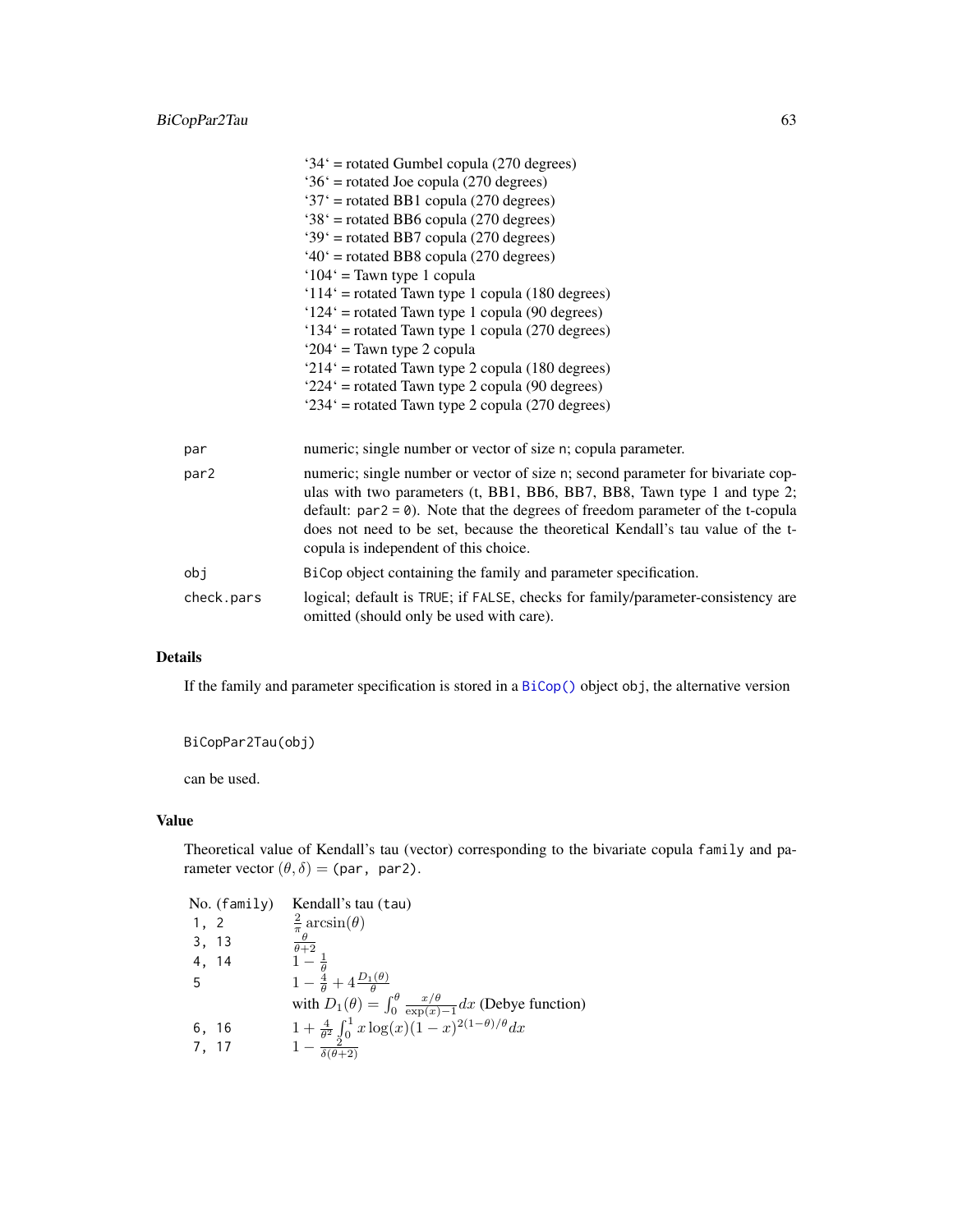`34` = rotated Gumbel copula (270 degrees)
`36` = rotated Joe copula (270 degrees)
`37` = rotated BB1 copula (270 degrees)
`38` = rotated BB6 copula (270 degrees)
`39` = rotated BB7 copula (270 degrees)
`40` = rotated BB8 copula (270 degrees)
`104` = Tawn type 1 copula
`114` = rotated Tawn type 1 copula (180 degrees)
`124` = rotated Tawn type 1 copula (90 degrees)
`134` = rotated Tawn type 1 copula (270 degrees)
`204` = Tawn type 2 copula
`214` = rotated Tawn type 2 copula (180 degrees)
`224` = rotated Tawn type 2 copula (90 degrees)
`234` = rotated Tawn type 2 copula (270 degrees)

| | |
|---|---|
| `par` | numeric; single number or vector of size `n`; copula parameter. |
| `par2` | numeric; single number or vector of size `n`; second parameter for bivariate copulas with two parameters (t, BB1, BB6, BB7, BB8, Tawn type 1 and type 2; default: `par2 = 0`). Note that the degrees of freedom parameter of the t-copula does not need to be set, because the theoretical Kendall's tau value of the t-copula is independent of this choice. |
| `obj` | `BiCop` object containing the family and parameter specification. |
| `check.pars` | logical; default is `TRUE`; if `FALSE`, checks for family/parameter-consistency are omitted (should only be used with care). |

## Details

If the family and parameter specification is stored in a `BiCop()` object `obj`, the alternative version

```
BiCopPar2Tau(obj)
```

can be used.

## Value

Theoretical value of Kendall's tau (vector) corresponding to the bivariate copula `family` and parameter vector $(\theta, \delta) =$ (`par, par2`).

| No. (`family`) | Kendall's tau (`tau`) |
|---|---|
| `1, 2` | $\frac{2}{\pi}\arcsin(\theta)$ |
| `3, 13` | $\frac{\theta}{\theta+2}$ |
| `4, 14` | $1-\frac{1}{\theta}$ |
| `5` | $1-\frac{4}{\theta}+4\frac{D_1(\theta)}{\theta}$ |
| | with $D_1(\theta)=\int_0^\theta \frac{x/\theta}{\exp(x)-1}dx$ (Debye function) |
| `6, 16` | $1+\frac{4}{\theta^2}\int_0^1 x\log(x)(1-x)^{2(1-\theta)/\theta}dx$ |
| `7, 17` | $1-\frac{2}{\delta(\theta+2)}$ |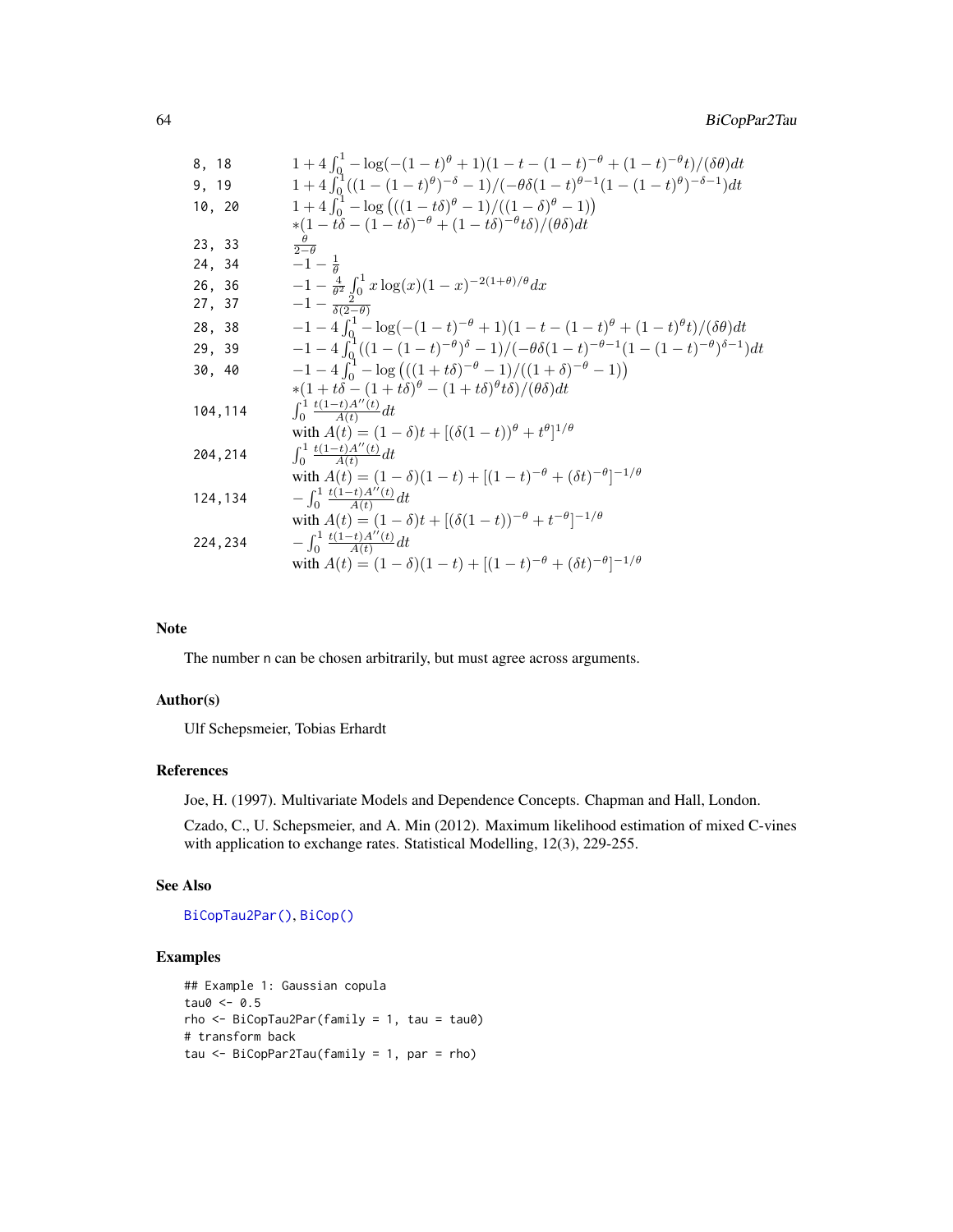| | |
|---|---|
| 8, 18 | $1+4\int_0^1 -\log(-(1-t)^\theta+1)(1-t-(1-t)^{-\theta}+(1-t)^{-\theta}t)/(\delta\theta)dt$ |
| 9, 19 | $1+4\int_0^1((1-(1-t)^\theta)^{-\delta}-1)/(-\theta\delta(1-t)^{\theta-1}(1-(1-t)^\theta)^{-\delta-1})dt$ |
| 10, 20 | $1+4\int_0^1 -\log\left(((1-t\delta)^\theta-1)/((1-\delta)^\theta-1)\right)$ $*(1-t\delta-(1-t\delta)^{-\theta}+(1-t\delta)^{-\theta}t\delta)/(\theta\delta)dt$ |
| 23, 33 | $\frac{\theta}{2-\theta}$ |
| 24, 34 | $-1-\frac{1}{\theta}$ |
| 26, 36 | $-1-\frac{4}{\theta^2}\int_0^1 x\log(x)(1-x)^{-2(1+\theta)/\theta}dx$ |
| 27, 37 | $-1-\frac{2}{\delta(2-\theta)}$ |
| 28, 38 | $-1-4\int_0^1 -\log(-(1-t)^{-\theta}+1)(1-t-(1-t)^{\theta}+(1-t)^{\theta}t)/(\delta\theta)dt$ |
| 29, 39 | $-1-4\int_0^1((1-(1-t)^{-\theta})^{\delta}-1)/(-\theta\delta(1-t)^{-\theta-1}(1-(1-t)^{-\theta})^{\delta-1})dt$ |
| 30, 40 | $-1-4\int_0^1 -\log\left(((1+t\delta)^{-\theta}-1)/((1+\delta)^{-\theta}-1)\right)$ $*(1+t\delta-(1+t\delta)^{\theta}-(1+t\delta)^{\theta}t\delta)/(\theta\delta)dt$ |
| 104,114 | $\int_0^1 \frac{t(1-t)A''(t)}{A(t)}dt$ with $A(t)=(1-\delta)t+[(\delta(1-t))^\theta+t^\theta]^{1/\theta}$ |
| 204,214 | $\int_0^1 \frac{t(1-t)A''(t)}{A(t)}dt$ with $A(t)=(1-\delta)(1-t)+[(1-t)^{-\theta}+(\delta t)^{-\theta}]^{-1/\theta}$ |
| 124,134 | $-\int_0^1 \frac{t(1-t)A''(t)}{A(t)}dt$ with $A(t)=(1-\delta)t+[(\delta(1-t))^{-\theta}+t^{-\theta}]^{-1/\theta}$ |
| 224,234 | $-\int_0^1 \frac{t(1-t)A''(t)}{A(t)}dt$ with $A(t)=(1-\delta)(1-t)+[(1-t)^{-\theta}+(\delta t)^{-\theta}]^{-1/\theta}$ |

## Note

The number n can be chosen arbitrarily, but must agree across arguments.

## Author(s)

Ulf Schepsmeier, Tobias Erhardt

## References

Joe, H. (1997). Multivariate Models and Dependence Concepts. Chapman and Hall, London.

Czado, C., U. Schepsmeier, and A. Min (2012). Maximum likelihood estimation of mixed C-vines with application to exchange rates. Statistical Modelling, 12(3), 229-255.

## See Also

BiCopTau2Par(), BiCop()

## Examples

```
## Example 1: Gaussian copula
tau0 <- 0.5
rho <- BiCopTau2Par(family = 1, tau = tau0)
# transform back
tau <- BiCopPar2Tau(family = 1, par = rho)
```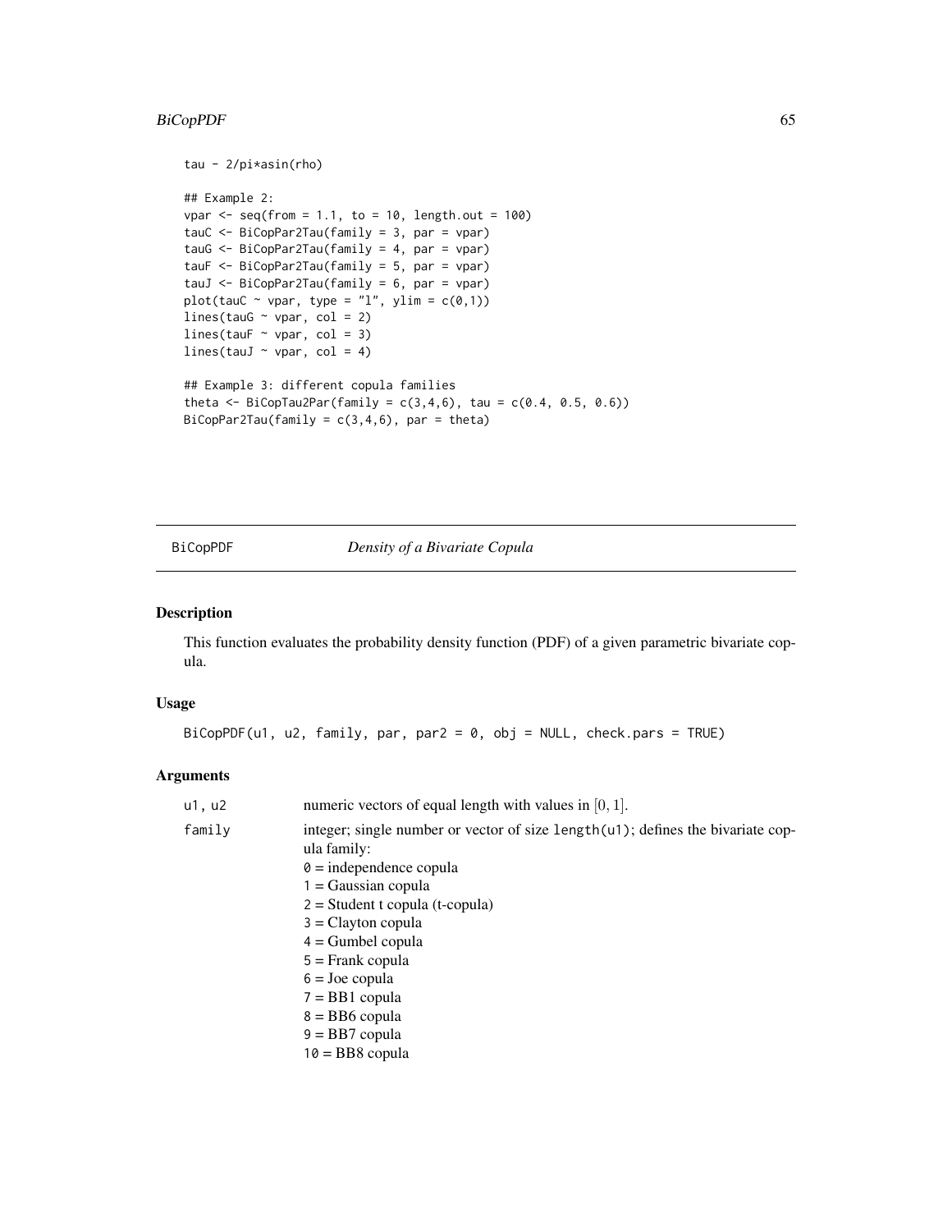```
tau - 2/pi*asin(rho)

## Example 2:
vpar <- seq(from = 1.1, to = 10, length.out = 100)
tauC <- BiCopPar2Tau(family = 3, par = vpar)
tauG <- BiCopPar2Tau(family = 4, par = vpar)
tauF <- BiCopPar2Tau(family = 5, par = vpar)
tauJ <- BiCopPar2Tau(family = 6, par = vpar)
plot(tauC ~ vpar, type = "l", ylim = c(0,1))
lines(tauG ~ vpar, col = 2)
lines(tauF ~ vpar, col = 3)
lines(tauJ ~ vpar, col = 4)

## Example 3: different copula families
theta <- BiCopTau2Par(family = c(3,4,6), tau = c(0.4, 0.5, 0.6))
BiCopPar2Tau(family = c(3,4,6), par = theta)
```

---

# BiCopPDF *Density of a Bivariate Copula*

## Description

This function evaluates the probability density function (PDF) of a given parametric bivariate copula.

## Usage

```
BiCopPDF(u1, u2, family, par, par2 = 0, obj = NULL, check.pars = TRUE)
```

## Arguments

`u1, u2` numeric vectors of equal length with values in $[0, 1]$.

`family` integer; single number or vector of size `length(u1)`; defines the bivariate copula family:
`0` = independence copula
`1` = Gaussian copula
`2` = Student t copula (t-copula)
`3` = Clayton copula
`4` = Gumbel copula
`5` = Frank copula
`6` = Joe copula
`7` = BB1 copula
`8` = BB6 copula
`9` = BB7 copula
`10` = BB8 copula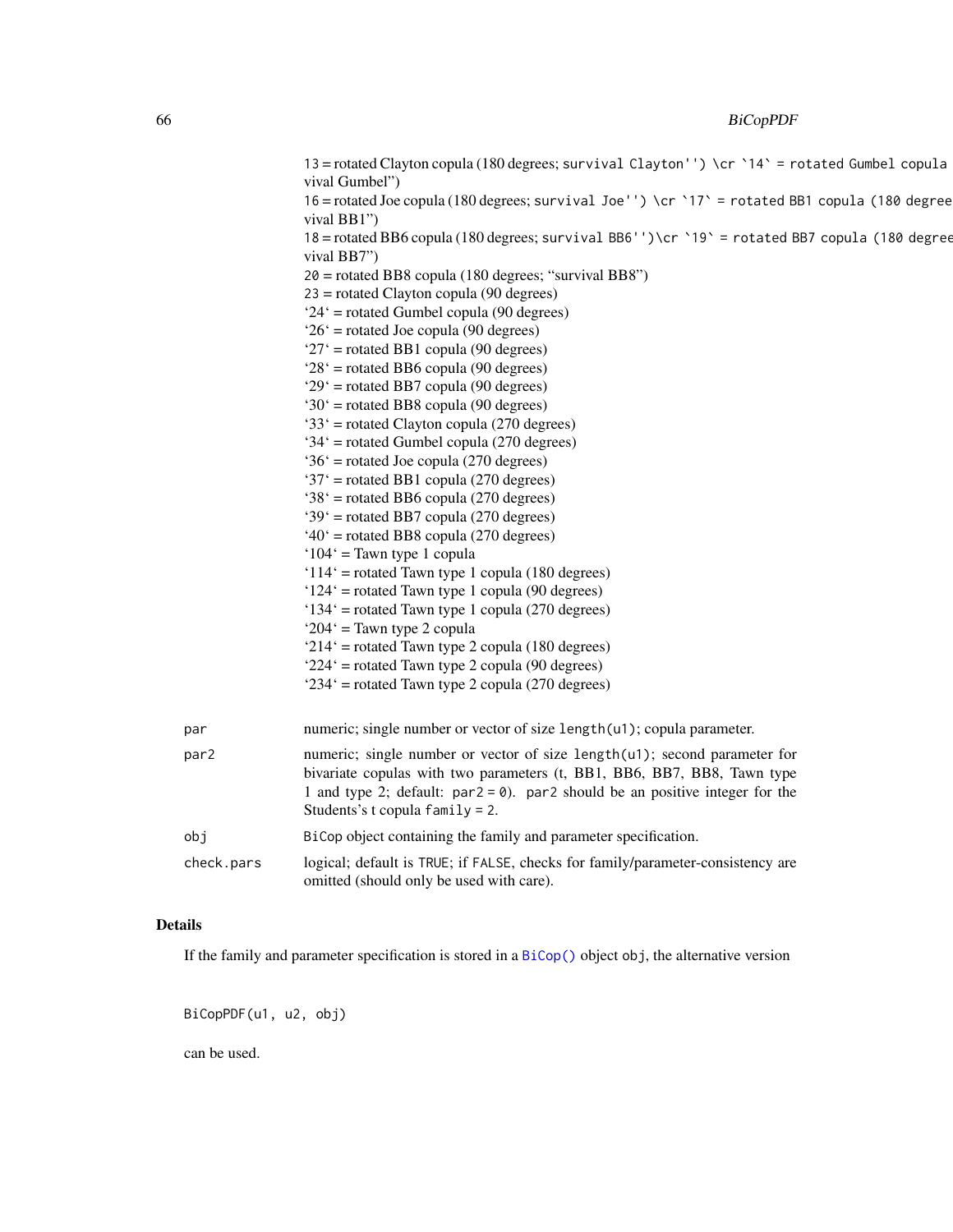13 = rotated Clayton copula (180 degrees; `survival Clayton'') \cr `14` = rotated Gumbel copula vival Gumbel")
16 = rotated Joe copula (180 degrees; `survival Joe'') \cr `17` = rotated BB1 copula (180 degree vival BB1")
18 = rotated BB6 copula (180 degrees; `survival BB6'')\cr `19` = rotated BB7 copula (180 degree vival BB7")
20 = rotated BB8 copula (180 degrees; "survival BB8")
23 = rotated Clayton copula (90 degrees)
'24' = rotated Gumbel copula (90 degrees)
'26' = rotated Joe copula (90 degrees)
'27' = rotated BB1 copula (90 degrees)
'28' = rotated BB6 copula (90 degrees)
'29' = rotated BB7 copula (90 degrees)
'30' = rotated BB8 copula (90 degrees)
'33' = rotated Clayton copula (270 degrees)
'34' = rotated Gumbel copula (270 degrees)
'36' = rotated Joe copula (270 degrees)
'37' = rotated BB1 copula (270 degrees)
'38' = rotated BB6 copula (270 degrees)
'39' = rotated BB7 copula (270 degrees)
'40' = rotated BB8 copula (270 degrees)
'104' = Tawn type 1 copula
'114' = rotated Tawn type 1 copula (180 degrees)
'124' = rotated Tawn type 1 copula (90 degrees)
'134' = rotated Tawn type 1 copula (270 degrees)
'204' = Tawn type 2 copula
'214' = rotated Tawn type 2 copula (180 degrees)
'224' = rotated Tawn type 2 copula (90 degrees)
'234' = rotated Tawn type 2 copula (270 degrees)

`par` numeric; single number or vector of size `length(u1)`; copula parameter.

`par2` numeric; single number or vector of size `length(u1)`; second parameter for bivariate copulas with two parameters (t, BB1, BB6, BB7, BB8, Tawn type 1 and type 2; default: `par2 = 0`). `par2` should be an positive integer for the Students's t copula `family = 2`.

`obj` `BiCop` object containing the family and parameter specification.

`check.pars` logical; default is `TRUE`; if `FALSE`, checks for family/parameter-consistency are omitted (should only be used with care).

## Details

If the family and parameter specification is stored in a `BiCop()` object `obj`, the alternative version

```
BiCopPDF(u1, u2, obj)
```

can be used.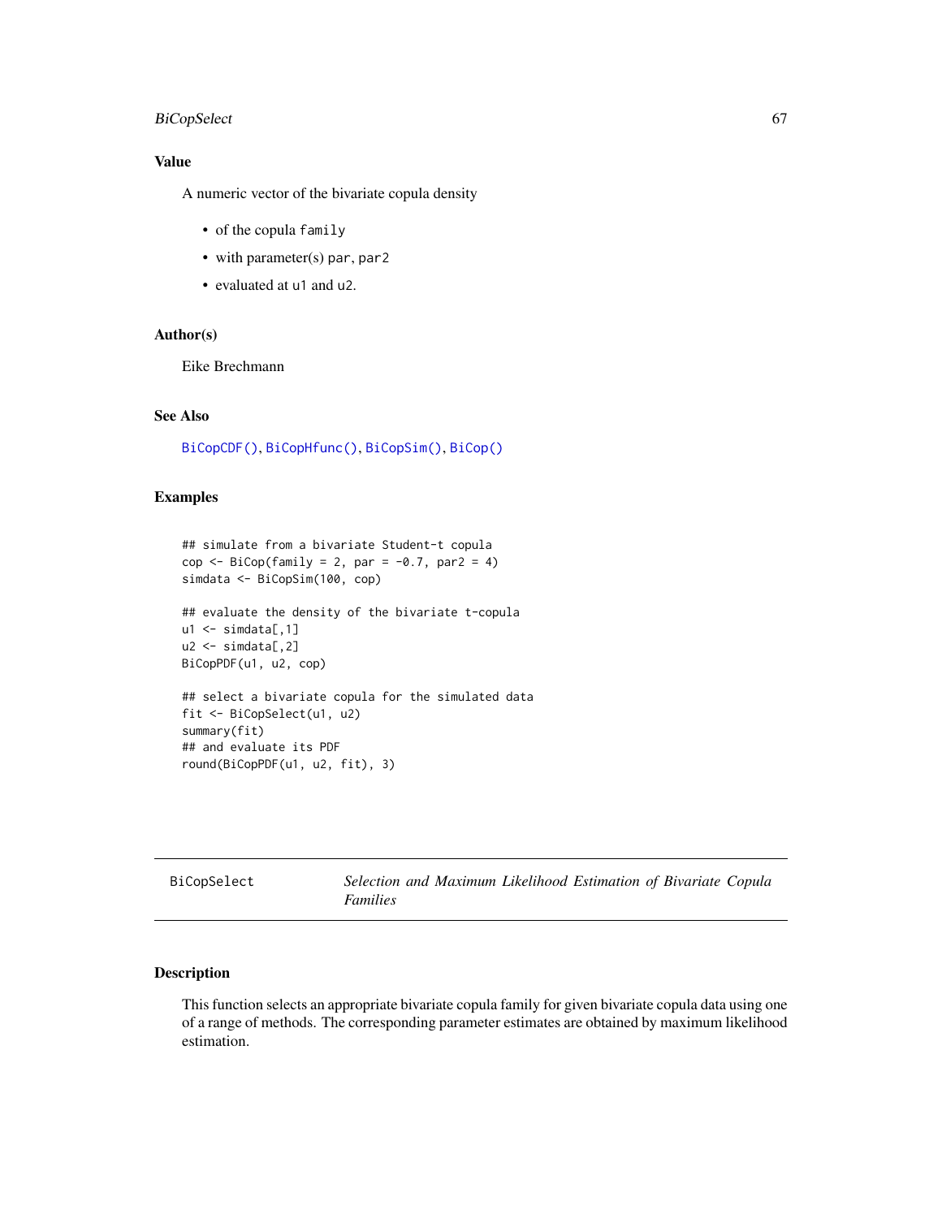### Value

A numeric vector of the bivariate copula density

- of the copula `family`
- with parameter(s) `par`, `par2`
- evaluated at `u1` and `u2`.

### Author(s)

Eike Brechmann

### See Also

`BiCopCDF()`, `BiCopHfunc()`, `BiCopSim()`, `BiCop()`

### Examples

```
## simulate from a bivariate Student-t copula
cop <- BiCop(family = 2, par = -0.7, par2 = 4)
simdata <- BiCopSim(100, cop)

## evaluate the density of the bivariate t-copula
u1 <- simdata[,1]
u2 <- simdata[,2]
BiCopPDF(u1, u2, cop)

## select a bivariate copula for the simulated data
fit <- BiCopSelect(u1, u2)
summary(fit)
## and evaluate its PDF
round(BiCopPDF(u1, u2, fit), 3)
```

---

## BiCopSelect — *Selection and Maximum Likelihood Estimation of Bivariate Copula Families*

---

### Description

This function selects an appropriate bivariate copula family for given bivariate copula data using one of a range of methods. The corresponding parameter estimates are obtained by maximum likelihood estimation.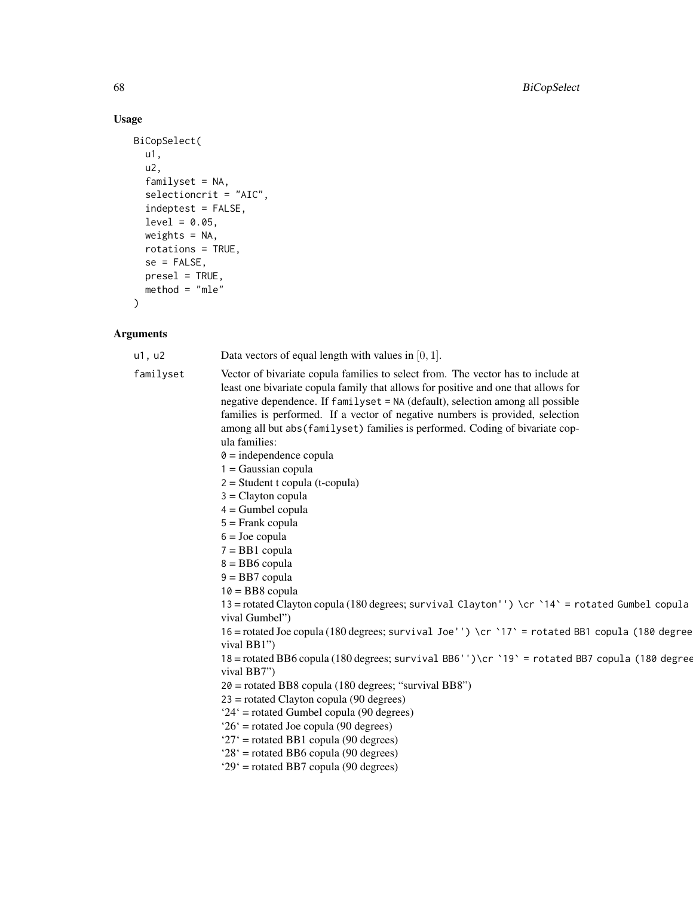## Usage

```
BiCopSelect(
  u1,
  u2,
  familyset = NA,
  selectioncrit = "AIC",
  indeptest = FALSE,
  level = 0.05,
  weights = NA,
  rotations = TRUE,
  se = FALSE,
  presel = TRUE,
  method = "mle"
)
```

## Arguments

**u1, u2** Data vectors of equal length with values in $[0, 1]$.

**familyset** Vector of bivariate copula families to select from. The vector has to include at least one bivariate copula family that allows for positive and one that allows for negative dependence. If `familyset = NA` (default), selection among all possible families is performed. If a vector of negative numbers is provided, selection among all but `abs(familyset)` families is performed. Coding of bivariate copula families:
`0` = independence copula
`1` = Gaussian copula
`2` = Student t copula (t-copula)
`3` = Clayton copula
`4` = Gumbel copula
`5` = Frank copula
`6` = Joe copula
`7` = BB1 copula
`8` = BB6 copula
`9` = BB7 copula
`10` = BB8 copula
`13` = rotated Clayton copula (180 degrees; `survival Clayton'') \cr `14` = rotated Gumbel copula` vival Gumbel")
`16` = rotated Joe copula (180 degrees; `survival Joe'') \cr `17` = rotated BB1 copula (180 degree` vival BB1")
`18` = rotated BB6 copula (180 degrees; `survival BB6'')\cr `19` = rotated BB7 copula (180 degree` vival BB7")
`20` = rotated BB8 copula (180 degrees; "survival BB8")
`23` = rotated Clayton copula (90 degrees)
'24' = rotated Gumbel copula (90 degrees)
'26' = rotated Joe copula (90 degrees)
'27' = rotated BB1 copula (90 degrees)
'28' = rotated BB6 copula (90 degrees)
'29' = rotated BB7 copula (90 degrees)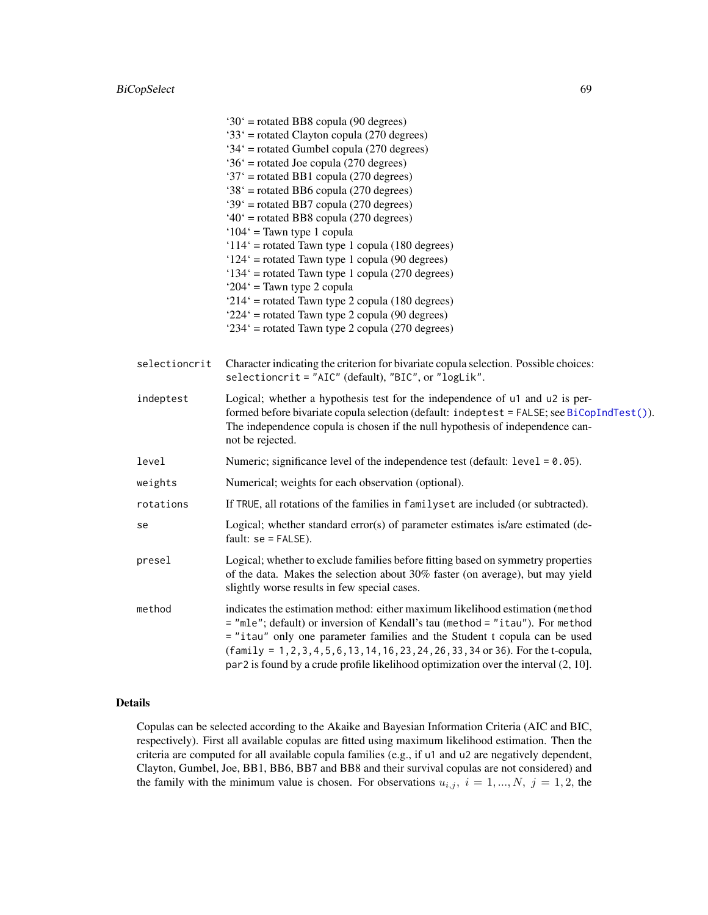`30` = rotated BB8 copula (90 degrees)
`33` = rotated Clayton copula (270 degrees)
`34` = rotated Gumbel copula (270 degrees)
`36` = rotated Joe copula (270 degrees)
`37` = rotated BB1 copula (270 degrees)
`38` = rotated BB6 copula (270 degrees)
`39` = rotated BB7 copula (270 degrees)
`40` = rotated BB8 copula (270 degrees)
`104` = Tawn type 1 copula
`114` = rotated Tawn type 1 copula (180 degrees)
`124` = rotated Tawn type 1 copula (90 degrees)
`134` = rotated Tawn type 1 copula (270 degrees)
`204` = Tawn type 2 copula
`214` = rotated Tawn type 2 copula (180 degrees)
`224` = rotated Tawn type 2 copula (90 degrees)
`234` = rotated Tawn type 2 copula (270 degrees)

`selectioncrit` Character indicating the criterion for bivariate copula selection. Possible choices: `selectioncrit = "AIC"` (default), `"BIC"`, or `"logLik"`.

`indeptest` Logical; whether a hypothesis test for the independence of `u1` and `u2` is performed before bivariate copula selection (default: `indeptest = FALSE`; see `BiCopIndTest()`). The independence copula is chosen if the null hypothesis of independence cannot be rejected.

`level` Numeric; significance level of the independence test (default: `level = 0.05`).

`weights` Numerical; weights for each observation (optional).

`rotations` If `TRUE`, all rotations of the families in `familyset` are included (or subtracted).

`se` Logical; whether standard error(s) of parameter estimates is/are estimated (default: `se = FALSE`).

`presel` Logical; whether to exclude families before fitting based on symmetry properties of the data. Makes the selection about 30% faster (on average), but may yield slightly worse results in few special cases.

`method` indicates the estimation method: either maximum likelihood estimation (`method = "mle"`; default) or inversion of Kendall's tau (`method = "itau"`). For `method = "itau"` only one parameter families and the Student t copula can be used (`family = 1,2,3,4,5,6,13,14,16,23,24,26,33,34` or `36`). For the t-copula, `par2` is found by a crude profile likelihood optimization over the interval (2, 10].

## Details

Copulas can be selected according to the Akaike and Bayesian Information Criteria (AIC and BIC, respectively). First all available copulas are fitted using maximum likelihood estimation. Then the criteria are computed for all available copula families (e.g., if `u1` and `u2` are negatively dependent, Clayton, Gumbel, Joe, BB1, BB6, BB7 and BB8 and their survival copulas are not considered) and the family with the minimum value is chosen. For observations $u_{i,j},\ i = 1, ..., N,\ j = 1, 2,$ the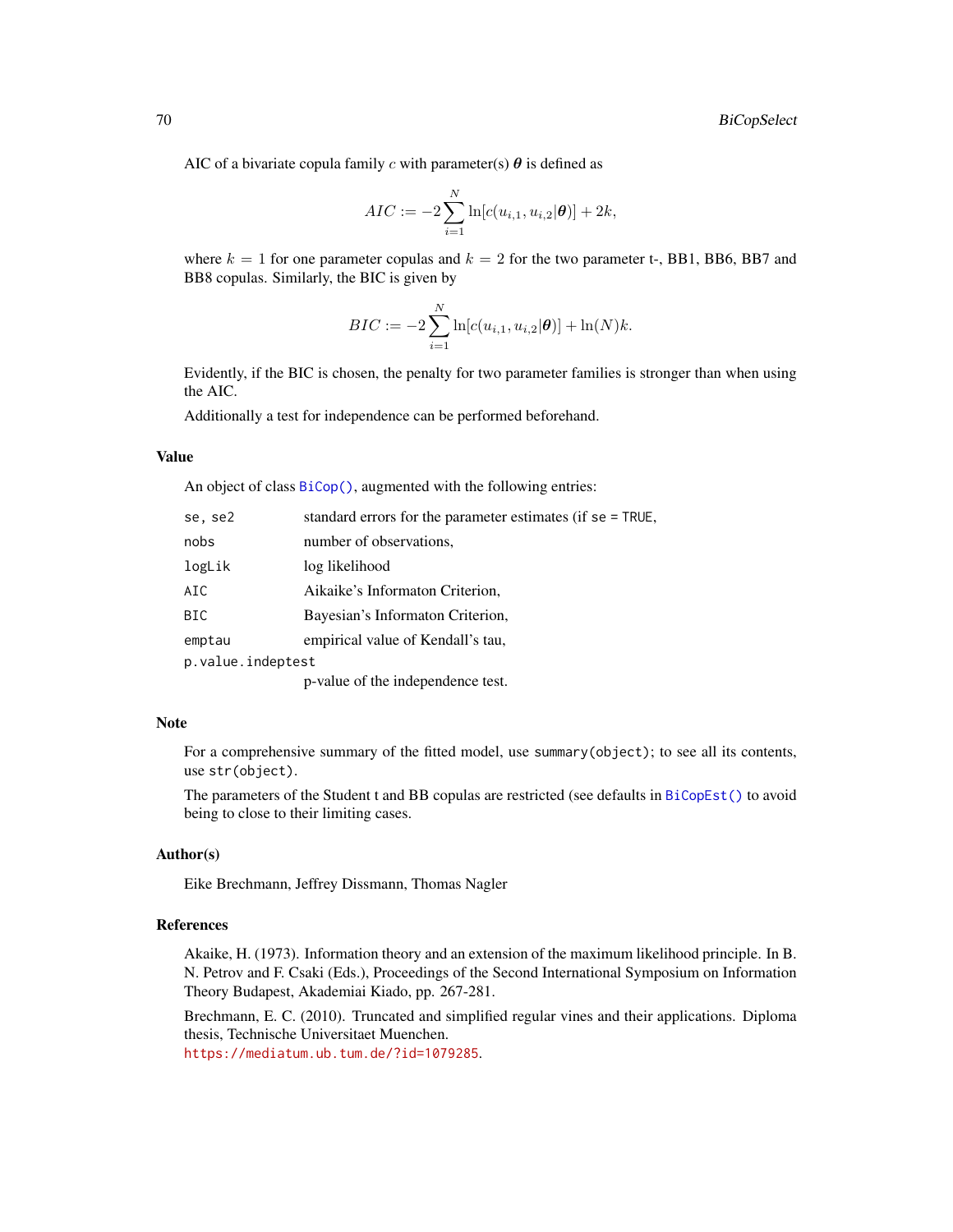AIC of a bivariate copula family $c$ with parameter(s) $\boldsymbol{\theta}$ is defined as

$$AIC := -2 \sum_{i=1}^{N} \ln[c(u_{i,1}, u_{i,2}|\boldsymbol{\theta})] + 2k,$$

where $k = 1$ for one parameter copulas and $k = 2$ for the two parameter t-, BB1, BB6, BB7 and BB8 copulas. Similarly, the BIC is given by

$$BIC := -2 \sum_{i=1}^{N} \ln[c(u_{i,1}, u_{i,2}|\boldsymbol{\theta})] + \ln(N)k.$$

Evidently, if the BIC is chosen, the penalty for two parameter families is stronger than when using the AIC.

Additionally a test for independence can be performed beforehand.

## Value

An object of class `BiCop()`, augmented with the following entries:

- `se, se2` standard errors for the parameter estimates (if `se = TRUE`,
- `nobs` number of observations,
- `logLik` log likelihood
- `AIC` Aikaike's Informaton Criterion,
- `BIC` Bayesian's Informaton Criterion,
- `emptau` empirical value of Kendall's tau,
- `p.value.indeptest` p-value of the independence test.

## Note

For a comprehensive summary of the fitted model, use `summary(object)`; to see all its contents, use `str(object)`.

The parameters of the Student t and BB copulas are restricted (see defaults in `BiCopEst()` to avoid being to close to their limiting cases.

## Author(s)

Eike Brechmann, Jeffrey Dissmann, Thomas Nagler

## References

Akaike, H. (1973). Information theory and an extension of the maximum likelihood principle. In B. N. Petrov and F. Csaki (Eds.), Proceedings of the Second International Symposium on Information Theory Budapest, Akademiai Kiado, pp. 267-281.

Brechmann, E. C. (2010). Truncated and simplified regular vines and their applications. Diploma thesis, Technische Universitaet Muenchen.
https://mediatum.ub.tum.de/?id=1079285.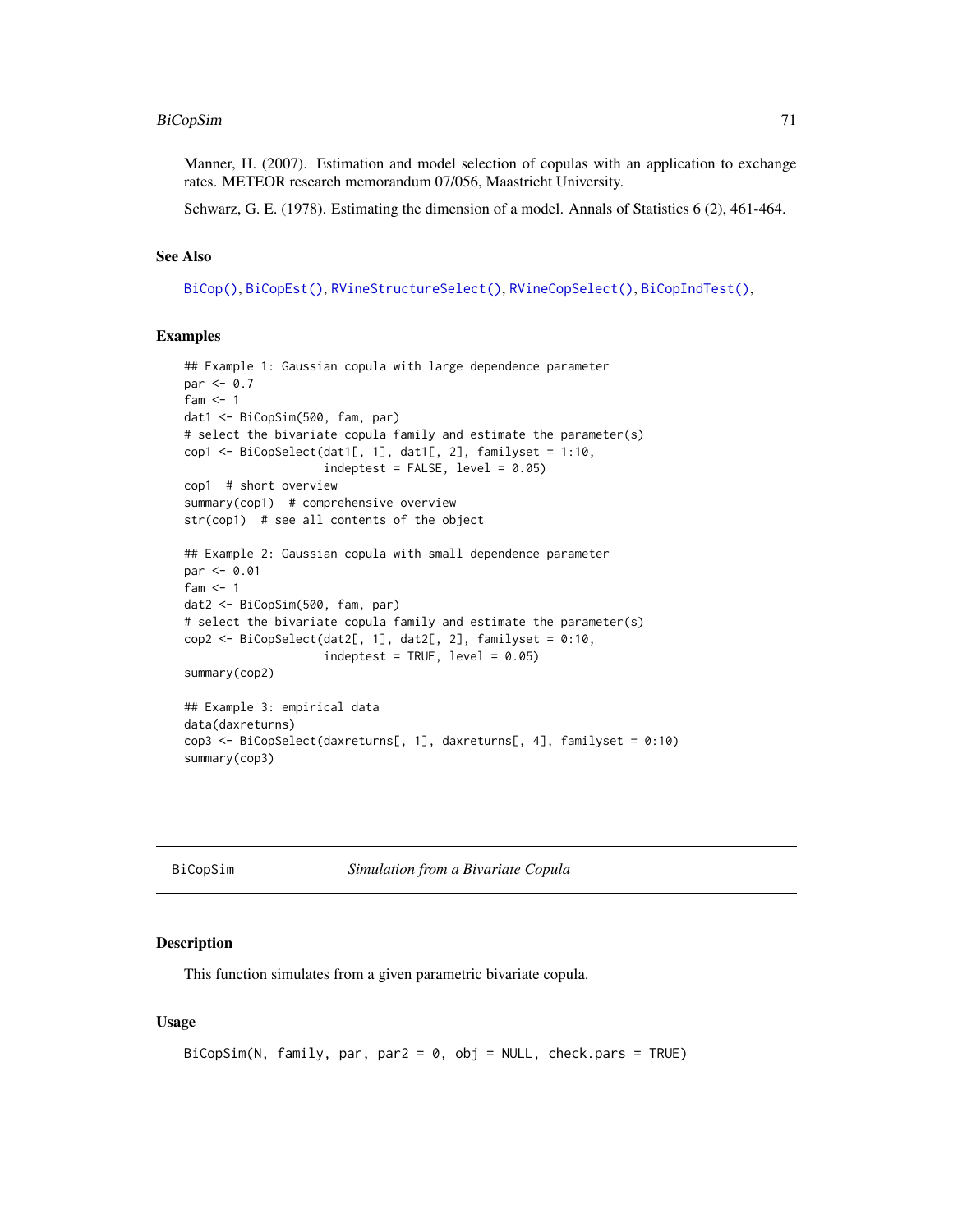Manner, H. (2007). Estimation and model selection of copulas with an application to exchange rates. METEOR research memorandum 07/056, Maastricht University.

Schwarz, G. E. (1978). Estimating the dimension of a model. Annals of Statistics 6 (2), 461-464.

### See Also

BiCop(), BiCopEst(), RVineStructureSelect(), RVineCopSelect(), BiCopIndTest(),

### Examples

```
## Example 1: Gaussian copula with large dependence parameter
par <- 0.7
fam <- 1
dat1 <- BiCopSim(500, fam, par)
# select the bivariate copula family and estimate the parameter(s)
cop1 <- BiCopSelect(dat1[, 1], dat1[, 2], familyset = 1:10,
                    indeptest = FALSE, level = 0.05)
cop1  # short overview
summary(cop1)  # comprehensive overview
str(cop1)  # see all contents of the object

## Example 2: Gaussian copula with small dependence parameter
par <- 0.01
fam <- 1
dat2 <- BiCopSim(500, fam, par)
# select the bivariate copula family and estimate the parameter(s)
cop2 <- BiCopSelect(dat2[, 1], dat2[, 2], familyset = 0:10,
                    indeptest = TRUE, level = 0.05)
summary(cop2)

## Example 3: empirical data
data(daxreturns)
cop3 <- BiCopSelect(daxreturns[, 1], daxreturns[, 4], familyset = 0:10)
summary(cop3)
```

---

## BiCopSim &nbsp;&nbsp;&nbsp;&nbsp;&nbsp;&nbsp;&nbsp;&nbsp; *Simulation from a Bivariate Copula*

---

### Description

This function simulates from a given parametric bivariate copula.

### Usage

```
BiCopSim(N, family, par, par2 = 0, obj = NULL, check.pars = TRUE)
```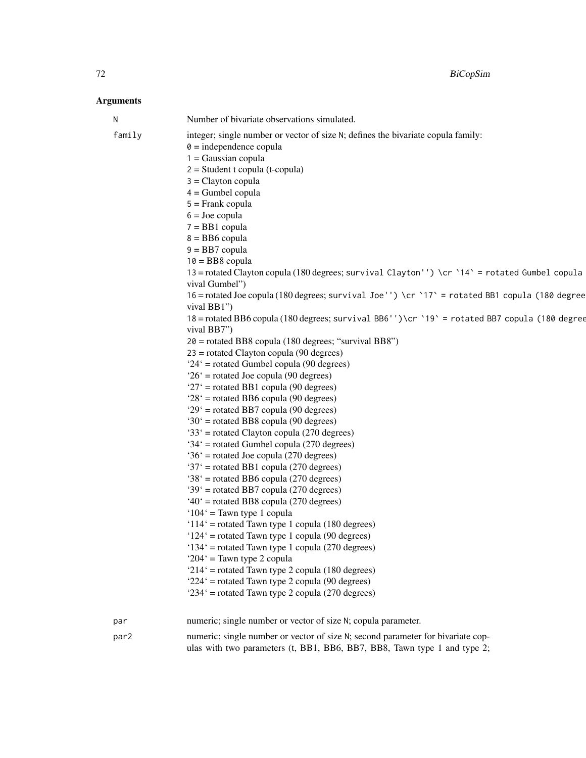## Arguments

N
: Number of bivariate observations simulated.

family
: integer; single number or vector of size N; defines the bivariate copula family:
  0 = independence copula
  1 = Gaussian copula
  2 = Student t copula (t-copula)
  3 = Clayton copula
  4 = Gumbel copula
  5 = Frank copula
  6 = Joe copula
  7 = BB1 copula
  8 = BB6 copula
  9 = BB7 copula
  10 = BB8 copula
  13 = rotated Clayton copula (180 degrees; survival Clayton'') \cr `14` = rotated Gumbel copula
  vival Gumbel")
  16 = rotated Joe copula (180 degrees; survival Joe'') \cr `17` = rotated BB1 copula (180 degree
  vival BB1")
  18 = rotated BB6 copula (180 degrees; survival BB6'')\cr `19` = rotated BB7 copula (180 degree
  vival BB7")
  20 = rotated BB8 copula (180 degrees; "survival BB8")
  23 = rotated Clayton copula (90 degrees)
  '24' = rotated Gumbel copula (90 degrees)
  '26' = rotated Joe copula (90 degrees)
  '27' = rotated BB1 copula (90 degrees)
  '28' = rotated BB6 copula (90 degrees)
  '29' = rotated BB7 copula (90 degrees)
  '30' = rotated BB8 copula (90 degrees)
  '33' = rotated Clayton copula (270 degrees)
  '34' = rotated Gumbel copula (270 degrees)
  '36' = rotated Joe copula (270 degrees)
  '37' = rotated BB1 copula (270 degrees)
  '38' = rotated BB6 copula (270 degrees)
  '39' = rotated BB7 copula (270 degrees)
  '40' = rotated BB8 copula (270 degrees)
  '104' = Tawn type 1 copula
  '114' = rotated Tawn type 1 copula (180 degrees)
  '124' = rotated Tawn type 1 copula (90 degrees)
  '134' = rotated Tawn type 1 copula (270 degrees)
  '204' = Tawn type 2 copula
  '214' = rotated Tawn type 2 copula (180 degrees)
  '224' = rotated Tawn type 2 copula (90 degrees)
  '234' = rotated Tawn type 2 copula (270 degrees)

par
: numeric; single number or vector of size N; copula parameter.

par2
: numeric; single number or vector of size N; second parameter for bivariate copulas with two parameters (t, BB1, BB6, BB7, BB8, Tawn type 1 and type 2;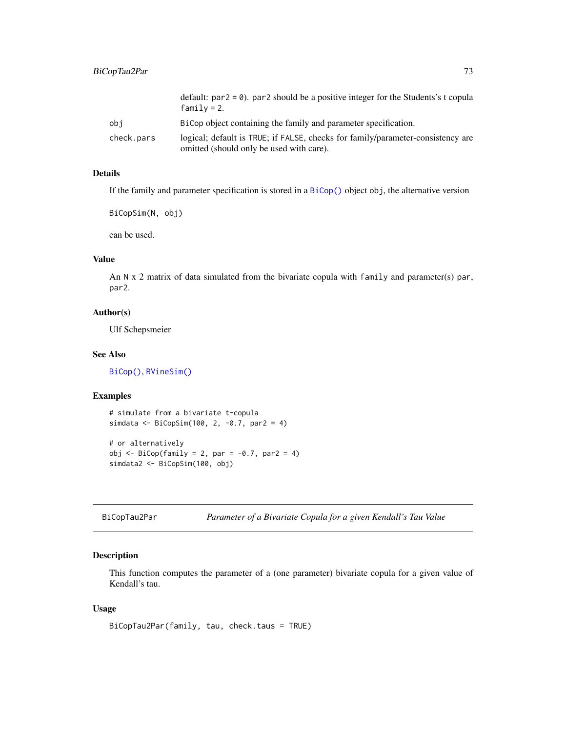|  |  |
|---|---|
|  | default: `par2 = 0`). `par2` should be a positive integer for the Students's t copula `family = 2`. |
| `obj` | `BiCop` object containing the family and parameter specification. |
| `check.pars` | logical; default is `TRUE`; if `FALSE`, checks for family/parameter-consistency are omitted (should only be used with care). |

### Details

If the family and parameter specification is stored in a `BiCop()` object `obj`, the alternative version

```
BiCopSim(N, obj)
```

can be used.

### Value

An `N` x 2 matrix of data simulated from the bivariate copula with `family` and parameter(s) `par`, `par2`.

### Author(s)

Ulf Schepsmeier

### See Also

`BiCop()`, `RVineSim()`

### Examples

```
# simulate from a bivariate t-copula
simdata <- BiCopSim(100, 2, -0.7, par2 = 4)

# or alternatively
obj <- BiCop(family = 2, par = -0.7, par2 = 4)
simdata2 <- BiCopSim(100, obj)
```

---

## BiCopTau2Par — *Parameter of a Bivariate Copula for a given Kendall's Tau Value*

### Description

This function computes the parameter of a (one parameter) bivariate copula for a given value of Kendall's tau.

### Usage

```
BiCopTau2Par(family, tau, check.taus = TRUE)
```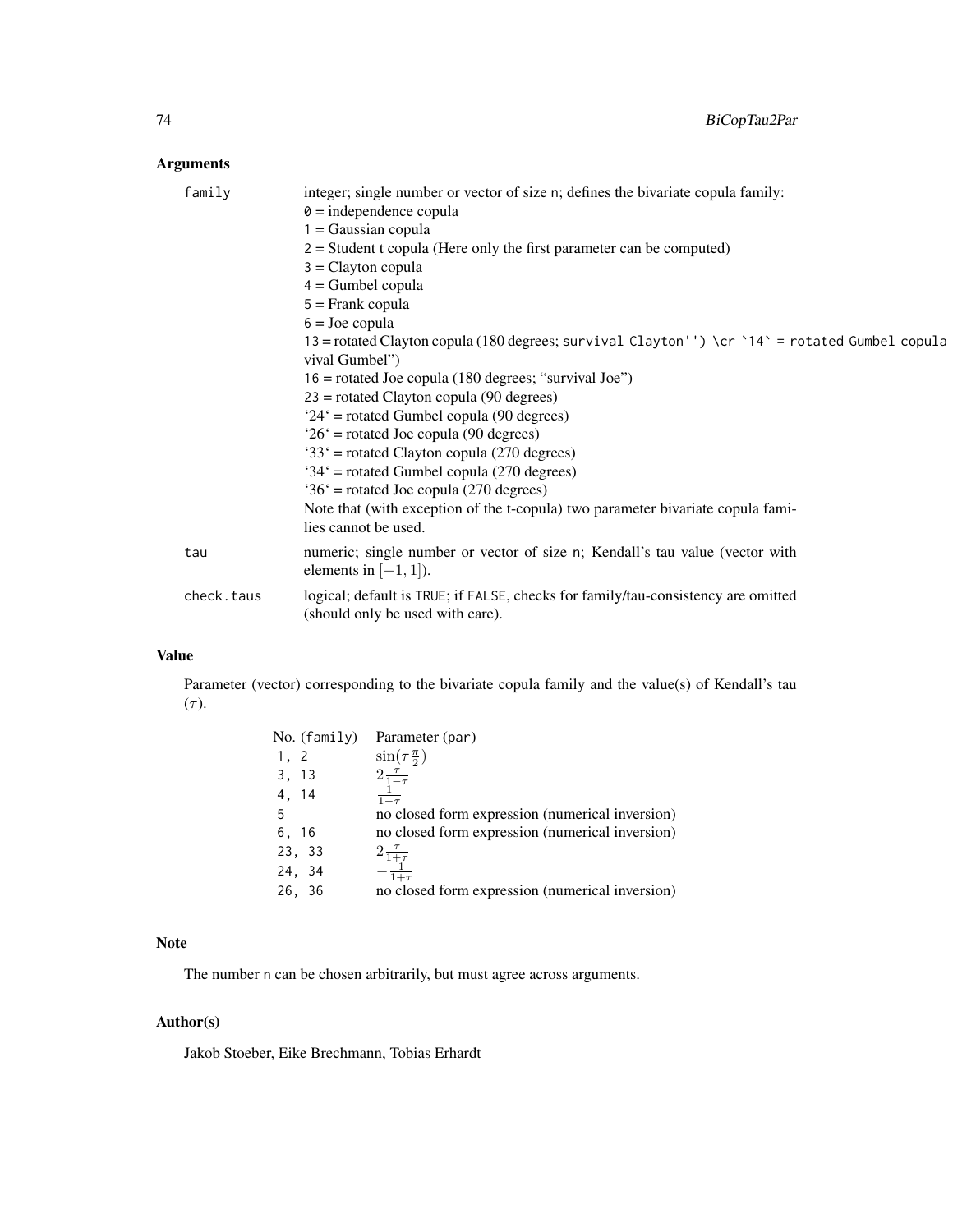## Arguments

| | |
|---|---|
| family | integer; single number or vector of size n; defines the bivariate copula family:<br>0 = independence copula<br>1 = Gaussian copula<br>2 = Student t copula (Here only the first parameter can be computed)<br>3 = Clayton copula<br>4 = Gumbel copula<br>5 = Frank copula<br>6 = Joe copula<br>13 = rotated Clayton copula (180 degrees; survival Clayton'') \cr `14` = rotated Gumbel copula vival Gumbel")<br>16 = rotated Joe copula (180 degrees; "survival Joe")<br>23 = rotated Clayton copula (90 degrees)<br>'24' = rotated Gumbel copula (90 degrees)<br>'26' = rotated Joe copula (90 degrees)<br>'33' = rotated Clayton copula (270 degrees)<br>'34' = rotated Gumbel copula (270 degrees)<br>'36' = rotated Joe copula (270 degrees)<br>Note that (with exception of the t-copula) two parameter bivariate copula families cannot be used. |
| tau | numeric; single number or vector of size n; Kendall's tau value (vector with elements in $[-1, 1]$). |
| check.taus | logical; default is TRUE; if FALSE, checks for family/tau-consistency are omitted (should only be used with care). |

## Value

Parameter (vector) corresponding to the bivariate copula family and the value(s) of Kendall's tau ($\tau$).

| No. (family) | Parameter (par) |
|---|---|
| 1, 2 | $\sin(\tau \frac{\pi}{2})$ |
| 3, 13 | $2\frac{\tau}{1-\tau}$ |
| 4, 14 | $\frac{1}{1-\tau}$ |
| 5 | no closed form expression (numerical inversion) |
| 6, 16 | no closed form expression (numerical inversion) |
| 23, 33 | $2\frac{\tau}{1+\tau}$ |
| 24, 34 | $-\frac{1}{1+\tau}$ |
| 26, 36 | no closed form expression (numerical inversion) |

## Note

The number n can be chosen arbitrarily, but must agree across arguments.

## Author(s)

Jakob Stoeber, Eike Brechmann, Tobias Erhardt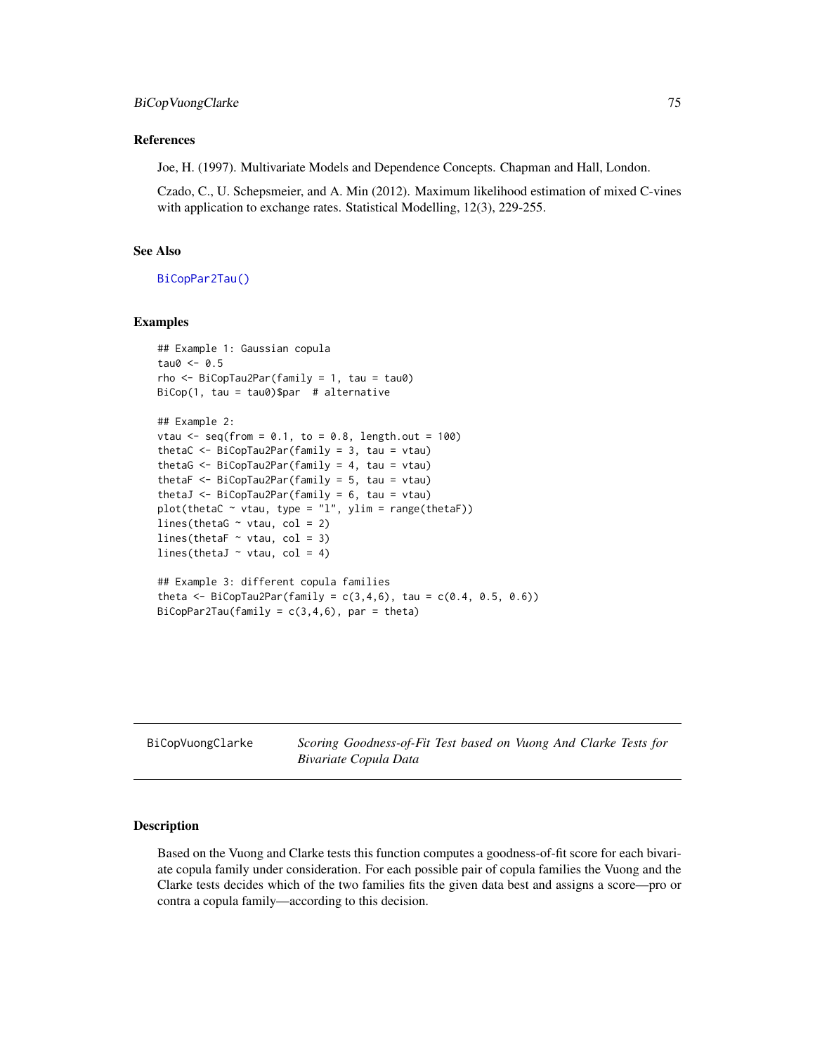## References

Joe, H. (1997). Multivariate Models and Dependence Concepts. Chapman and Hall, London.

Czado, C., U. Schepsmeier, and A. Min (2012). Maximum likelihood estimation of mixed C-vines with application to exchange rates. Statistical Modelling, 12(3), 229-255.

## See Also

BiCopPar2Tau()

## Examples

```
## Example 1: Gaussian copula
tau0 <- 0.5
rho <- BiCopTau2Par(family = 1, tau = tau0)
BiCop(1, tau = tau0)$par  # alternative

## Example 2:
vtau <- seq(from = 0.1, to = 0.8, length.out = 100)
thetaC <- BiCopTau2Par(family = 3, tau = vtau)
thetaG <- BiCopTau2Par(family = 4, tau = vtau)
thetaF <- BiCopTau2Par(family = 5, tau = vtau)
thetaJ <- BiCopTau2Par(family = 6, tau = vtau)
plot(thetaC ~ vtau, type = "l", ylim = range(thetaF))
lines(thetaG ~ vtau, col = 2)
lines(thetaF ~ vtau, col = 3)
lines(thetaJ ~ vtau, col = 4)

## Example 3: different copula families
theta <- BiCopTau2Par(family = c(3,4,6), tau = c(0.4, 0.5, 0.6))
BiCopPar2Tau(family = c(3,4,6), par = theta)
```

---

# BiCopVuongClarke — *Scoring Goodness-of-Fit Test based on Vuong And Clarke Tests for Bivariate Copula Data*

## Description

Based on the Vuong and Clarke tests this function computes a goodness-of-fit score for each bivariate copula family under consideration. For each possible pair of copula families the Vuong and the Clarke tests decides which of the two families fits the given data best and assigns a score—pro or contra a copula family—according to this decision.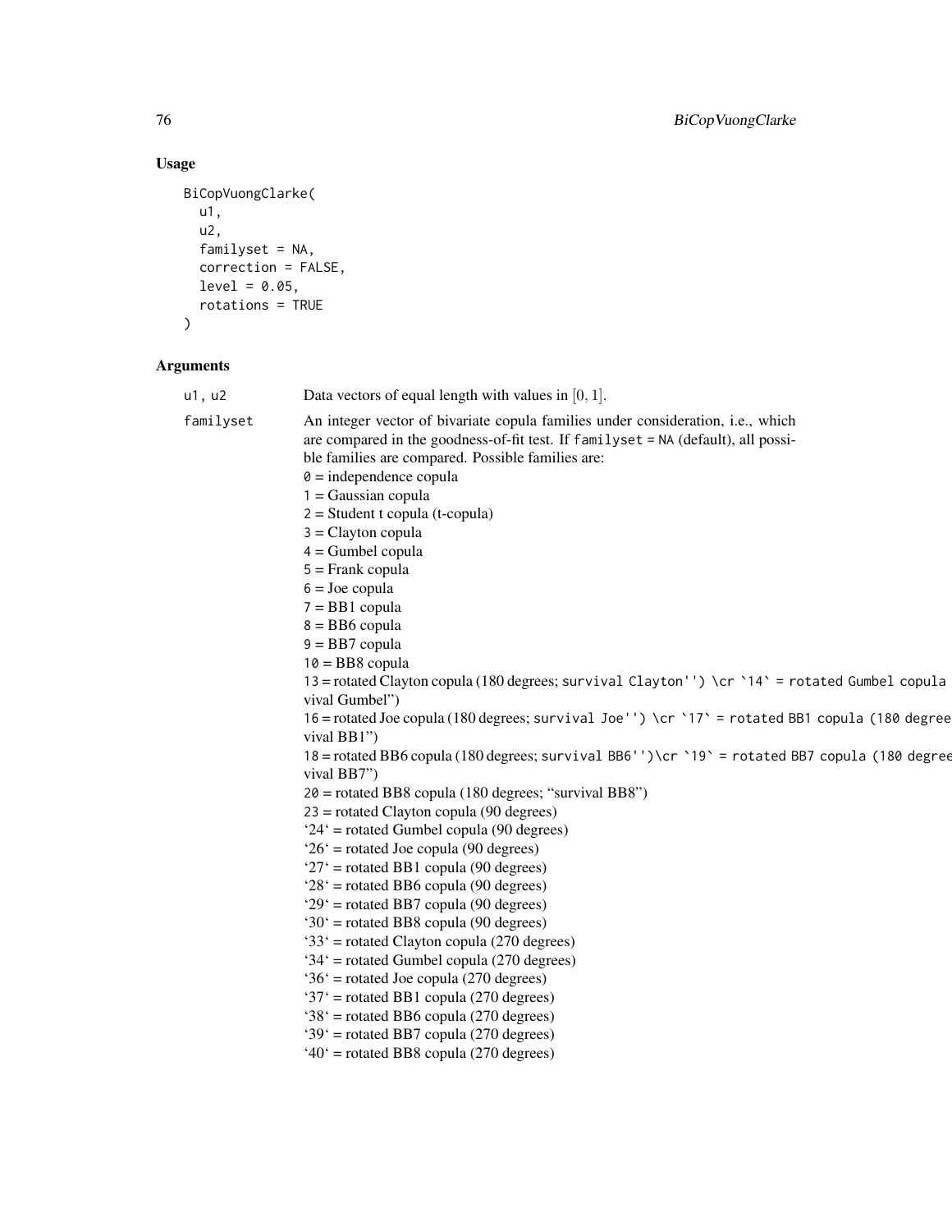## Usage

```
BiCopVuongClarke(
  u1,
  u2,
  familyset = NA,
  correction = FALSE,
  level = 0.05,
  rotations = TRUE
)
```

## Arguments

**u1, u2** Data vectors of equal length with values in $[0, 1]$.

**familyset** An integer vector of bivariate copula families under consideration, i.e., which are compared in the goodness-of-fit test. If `familyset = NA` (default), all possible families are compared. Possible families are:
`0` = independence copula
`1` = Gaussian copula
`2` = Student t copula (t-copula)
`3` = Clayton copula
`4` = Gumbel copula
`5` = Frank copula
`6` = Joe copula
`7` = BB1 copula
`8` = BB6 copula
`9` = BB7 copula
`10` = BB8 copula
`13` = rotated Clayton copula (180 degrees; `survival Clayton'') \cr `14` = rotated Gumbel copula vival Gumbel")
`16` = rotated Joe copula (180 degrees; `survival Joe'') \cr `17` = rotated BB1 copula (180 degree vival BB1")
`18` = rotated BB6 copula (180 degrees; `survival BB6'')\cr `19` = rotated BB7 copula (180 degree vival BB7")
`20` = rotated BB8 copula (180 degrees; "survival BB8")
`23` = rotated Clayton copula (90 degrees)
'24' = rotated Gumbel copula (90 degrees)
'26' = rotated Joe copula (90 degrees)
'27' = rotated BB1 copula (90 degrees)
'28' = rotated BB6 copula (90 degrees)
'29' = rotated BB7 copula (90 degrees)
'30' = rotated BB8 copula (90 degrees)
'33' = rotated Clayton copula (270 degrees)
'34' = rotated Gumbel copula (270 degrees)
'36' = rotated Joe copula (270 degrees)
'37' = rotated BB1 copula (270 degrees)
'38' = rotated BB6 copula (270 degrees)
'39' = rotated BB7 copula (270 degrees)
'40' = rotated BB8 copula (270 degrees)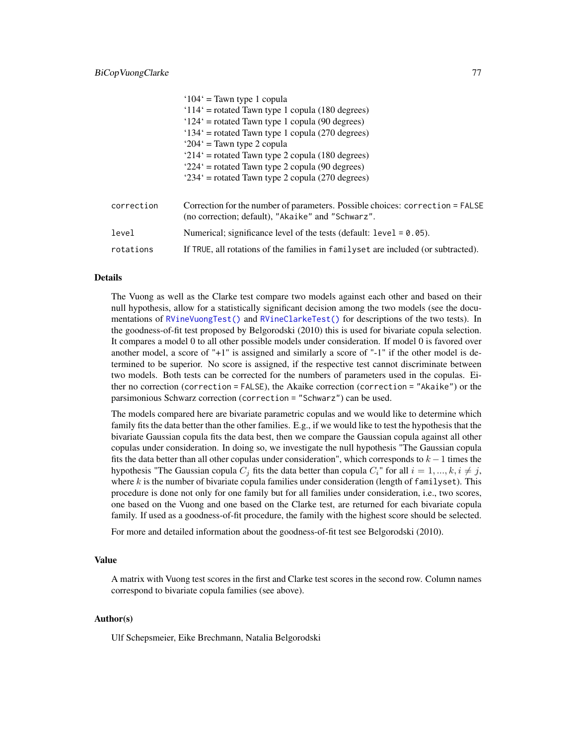'104' = Tawn type 1 copula
'114' = rotated Tawn type 1 copula (180 degrees)
'124' = rotated Tawn type 1 copula (90 degrees)
'134' = rotated Tawn type 1 copula (270 degrees)
'204' = Tawn type 2 copula
'214' = rotated Tawn type 2 copula (180 degrees)
'224' = rotated Tawn type 2 copula (90 degrees)
'234' = rotated Tawn type 2 copula (270 degrees)

`correction` Correction for the number of parameters. Possible choices: `correction = FALSE` (no correction; default), `"Akaike"` and `"Schwarz"`.

`level` Numerical; significance level of the tests (default: `level = 0.05`).

`rotations` If `TRUE`, all rotations of the families in `familyset` are included (or subtracted).

## Details

The Vuong as well as the Clarke test compare two models against each other and based on their null hypothesis, allow for a statistically significant decision among the two models (see the documentations of `RVineVuongTest()` and `RVineClarkeTest()` for descriptions of the two tests). In the goodness-of-fit test proposed by Belgorodski (2010) this is used for bivariate copula selection. It compares a model 0 to all other possible models under consideration. If model 0 is favored over another model, a score of "+1" is assigned and similarly a score of "-1" if the other model is determined to be superior. No score is assigned, if the respective test cannot discriminate between two models. Both tests can be corrected for the numbers of parameters used in the copulas. Either no correction (`correction = FALSE`), the Akaike correction (`correction = "Akaike"`) or the parsimonious Schwarz correction (`correction = "Schwarz"`) can be used.

The models compared here are bivariate parametric copulas and we would like to determine which family fits the data better than the other families. E.g., if we would like to test the hypothesis that the bivariate Gaussian copula fits the data best, then we compare the Gaussian copula against all other copulas under consideration. In doing so, we investigate the null hypothesis "The Gaussian copula fits the data better than all other copulas under consideration", which corresponds to $k-1$ times the hypothesis "The Gaussian copula $C_j$ fits the data better than copula $C_i$" for all $i = 1, ..., k, i \neq j$, where $k$ is the number of bivariate copula families under consideration (length of `familyset`). This procedure is done not only for one family but for all families under consideration, i.e., two scores, one based on the Vuong and one based on the Clarke test, are returned for each bivariate copula family. If used as a goodness-of-fit procedure, the family with the highest score should be selected.

For more and detailed information about the goodness-of-fit test see Belgorodski (2010).

## Value

A matrix with Vuong test scores in the first and Clarke test scores in the second row. Column names correspond to bivariate copula families (see above).

## Author(s)

Ulf Schepsmeier, Eike Brechmann, Natalia Belgorodski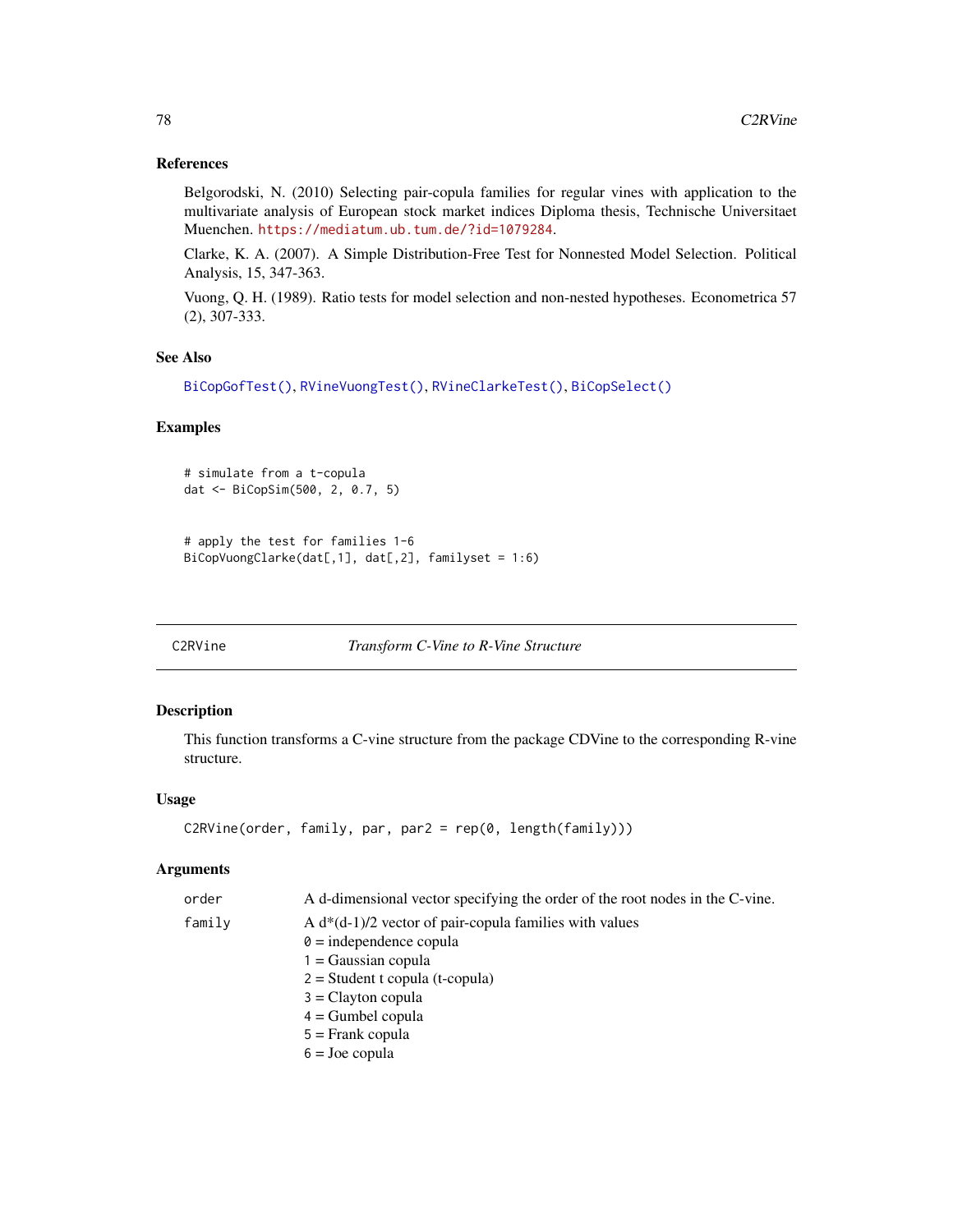### References

Belgorodski, N. (2010) Selecting pair-copula families for regular vines with application to the multivariate analysis of European stock market indices Diploma thesis, Technische Universitaet Muenchen. https://mediatum.ub.tum.de/?id=1079284.

Clarke, K. A. (2007). A Simple Distribution-Free Test for Nonnested Model Selection. Political Analysis, 15, 347-363.

Vuong, Q. H. (1989). Ratio tests for model selection and non-nested hypotheses. Econometrica 57 (2), 307-333.

### See Also

BiCopGofTest(), RVineVuongTest(), RVineClarkeTest(), BiCopSelect()

### Examples

```
# simulate from a t-copula
dat <- BiCopSim(500, 2, 0.7, 5)


# apply the test for families 1-6
BiCopVuongClarke(dat[,1], dat[,2], familyset = 1:6)
```

---

## C2RVine — *Transform C-Vine to R-Vine Structure*

### Description

This function transforms a C-vine structure from the package CDVine to the corresponding R-vine structure.

### Usage

```
C2RVine(order, family, par, par2 = rep(0, length(family)))
```

### Arguments

`order` A d-dimensional vector specifying the order of the root nodes in the C-vine.

`family` A d*(d-1)/2 vector of pair-copula families with values
`0` = independence copula
`1` = Gaussian copula
`2` = Student t copula (t-copula)
`3` = Clayton copula
`4` = Gumbel copula
`5` = Frank copula
`6` = Joe copula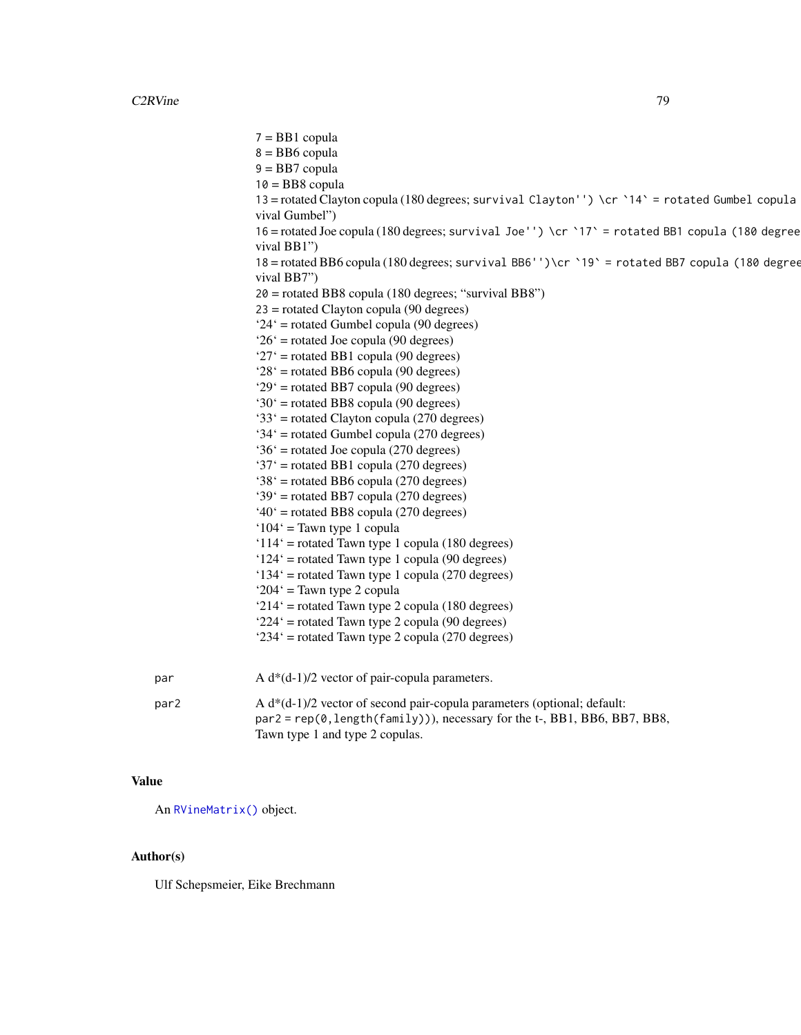7 = BB1 copula  
8 = BB6 copula  
9 = BB7 copula  
10 = BB8 copula  
13 = rotated Clayton copula (180 degrees; survival Clayton'') \cr `14` = rotated Gumbel copula vival Gumbel")  
16 = rotated Joe copula (180 degrees; survival Joe'') \cr `17` = rotated BB1 copula (180 degree vival BB1")  
18 = rotated BB6 copula (180 degrees; survival BB6'')\cr `19` = rotated BB7 copula (180 degree vival BB7")  
20 = rotated BB8 copula (180 degrees; "survival BB8")  
23 = rotated Clayton copula (90 degrees)  
'24' = rotated Gumbel copula (90 degrees)  
'26' = rotated Joe copula (90 degrees)  
'27' = rotated BB1 copula (90 degrees)  
'28' = rotated BB6 copula (90 degrees)  
'29' = rotated BB7 copula (90 degrees)  
'30' = rotated BB8 copula (90 degrees)  
'33' = rotated Clayton copula (270 degrees)  
'34' = rotated Gumbel copula (270 degrees)  
'36' = rotated Joe copula (270 degrees)  
'37' = rotated BB1 copula (270 degrees)  
'38' = rotated BB6 copula (270 degrees)  
'39' = rotated BB7 copula (270 degrees)  
'40' = rotated BB8 copula (270 degrees)  
'104' = Tawn type 1 copula  
'114' = rotated Tawn type 1 copula (180 degrees)  
'124' = rotated Tawn type 1 copula (90 degrees)  
'134' = rotated Tawn type 1 copula (270 degrees)  
'204' = Tawn type 2 copula  
'214' = rotated Tawn type 2 copula (180 degrees)  
'224' = rotated Tawn type 2 copula (90 degrees)  
'234' = rotated Tawn type 2 copula (270 degrees)

par — A d*(d-1)/2 vector of pair-copula parameters.

par2 — A d*(d-1)/2 vector of second pair-copula parameters (optional; default: `par2 = rep(0,length(family))`), necessary for the t-, BB1, BB6, BB7, BB8, Tawn type 1 and type 2 copulas.

## Value

An `RVineMatrix()` object.

## Author(s)

Ulf Schepsmeier, Eike Brechmann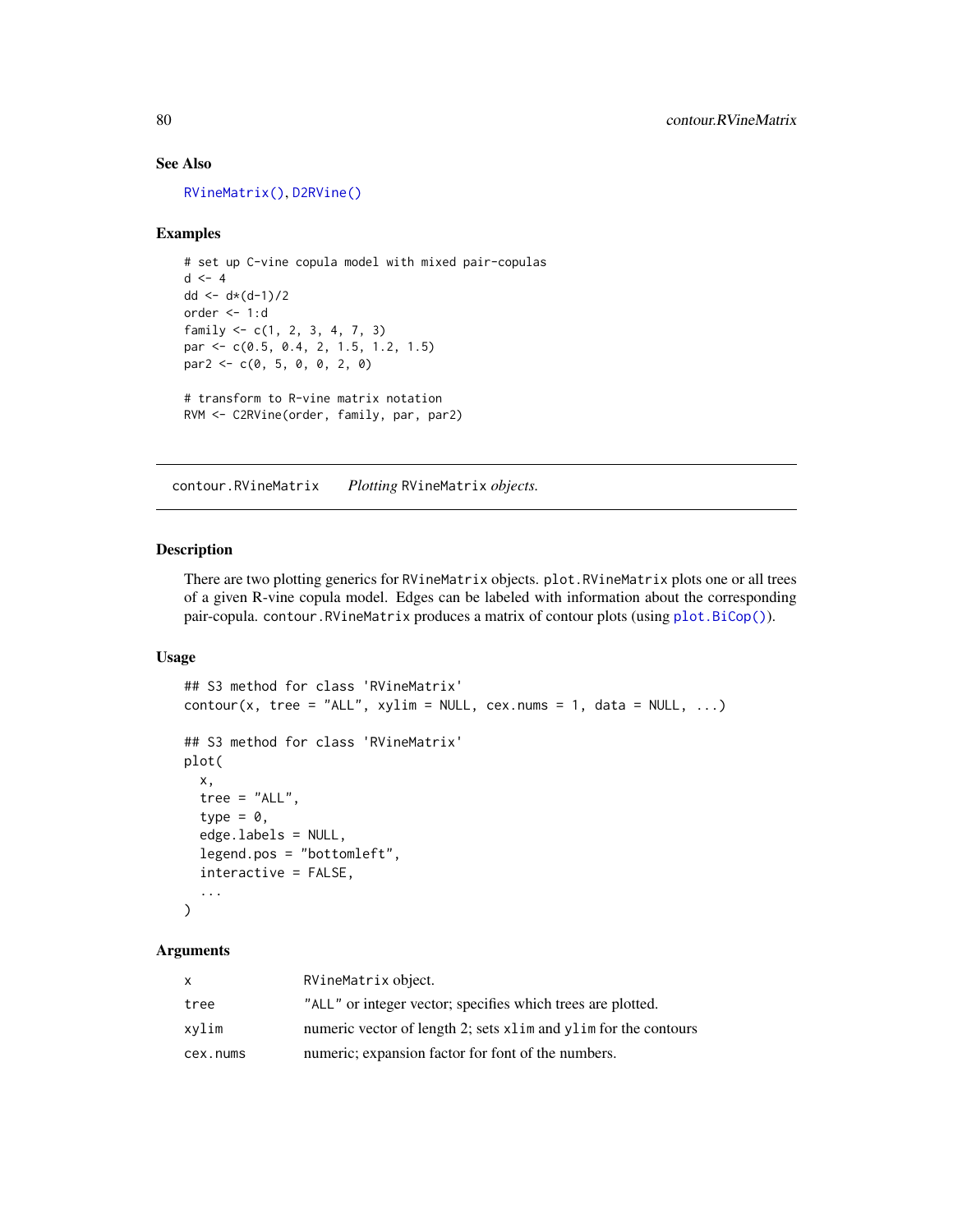### See Also

RVineMatrix(), D2RVine()

### Examples

```
# set up C-vine copula model with mixed pair-copulas
d <- 4
dd <- d*(d-1)/2
order <- 1:d
family <- c(1, 2, 3, 4, 7, 3)
par <- c(0.5, 0.4, 2, 1.5, 1.2, 1.5)
par2 <- c(0, 5, 0, 0, 2, 0)

# transform to R-vine matrix notation
RVM <- C2RVine(order, family, par, par2)
```

---

## contour.RVineMatrix *Plotting* RVineMatrix *objects.*

---

### Description

There are two plotting generics for `RVineMatrix` objects. `plot.RVineMatrix` plots one or all trees of a given R-vine copula model. Edges can be labeled with information about the corresponding pair-copula. `contour.RVineMatrix` produces a matrix of contour plots (using `plot.BiCop()`).

### Usage

```
## S3 method for class 'RVineMatrix'
contour(x, tree = "ALL", xylim = NULL, cex.nums = 1, data = NULL, ...)

## S3 method for class 'RVineMatrix'
plot(
  x,
  tree = "ALL",
  type = 0,
  edge.labels = NULL,
  legend.pos = "bottomleft",
  interactive = FALSE,
  ...
)
```

### Arguments

| | |
|---|---|
| `x` | `RVineMatrix` object. |
| `tree` | `"ALL"` or integer vector; specifies which trees are plotted. |
| `xylim` | numeric vector of length 2; sets `xlim` and `ylim` for the contours |
| `cex.nums` | numeric; expansion factor for font of the numbers. |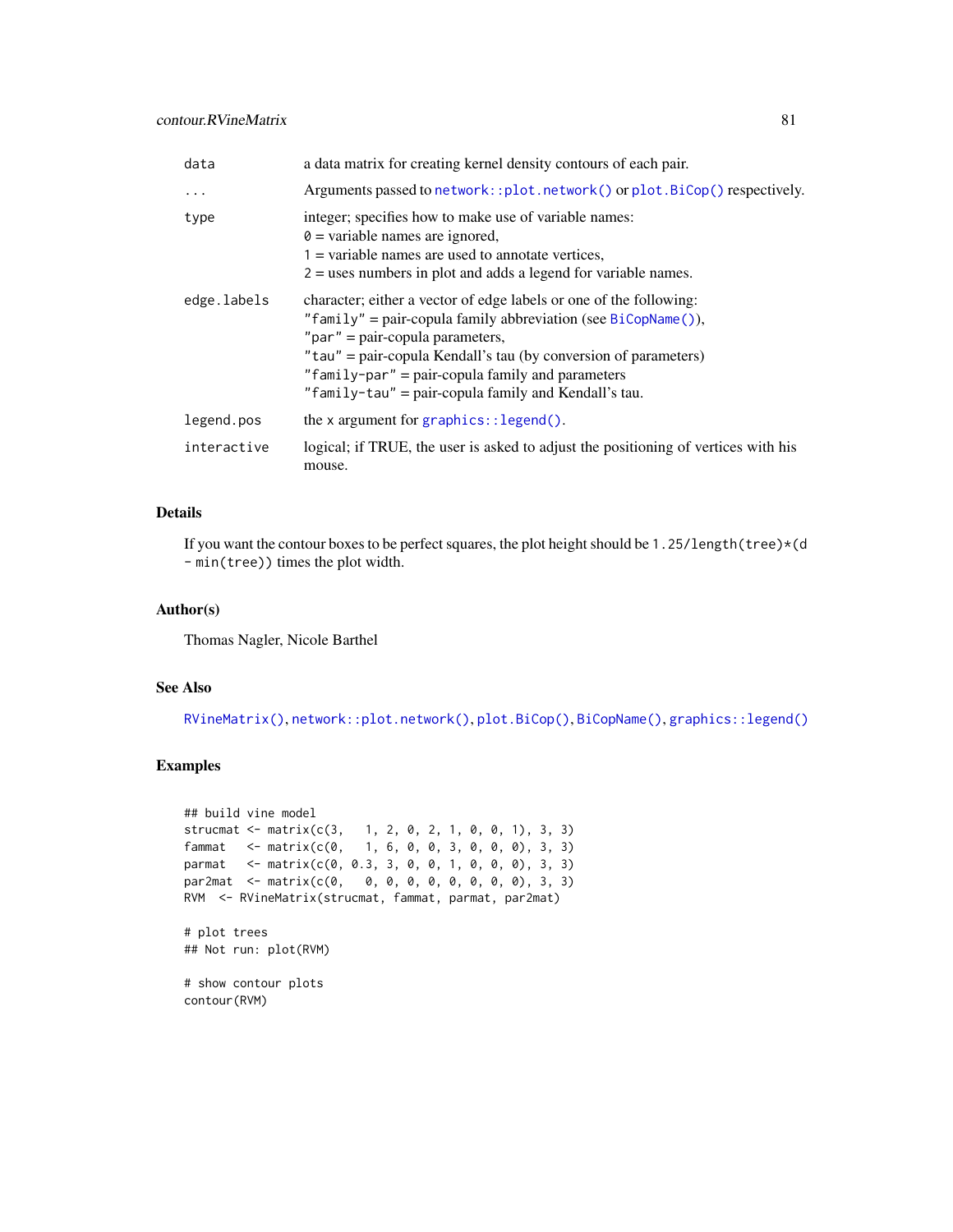| | |
|---|---|
| `data` | a data matrix for creating kernel density contours of each pair. |
| `...` | Arguments passed to `network::plot.network()` or `plot.BiCop()` respectively. |
| `type` | integer; specifies how to make use of variable names:<br>`0` = variable names are ignored,<br>1 = variable names are used to annotate vertices,<br>2 = uses numbers in plot and adds a legend for variable names. |
| `edge.labels` | character; either a vector of edge labels or one of the following:<br>`"family"` = pair-copula family abbreviation (see `BiCopName()`),<br>`"par"` = pair-copula parameters,<br>`"tau"` = pair-copula Kendall's tau (by conversion of parameters)<br>`"family-par"` = pair-copula family and parameters<br>`"family-tau"` = pair-copula family and Kendall's tau. |
| `legend.pos` | the `x` argument for `graphics::legend()`. |
| `interactive` | logical; if TRUE, the user is asked to adjust the positioning of vertices with his mouse. |

## Details

If you want the contour boxes to be perfect squares, the plot height should be `1.25/length(tree)*(d - min(tree))` times the plot width.

## Author(s)

Thomas Nagler, Nicole Barthel

## See Also

`RVineMatrix()`, `network::plot.network()`, `plot.BiCop()`, `BiCopName()`, `graphics::legend()`

## Examples

```
## build vine model
strucmat <- matrix(c(3,   1, 2, 0, 2, 1, 0, 0, 1), 3, 3)
fammat   <- matrix(c(0,   1, 6, 0, 0, 3, 0, 0, 0), 3, 3)
parmat   <- matrix(c(0, 0.3, 3, 0, 0, 1, 0, 0, 0), 3, 3)
par2mat  <- matrix(c(0,   0, 0, 0, 0, 0, 0, 0, 0), 3, 3)
RVM  <- RVineMatrix(strucmat, fammat, parmat, par2mat)

# plot trees
## Not run: plot(RVM)

# show contour plots
contour(RVM)
```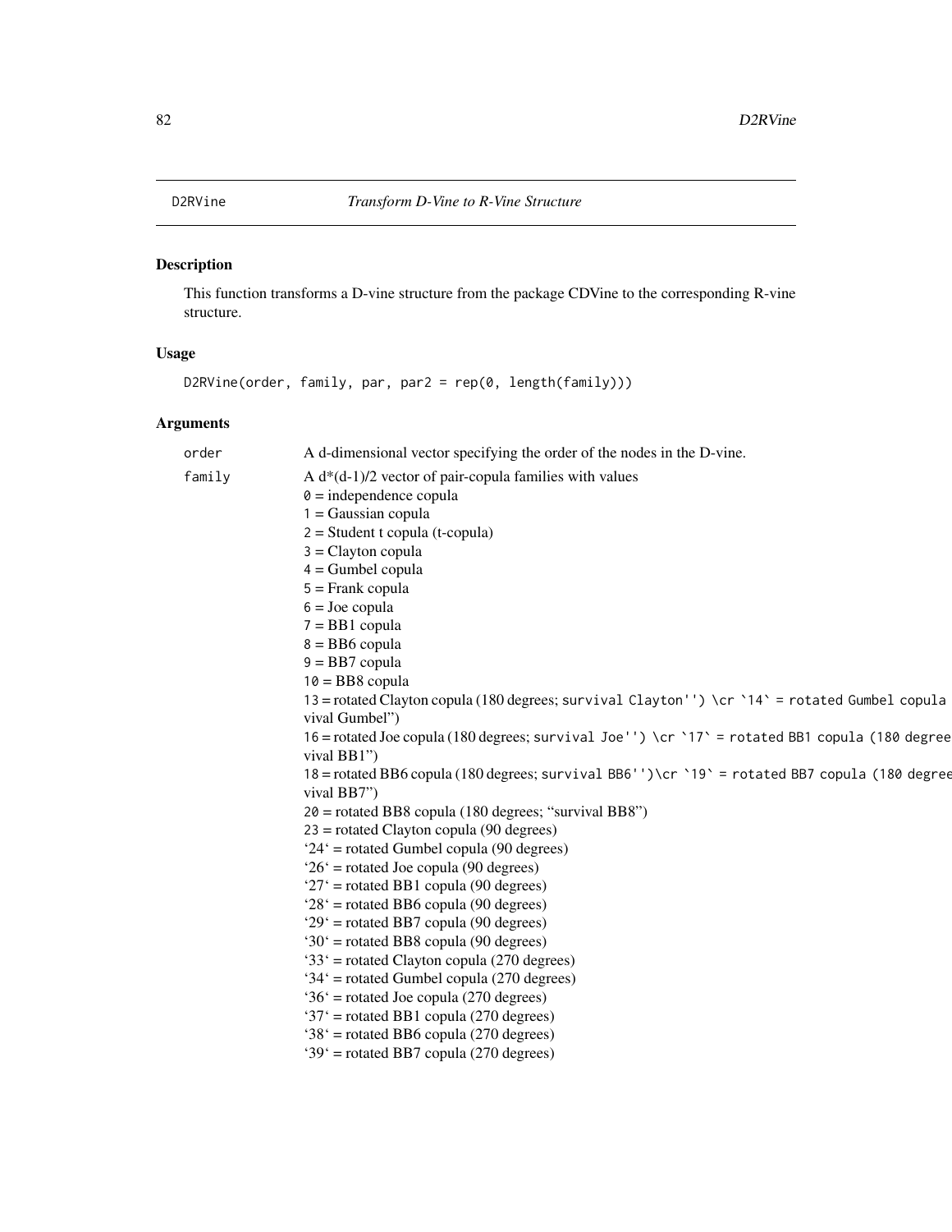## D2RVine *Transform D-Vine to R-Vine Structure*

### Description

This function transforms a D-vine structure from the package CDVine to the corresponding R-vine structure.

### Usage

```
D2RVine(order, family, par, par2 = rep(0, length(family)))
```

### Arguments

order
: A d-dimensional vector specifying the order of the nodes in the D-vine.

family
: A d*(d-1)/2 vector of pair-copula families with values
  0 = independence copula
  1 = Gaussian copula
  2 = Student t copula (t-copula)
  3 = Clayton copula
  4 = Gumbel copula
  5 = Frank copula
  6 = Joe copula
  7 = BB1 copula
  8 = BB6 copula
  9 = BB7 copula
  10 = BB8 copula
  13 = rotated Clayton copula (180 degrees; survival Clayton'') \cr `14` = rotated Gumbel copula vival Gumbel")
  16 = rotated Joe copula (180 degrees; survival Joe'') \cr `17` = rotated BB1 copula (180 degree vival BB1")
  18 = rotated BB6 copula (180 degrees; survival BB6'')\cr `19` = rotated BB7 copula (180 degree vival BB7")
  20 = rotated BB8 copula (180 degrees; "survival BB8")
  23 = rotated Clayton copula (90 degrees)
  '24' = rotated Gumbel copula (90 degrees)
  '26' = rotated Joe copula (90 degrees)
  '27' = rotated BB1 copula (90 degrees)
  '28' = rotated BB6 copula (90 degrees)
  '29' = rotated BB7 copula (90 degrees)
  '30' = rotated BB8 copula (90 degrees)
  '33' = rotated Clayton copula (270 degrees)
  '34' = rotated Gumbel copula (270 degrees)
  '36' = rotated Joe copula (270 degrees)
  '37' = rotated BB1 copula (270 degrees)
  '38' = rotated BB6 copula (270 degrees)
  '39' = rotated BB7 copula (270 degrees)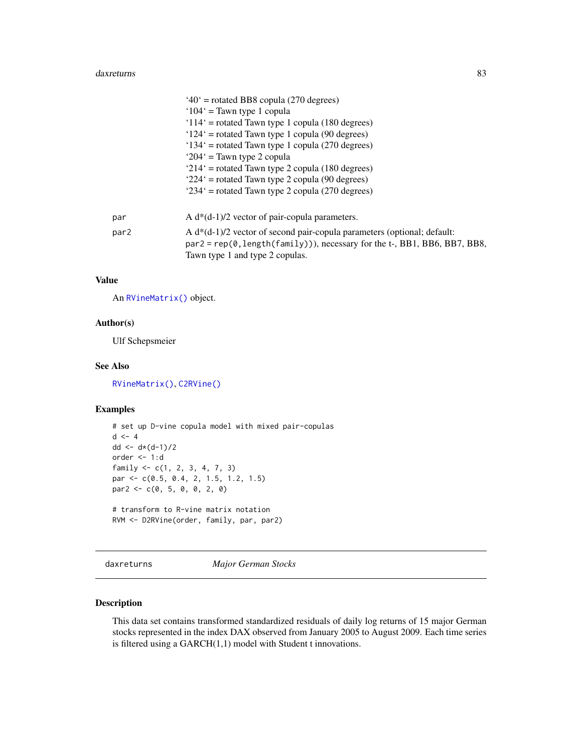'40' = rotated BB8 copula (270 degrees)
'104' = Tawn type 1 copula
'114' = rotated Tawn type 1 copula (180 degrees)
'124' = rotated Tawn type 1 copula (90 degrees)
'134' = rotated Tawn type 1 copula (270 degrees)
'204' = Tawn type 2 copula
'214' = rotated Tawn type 2 copula (180 degrees)
'224' = rotated Tawn type 2 copula (90 degrees)
'234' = rotated Tawn type 2 copula (270 degrees)

`par` A d*(d-1)/2 vector of pair-copula parameters.

`par2` A d*(d-1)/2 vector of second pair-copula parameters (optional; default: `par2 = rep(0,length(family))`), necessary for the t-, BB1, BB6, BB7, BB8, Tawn type 1 and type 2 copulas.

### Value

An `RVineMatrix()` object.

### Author(s)

Ulf Schepsmeier

### See Also

`RVineMatrix()`, `C2RVine()`

### Examples

```
# set up D-vine copula model with mixed pair-copulas
d <- 4
dd <- d*(d-1)/2
order <- 1:d
family <- c(1, 2, 3, 4, 7, 3)
par <- c(0.5, 0.4, 2, 1.5, 1.2, 1.5)
par2 <- c(0, 5, 0, 0, 2, 0)

# transform to R-vine matrix notation
RVM <- D2RVine(order, family, par, par2)
```

---

## daxreturns *Major German Stocks*

### Description

This data set contains transformed standardized residuals of daily log returns of 15 major German stocks represented in the index DAX observed from January 2005 to August 2009. Each time series is filtered using a GARCH(1,1) model with Student t innovations.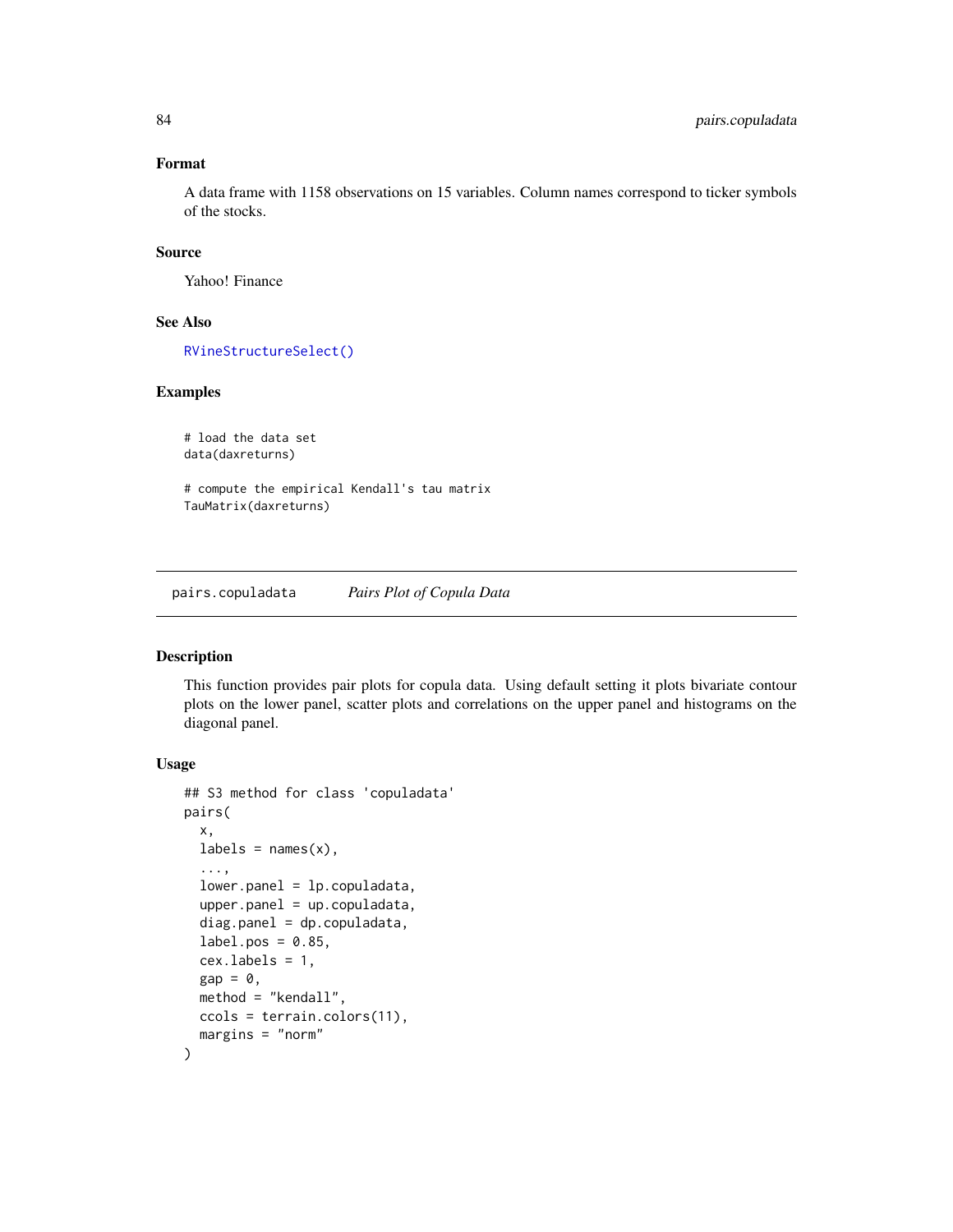### Format

A data frame with 1158 observations on 15 variables. Column names correspond to ticker symbols of the stocks.

### Source

Yahoo! Finance

### See Also

RVineStructureSelect()

### Examples

```
# load the data set
data(daxreturns)

# compute the empirical Kendall's tau matrix
TauMatrix(daxreturns)
```

---

## pairs.copuladata        *Pairs Plot of Copula Data*

---

### Description

This function provides pair plots for copula data. Using default setting it plots bivariate contour plots on the lower panel, scatter plots and correlations on the upper panel and histograms on the diagonal panel.

### Usage

```
## S3 method for class 'copuladata'
pairs(
  x,
  labels = names(x),
  ...,
  lower.panel = lp.copuladata,
  upper.panel = up.copuladata,
  diag.panel = dp.copuladata,
  label.pos = 0.85,
  cex.labels = 1,
  gap = 0,
  method = "kendall",
  ccols = terrain.colors(11),
  margins = "norm"
)
```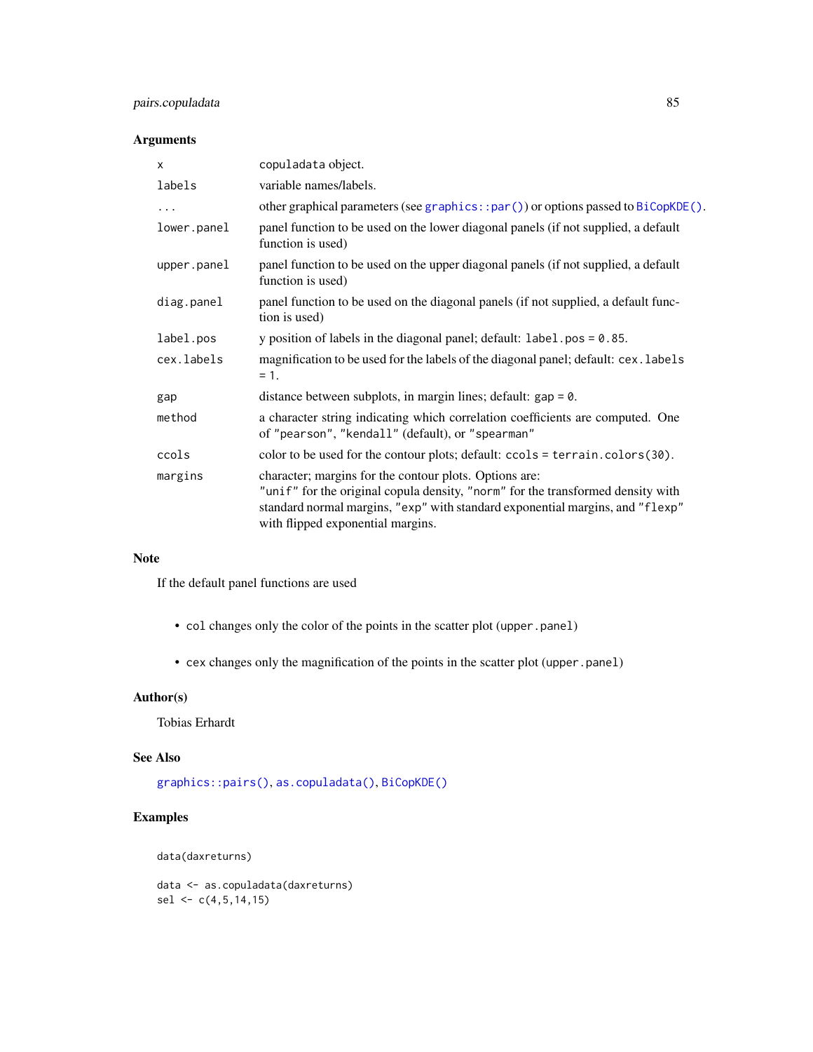### Arguments

| | |
|---|---|
| `x` | `copuladata` object. |
| `labels` | variable names/labels. |
| `...` | other graphical parameters (see `graphics::par()`) or options passed to `BiCopKDE()`. |
| `lower.panel` | panel function to be used on the lower diagonal panels (if not supplied, a default function is used) |
| `upper.panel` | panel function to be used on the upper diagonal panels (if not supplied, a default function is used) |
| `diag.panel` | panel function to be used on the diagonal panels (if not supplied, a default function is used) |
| `label.pos` | y position of labels in the diagonal panel; default: `label.pos = 0.85`. |
| `cex.labels` | magnification to be used for the labels of the diagonal panel; default: `cex.labels = 1`. |
| `gap` | distance between subplots, in margin lines; default: `gap = 0`. |
| `method` | a character string indicating which correlation coefficients are computed. One of `"pearson"`, `"kendall"` (default), or `"spearman"` |
| `ccols` | color to be used for the contour plots; default: `ccols = terrain.colors(30)`. |
| `margins` | character; margins for the contour plots. Options are: `"unif"` for the original copula density, `"norm"` for the transformed density with standard normal margins, `"exp"` with standard exponential margins, and `"flexp"` with flipped exponential margins. |

### Note

If the default panel functions are used

- `col` changes only the color of the points in the scatter plot (`upper.panel`)
- `cex` changes only the magnification of the points in the scatter plot (`upper.panel`)

### Author(s)

Tobias Erhardt

### See Also

`graphics::pairs()`, `as.copuladata()`, `BiCopKDE()`

### Examples

```
data(daxreturns)

data <- as.copuladata(daxreturns)
sel <- c(4,5,14,15)
```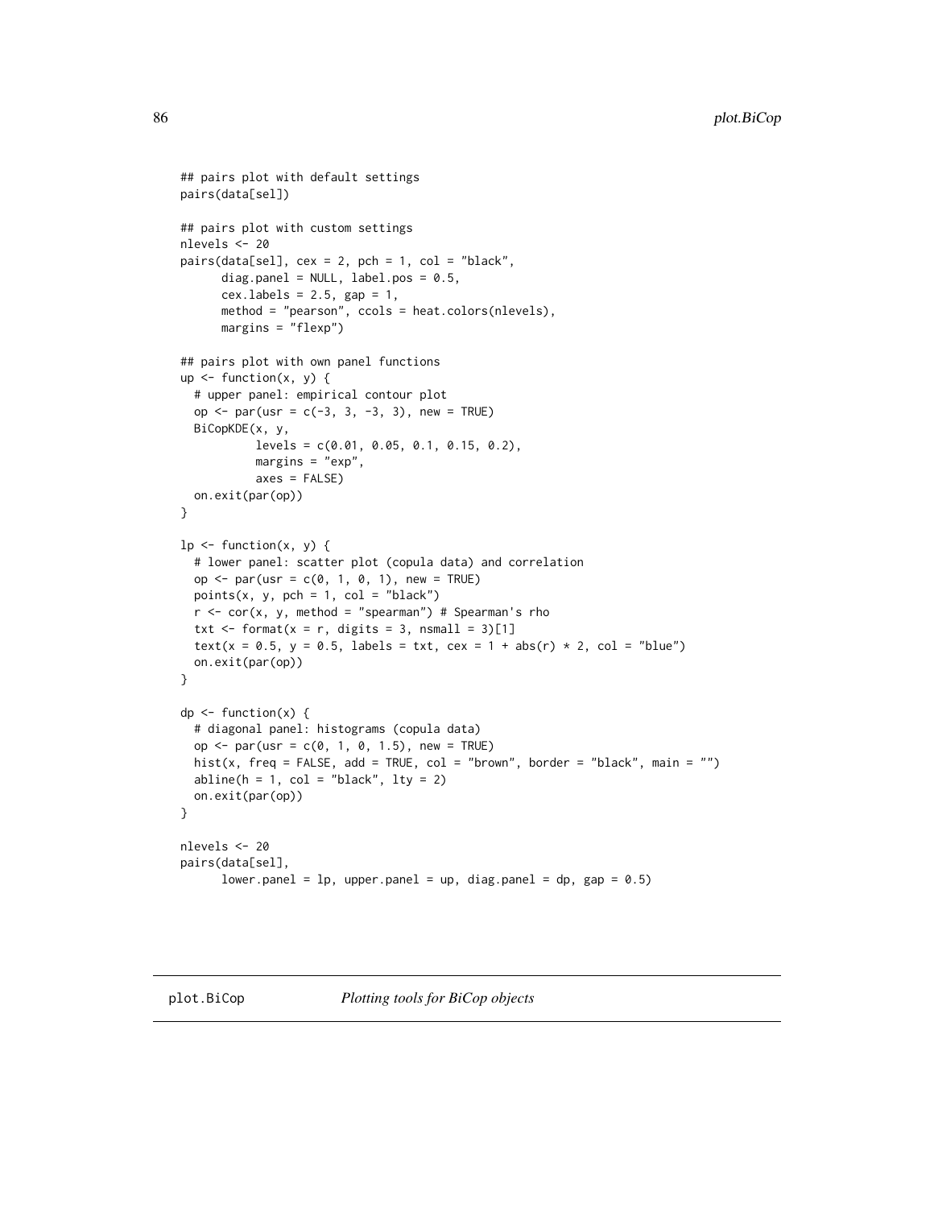```
## pairs plot with default settings
pairs(data[sel])

## pairs plot with custom settings
nlevels <- 20
pairs(data[sel], cex = 2, pch = 1, col = "black",
      diag.panel = NULL, label.pos = 0.5,
      cex.labels = 2.5, gap = 1,
      method = "pearson", ccols = heat.colors(nlevels),
      margins = "flexp")

## pairs plot with own panel functions
up <- function(x, y) {
  # upper panel: empirical contour plot
  op <- par(usr = c(-3, 3, -3, 3), new = TRUE)
  BiCopKDE(x, y,
           levels = c(0.01, 0.05, 0.1, 0.15, 0.2),
           margins = "exp",
           axes = FALSE)
  on.exit(par(op))
}

lp <- function(x, y) {
  # lower panel: scatter plot (copula data) and correlation
  op <- par(usr = c(0, 1, 0, 1), new = TRUE)
  points(x, y, pch = 1, col = "black")
  r <- cor(x, y, method = "spearman") # Spearman's rho
  txt <- format(x = r, digits = 3, nsmall = 3)[1]
  text(x = 0.5, y = 0.5, labels = txt, cex = 1 + abs(r) * 2, col = "blue")
  on.exit(par(op))
}

dp <- function(x) {
  # diagonal panel: histograms (copula data)
  op <- par(usr = c(0, 1, 0, 1.5), new = TRUE)
  hist(x, freq = FALSE, add = TRUE, col = "brown", border = "black", main = "")
  abline(h = 1, col = "black", lty = 2)
  on.exit(par(op))
}

nlevels <- 20
pairs(data[sel],
      lower.panel = lp, upper.panel = up, diag.panel = dp, gap = 0.5)
```

---

plot.BiCop *Plotting tools for BiCop objects*

---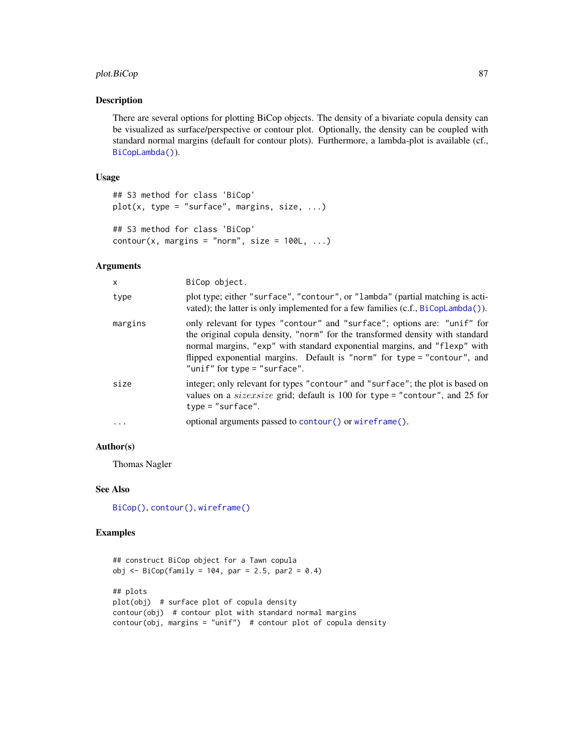## Description

There are several options for plotting BiCop objects. The density of a bivariate copula density can be visualized as surface/perspective or contour plot. Optionally, the density can be coupled with standard normal margins (default for contour plots). Furthermore, a lambda-plot is available (cf., BiCopLambda()).

## Usage

```
## S3 method for class 'BiCop'
plot(x, type = "surface", margins, size, ...)

## S3 method for class 'BiCop'
contour(x, margins = "norm", size = 100L, ...)
```

## Arguments

| | |
|---|---|
| x | BiCop object. |
| type | plot type; either "surface", "contour", or "lambda" (partial matching is activated); the latter is only implemented for a few families (c.f., BiCopLambda()). |
| margins | only relevant for types "contour" and "surface"; options are: "unif" for the original copula density, "norm" for the transformed density with standard normal margins, "exp" with standard exponential margins, and "flexp" with flipped exponential margins. Default is "norm" for type = "contour", and "unif" for type = "surface". |
| size | integer; only relevant for types "contour" and "surface"; the plot is based on values on a $size x size$ grid; default is 100 for type = "contour", and 25 for type = "surface". |
| ... | optional arguments passed to contour() or wireframe(). |

## Author(s)

Thomas Nagler

## See Also

BiCop(), contour(), wireframe()

## Examples

```
## construct BiCop object for a Tawn copula
obj <- BiCop(family = 104, par = 2.5, par2 = 0.4)

## plots
plot(obj)  # surface plot of copula density
contour(obj)  # contour plot with standard normal margins
contour(obj, margins = "unif")  # contour plot of copula density
```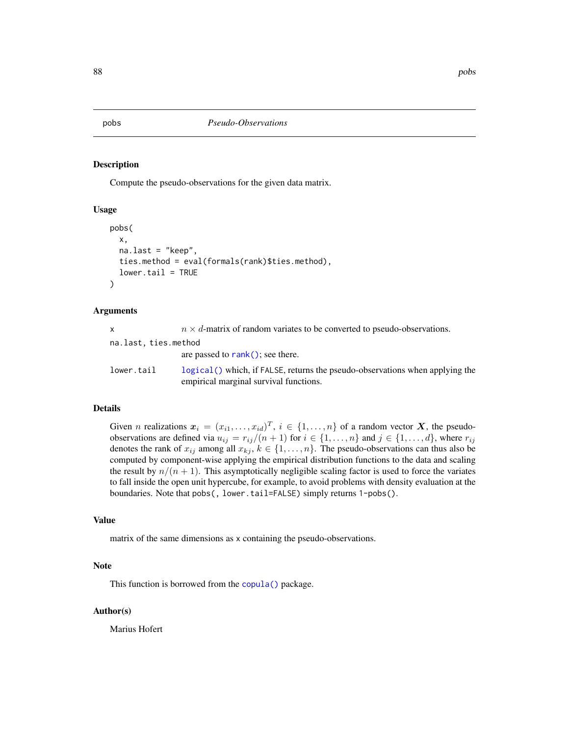# pobs — *Pseudo-Observations*

## Description

Compute the pseudo-observations for the given data matrix.

## Usage

```
pobs(
  x,
  na.last = "keep",
  ties.method = eval(formals(rank)$ties.method),
  lower.tail = TRUE
)
```

## Arguments

| | |
|---|---|
| `x` | $n \times d$-matrix of random variates to be converted to pseudo-observations. |
| `na.last, ties.method` | are passed to `rank()`; see there. |
| `lower.tail` | `logical()` which, if `FALSE`, returns the pseudo-observations when applying the empirical marginal survival functions. |

## Details

Given $n$ realizations $\boldsymbol{x}_i = (x_{i1}, \dots, x_{id})^T$, $i \in \{1, \dots, n\}$ of a random vector $\boldsymbol{X}$, the pseudo-observations are defined via $u_{ij} = r_{ij}/(n+1)$ for $i \in \{1, \dots, n\}$ and $j \in \{1, \dots, d\}$, where $r_{ij}$ denotes the rank of $x_{ij}$ among all $x_{kj}$, $k \in \{1, \dots, n\}$. The pseudo-observations can thus also be computed by component-wise applying the empirical distribution functions to the data and scaling the result by $n/(n+1)$. This asymptotically negligible scaling factor is used to force the variates to fall inside the open unit hypercube, for example, to avoid problems with density evaluation at the boundaries. Note that `pobs(, lower.tail=FALSE)` simply returns `1-pobs()`.

## Value

matrix of the same dimensions as `x` containing the pseudo-observations.

## Note

This function is borrowed from the `copula()` package.

## Author(s)

Marius Hofert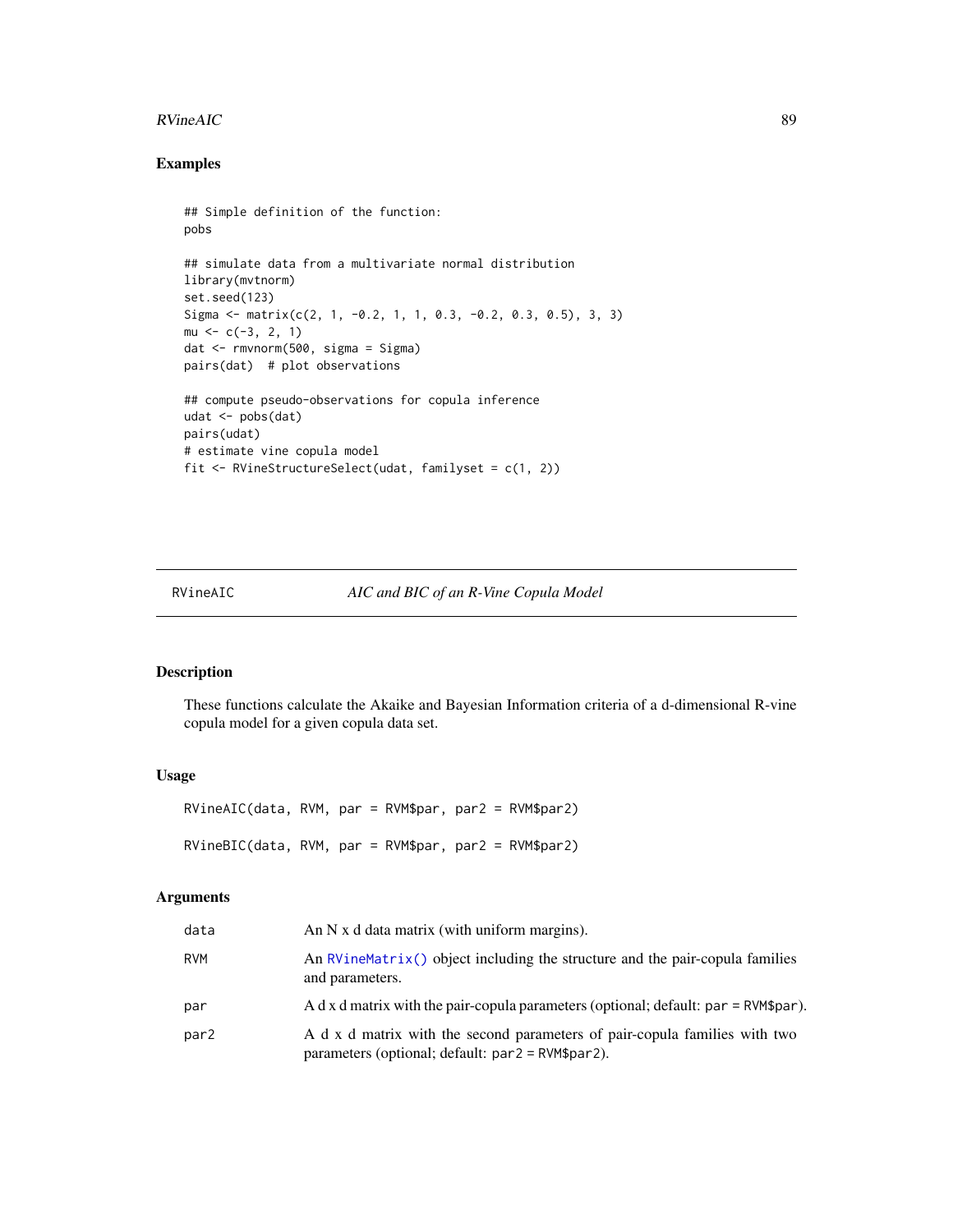## Examples

```
## Simple definition of the function:
pobs

## simulate data from a multivariate normal distribution
library(mvtnorm)
set.seed(123)
Sigma <- matrix(c(2, 1, -0.2, 1, 1, 0.3, -0.2, 0.3, 0.5), 3, 3)
mu <- c(-3, 2, 1)
dat <- rmvnorm(500, sigma = Sigma)
pairs(dat)  # plot observations

## compute pseudo-observations for copula inference
udat <- pobs(dat)
pairs(udat)
# estimate vine copula model
fit <- RVineStructureSelect(udat, familyset = c(1, 2))
```

---

# RVineAIC — *AIC and BIC of an R-Vine Copula Model*

## Description

These functions calculate the Akaike and Bayesian Information criteria of a d-dimensional R-vine copula model for a given copula data set.

## Usage

```
RVineAIC(data, RVM, par = RVM$par, par2 = RVM$par2)

RVineBIC(data, RVM, par = RVM$par, par2 = RVM$par2)
```

## Arguments

| | |
|---|---|
| `data` | An N x d data matrix (with uniform margins). |
| `RVM` | An `RVineMatrix()` object including the structure and the pair-copula families and parameters. |
| `par` | A d x d matrix with the pair-copula parameters (optional; default: `par = RVM$par`). |
| `par2` | A d x d matrix with the second parameters of pair-copula families with two parameters (optional; default: `par2 = RVM$par2`). |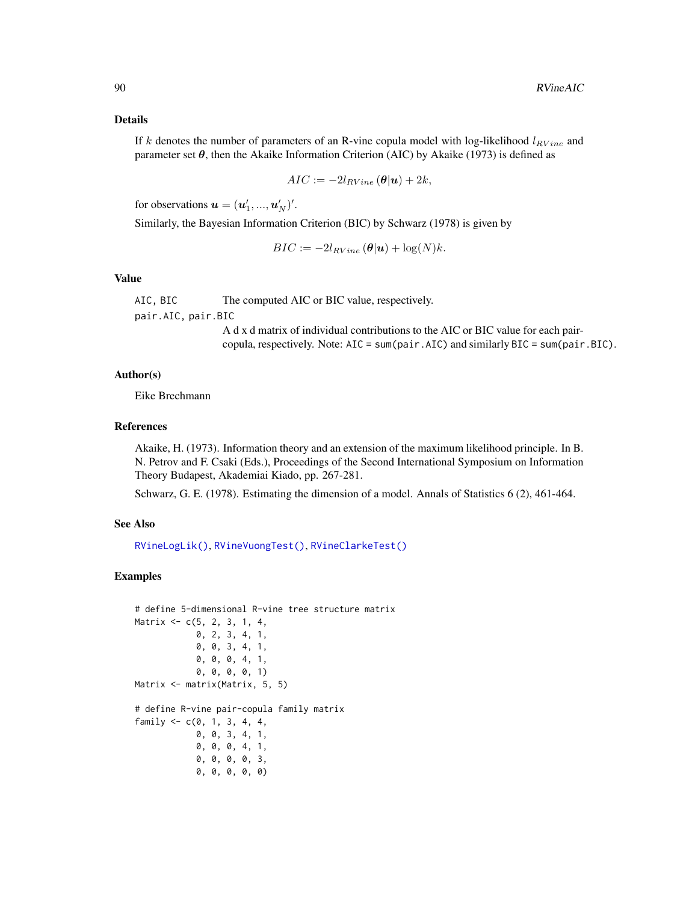## Details

If $k$ denotes the number of parameters of an R-vine copula model with log-likelihood $l_{RVine}$ and parameter set $\boldsymbol{\theta}$, then the Akaike Information Criterion (AIC) by Akaike (1973) is defined as

$$AIC := -2l_{RVine}(\boldsymbol{\theta}|\boldsymbol{u}) + 2k,$$

for observations $\boldsymbol{u} = (\boldsymbol{u}_1', ..., \boldsymbol{u}_N')'$.

Similarly, the Bayesian Information Criterion (BIC) by Schwarz (1978) is given by

$$BIC := -2l_{RVine}(\boldsymbol{\theta}|\boldsymbol{u}) + \log(N)k.$$

## Value

`AIC`, `BIC` The computed AIC or BIC value, respectively.

`pair.AIC`, `pair.BIC` A d x d matrix of individual contributions to the AIC or BIC value for each pair-copula, respectively. Note: `AIC = sum(pair.AIC)` and similarly `BIC = sum(pair.BIC)`.

## Author(s)

Eike Brechmann

## References

Akaike, H. (1973). Information theory and an extension of the maximum likelihood principle. In B. N. Petrov and F. Csaki (Eds.), Proceedings of the Second International Symposium on Information Theory Budapest, Akademiai Kiado, pp. 267-281.

Schwarz, G. E. (1978). Estimating the dimension of a model. Annals of Statistics 6 (2), 461-464.

## See Also

`RVineLogLik()`, `RVineVuongTest()`, `RVineClarkeTest()`

## Examples

```
# define 5-dimensional R-vine tree structure matrix
Matrix <- c(5, 2, 3, 1, 4,
            0, 2, 3, 4, 1,
            0, 0, 3, 4, 1,
            0, 0, 0, 4, 1,
            0, 0, 0, 0, 1)
Matrix <- matrix(Matrix, 5, 5)

# define R-vine pair-copula family matrix
family <- c(0, 1, 3, 4, 4,
            0, 0, 3, 4, 1,
            0, 0, 0, 4, 1,
            0, 0, 0, 0, 3,
            0, 0, 0, 0, 0)
```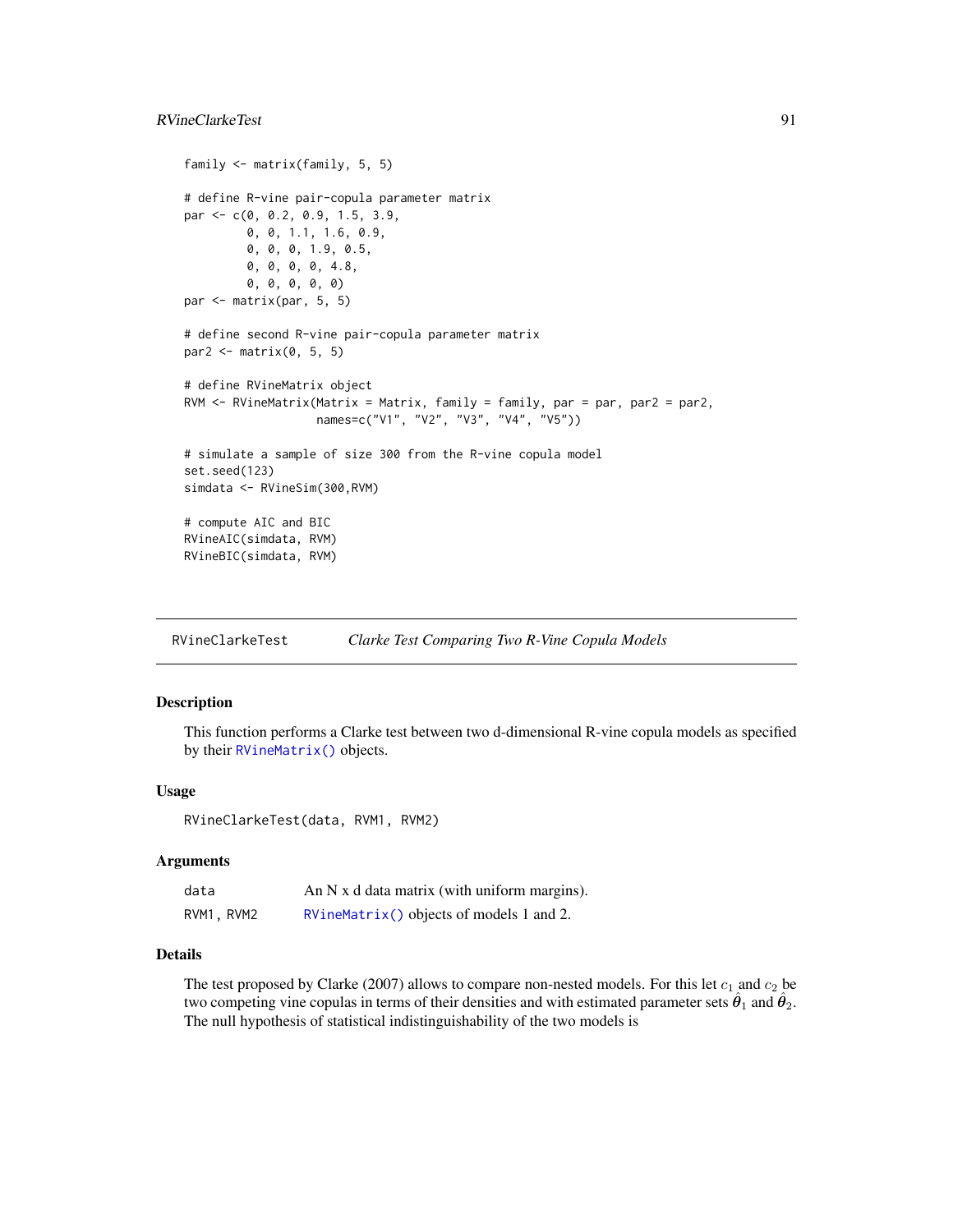```
family <- matrix(family, 5, 5)

# define R-vine pair-copula parameter matrix
par <- c(0, 0.2, 0.9, 1.5, 3.9,
         0, 0, 1.1, 1.6, 0.9,
         0, 0, 0, 1.9, 0.5,
         0, 0, 0, 0, 4.8,
         0, 0, 0, 0, 0)
par <- matrix(par, 5, 5)

# define second R-vine pair-copula parameter matrix
par2 <- matrix(0, 5, 5)

# define RVineMatrix object
RVM <- RVineMatrix(Matrix = Matrix, family = family, par = par, par2 = par2,
                   names=c("V1", "V2", "V3", "V4", "V5"))

# simulate a sample of size 300 from the R-vine copula model
set.seed(123)
simdata <- RVineSim(300,RVM)

# compute AIC and BIC
RVineAIC(simdata, RVM)
RVineBIC(simdata, RVM)
```

## RVineClarkeTest — *Clarke Test Comparing Two R-Vine Copula Models*

### Description

This function performs a Clarke test between two d-dimensional R-vine copula models as specified by their `RVineMatrix()` objects.

### Usage

```
RVineClarkeTest(data, RVM1, RVM2)
```

### Arguments

| | |
|---|---|
| `data` | An N x d data matrix (with uniform margins). |
| `RVM1, RVM2` | `RVineMatrix()` objects of models 1 and 2. |

### Details

The test proposed by Clarke (2007) allows to compare non-nested models. For this let $c_1$ and $c_2$ be two competing vine copulas in terms of their densities and with estimated parameter sets $\hat{\boldsymbol{\theta}}_1$ and $\hat{\boldsymbol{\theta}}_2$. The null hypothesis of statistical indistinguishability of the two models is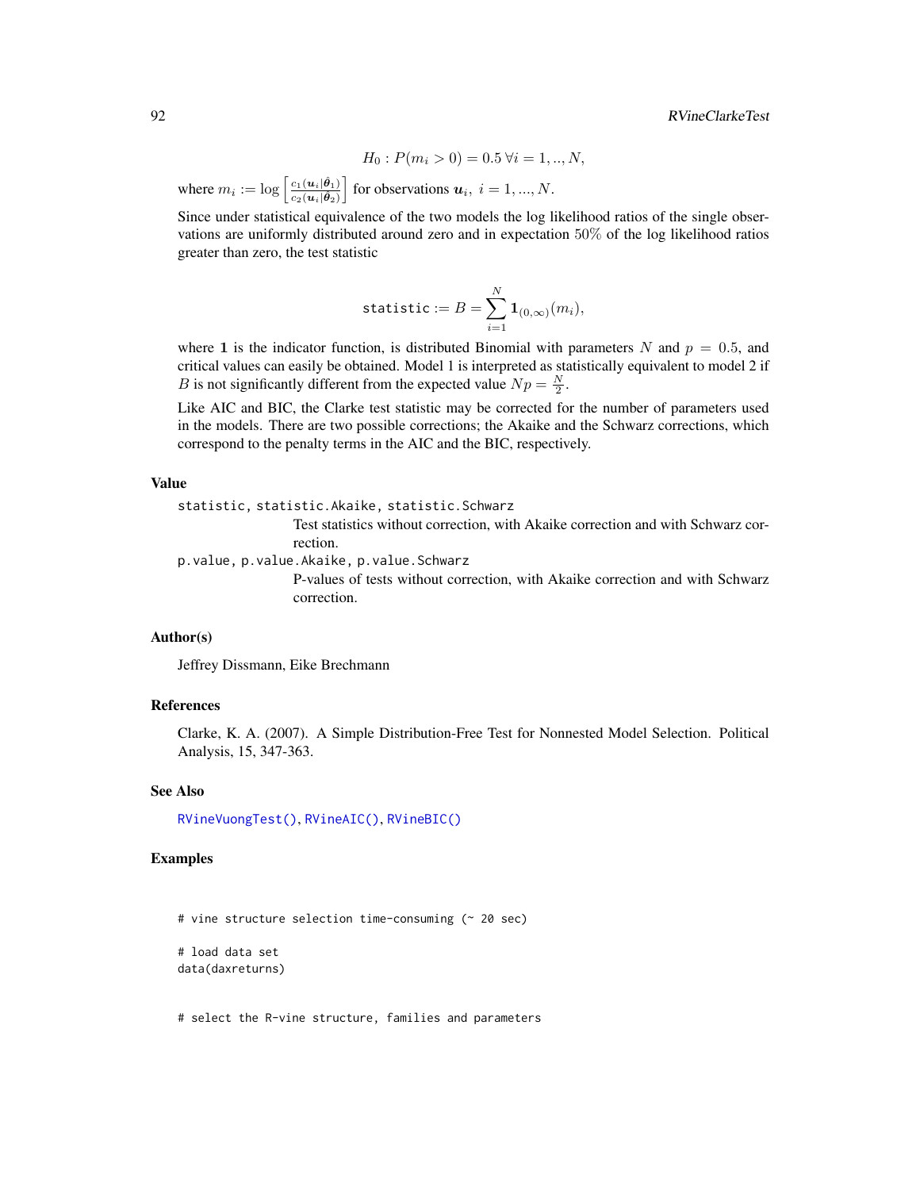$$H_0 : P(m_i > 0) = 0.5 \; \forall i = 1, .., N,$$

where $m_i := \log \left[ \frac{c_1(\boldsymbol{u}_i|\hat{\boldsymbol{\theta}}_1)}{c_2(\boldsymbol{u}_i|\hat{\boldsymbol{\theta}}_2)} \right]$ for observations $\boldsymbol{u}_i, \; i = 1, ..., N$.

Since under statistical equivalence of the two models the log likelihood ratios of the single observations are uniformly distributed around zero and in expectation $50\%$ of the log likelihood ratios greater than zero, the test statistic

$$\texttt{statistic} := B = \sum_{i=1}^{N} \mathbf{1}_{(0,\infty)}(m_i),$$

where $\mathbf{1}$ is the indicator function, is distributed Binomial with parameters $N$ and $p = 0.5$, and critical values can easily be obtained. Model 1 is interpreted as statistically equivalent to model 2 if $B$ is not significantly different from the expected value $Np = \frac{N}{2}$.

Like AIC and BIC, the Clarke test statistic may be corrected for the number of parameters used in the models. There are two possible corrections; the Akaike and the Schwarz corrections, which correspond to the penalty terms in the AIC and the BIC, respectively.

## Value

`statistic`, `statistic.Akaike`, `statistic.Schwarz`
: Test statistics without correction, with Akaike correction and with Schwarz correction.

`p.value`, `p.value.Akaike`, `p.value.Schwarz`
: P-values of tests without correction, with Akaike correction and with Schwarz correction.

## Author(s)

Jeffrey Dissmann, Eike Brechmann

## References

Clarke, K. A. (2007). A Simple Distribution-Free Test for Nonnested Model Selection. Political Analysis, 15, 347-363.

## See Also

`RVineVuongTest()`, `RVineAIC()`, `RVineBIC()`

## Examples

```
# vine structure selection time-consuming (~ 20 sec)

# load data set
data(daxreturns)


# select the R-vine structure, families and parameters
```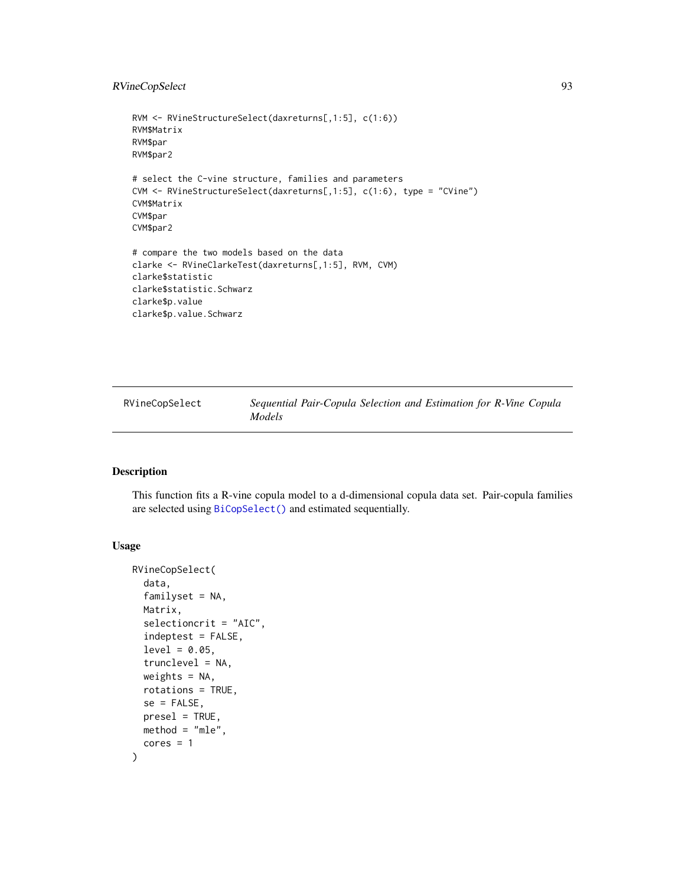```
RVM <- RVineStructureSelect(daxreturns[,1:5], c(1:6))
RVM$Matrix
RVM$par
RVM$par2

# select the C-vine structure, families and parameters
CVM <- RVineStructureSelect(daxreturns[,1:5], c(1:6), type = "CVine")
CVM$Matrix
CVM$par
CVM$par2

# compare the two models based on the data
clarke <- RVineClarkeTest(daxreturns[,1:5], RVM, CVM)
clarke$statistic
clarke$statistic.Schwarz
clarke$p.value
clarke$p.value.Schwarz
```

## RVineCopSelect — *Sequential Pair-Copula Selection and Estimation for R-Vine Copula Models*

### Description

This function fits a R-vine copula model to a d-dimensional copula data set. Pair-copula families are selected using `BiCopSelect()` and estimated sequentially.

### Usage

```
RVineCopSelect(
  data,
  familyset = NA,
  Matrix,
  selectioncrit = "AIC",
  indeptest = FALSE,
  level = 0.05,
  trunclevel = NA,
  weights = NA,
  rotations = TRUE,
  se = FALSE,
  presel = TRUE,
  method = "mle",
  cores = 1
)
```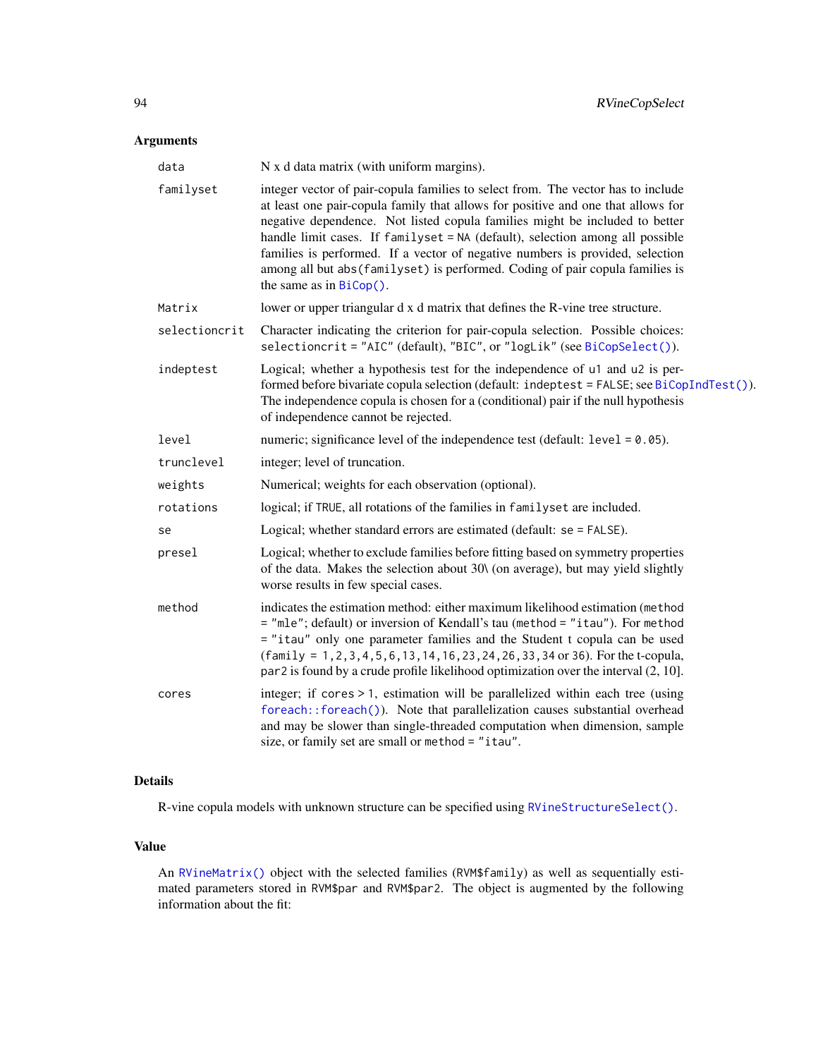## Arguments

| | |
|---|---|
| `data` | N x d data matrix (with uniform margins). |
| `familyset` | integer vector of pair-copula families to select from. The vector has to include at least one pair-copula family that allows for positive and one that allows for negative dependence. Not listed copula families might be included to better handle limit cases. If `familyset = NA` (default), selection among all possible families is performed. If a vector of negative numbers is provided, selection among all but `abs(familyset)` is performed. Coding of pair copula families is the same as in `BiCop()`. |
| `Matrix` | lower or upper triangular d x d matrix that defines the R-vine tree structure. |
| `selectioncrit` | Character indicating the criterion for pair-copula selection. Possible choices: `selectioncrit = "AIC"` (default), `"BIC"`, or `"logLik"` (see `BiCopSelect()`). |
| `indeptest` | Logical; whether a hypothesis test for the independence of `u1` and `u2` is performed before bivariate copula selection (default: `indeptest = FALSE`; see `BiCopIndTest()`). The independence copula is chosen for a (conditional) pair if the null hypothesis of independence cannot be rejected. |
| `level` | numeric; significance level of the independence test (default: `level = 0.05`). |
| `trunclevel` | integer; level of truncation. |
| `weights` | Numerical; weights for each observation (optional). |
| `rotations` | logical; if `TRUE`, all rotations of the families in `familyset` are included. |
| `se` | Logical; whether standard errors are estimated (default: `se = FALSE`). |
| `presel` | Logical; whether to exclude families before fitting based on symmetry properties of the data. Makes the selection about 30\ (on average), but may yield slightly worse results in few special cases. |
| `method` | indicates the estimation method: either maximum likelihood estimation (`method = "mle"`; default) or inversion of Kendall's tau (`method = "itau"`). For `method = "itau"` only one parameter families and the Student t copula can be used (`family = 1,2,3,4,5,6,13,14,16,23,24,26,33,34` or `36`). For the t-copula, `par2` is found by a crude profile likelihood optimization over the interval (2, 10]. |
| `cores` | integer; if `cores > 1`, estimation will be parallelized within each tree (using `foreach::foreach()`). Note that parallelization causes substantial overhead and may be slower than single-threaded computation when dimension, sample size, or family set are small or `method = "itau"`. |

## Details

R-vine copula models with unknown structure can be specified using `RVineStructureSelect()`.

## Value

An `RVineMatrix()` object with the selected families (`RVM$family`) as well as sequentially estimated parameters stored in `RVM$par` and `RVM$par2`. The object is augmented by the following information about the fit: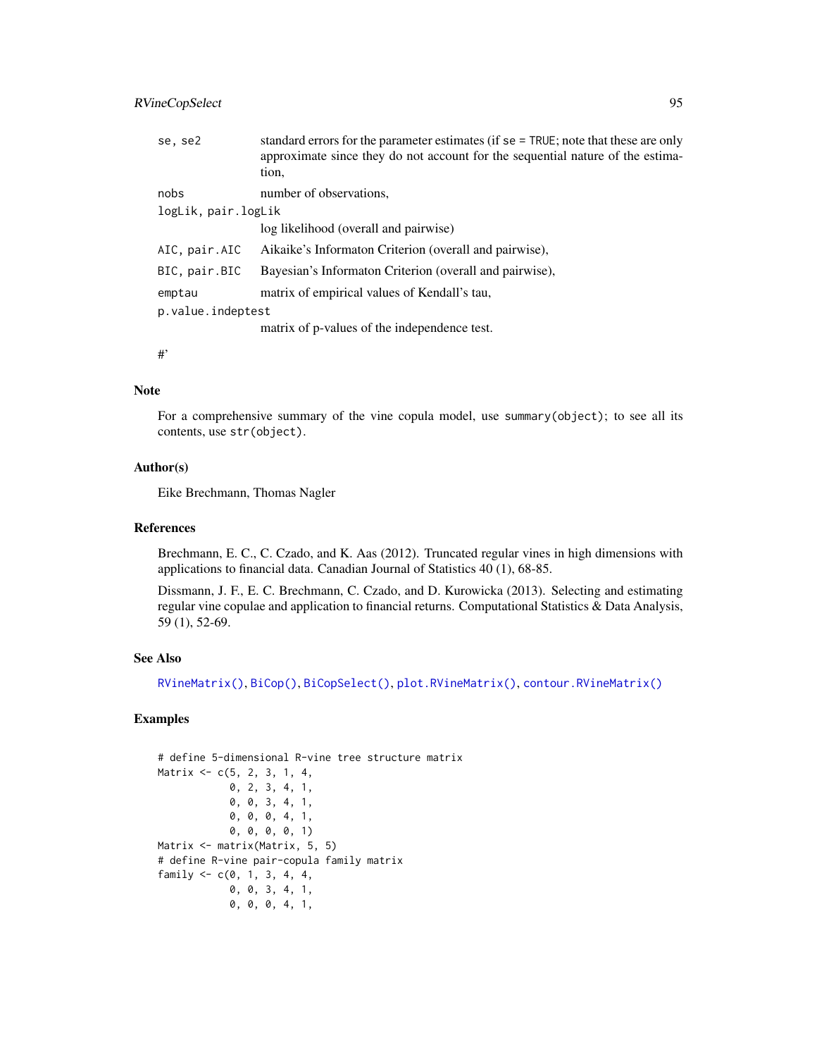se, se2 standard errors for the parameter estimates (if `se = TRUE`; note that these are only approximate since they do not account for the sequential nature of the estimation,

nobs number of observations,

logLik, pair.logLik
log likelihood (overall and pairwise)

AIC, pair.AIC Aikaike's Informaton Criterion (overall and pairwise),

BIC, pair.BIC Bayesian's Informaton Criterion (overall and pairwise),

emptau matrix of empirical values of Kendall's tau,

p.value.indeptest
matrix of p-values of the independence test.

#'

### Note

For a comprehensive summary of the vine copula model, use `summary(object)`; to see all its contents, use `str(object)`.

### Author(s)

Eike Brechmann, Thomas Nagler

### References

Brechmann, E. C., C. Czado, and K. Aas (2012). Truncated regular vines in high dimensions with applications to financial data. Canadian Journal of Statistics 40 (1), 68-85.

Dissmann, J. F., E. C. Brechmann, C. Czado, and D. Kurowicka (2013). Selecting and estimating regular vine copulae and application to financial returns. Computational Statistics & Data Analysis, 59 (1), 52-69.

### See Also

RVineMatrix(), BiCop(), BiCopSelect(), plot.RVineMatrix(), contour.RVineMatrix()

### Examples

```
# define 5-dimensional R-vine tree structure matrix
Matrix <- c(5, 2, 3, 1, 4,
            0, 2, 3, 4, 1,
            0, 0, 3, 4, 1,
            0, 0, 0, 4, 1,
            0, 0, 0, 0, 1)
Matrix <- matrix(Matrix, 5, 5)
# define R-vine pair-copula family matrix
family <- c(0, 1, 3, 4, 4,
            0, 0, 3, 4, 1,
            0, 0, 0, 4, 1,
```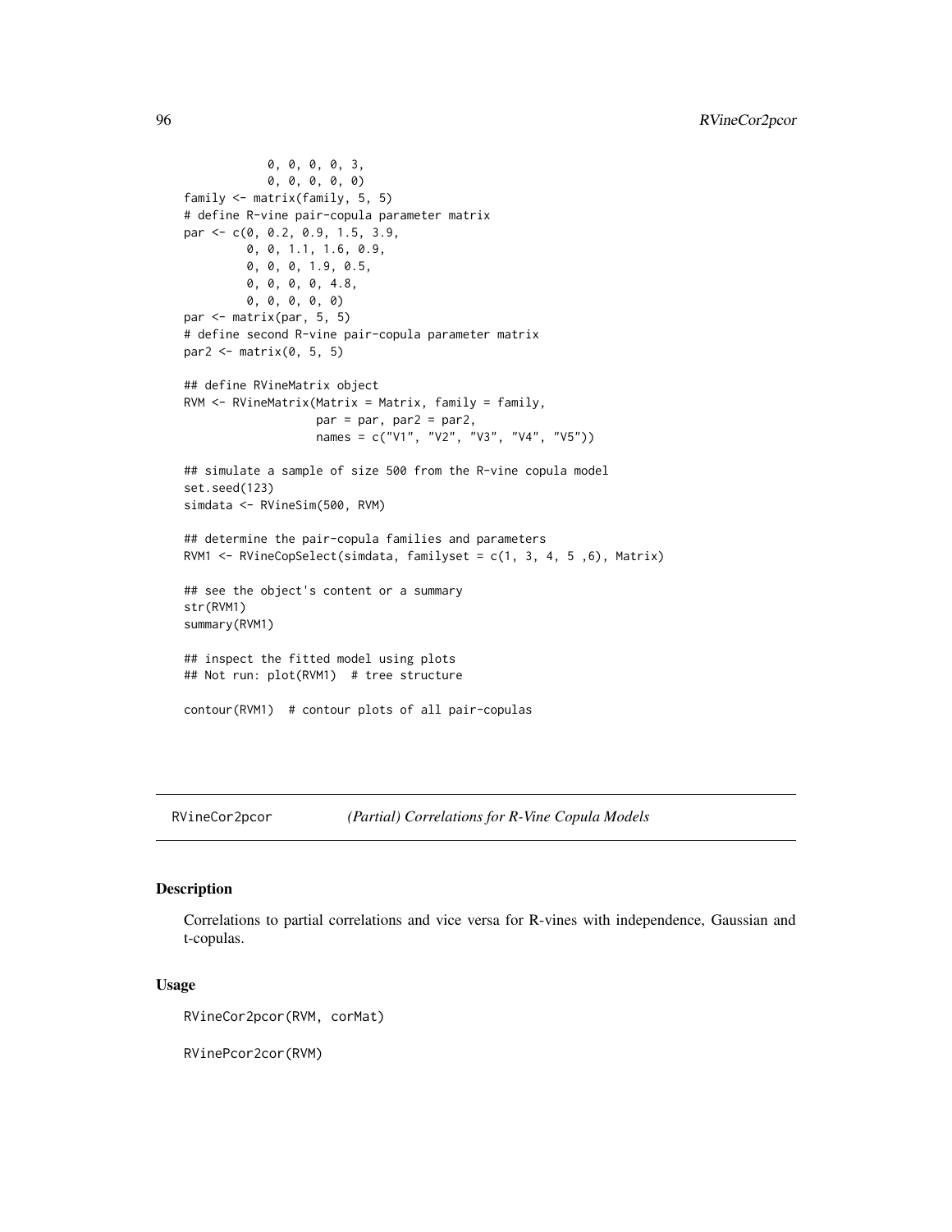```
            0, 0, 0, 0, 3,
            0, 0, 0, 0, 0)
family <- matrix(family, 5, 5)
# define R-vine pair-copula parameter matrix
par <- c(0, 0.2, 0.9, 1.5, 3.9,
         0, 0, 1.1, 1.6, 0.9,
         0, 0, 0, 1.9, 0.5,
         0, 0, 0, 0, 4.8,
         0, 0, 0, 0, 0)
par <- matrix(par, 5, 5)
# define second R-vine pair-copula parameter matrix
par2 <- matrix(0, 5, 5)

## define RVineMatrix object
RVM <- RVineMatrix(Matrix = Matrix, family = family,
                   par = par, par2 = par2,
                   names = c("V1", "V2", "V3", "V4", "V5"))

## simulate a sample of size 500 from the R-vine copula model
set.seed(123)
simdata <- RVineSim(500, RVM)

## determine the pair-copula families and parameters
RVM1 <- RVineCopSelect(simdata, familyset = c(1, 3, 4, 5 ,6), Matrix)

## see the object's content or a summary
str(RVM1)
summary(RVM1)

## inspect the fitted model using plots
## Not run: plot(RVM1)  # tree structure

contour(RVM1)  # contour plots of all pair-copulas
```

---

RVineCor2pcor *(Partial) Correlations for R-Vine Copula Models*

---

### Description

Correlations to partial correlations and vice versa for R-vines with independence, Gaussian and t-copulas.

### Usage

```
RVineCor2pcor(RVM, corMat)

RVinePcor2cor(RVM)
```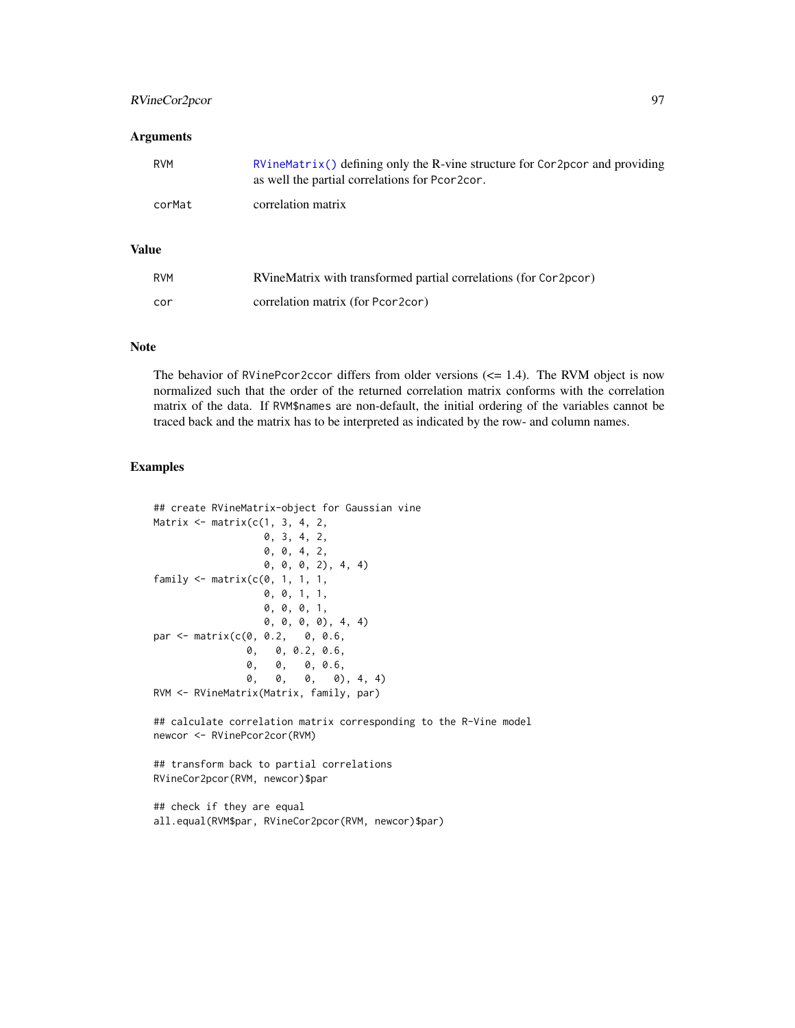## Arguments

| | |
|---|---|
| RVM | RVineMatrix() defining only the R-vine structure for Cor2pcor and providing as well the partial correlations for Pcor2cor. |
| corMat | correlation matrix |

## Value

| | |
|---|---|
| RVM | RVineMatrix with transformed partial correlations (for Cor2pcor) |
| cor | correlation matrix (for Pcor2cor) |

## Note

The behavior of RVinePcor2ccor differs from older versions (<= 1.4). The RVM object is now normalized such that the order of the returned correlation matrix conforms with the correlation matrix of the data. If RVM$names are non-default, the initial ordering of the variables cannot be traced back and the matrix has to be interpreted as indicated by the row- and column names.

## Examples

```
## create RVineMatrix-object for Gaussian vine
Matrix <- matrix(c(1, 3, 4, 2,
                   0, 3, 4, 2,
                   0, 0, 4, 2,
                   0, 0, 0, 2), 4, 4)
family <- matrix(c(0, 1, 1, 1,
                   0, 0, 1, 1,
                   0, 0, 0, 1,
                   0, 0, 0, 0), 4, 4)
par <- matrix(c(0, 0.2,   0, 0.6,
                0,   0, 0.2, 0.6,
                0,   0,   0, 0.6,
                0,   0,   0,   0), 4, 4)
RVM <- RVineMatrix(Matrix, family, par)

## calculate correlation matrix corresponding to the R-Vine model
newcor <- RVinePcor2cor(RVM)

## transform back to partial correlations
RVineCor2pcor(RVM, newcor)$par

## check if they are equal
all.equal(RVM$par, RVineCor2pcor(RVM, newcor)$par)
```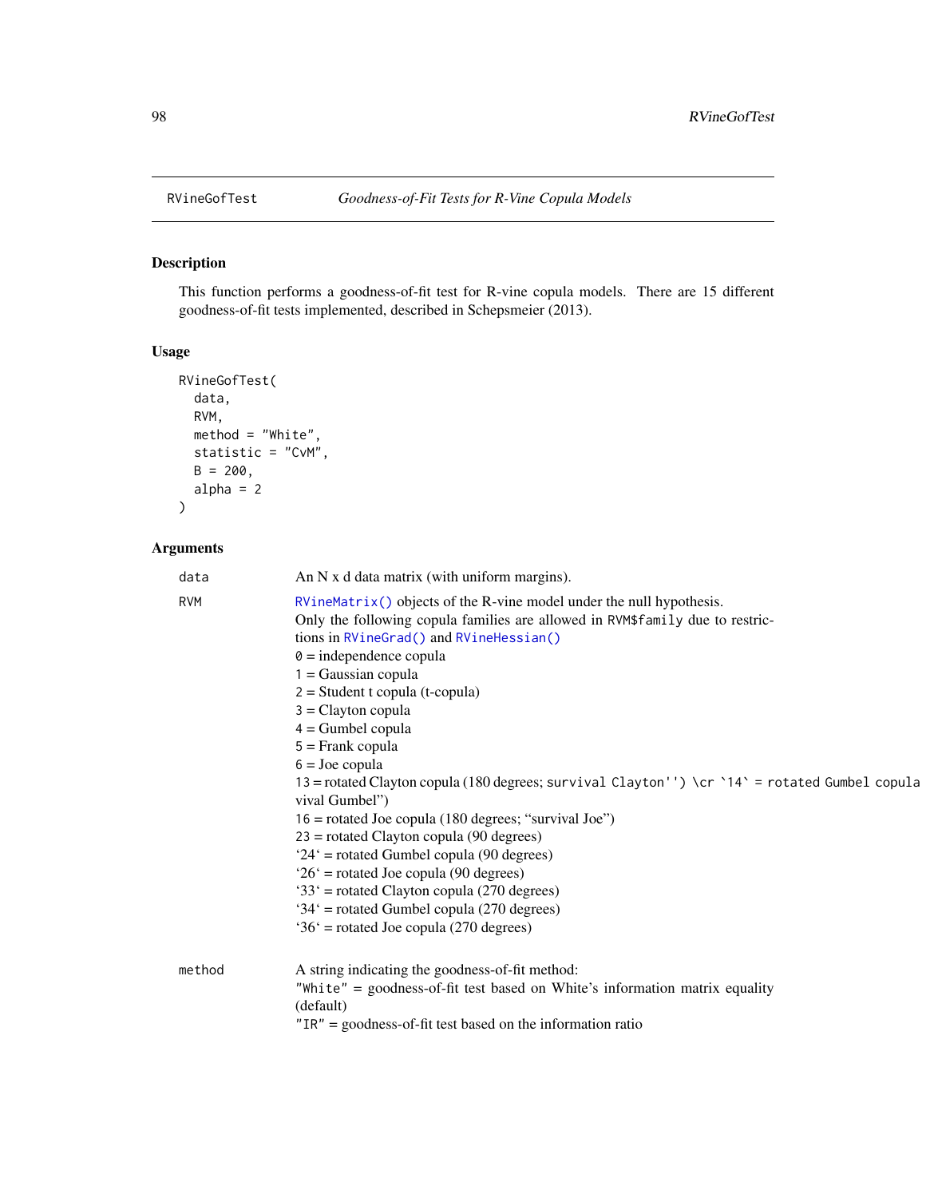## RVineGofTest — *Goodness-of-Fit Tests for R-Vine Copula Models*

### Description

This function performs a goodness-of-fit test for R-vine copula models. There are 15 different goodness-of-fit tests implemented, described in Schepsmeier (2013).

### Usage

```
RVineGofTest(
  data,
  RVM,
  method = "White",
  statistic = "CvM",
  B = 200,
  alpha = 2
)
```

### Arguments

**data**
An N x d data matrix (with uniform margins).

**RVM**
`RVineMatrix()` objects of the R-vine model under the null hypothesis.
Only the following copula families are allowed in `RVM$family` due to restrictions in `RVineGrad()` and `RVineHessian()`
`0` = independence copula
`1` = Gaussian copula
`2` = Student t copula (t-copula)
`3` = Clayton copula
`4` = Gumbel copula
`5` = Frank copula
`6` = Joe copula
`13` = rotated Clayton copula (180 degrees; `survival Clayton'') \cr `14` = rotated Gumbel copula` (180 degrees; "survival Gumbel")
`16` = rotated Joe copula (180 degrees; "survival Joe")
`23` = rotated Clayton copula (90 degrees)
'24' = rotated Gumbel copula (90 degrees)
'26' = rotated Joe copula (90 degrees)
'33' = rotated Clayton copula (270 degrees)
'34' = rotated Gumbel copula (270 degrees)
'36' = rotated Joe copula (270 degrees)

**method**
A string indicating the goodness-of-fit method:
`"White"` = goodness-of-fit test based on White's information matrix equality (default)
`"IR"` = goodness-of-fit test based on the information ratio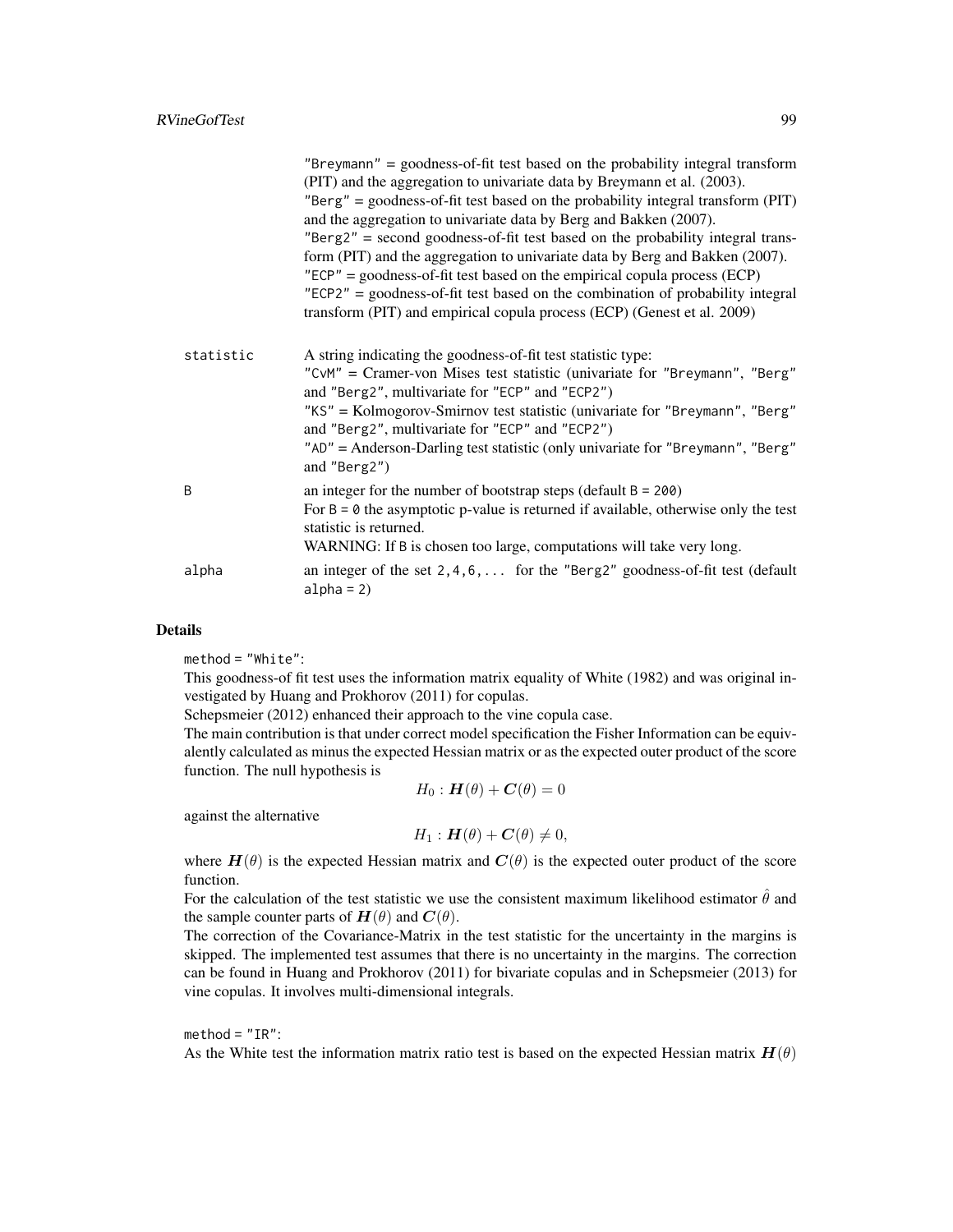"Breymann" = goodness-of-fit test based on the probability integral transform (PIT) and the aggregation to univariate data by Breymann et al. (2003).
"Berg" = goodness-of-fit test based on the probability integral transform (PIT) and the aggregation to univariate data by Berg and Bakken (2007).
"Berg2" = second goodness-of-fit test based on the probability integral transform (PIT) and the aggregation to univariate data by Berg and Bakken (2007).
"ECP" = goodness-of-fit test based on the empirical copula process (ECP)
"ECP2" = goodness-of-fit test based on the combination of probability integral transform (PIT) and empirical copula process (ECP) (Genest et al. 2009)

| | |
|---|---|
| `statistic` | A string indicating the goodness-of-fit test statistic type:<br>"CvM" = Cramer-von Mises test statistic (univariate for "Breymann", "Berg" and "Berg2", multivariate for "ECP" and "ECP2")<br>"KS" = Kolmogorov-Smirnov test statistic (univariate for "Breymann", "Berg" and "Berg2", multivariate for "ECP" and "ECP2")<br>"AD" = Anderson-Darling test statistic (only univariate for "Breymann", "Berg" and "Berg2") |
| `B` | an integer for the number of bootstrap steps (default `B = 200`)<br>For `B = 0` the asymptotic p-value is returned if available, otherwise only the test statistic is returned.<br>WARNING: If `B` is chosen too large, computations will take very long. |
| `alpha` | an integer of the set `2,4,6,...` for the "Berg2" goodness-of-fit test (default `alpha = 2`) |

## Details

`method = "White"`:
This goodness-of fit test uses the information matrix equality of White (1982) and was original investigated by Huang and Prokhorov (2011) for copulas.
Schepsmeier (2012) enhanced their approach to the vine copula case.
The main contribution is that under correct model specification the Fisher Information can be equivalently calculated as minus the expected Hessian matrix or as the expected outer product of the score function. The null hypothesis is

$$H_0 : \boldsymbol{H}(\theta) + \boldsymbol{C}(\theta) = 0$$

against the alternative

$$H_1 : \boldsymbol{H}(\theta) + \boldsymbol{C}(\theta) \neq 0,$$

where $\boldsymbol{H}(\theta)$ is the expected Hessian matrix and $\boldsymbol{C}(\theta)$ is the expected outer product of the score function.
For the calculation of the test statistic we use the consistent maximum likelihood estimator $\hat{\theta}$ and the sample counter parts of $\boldsymbol{H}(\theta)$ and $\boldsymbol{C}(\theta)$.
The correction of the Covariance-Matrix in the test statistic for the uncertainty in the margins is skipped. The implemented test assumes that there is no uncertainty in the margins. The correction can be found in Huang and Prokhorov (2011) for bivariate copulas and in Schepsmeier (2013) for vine copulas. It involves multi-dimensional integrals.

`method = "IR"`:
As the White test the information matrix ratio test is based on the expected Hessian matrix $\boldsymbol{H}(\theta)$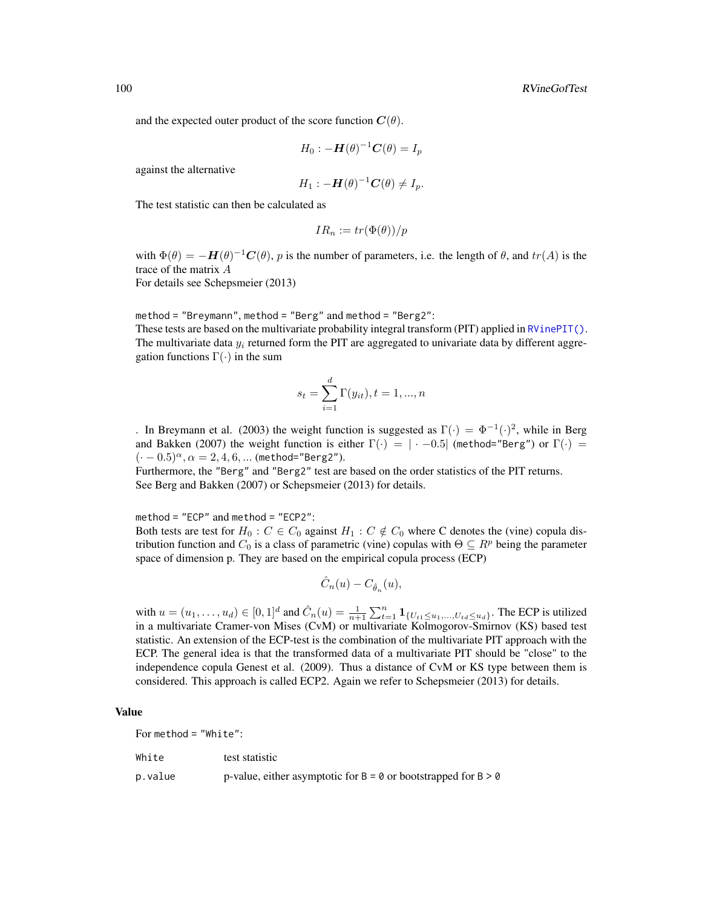and the expected outer product of the score function $\boldsymbol{C}(\theta)$.

$$H_0 : -\boldsymbol{H}(\theta)^{-1}\boldsymbol{C}(\theta) = I_p$$

against the alternative

$$H_1 : -\boldsymbol{H}(\theta)^{-1}\boldsymbol{C}(\theta) \neq I_p.$$

The test statistic can then be calculated as

$$IR_n := tr(\Phi(\theta))/p$$

with $\Phi(\theta) = -\boldsymbol{H}(\theta)^{-1}\boldsymbol{C}(\theta)$, $p$ is the number of parameters, i.e. the length of $\theta$, and $tr(A)$ is the trace of the matrix $A$
For details see Schepsmeier (2013)

`method = "Breymann"`, `method = "Berg"` and `method = "Berg2"`:
These tests are based on the multivariate probability integral transform (PIT) applied in `RVinePIT()`. The multivariate data $y_i$ returned form the PIT are aggregated to univariate data by different aggregation functions $\Gamma(\cdot)$ in the sum

$$s_t = \sum_{i=1}^{d} \Gamma(y_{it}), t = 1, ..., n$$

. In Breymann et al. (2003) the weight function is suggested as $\Gamma(\cdot) = \Phi^{-1}(\cdot)^2$, while in Berg and Bakken (2007) the weight function is either $\Gamma(\cdot) = |\cdot - 0.5|$ (`method="Berg"`) or $\Gamma(\cdot) = (\cdot - 0.5)^{\alpha}, \alpha = 2, 4, 6, ...$ (`method="Berg2"`).
Furthermore, the `"Berg"` and `"Berg2"` test are based on the order statistics of the PIT returns.
See Berg and Bakken (2007) or Schepsmeier (2013) for details.

`method = "ECP"` and `method = "ECP2"`:
Both tests are test for $H_0 : C \in C_0$ against $H_1 : C \notin C_0$ where C denotes the (vine) copula distribution function and $C_0$ is a class of parametric (vine) copulas with $\Theta \subseteq R^p$ being the parameter space of dimension p. They are based on the empirical copula process (ECP)

$$\hat{C}_n(u) - C_{\hat{\theta}_n}(u),$$

with $u = (u_1, \ldots, u_d) \in [0, 1]^d$ and $\hat{C}_n(u) = \frac{1}{n+1}\sum_{t=1}^{n} \mathbf{1}_{\{U_{t1} \leq u_1, \ldots, U_{td} \leq u_d\}}$. The ECP is utilized in a multivariate Cramer-von Mises (CvM) or multivariate Kolmogorov-Smirnov (KS) based test statistic. An extension of the ECP-test is the combination of the multivariate PIT approach with the ECP. The general idea is that the transformed data of a multivariate PIT should be "close" to the independence copula Genest et al. (2009). Thus a distance of CvM or KS type between them is considered. This approach is called ECP2. Again we refer to Schepsmeier (2013) for details.

## Value

For `method = "White"`:

| | |
|---|---|
| `White` | test statistic |
| `p.value` | p-value, either asymptotic for `B = 0` or bootstrapped for `B > 0` |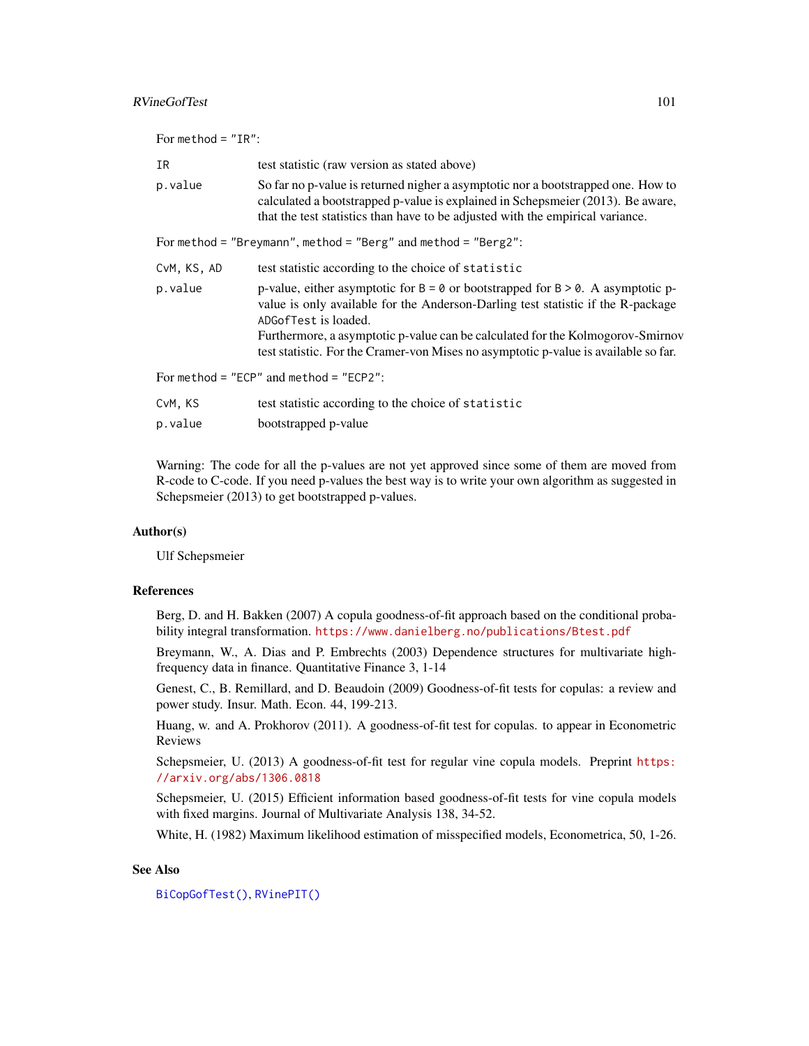For method = "IR":

| | |
|---|---|
| IR | test statistic (raw version as stated above) |
| p.value | So far no p-value is returned nigher a asymptotic nor a bootstrapped one. How to calculated a bootstrapped p-value is explained in Schepsmeier (2013). Be aware, that the test statistics than have to be adjusted with the empirical variance. |

For method = "Breymann", method = "Berg" and method = "Berg2":

| | |
|---|---|
| CvM, KS, AD | test statistic according to the choice of `statistic` |
| p.value | p-value, either asymptotic for `B = 0` or bootstrapped for `B > 0`. A asymptotic p-value is only available for the Anderson-Darling test statistic if the R-package `ADGofTest` is loaded. Furthermore, a asymptotic p-value can be calculated for the Kolmogorov-Smirnov test statistic. For the Cramer-von Mises no asymptotic p-value is available so far. |

For method = "ECP" and method = "ECP2":

| | |
|---|---|
| CvM, KS | test statistic according to the choice of `statistic` |
| p.value | bootstrapped p-value |

Warning: The code for all the p-values are not yet approved since some of them are moved from R-code to C-code. If you need p-values the best way is to write your own algorithm as suggested in Schepsmeier (2013) to get bootstrapped p-values.

## Author(s)

Ulf Schepsmeier

## References

Berg, D. and H. Bakken (2007) A copula goodness-of-fit approach based on the conditional probability integral transformation. https://www.danielberg.no/publications/Btest.pdf

Breymann, W., A. Dias and P. Embrechts (2003) Dependence structures for multivariate high-frequency data in finance. Quantitative Finance 3, 1-14

Genest, C., B. Remillard, and D. Beaudoin (2009) Goodness-of-fit tests for copulas: a review and power study. Insur. Math. Econ. 44, 199-213.

Huang, w. and A. Prokhorov (2011). A goodness-of-fit test for copulas. to appear in Econometric Reviews

Schepsmeier, U. (2013) A goodness-of-fit test for regular vine copula models. Preprint https://arxiv.org/abs/1306.0818

Schepsmeier, U. (2015) Efficient information based goodness-of-fit tests for vine copula models with fixed margins. Journal of Multivariate Analysis 138, 34-52.

White, H. (1982) Maximum likelihood estimation of misspecified models, Econometrica, 50, 1-26.

## See Also

`BiCopGofTest()`, `RVinePIT()`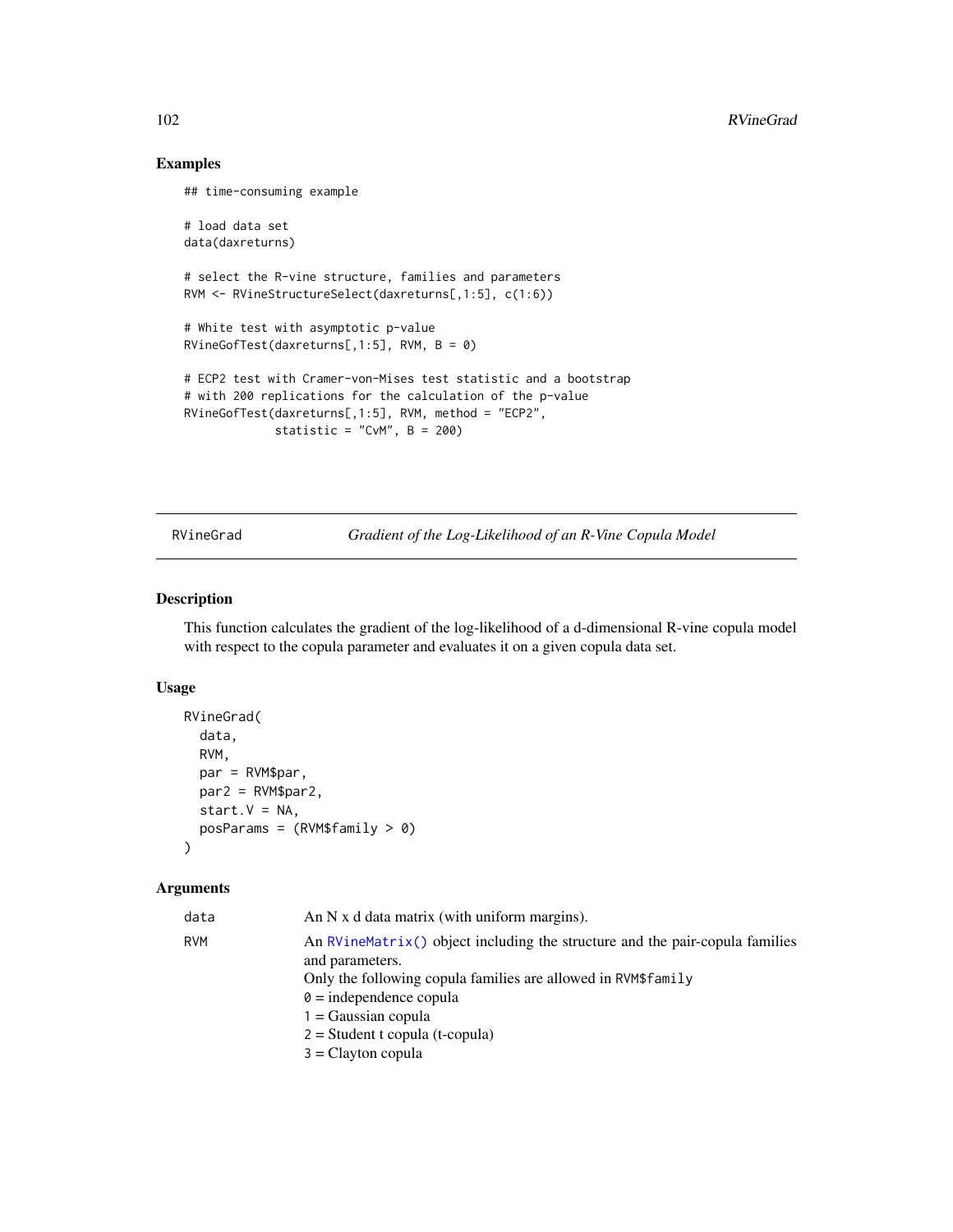## Examples

```
## time-consuming example

# load data set
data(daxreturns)

# select the R-vine structure, families and parameters
RVM <- RVineStructureSelect(daxreturns[,1:5], c(1:6))

# White test with asymptotic p-value
RVineGofTest(daxreturns[,1:5], RVM, B = 0)

# ECP2 test with Cramer-von-Mises test statistic and a bootstrap
# with 200 replications for the calculation of the p-value
RVineGofTest(daxreturns[,1:5], RVM, method = "ECP2",
             statistic = "CvM", B = 200)
```

---

# RVineGrad — *Gradient of the Log-Likelihood of an R-Vine Copula Model*

## Description

This function calculates the gradient of the log-likelihood of a d-dimensional R-vine copula model with respect to the copula parameter and evaluates it on a given copula data set.

## Usage

```
RVineGrad(
  data,
  RVM,
  par = RVM$par,
  par2 = RVM$par2,
  start.V = NA,
  posParams = (RVM$family > 0)
)
```

## Arguments

`data` An N x d data matrix (with uniform margins).

`RVM` An `RVineMatrix()` object including the structure and the pair-copula families and parameters.
Only the following copula families are allowed in `RVM$family`
`0` = independence copula
`1` = Gaussian copula
`2` = Student t copula (t-copula)
`3` = Clayton copula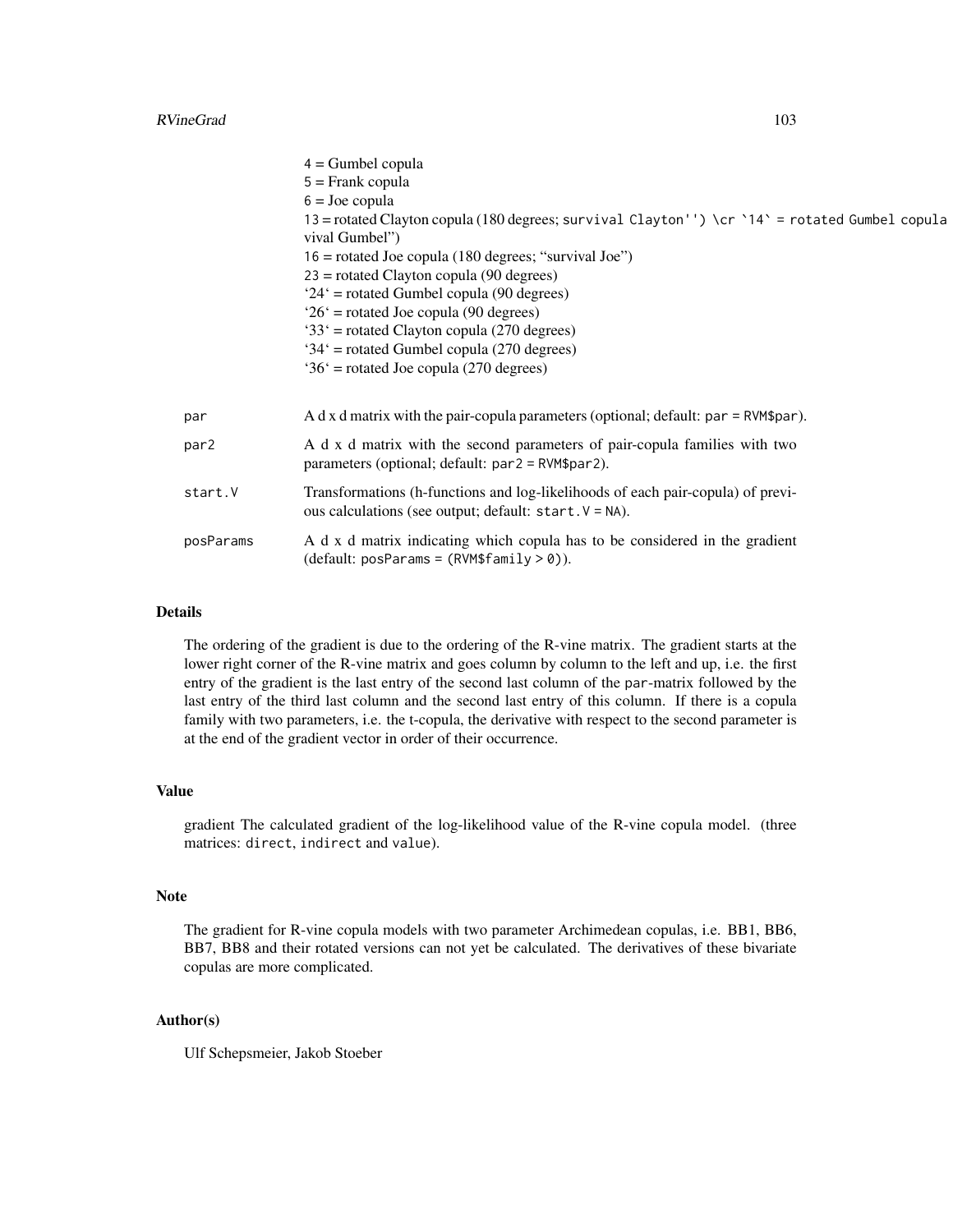4 = Gumbel copula
5 = Frank copula
6 = Joe copula
13 = rotated Clayton copula (180 degrees; survival Clayton'') \cr `14` = rotated Gumbel copula vival Gumbel")
16 = rotated Joe copula (180 degrees; "survival Joe")
23 = rotated Clayton copula (90 degrees)
'24' = rotated Gumbel copula (90 degrees)
'26' = rotated Joe copula (90 degrees)
'33' = rotated Clayton copula (270 degrees)
'34' = rotated Gumbel copula (270 degrees)
'36' = rotated Joe copula (270 degrees)

`par` A d x d matrix with the pair-copula parameters (optional; default: `par = RVM$par`).

`par2` A d x d matrix with the second parameters of pair-copula families with two parameters (optional; default: `par2 = RVM$par2`).

`start.V` Transformations (h-functions and log-likelihoods of each pair-copula) of previous calculations (see output; default: `start.V = NA`).

`posParams` A d x d matrix indicating which copula has to be considered in the gradient (default: `posParams = (RVM$family > 0)`).

## Details

The ordering of the gradient is due to the ordering of the R-vine matrix. The gradient starts at the lower right corner of the R-vine matrix and goes column by column to the left and up, i.e. the first entry of the gradient is the last entry of the second last column of the `par`-matrix followed by the last entry of the third last column and the second last entry of this column. If there is a copula family with two parameters, i.e. the t-copula, the derivative with respect to the second parameter is at the end of the gradient vector in order of their occurrence.

## Value

gradient The calculated gradient of the log-likelihood value of the R-vine copula model. (three matrices: `direct`, `indirect` and `value`).

## Note

The gradient for R-vine copula models with two parameter Archimedean copulas, i.e. BB1, BB6, BB7, BB8 and their rotated versions can not yet be calculated. The derivatives of these bivariate copulas are more complicated.

## Author(s)

Ulf Schepsmeier, Jakob Stoeber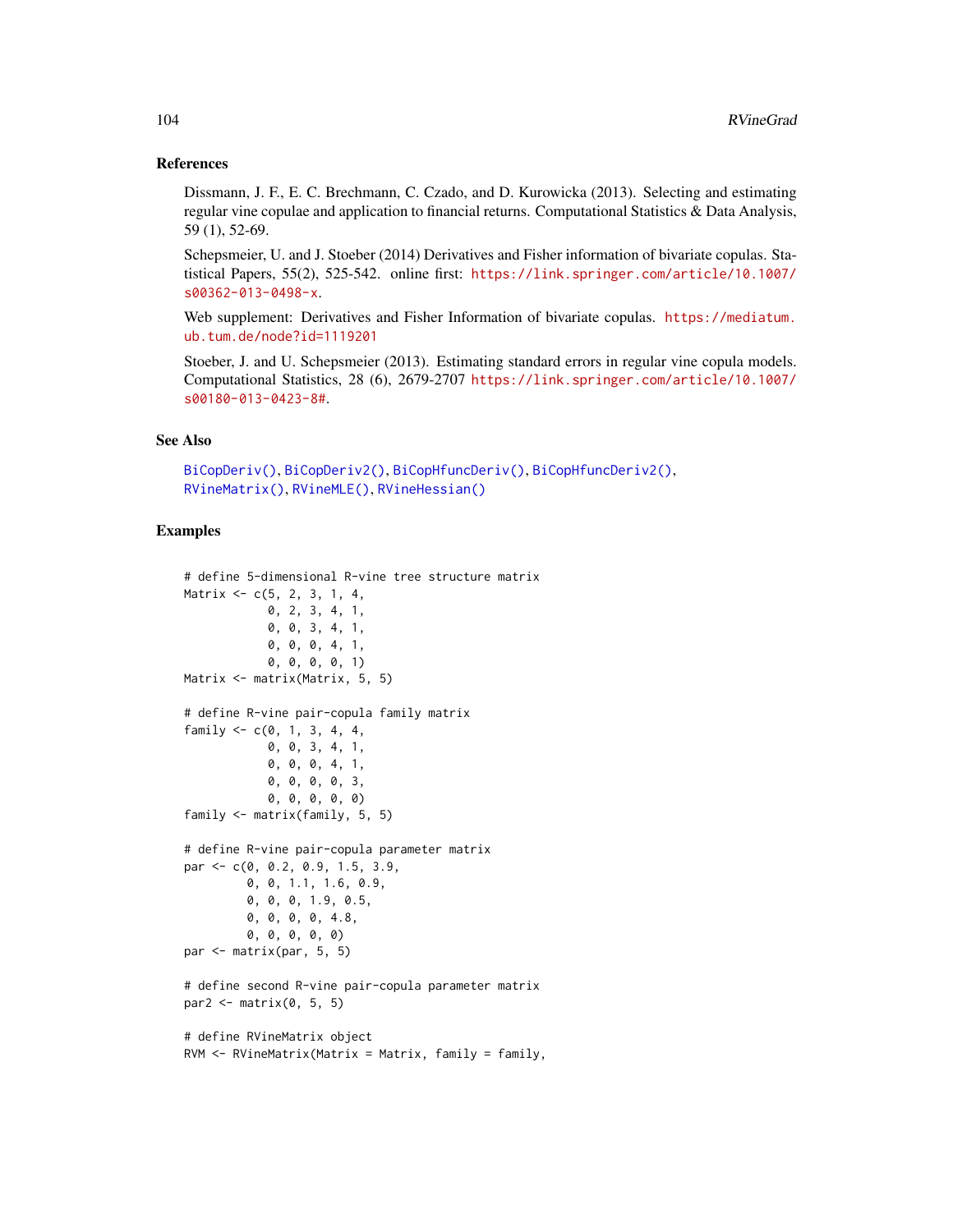## References

Dissmann, J. F., E. C. Brechmann, C. Czado, and D. Kurowicka (2013). Selecting and estimating regular vine copulae and application to financial returns. Computational Statistics & Data Analysis, 59 (1), 52-69.

Schepsmeier, U. and J. Stoeber (2014) Derivatives and Fisher information of bivariate copulas. Statistical Papers, 55(2), 525-542. online first: https://link.springer.com/article/10.1007/s00362-013-0498-x.

Web supplement: Derivatives and Fisher Information of bivariate copulas. https://mediatum.ub.tum.de/node?id=1119201

Stoeber, J. and U. Schepsmeier (2013). Estimating standard errors in regular vine copula models. Computational Statistics, 28 (6), 2679-2707 https://link.springer.com/article/10.1007/s00180-013-0423-8#.

## See Also

BiCopDeriv(), BiCopDeriv2(), BiCopHfuncDeriv(), BiCopHfuncDeriv2(), RVineMatrix(), RVineMLE(), RVineHessian()

## Examples

```
# define 5-dimensional R-vine tree structure matrix
Matrix <- c(5, 2, 3, 1, 4,
            0, 2, 3, 4, 1,
            0, 0, 3, 4, 1,
            0, 0, 0, 4, 1,
            0, 0, 0, 0, 1)
Matrix <- matrix(Matrix, 5, 5)

# define R-vine pair-copula family matrix
family <- c(0, 1, 3, 4, 4,
            0, 0, 3, 4, 1,
            0, 0, 0, 4, 1,
            0, 0, 0, 0, 3,
            0, 0, 0, 0, 0)
family <- matrix(family, 5, 5)

# define R-vine pair-copula parameter matrix
par <- c(0, 0.2, 0.9, 1.5, 3.9,
         0, 0, 1.1, 1.6, 0.9,
         0, 0, 0, 1.9, 0.5,
         0, 0, 0, 0, 4.8,
         0, 0, 0, 0, 0)
par <- matrix(par, 5, 5)

# define second R-vine pair-copula parameter matrix
par2 <- matrix(0, 5, 5)

# define RVineMatrix object
RVM <- RVineMatrix(Matrix = Matrix, family = family,
```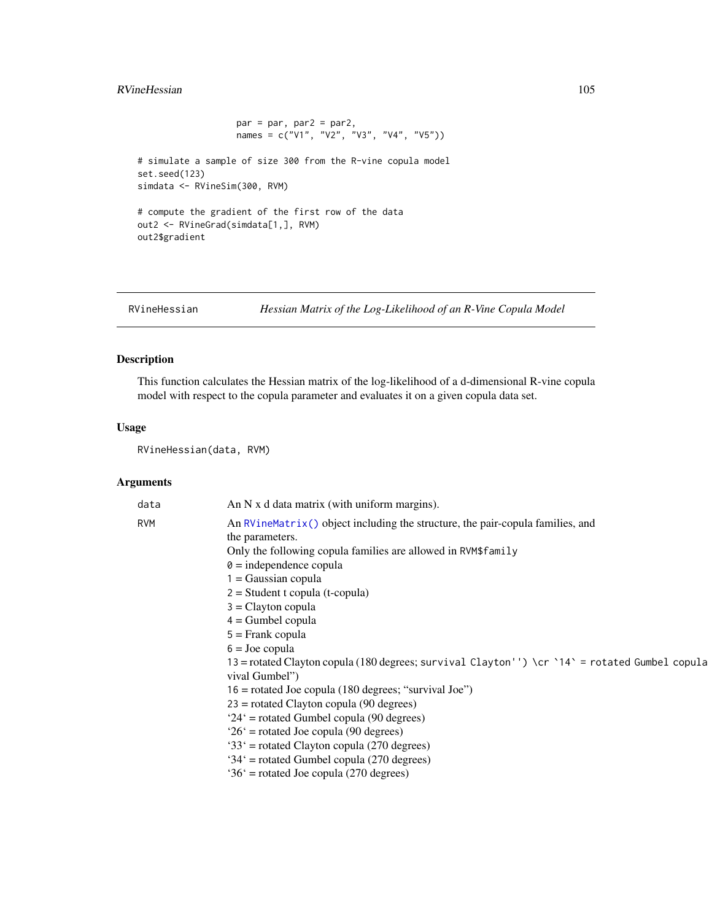```
                par = par, par2 = par2,
                names = c("V1", "V2", "V3", "V4", "V5"))

# simulate a sample of size 300 from the R-vine copula model
set.seed(123)
simdata <- RVineSim(300, RVM)

# compute the gradient of the first row of the data
out2 <- RVineGrad(simdata[1,], RVM)
out2$gradient
```

## RVineHessian — *Hessian Matrix of the Log-Likelihood of an R-Vine Copula Model*

### Description

This function calculates the Hessian matrix of the log-likelihood of a d-dimensional R-vine copula model with respect to the copula parameter and evaluates it on a given copula data set.

### Usage

```
RVineHessian(data, RVM)
```

### Arguments

| | |
|---|---|
| `data` | An N x d data matrix (with uniform margins). |
| `RVM` | An `RVineMatrix()` object including the structure, the pair-copula families, and the parameters.<br>Only the following copula families are allowed in `RVM$family`<br>`0` = independence copula<br>`1` = Gaussian copula<br>`2` = Student t copula (t-copula)<br>`3` = Clayton copula<br>`4` = Gumbel copula<br>`5` = Frank copula<br>`6` = Joe copula<br>`13` = rotated Clayton copula (180 degrees; `survival Clayton'') \cr `14` = rotated Gumbel copula (180 degrees; "survival Gumbel")<br>`16` = rotated Joe copula (180 degrees; "survival Joe")<br>`23` = rotated Clayton copula (90 degrees)<br>'24' = rotated Gumbel copula (90 degrees)<br>'26' = rotated Joe copula (90 degrees)<br>'33' = rotated Clayton copula (270 degrees)<br>'34' = rotated Gumbel copula (270 degrees)<br>'36' = rotated Joe copula (270 degrees) |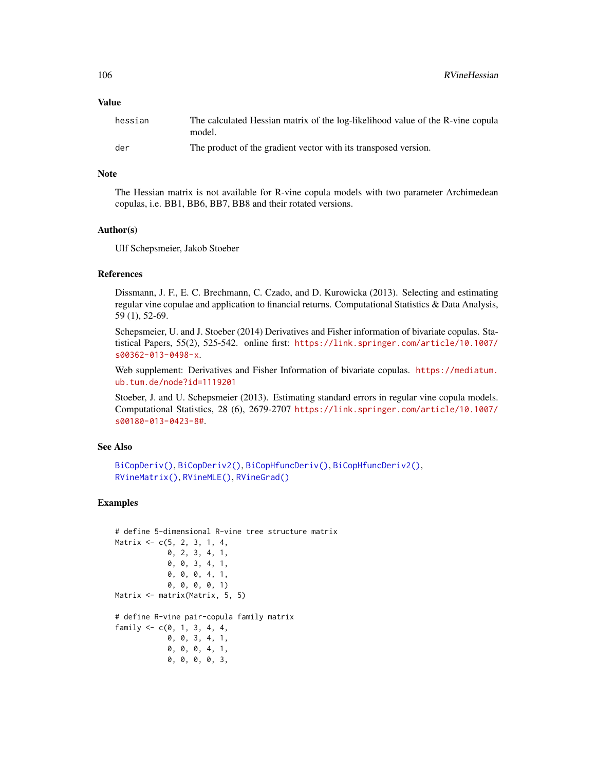## Value

| | |
|---|---|
| hessian | The calculated Hessian matrix of the log-likelihood value of the R-vine copula model. |
| der | The product of the gradient vector with its transposed version. |

## Note

The Hessian matrix is not available for R-vine copula models with two parameter Archimedean copulas, i.e. BB1, BB6, BB7, BB8 and their rotated versions.

## Author(s)

Ulf Schepsmeier, Jakob Stoeber

## References

Dissmann, J. F., E. C. Brechmann, C. Czado, and D. Kurowicka (2013). Selecting and estimating regular vine copulae and application to financial returns. Computational Statistics & Data Analysis, 59 (1), 52-69.

Schepsmeier, U. and J. Stoeber (2014) Derivatives and Fisher information of bivariate copulas. Statistical Papers, 55(2), 525-542. online first: https://link.springer.com/article/10.1007/s00362-013-0498-x.

Web supplement: Derivatives and Fisher Information of bivariate copulas. https://mediatum.ub.tum.de/node?id=1119201

Stoeber, J. and U. Schepsmeier (2013). Estimating standard errors in regular vine copula models. Computational Statistics, 28 (6), 2679-2707 https://link.springer.com/article/10.1007/s00180-013-0423-8#.

## See Also

BiCopDeriv(), BiCopDeriv2(), BiCopHfuncDeriv(), BiCopHfuncDeriv2(), RVineMatrix(), RVineMLE(), RVineGrad()

## Examples

```
# define 5-dimensional R-vine tree structure matrix
Matrix <- c(5, 2, 3, 1, 4,
            0, 2, 3, 4, 1,
            0, 0, 3, 4, 1,
            0, 0, 0, 4, 1,
            0, 0, 0, 0, 1)
Matrix <- matrix(Matrix, 5, 5)

# define R-vine pair-copula family matrix
family <- c(0, 1, 3, 4, 4,
            0, 0, 3, 4, 1,
            0, 0, 0, 4, 1,
            0, 0, 0, 0, 3,
```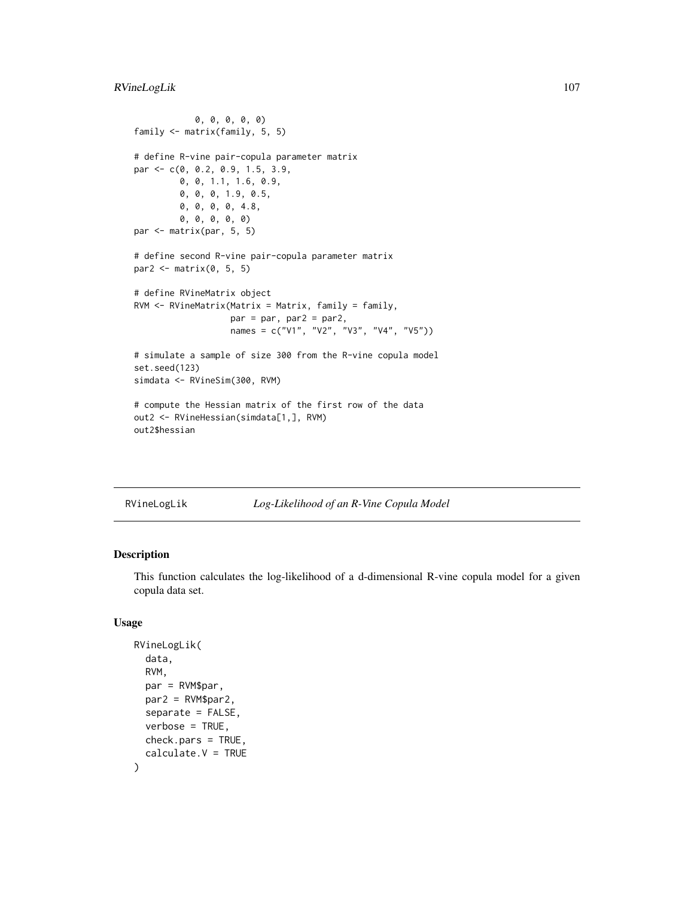```
            0, 0, 0, 0, 0)
family <- matrix(family, 5, 5)

# define R-vine pair-copula parameter matrix
par <- c(0, 0.2, 0.9, 1.5, 3.9,
         0, 0, 1.1, 1.6, 0.9,
         0, 0, 0, 1.9, 0.5,
         0, 0, 0, 0, 4.8,
         0, 0, 0, 0, 0)
par <- matrix(par, 5, 5)

# define second R-vine pair-copula parameter matrix
par2 <- matrix(0, 5, 5)

# define RVineMatrix object
RVM <- RVineMatrix(Matrix = Matrix, family = family,
                   par = par, par2 = par2,
                   names = c("V1", "V2", "V3", "V4", "V5"))

# simulate a sample of size 300 from the R-vine copula model
set.seed(123)
simdata <- RVineSim(300, RVM)

# compute the Hessian matrix of the first row of the data
out2 <- RVineHessian(simdata[1,], RVM)
out2$hessian
```

## RVineLogLik *Log-Likelihood of an R-Vine Copula Model*

### Description

This function calculates the log-likelihood of a d-dimensional R-vine copula model for a given copula data set.

### Usage

```
RVineLogLik(
  data,
  RVM,
  par = RVM$par,
  par2 = RVM$par2,
  separate = FALSE,
  verbose = TRUE,
  check.pars = TRUE,
  calculate.V = TRUE
)
```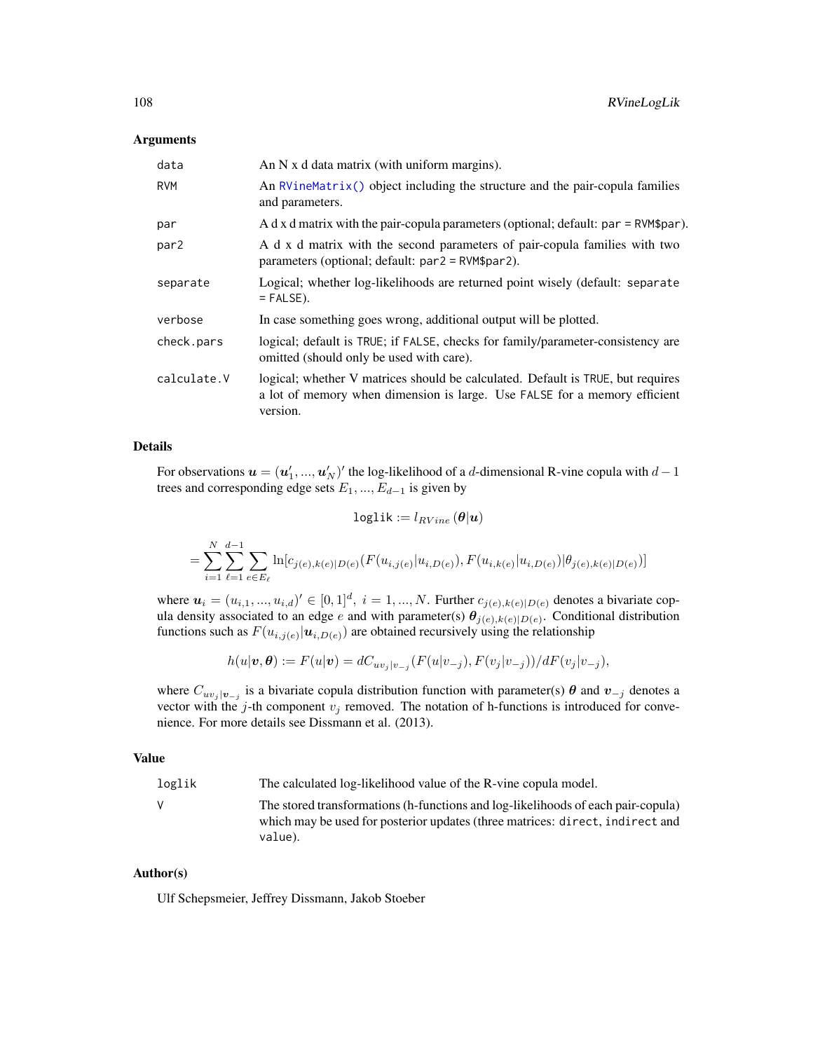## Arguments

| | |
|---|---|
| `data` | An N x d data matrix (with uniform margins). |
| `RVM` | An `RVineMatrix()` object including the structure and the pair-copula families and parameters. |
| `par` | A d x d matrix with the pair-copula parameters (optional; default: `par = RVM$par`). |
| `par2` | A d x d matrix with the second parameters of pair-copula families with two parameters (optional; default: `par2 = RVM$par2`). |
| `separate` | Logical; whether log-likelihoods are returned point wisely (default: `separate = FALSE`). |
| `verbose` | In case something goes wrong, additional output will be plotted. |
| `check.pars` | logical; default is `TRUE`; if `FALSE`, checks for family/parameter-consistency are omitted (should only be used with care). |
| `calculate.V` | logical; whether V matrices should be calculated. Default is `TRUE`, but requires a lot of memory when dimension is large. Use `FALSE` for a memory efficient version. |

## Details

For observations $\boldsymbol{u} = (\boldsymbol{u}_1', ..., \boldsymbol{u}_N')'$ the log-likelihood of a $d$-dimensional R-vine copula with $d-1$ trees and corresponding edge sets $E_1, ..., E_{d-1}$ is given by

$$\texttt{loglik} := l_{RVine}(\boldsymbol{\theta}|\boldsymbol{u})$$

$$= \sum_{i=1}^{N} \sum_{\ell=1}^{d-1} \sum_{e \in E_\ell} \ln[c_{j(e),k(e)|D(e)}(F(u_{i,j(e)}|u_{i,D(e)}), F(u_{i,k(e)}|u_{i,D(e)})|\theta_{j(e),k(e)|D(e)})]$$

where $\boldsymbol{u}_i = (u_{i,1}, ..., u_{i,d})' \in [0,1]^d,\ i = 1, ..., N$. Further $c_{j(e),k(e)|D(e)}$ denotes a bivariate copula density associated to an edge $e$ and with parameter(s) $\boldsymbol{\theta}_{j(e),k(e)|D(e)}$. Conditional distribution functions such as $F(u_{i,j(e)}|\boldsymbol{u}_{i,D(e)})$ are obtained recursively using the relationship

$$h(u|\boldsymbol{v}, \boldsymbol{\theta}) := F(u|\boldsymbol{v}) = dC_{uv_j|v_{-j}}(F(u|v_{-j}), F(v_j|v_{-j}))/dF(v_j|v_{-j}),$$

where $C_{uv_j|\boldsymbol{v}_{-j}}$ is a bivariate copula distribution function with parameter(s) $\boldsymbol{\theta}$ and $\boldsymbol{v}_{-j}$ denotes a vector with the $j$-th component $v_j$ removed. The notation of h-functions is introduced for convenience. For more details see Dissmann et al. (2013).

## Value

| | |
|---|---|
| `loglik` | The calculated log-likelihood value of the R-vine copula model. |
| `V` | The stored transformations (h-functions and log-likelihoods of each pair-copula) which may be used for posterior updates (three matrices: `direct`, `indirect` and `value`). |

## Author(s)

Ulf Schepsmeier, Jeffrey Dissmann, Jakob Stoeber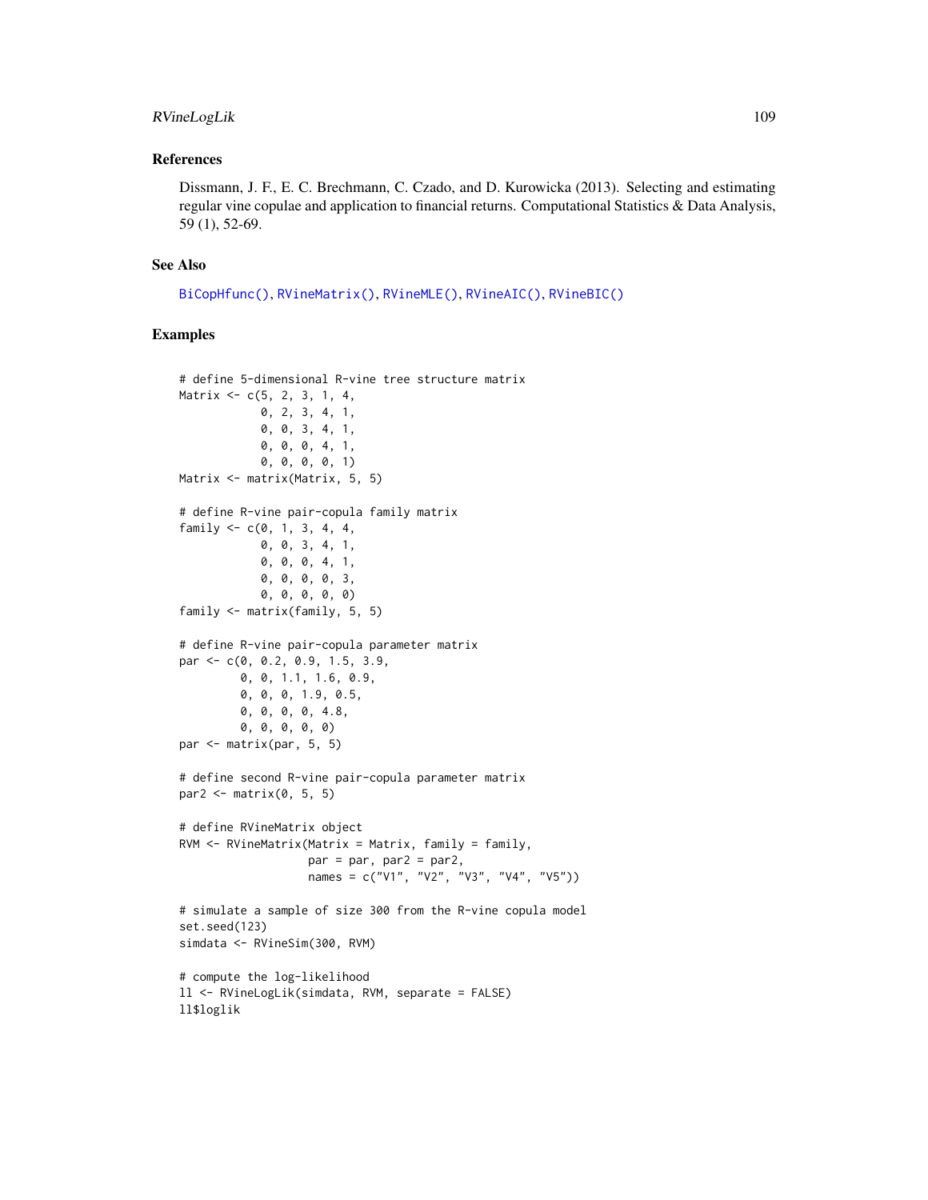### References

Dissmann, J. F., E. C. Brechmann, C. Czado, and D. Kurowicka (2013). Selecting and estimating regular vine copulae and application to financial returns. Computational Statistics & Data Analysis, 59 (1), 52-69.

### See Also

BiCopHfunc(), RVineMatrix(), RVineMLE(), RVineAIC(), RVineBIC()

### Examples

```
# define 5-dimensional R-vine tree structure matrix
Matrix <- c(5, 2, 3, 1, 4,
            0, 2, 3, 4, 1,
            0, 0, 3, 4, 1,
            0, 0, 0, 4, 1,
            0, 0, 0, 0, 1)
Matrix <- matrix(Matrix, 5, 5)

# define R-vine pair-copula family matrix
family <- c(0, 1, 3, 4, 4,
            0, 0, 3, 4, 1,
            0, 0, 0, 4, 1,
            0, 0, 0, 0, 3,
            0, 0, 0, 0, 0)
family <- matrix(family, 5, 5)

# define R-vine pair-copula parameter matrix
par <- c(0, 0.2, 0.9, 1.5, 3.9,
         0, 0, 1.1, 1.6, 0.9,
         0, 0, 0, 1.9, 0.5,
         0, 0, 0, 0, 4.8,
         0, 0, 0, 0, 0)
par <- matrix(par, 5, 5)

# define second R-vine pair-copula parameter matrix
par2 <- matrix(0, 5, 5)

# define RVineMatrix object
RVM <- RVineMatrix(Matrix = Matrix, family = family,
                   par = par, par2 = par2,
                   names = c("V1", "V2", "V3", "V4", "V5"))

# simulate a sample of size 300 from the R-vine copula model
set.seed(123)
simdata <- RVineSim(300, RVM)

# compute the log-likelihood
ll <- RVineLogLik(simdata, RVM, separate = FALSE)
ll$loglik
```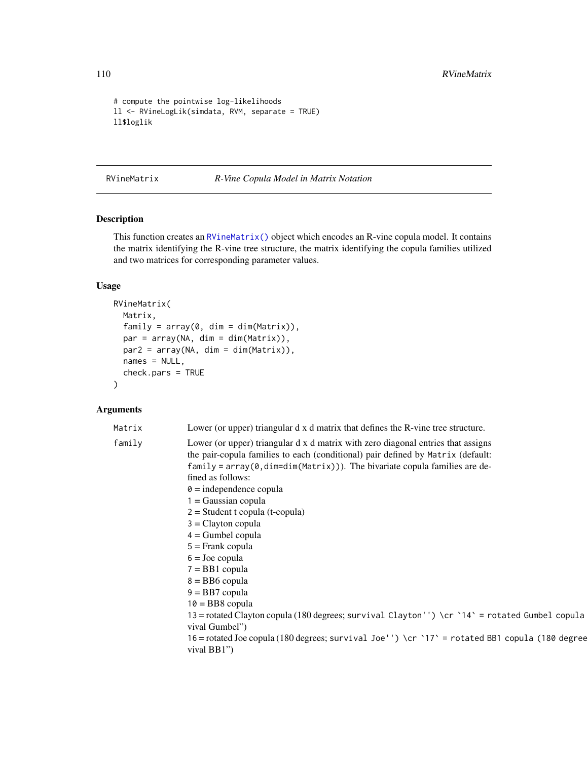```
# compute the pointwise log-likelihoods
ll <- RVineLogLik(simdata, RVM, separate = TRUE)
ll$loglik
```

## RVineMatrix — *R-Vine Copula Model in Matrix Notation*

### Description

This function creates an `RVineMatrix()` object which encodes an R-vine copula model. It contains the matrix identifying the R-vine tree structure, the matrix identifying the copula families utilized and two matrices for corresponding parameter values.

### Usage

```
RVineMatrix(
  Matrix,
  family = array(0, dim = dim(Matrix)),
  par = array(NA, dim = dim(Matrix)),
  par2 = array(NA, dim = dim(Matrix)),
  names = NULL,
  check.pars = TRUE
)
```

### Arguments

`Matrix` Lower (or upper) triangular d x d matrix that defines the R-vine tree structure.

`family` Lower (or upper) triangular d x d matrix with zero diagonal entries that assigns the pair-copula families to each (conditional) pair defined by `Matrix` (default: `family = array(0,dim=dim(Matrix))`). The bivariate copula families are defined as follows:
`0` = independence copula
`1` = Gaussian copula
`2` = Student t copula (t-copula)
`3` = Clayton copula
`4` = Gumbel copula
`5` = Frank copula
`6` = Joe copula
`7` = BB1 copula
`8` = BB6 copula
`9` = BB7 copula
`10` = BB8 copula
`13` = rotated Clayton copula (180 degrees; `survival Clayton'') \cr `14` = rotated Gumbel copula` vival Gumbel")
`16` = rotated Joe copula (180 degrees; `survival Joe'') \cr `17` = rotated BB1 copula (180 degree` vival BB1")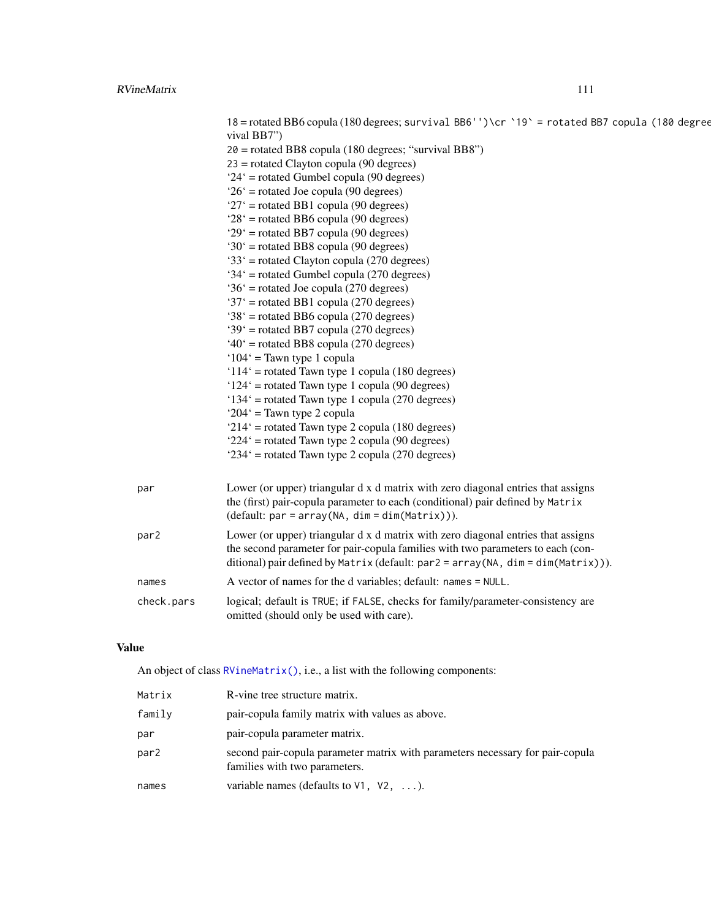18 = rotated BB6 copula (180 degrees; survival BB6'')\cr `19` = rotated BB7 copula (180 degrees; survival BB7")
20 = rotated BB8 copula (180 degrees; "survival BB8")
23 = rotated Clayton copula (90 degrees)
'24' = rotated Gumbel copula (90 degrees)
'26' = rotated Joe copula (90 degrees)
'27' = rotated BB1 copula (90 degrees)
'28' = rotated BB6 copula (90 degrees)
'29' = rotated BB7 copula (90 degrees)
'30' = rotated BB8 copula (90 degrees)
'33' = rotated Clayton copula (270 degrees)
'34' = rotated Gumbel copula (270 degrees)
'36' = rotated Joe copula (270 degrees)
'37' = rotated BB1 copula (270 degrees)
'38' = rotated BB6 copula (270 degrees)
'39' = rotated BB7 copula (270 degrees)
'40' = rotated BB8 copula (270 degrees)
'104' = Tawn type 1 copula
'114' = rotated Tawn type 1 copula (180 degrees)
'124' = rotated Tawn type 1 copula (90 degrees)
'134' = rotated Tawn type 1 copula (270 degrees)
'204' = Tawn type 2 copula
'214' = rotated Tawn type 2 copula (180 degrees)
'224' = rotated Tawn type 2 copula (90 degrees)
'234' = rotated Tawn type 2 copula (270 degrees)

`par` — Lower (or upper) triangular d x d matrix with zero diagonal entries that assigns the (first) pair-copula parameter to each (conditional) pair defined by `Matrix` (default: `par = array(NA, dim = dim(Matrix))`).

`par2` — Lower (or upper) triangular d x d matrix with zero diagonal entries that assigns the second parameter for pair-copula families with two parameters to each (conditional) pair defined by `Matrix` (default: `par2 = array(NA, dim = dim(Matrix))`).

`names` — A vector of names for the d variables; default: `names = NULL`.

`check.pars` — logical; default is `TRUE`; if `FALSE`, checks for family/parameter-consistency are omitted (should only be used with care).

## Value

An object of class `RVineMatrix()`, i.e., a list with the following components:

`Matrix` — R-vine tree structure matrix.

`family` — pair-copula family matrix with values as above.

`par` — pair-copula parameter matrix.

`par2` — second pair-copula parameter matrix with parameters necessary for pair-copula families with two parameters.

`names` — variable names (defaults to `V1, V2, ...`).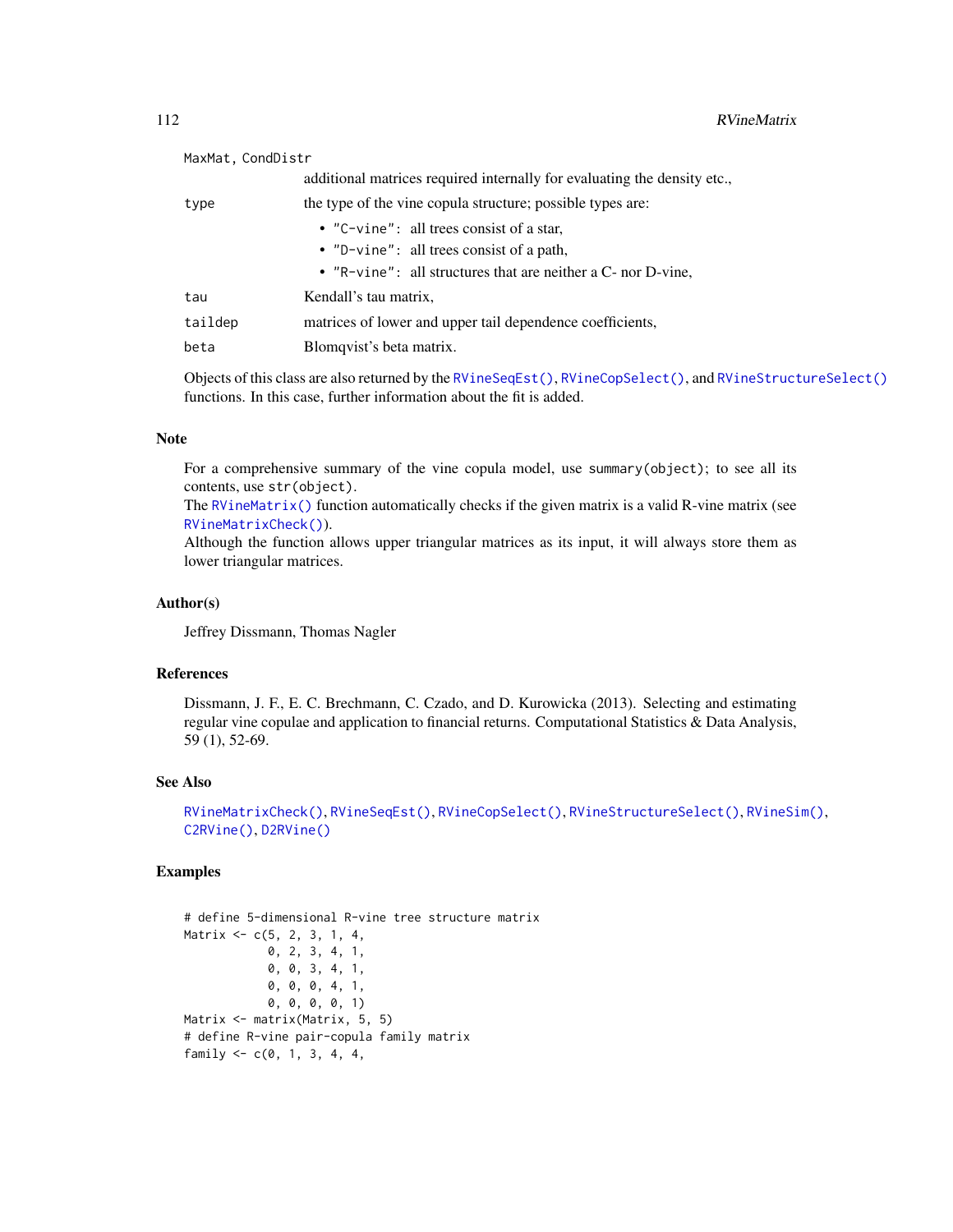MaxMat, CondDistr
: additional matrices required internally for evaluating the density etc.,

type
: the type of the vine copula structure; possible types are:
  - "C-vine": all trees consist of a star,
  - "D-vine": all trees consist of a path,
  - "R-vine": all structures that are neither a C- nor D-vine,

tau
: Kendall's tau matrix,

taildep
: matrices of lower and upper tail dependence coefficients,

beta
: Blomqvist's beta matrix.

Objects of this class are also returned by the RVineSeqEst(), RVineCopSelect(), and RVineStructureSelect() functions. In this case, further information about the fit is added.

## Note

For a comprehensive summary of the vine copula model, use summary(object); to see all its contents, use str(object).
The RVineMatrix() function automatically checks if the given matrix is a valid R-vine matrix (see RVineMatrixCheck()).
Although the function allows upper triangular matrices as its input, it will always store them as lower triangular matrices.

## Author(s)

Jeffrey Dissmann, Thomas Nagler

## References

Dissmann, J. F., E. C. Brechmann, C. Czado, and D. Kurowicka (2013). Selecting and estimating regular vine copulae and application to financial returns. Computational Statistics & Data Analysis, 59 (1), 52-69.

## See Also

RVineMatrixCheck(), RVineSeqEst(), RVineCopSelect(), RVineStructureSelect(), RVineSim(), C2RVine(), D2RVine()

## Examples

```
# define 5-dimensional R-vine tree structure matrix
Matrix <- c(5, 2, 3, 1, 4,
            0, 2, 3, 4, 1,
            0, 0, 3, 4, 1,
            0, 0, 0, 4, 1,
            0, 0, 0, 0, 1)
Matrix <- matrix(Matrix, 5, 5)
# define R-vine pair-copula family matrix
family <- c(0, 1, 3, 4, 4,
```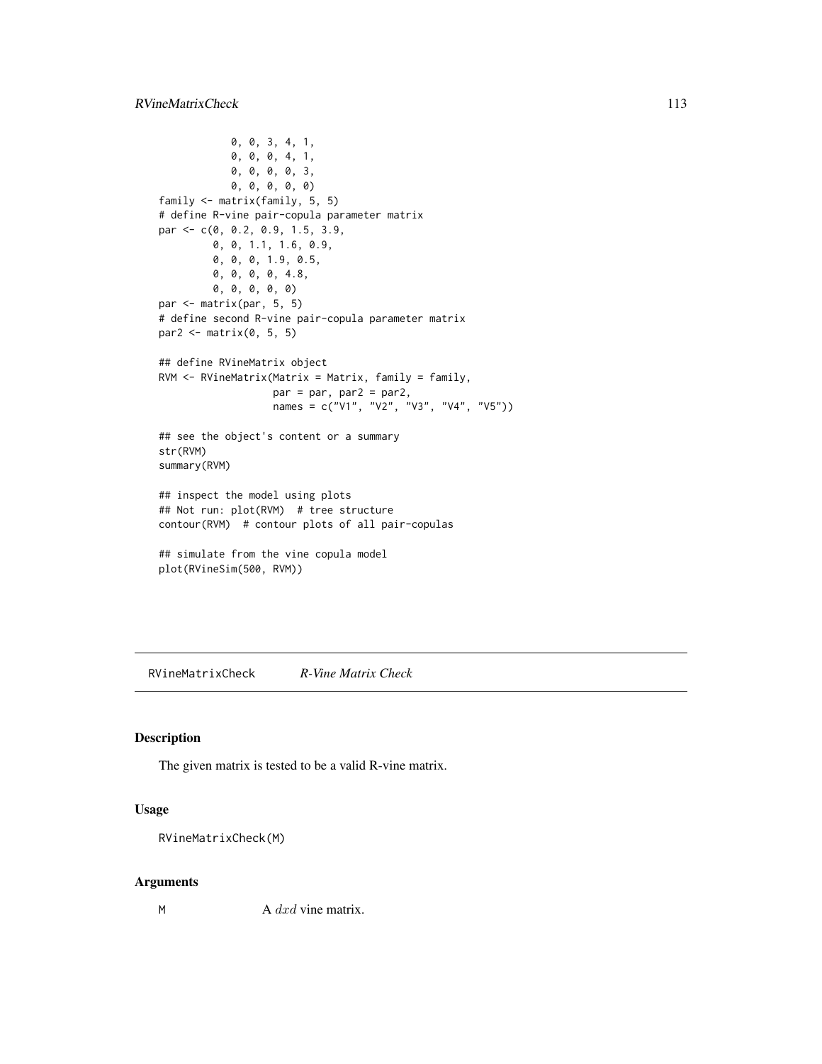```
            0, 0, 3, 4, 1,
            0, 0, 0, 4, 1,
            0, 0, 0, 0, 3,
            0, 0, 0, 0, 0)
family <- matrix(family, 5, 5)
# define R-vine pair-copula parameter matrix
par <- c(0, 0.2, 0.9, 1.5, 3.9,
         0, 0, 1.1, 1.6, 0.9,
         0, 0, 0, 1.9, 0.5,
         0, 0, 0, 0, 4.8,
         0, 0, 0, 0, 0)
par <- matrix(par, 5, 5)
# define second R-vine pair-copula parameter matrix
par2 <- matrix(0, 5, 5)

## define RVineMatrix object
RVM <- RVineMatrix(Matrix = Matrix, family = family,
                   par = par, par2 = par2,
                   names = c("V1", "V2", "V3", "V4", "V5"))

## see the object's content or a summary
str(RVM)
summary(RVM)

## inspect the model using plots
## Not run: plot(RVM)  # tree structure
contour(RVM)  # contour plots of all pair-copulas

## simulate from the vine copula model
plot(RVineSim(500, RVM))
```

---

`RVineMatrixCheck` *R-Vine Matrix Check*

---

### Description

The given matrix is tested to be a valid R-vine matrix.

### Usage

```
RVineMatrixCheck(M)
```

### Arguments

| | |
|---|---|
| `M` | A $dxd$ vine matrix. |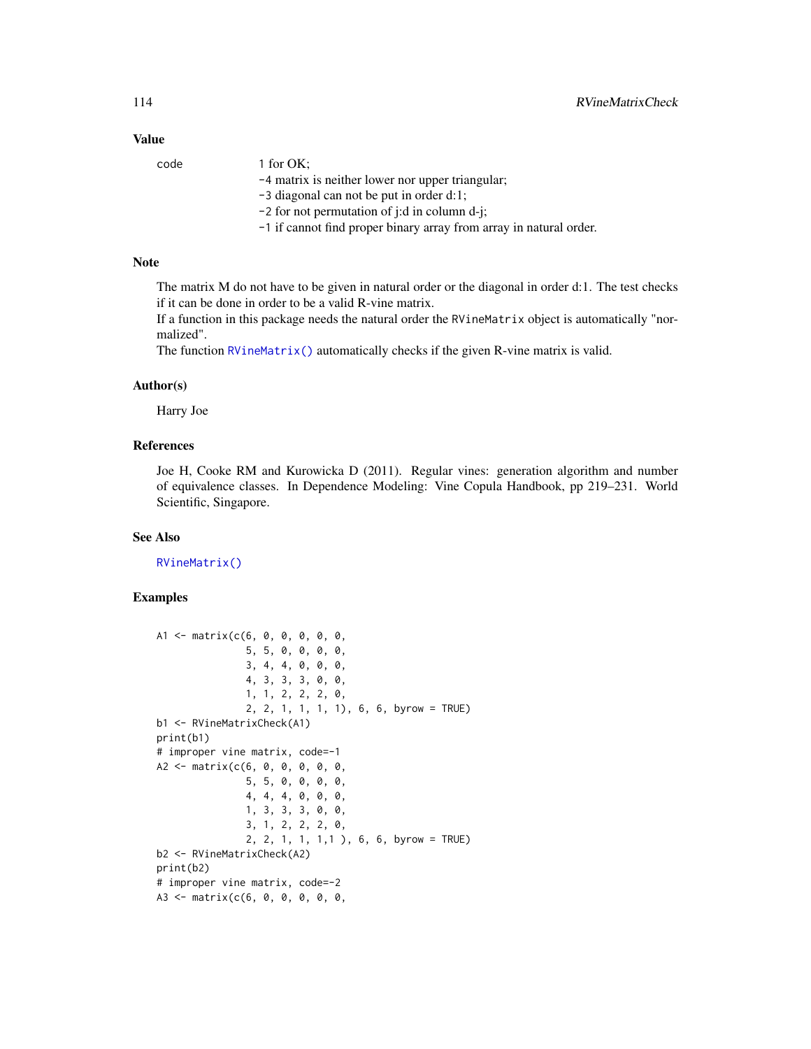## Value

code
: 1 for OK;
  -4 matrix is neither lower nor upper triangular;
  -3 diagonal can not be put in order d:1;
  -2 for not permutation of j:d in column d-j;
  -1 if cannot find proper binary array from array in natural order.

## Note

The matrix M do not have to be given in natural order or the diagonal in order d:1. The test checks if it can be done in order to be a valid R-vine matrix.
If a function in this package needs the natural order the `RVineMatrix` object is automatically "normalized".
The function `RVineMatrix()` automatically checks if the given R-vine matrix is valid.

## Author(s)

Harry Joe

## References

Joe H, Cooke RM and Kurowicka D (2011). Regular vines: generation algorithm and number of equivalence classes. In Dependence Modeling: Vine Copula Handbook, pp 219–231. World Scientific, Singapore.

## See Also

`RVineMatrix()`

## Examples

```
A1 <- matrix(c(6, 0, 0, 0, 0, 0,
               5, 5, 0, 0, 0, 0,
               3, 4, 4, 0, 0, 0,
               4, 3, 3, 3, 0, 0,
               1, 1, 2, 2, 2, 0,
               2, 2, 1, 1, 1, 1), 6, 6, byrow = TRUE)
b1 <- RVineMatrixCheck(A1)
print(b1)
# improper vine matrix, code=-1
A2 <- matrix(c(6, 0, 0, 0, 0, 0,
               5, 5, 0, 0, 0, 0,
               4, 4, 4, 0, 0, 0,
               1, 3, 3, 3, 0, 0,
               3, 1, 2, 2, 2, 0,
               2, 2, 1, 1, 1,1 ), 6, 6, byrow = TRUE)
b2 <- RVineMatrixCheck(A2)
print(b2)
# improper vine matrix, code=-2
A3 <- matrix(c(6, 0, 0, 0, 0, 0,
```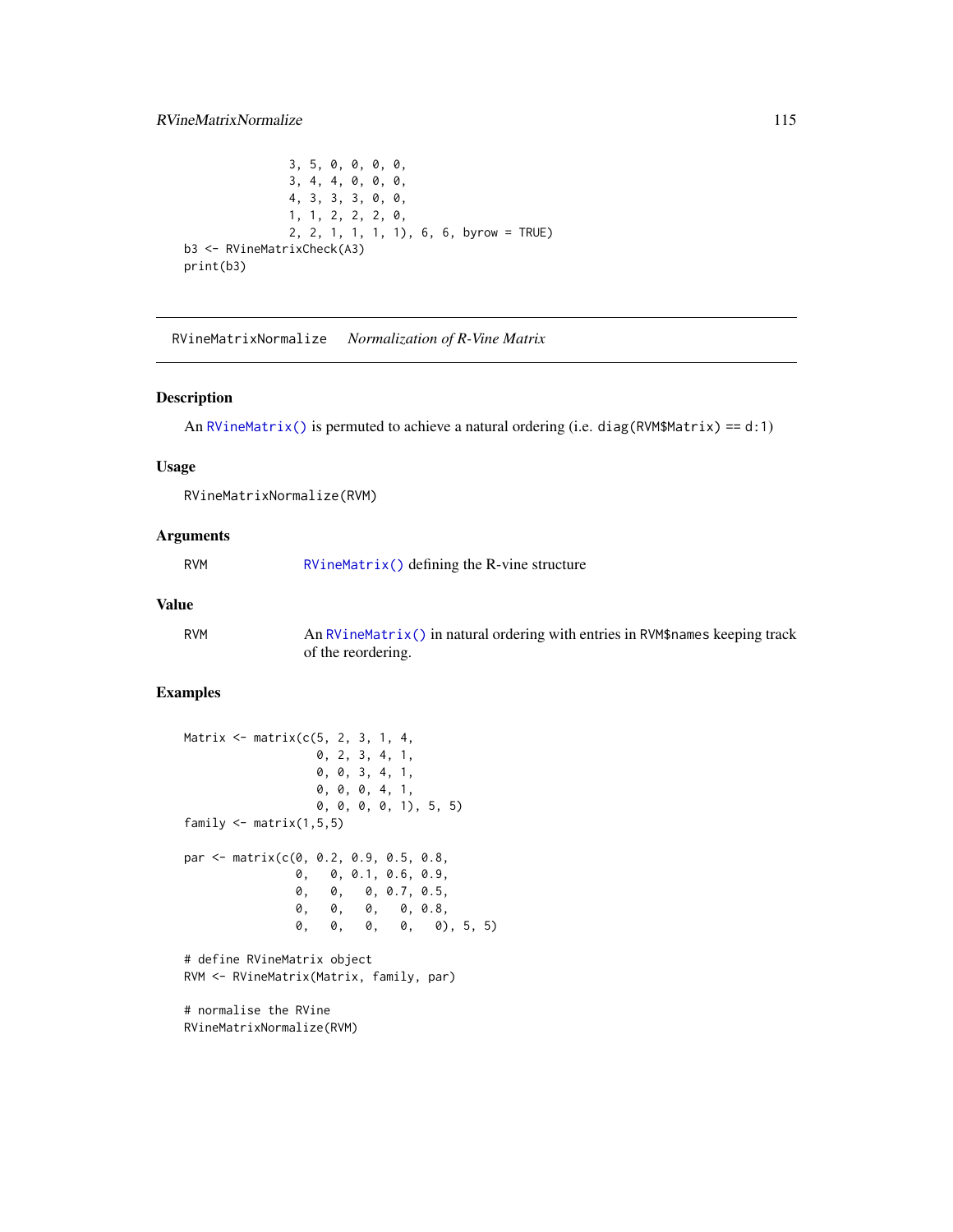```
                3, 5, 0, 0, 0, 0,
                3, 4, 4, 0, 0, 0,
                4, 3, 3, 3, 0, 0,
                1, 1, 2, 2, 2, 0,
                2, 2, 1, 1, 1, 1), 6, 6, byrow = TRUE)
b3 <- RVineMatrixCheck(A3)
print(b3)
```

---

RVineMatrixNormalize *Normalization of R-Vine Matrix*

---

## Description

An RVineMatrix() is permuted to achieve a natural ordering (i.e. `diag(RVM$Matrix) == d:1`)

## Usage

```
RVineMatrixNormalize(RVM)
```

## Arguments

| | |
|---|---|
| RVM | RVineMatrix() defining the R-vine structure |

## Value

| | |
|---|---|
| RVM | An RVineMatrix() in natural ordering with entries in `RVM$names` keeping track of the reordering. |

## Examples

```
Matrix <- matrix(c(5, 2, 3, 1, 4,
                   0, 2, 3, 4, 1,
                   0, 0, 3, 4, 1,
                   0, 0, 0, 4, 1,
                   0, 0, 0, 0, 1), 5, 5)
family <- matrix(1,5,5)

par <- matrix(c(0, 0.2, 0.9, 0.5, 0.8,
                0,   0, 0.1, 0.6, 0.9,
                0,   0,   0, 0.7, 0.5,
                0,   0,   0,   0, 0.8,
                0,   0,   0,   0,   0), 5, 5)

# define RVineMatrix object
RVM <- RVineMatrix(Matrix, family, par)

# normalise the RVine
RVineMatrixNormalize(RVM)
```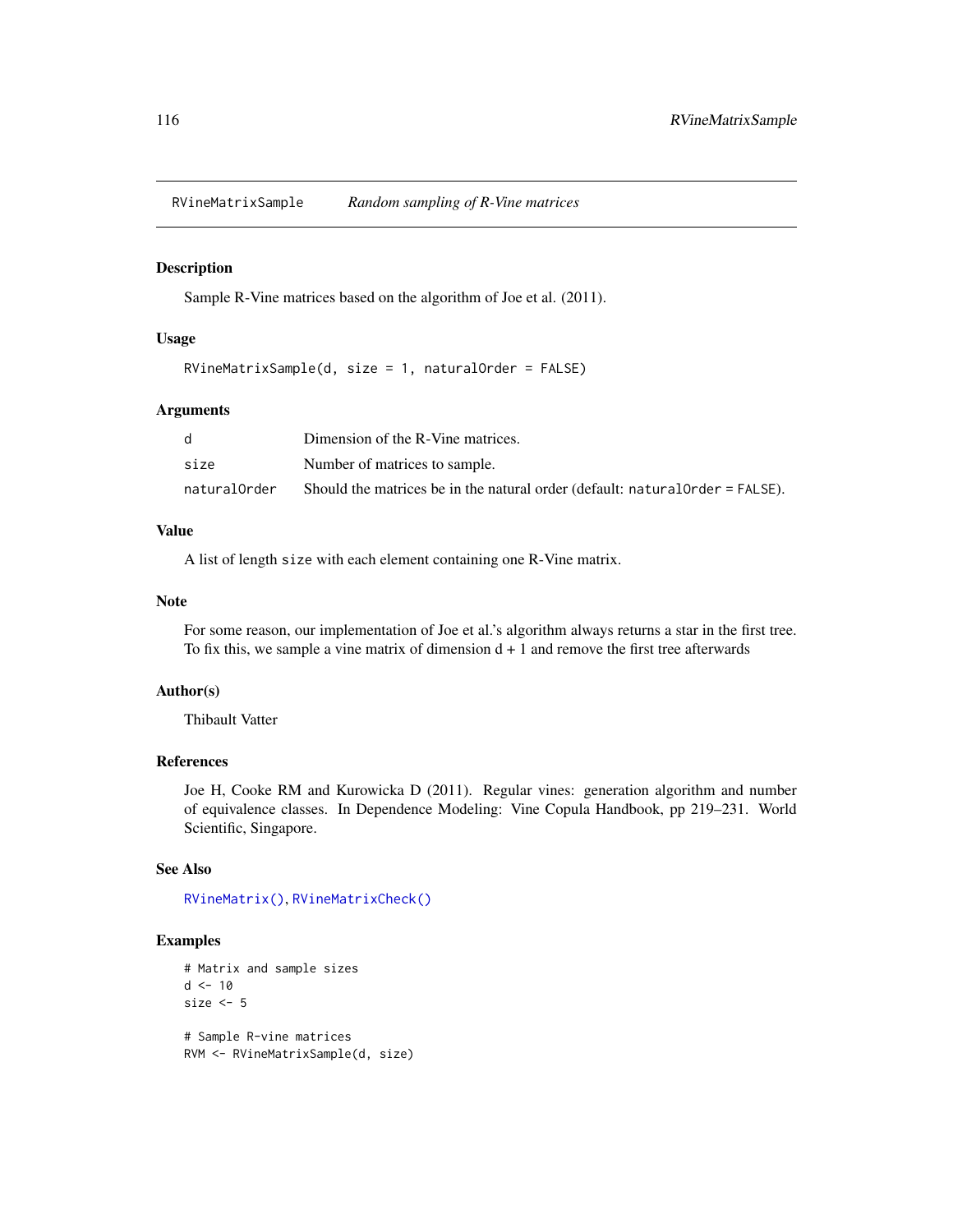RVineMatrixSample *Random sampling of R-Vine matrices*

## Description

Sample R-Vine matrices based on the algorithm of Joe et al. (2011).

## Usage

```
RVineMatrixSample(d, size = 1, naturalOrder = FALSE)
```

## Arguments

| | |
|---|---|
| d | Dimension of the R-Vine matrices. |
| size | Number of matrices to sample. |
| naturalOrder | Should the matrices be in the natural order (default: naturalOrder = FALSE). |

## Value

A list of length size with each element containing one R-Vine matrix.

## Note

For some reason, our implementation of Joe et al.'s algorithm always returns a star in the first tree. To fix this, we sample a vine matrix of dimension d + 1 and remove the first tree afterwards

## Author(s)

Thibault Vatter

## References

Joe H, Cooke RM and Kurowicka D (2011). Regular vines: generation algorithm and number of equivalence classes. In Dependence Modeling: Vine Copula Handbook, pp 219–231. World Scientific, Singapore.

## See Also

RVineMatrix(), RVineMatrixCheck()

## Examples

```
# Matrix and sample sizes
d <- 10
size <- 5

# Sample R-vine matrices
RVM <- RVineMatrixSample(d, size)
```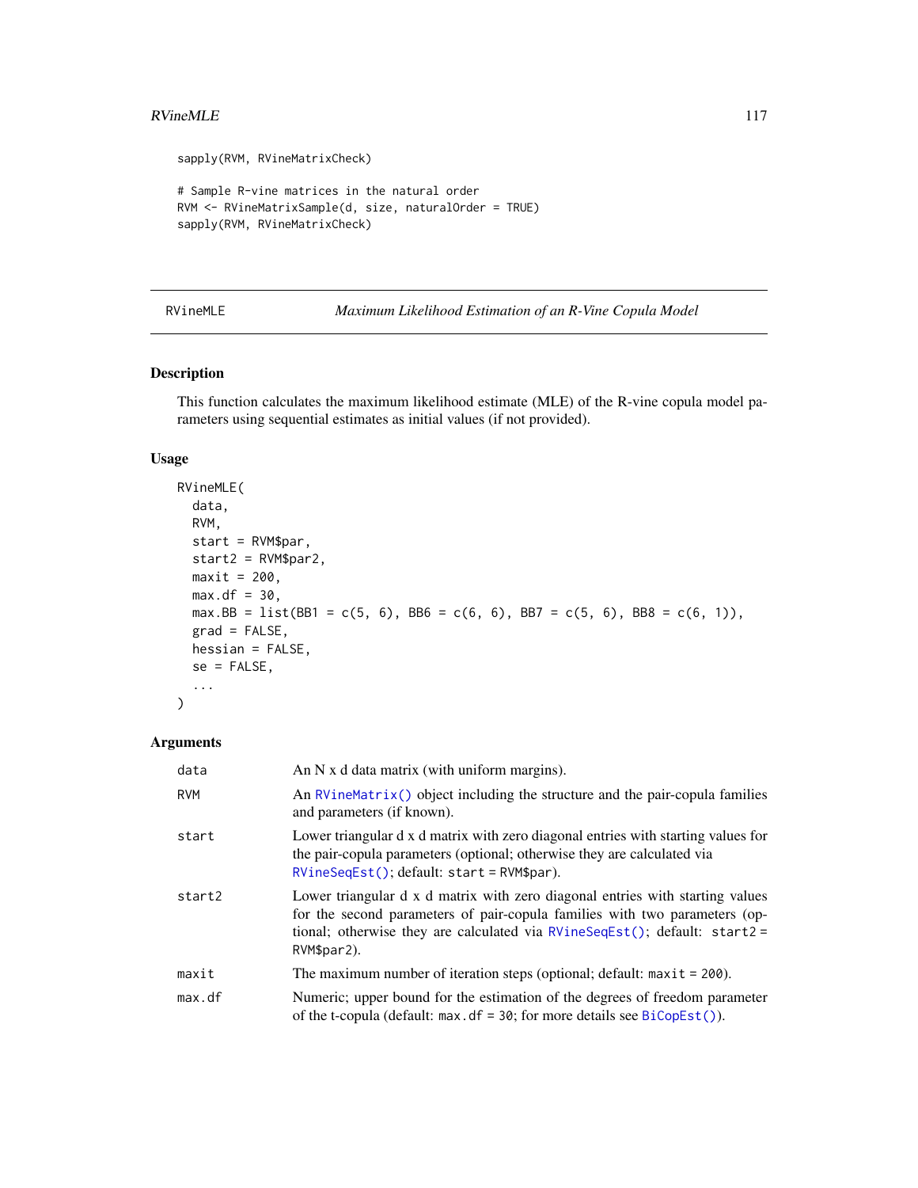```
sapply(RVM, RVineMatrixCheck)

# Sample R-vine matrices in the natural order
RVM <- RVineMatrixSample(d, size, naturalOrder = TRUE)
sapply(RVM, RVineMatrixCheck)
```

---

RVineMLE — *Maximum Likelihood Estimation of an R-Vine Copula Model*

---

### Description

This function calculates the maximum likelihood estimate (MLE) of the R-vine copula model parameters using sequential estimates as initial values (if not provided).

### Usage

```
RVineMLE(
  data,
  RVM,
  start = RVM$par,
  start2 = RVM$par2,
  maxit = 200,
  max.df = 30,
  max.BB = list(BB1 = c(5, 6), BB6 = c(6, 6), BB7 = c(5, 6), BB8 = c(6, 1)),
  grad = FALSE,
  hessian = FALSE,
  se = FALSE,
  ...
)
```

### Arguments

| | |
|---|---|
| `data` | An N x d data matrix (with uniform margins). |
| `RVM` | An `RVineMatrix()` object including the structure and the pair-copula families and parameters (if known). |
| `start` | Lower triangular d x d matrix with zero diagonal entries with starting values for the pair-copula parameters (optional; otherwise they are calculated via `RVineSeqEst()`; default: `start = RVM$par`). |
| `start2` | Lower triangular d x d matrix with zero diagonal entries with starting values for the second parameters of pair-copula families with two parameters (optional; otherwise they are calculated via `RVineSeqEst()`; default: `start2 = RVM$par2`). |
| `maxit` | The maximum number of iteration steps (optional; default: `maxit = 200`). |
| `max.df` | Numeric; upper bound for the estimation of the degrees of freedom parameter of the t-copula (default: `max.df = 30`; for more details see `BiCopEst()`). |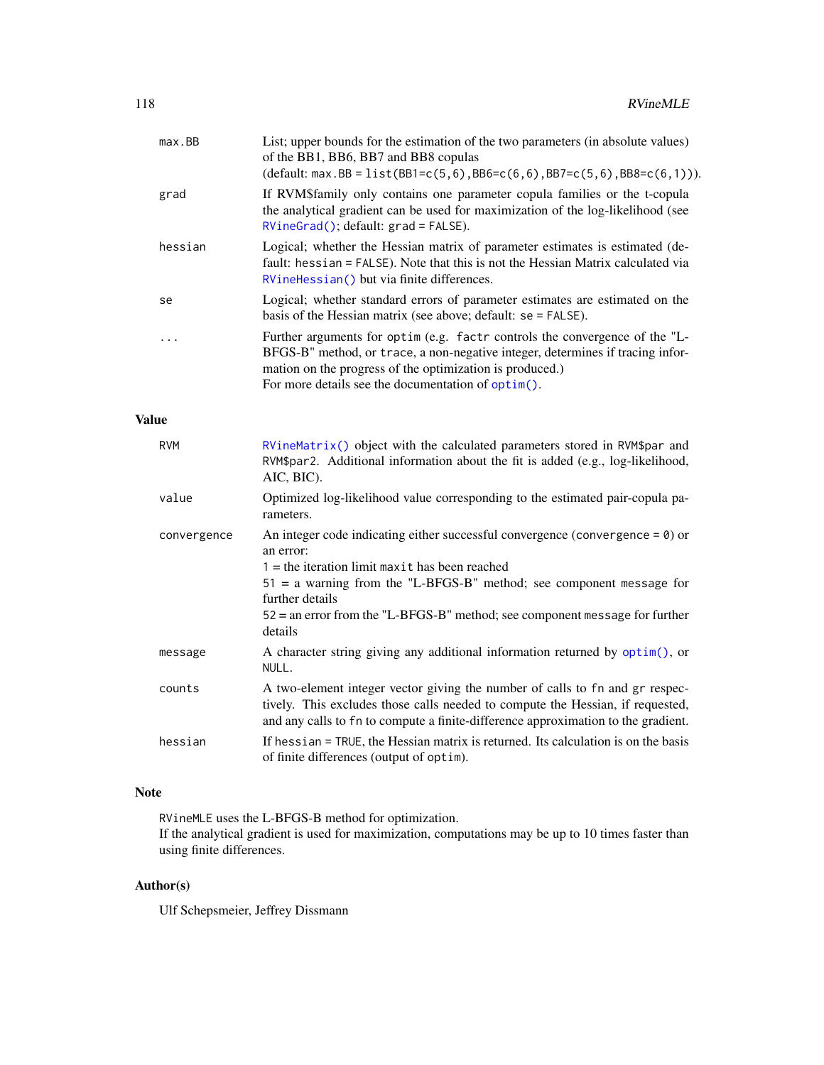| | |
|---|---|
| `max.BB` | List; upper bounds for the estimation of the two parameters (in absolute values) of the BB1, BB6, BB7 and BB8 copulas (default: `max.BB = list(BB1=c(5,6),BB6=c(6,6),BB7=c(5,6),BB8=c(6,1))`). |
| `grad` | If RVM$family only contains one parameter copula families or the t-copula the analytical gradient can be used for maximization of the log-likelihood (see `RVineGrad()`; default: `grad = FALSE`). |
| `hessian` | Logical; whether the Hessian matrix of parameter estimates is estimated (default: `hessian = FALSE`). Note that this is not the Hessian Matrix calculated via `RVineHessian()` but via finite differences. |
| `se` | Logical; whether standard errors of parameter estimates are estimated on the basis of the Hessian matrix (see above; default: `se = FALSE`). |
| `...` | Further arguments for `optim` (e.g. `factr` controls the convergence of the "L-BFGS-B" method, or `trace`, a non-negative integer, determines if tracing information on the progress of the optimization is produced.) For more details see the documentation of `optim()`. |

## Value

| | |
|---|---|
| `RVM` | `RVineMatrix()` object with the calculated parameters stored in `RVM$par` and `RVM$par2`. Additional information about the fit is added (e.g., log-likelihood, AIC, BIC). |
| `value` | Optimized log-likelihood value corresponding to the estimated pair-copula parameters. |
| `convergence` | An integer code indicating either successful convergence (`convergence = 0`) or an error:<br>`1` = the iteration limit `maxit` has been reached<br>`51` = a warning from the "L-BFGS-B" method; see component `message` for further details<br>`52` = an error from the "L-BFGS-B" method; see component `message` for further details |
| `message` | A character string giving any additional information returned by `optim()`, or `NULL`. |
| `counts` | A two-element integer vector giving the number of calls to `fn` and `gr` respectively. This excludes those calls needed to compute the Hessian, if requested, and any calls to `fn` to compute a finite-difference approximation to the gradient. |
| `hessian` | If `hessian = TRUE`, the Hessian matrix is returned. Its calculation is on the basis of finite differences (output of `optim`). |

## Note

`RVineMLE` uses the L-BFGS-B method for optimization.
If the analytical gradient is used for maximization, computations may be up to 10 times faster than using finite differences.

## Author(s)

Ulf Schepsmeier, Jeffrey Dissmann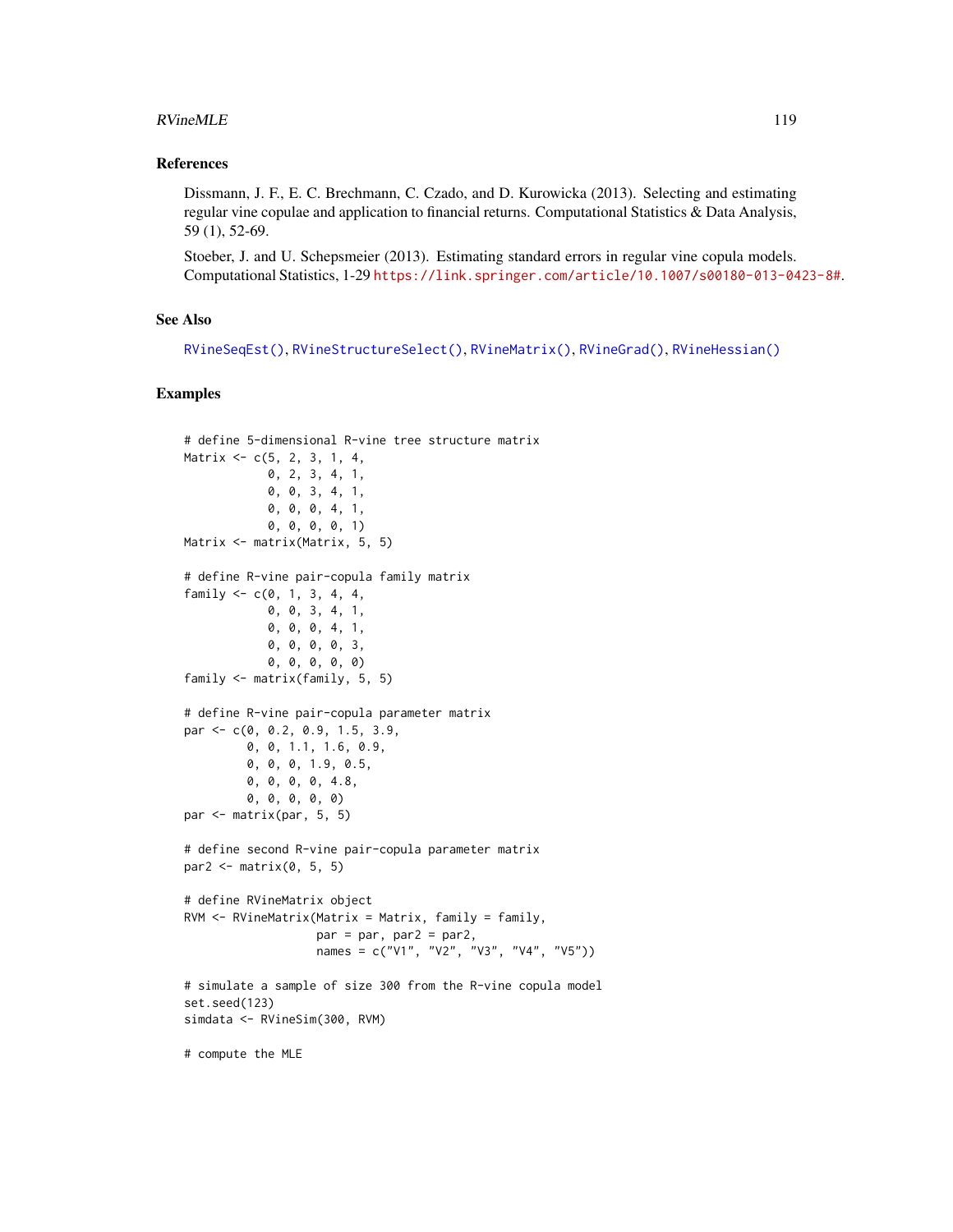## References

Dissmann, J. F., E. C. Brechmann, C. Czado, and D. Kurowicka (2013). Selecting and estimating regular vine copulae and application to financial returns. Computational Statistics & Data Analysis, 59 (1), 52-69.

Stoeber, J. and U. Schepsmeier (2013). Estimating standard errors in regular vine copula models. Computational Statistics, 1-29 https://link.springer.com/article/10.1007/s00180-013-0423-8#.

## See Also

RVineSeqEst(), RVineStructureSelect(), RVineMatrix(), RVineGrad(), RVineHessian()

## Examples

```
# define 5-dimensional R-vine tree structure matrix
Matrix <- c(5, 2, 3, 1, 4,
            0, 2, 3, 4, 1,
            0, 0, 3, 4, 1,
            0, 0, 0, 4, 1,
            0, 0, 0, 0, 1)
Matrix <- matrix(Matrix, 5, 5)

# define R-vine pair-copula family matrix
family <- c(0, 1, 3, 4, 4,
            0, 0, 3, 4, 1,
            0, 0, 0, 4, 1,
            0, 0, 0, 0, 3,
            0, 0, 0, 0, 0)
family <- matrix(family, 5, 5)

# define R-vine pair-copula parameter matrix
par <- c(0, 0.2, 0.9, 1.5, 3.9,
         0, 0, 1.1, 1.6, 0.9,
         0, 0, 0, 1.9, 0.5,
         0, 0, 0, 0, 4.8,
         0, 0, 0, 0, 0)
par <- matrix(par, 5, 5)

# define second R-vine pair-copula parameter matrix
par2 <- matrix(0, 5, 5)

# define RVineMatrix object
RVM <- RVineMatrix(Matrix = Matrix, family = family,
                   par = par, par2 = par2,
                   names = c("V1", "V2", "V3", "V4", "V5"))

# simulate a sample of size 300 from the R-vine copula model
set.seed(123)
simdata <- RVineSim(300, RVM)

# compute the MLE
```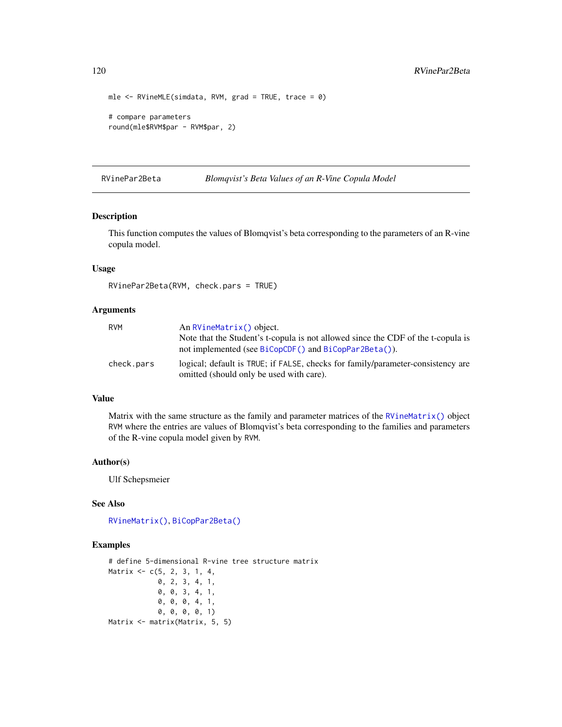```
mle <- RVineMLE(simdata, RVM, grad = TRUE, trace = 0)

# compare parameters
round(mle$RVM$par - RVM$par, 2)
```

---

## RVinePar2Beta — *Blomqvist's Beta Values of an R-Vine Copula Model*

---

### Description

This function computes the values of Blomqvist's beta corresponding to the parameters of an R-vine copula model.

### Usage

```
RVinePar2Beta(RVM, check.pars = TRUE)
```

### Arguments

| | |
|---|---|
| `RVM` | An `RVineMatrix()` object. Note that the Student's t-copula is not allowed since the CDF of the t-copula is not implemented (see `BiCopCDF()` and `BiCopPar2Beta()`). |
| `check.pars` | logical; default is `TRUE`; if `FALSE`, checks for family/parameter-consistency are omitted (should only be used with care). |

### Value

Matrix with the same structure as the family and parameter matrices of the `RVineMatrix()` object `RVM` where the entries are values of Blomqvist's beta corresponding to the families and parameters of the R-vine copula model given by `RVM`.

### Author(s)

Ulf Schepsmeier

### See Also

`RVineMatrix()`, `BiCopPar2Beta()`

### Examples

```
# define 5-dimensional R-vine tree structure matrix
Matrix <- c(5, 2, 3, 1, 4,
            0, 2, 3, 4, 1,
            0, 0, 3, 4, 1,
            0, 0, 0, 4, 1,
            0, 0, 0, 0, 1)
Matrix <- matrix(Matrix, 5, 5)
```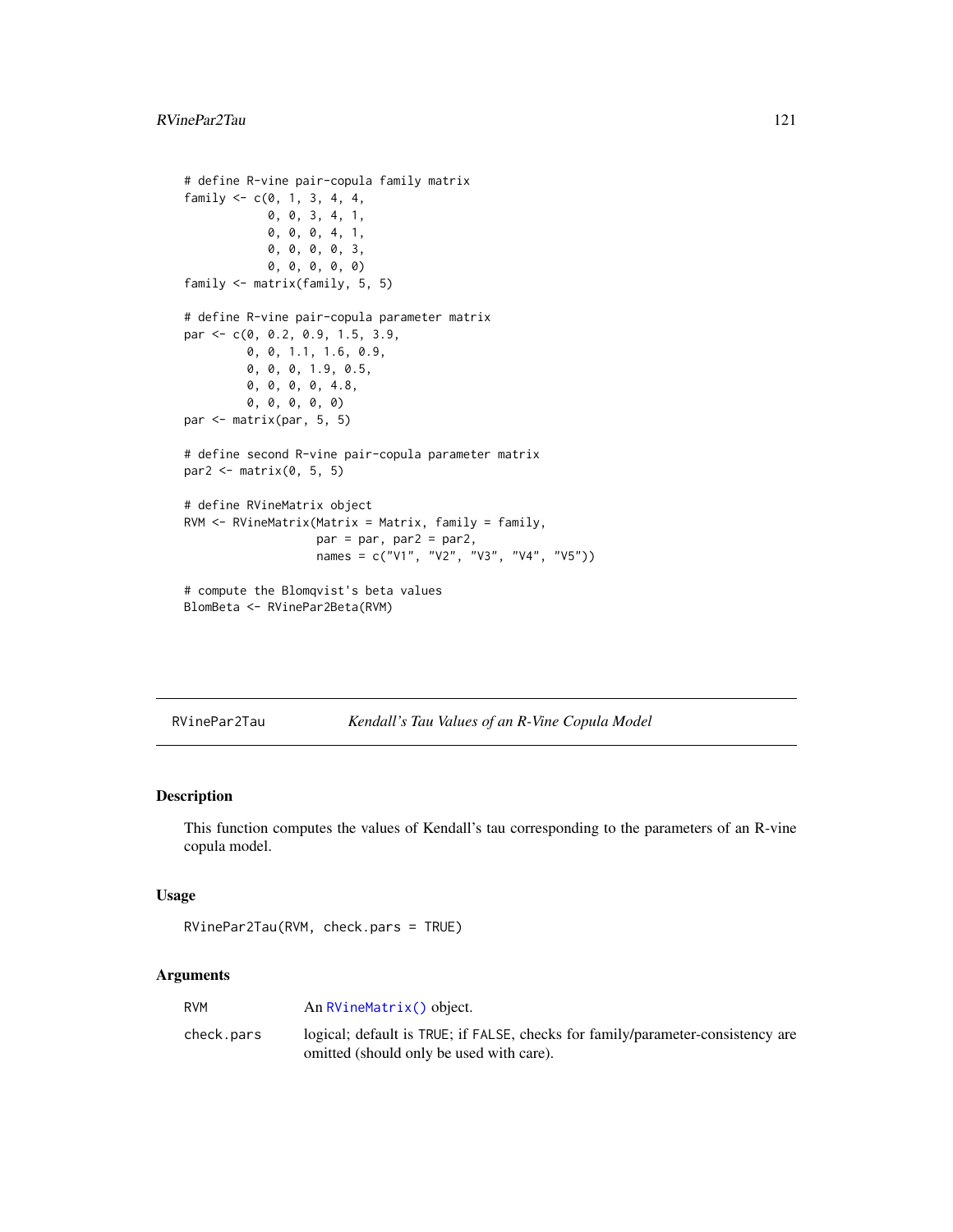```
# define R-vine pair-copula family matrix
family <- c(0, 1, 3, 4, 4,
            0, 0, 3, 4, 1,
            0, 0, 0, 4, 1,
            0, 0, 0, 0, 3,
            0, 0, 0, 0, 0)
family <- matrix(family, 5, 5)

# define R-vine pair-copula parameter matrix
par <- c(0, 0.2, 0.9, 1.5, 3.9,
         0, 0, 1.1, 1.6, 0.9,
         0, 0, 0, 1.9, 0.5,
         0, 0, 0, 0, 4.8,
         0, 0, 0, 0, 0)
par <- matrix(par, 5, 5)

# define second R-vine pair-copula parameter matrix
par2 <- matrix(0, 5, 5)

# define RVineMatrix object
RVM <- RVineMatrix(Matrix = Matrix, family = family,
                   par = par, par2 = par2,
                   names = c("V1", "V2", "V3", "V4", "V5"))

# compute the Blomqvist's beta values
BlomBeta <- RVinePar2Beta(RVM)
```

---

RVinePar2Tau — *Kendall's Tau Values of an R-Vine Copula Model*

---

## Description

This function computes the values of Kendall's tau corresponding to the parameters of an R-vine copula model.

## Usage

```
RVinePar2Tau(RVM, check.pars = TRUE)
```

## Arguments

| | |
|---|---|
| RVM | An RVineMatrix() object. |
| check.pars | logical; default is TRUE; if FALSE, checks for family/parameter-consistency are omitted (should only be used with care). |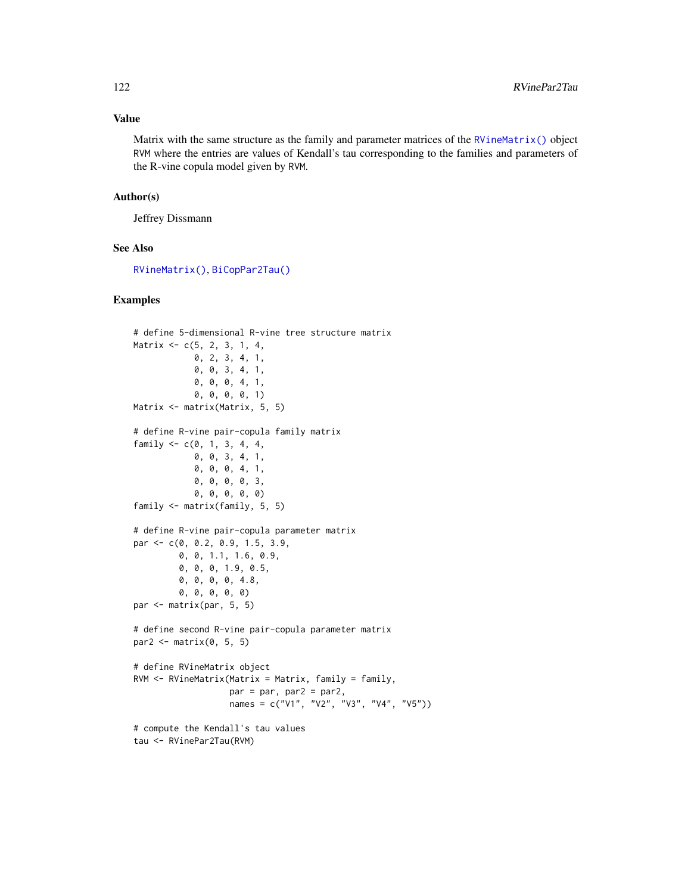## Value

Matrix with the same structure as the family and parameter matrices of the `RVineMatrix()` object `RVM` where the entries are values of Kendall's tau corresponding to the families and parameters of the R-vine copula model given by `RVM`.

## Author(s)

Jeffrey Dissmann

## See Also

`RVineMatrix()`, `BiCopPar2Tau()`

## Examples

```
# define 5-dimensional R-vine tree structure matrix
Matrix <- c(5, 2, 3, 1, 4,
            0, 2, 3, 4, 1,
            0, 0, 3, 4, 1,
            0, 0, 0, 4, 1,
            0, 0, 0, 0, 1)
Matrix <- matrix(Matrix, 5, 5)

# define R-vine pair-copula family matrix
family <- c(0, 1, 3, 4, 4,
            0, 0, 3, 4, 1,
            0, 0, 0, 4, 1,
            0, 0, 0, 0, 3,
            0, 0, 0, 0, 0)
family <- matrix(family, 5, 5)

# define R-vine pair-copula parameter matrix
par <- c(0, 0.2, 0.9, 1.5, 3.9,
         0, 0, 1.1, 1.6, 0.9,
         0, 0, 0, 1.9, 0.5,
         0, 0, 0, 0, 4.8,
         0, 0, 0, 0, 0)
par <- matrix(par, 5, 5)

# define second R-vine pair-copula parameter matrix
par2 <- matrix(0, 5, 5)

# define RVineMatrix object
RVM <- RVineMatrix(Matrix = Matrix, family = family,
                   par = par, par2 = par2,
                   names = c("V1", "V2", "V3", "V4", "V5"))

# compute the Kendall's tau values
tau <- RVinePar2Tau(RVM)
```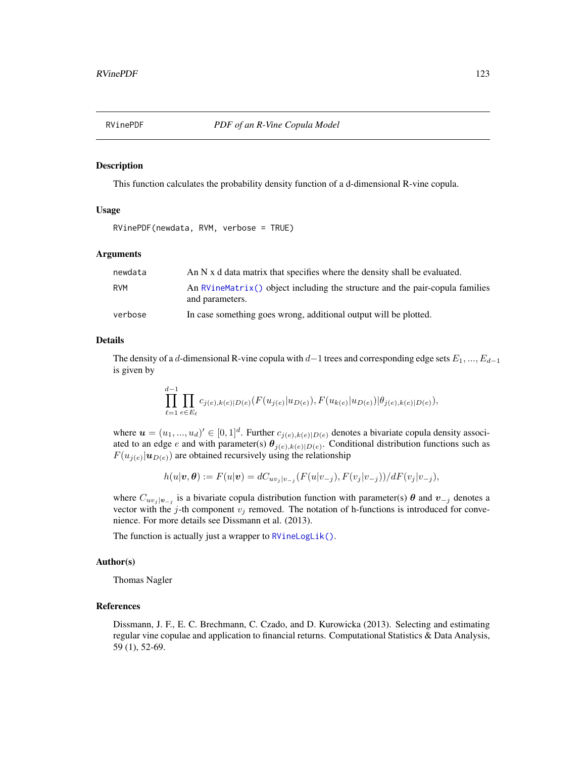## RVinePDF *PDF of an R-Vine Copula Model*

### Description

This function calculates the probability density function of a d-dimensional R-vine copula.

### Usage

```
RVinePDF(newdata, RVM, verbose = TRUE)
```

### Arguments

| | |
|---|---|
| newdata | An N x d data matrix that specifies where the density shall be evaluated. |
| RVM | An `RVineMatrix()` object including the structure and the pair-copula families and parameters. |
| verbose | In case something goes wrong, additional output will be plotted. |

### Details

The density of a $d$-dimensional R-vine copula with $d-1$ trees and corresponding edge sets $E_1, ..., E_{d-1}$ is given by

$$\prod_{\ell=1}^{d-1} \prod_{e \in E_\ell} c_{j(e),k(e)|D(e)}(F(u_{j(e)}|u_{D(e)}), F(u_{k(e)}|u_{D(e)})|\theta_{j(e),k(e)|D(e)}),$$

where $\boldsymbol{u} = (u_1, ..., u_d)' \in [0,1]^d$. Further $c_{j(e),k(e)|D(e)}$ denotes a bivariate copula density associated to an edge $e$ and with parameter(s) $\boldsymbol{\theta}_{j(e),k(e)|D(e)}$. Conditional distribution functions such as $F(u_{j(e)}|\boldsymbol{u}_{D(e)})$ are obtained recursively using the relationship

$$h(u|\boldsymbol{v}, \boldsymbol{\theta}) := F(u|\boldsymbol{v}) = dC_{uv_j|v_{-j}}(F(u|v_{-j}), F(v_j|v_{-j}))/dF(v_j|v_{-j}),$$

where $C_{uv_j|\boldsymbol{v}_{-j}}$ is a bivariate copula distribution function with parameter(s) $\boldsymbol{\theta}$ and $\boldsymbol{v}_{-j}$ denotes a vector with the $j$-th component $v_j$ removed. The notation of h-functions is introduced for convenience. For more details see Dissmann et al. (2013).

The function is actually just a wrapper to `RVineLogLik()`.

### Author(s)

Thomas Nagler

### References

Dissmann, J. F., E. C. Brechmann, C. Czado, and D. Kurowicka (2013). Selecting and estimating regular vine copulae and application to financial returns. Computational Statistics & Data Analysis, 59 (1), 52-69.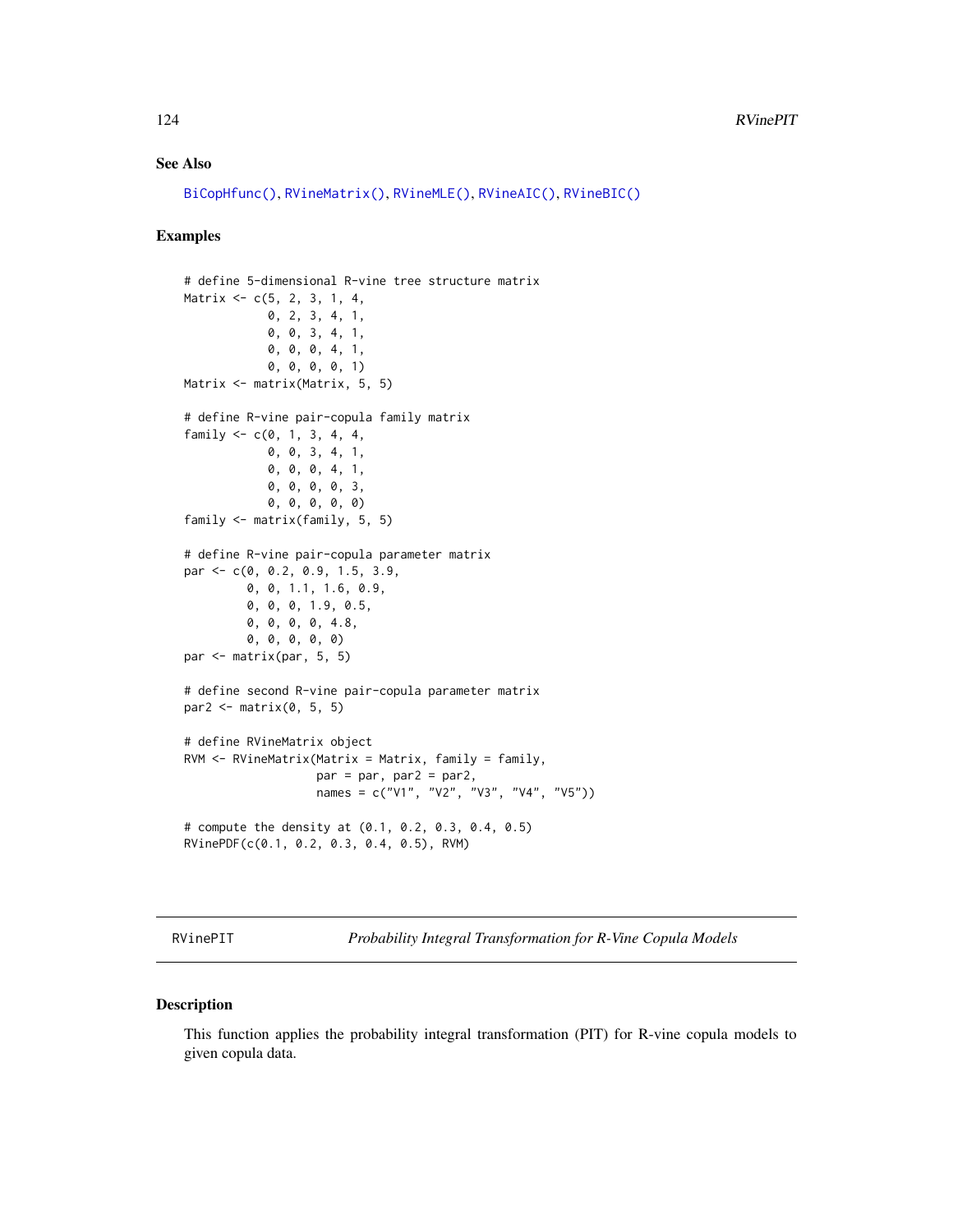## See Also

BiCopHfunc(), RVineMatrix(), RVineMLE(), RVineAIC(), RVineBIC()

## Examples

```
# define 5-dimensional R-vine tree structure matrix
Matrix <- c(5, 2, 3, 1, 4,
            0, 2, 3, 4, 1,
            0, 0, 3, 4, 1,
            0, 0, 0, 4, 1,
            0, 0, 0, 0, 1)
Matrix <- matrix(Matrix, 5, 5)

# define R-vine pair-copula family matrix
family <- c(0, 1, 3, 4, 4,
            0, 0, 3, 4, 1,
            0, 0, 0, 4, 1,
            0, 0, 0, 0, 3,
            0, 0, 0, 0, 0)
family <- matrix(family, 5, 5)

# define R-vine pair-copula parameter matrix
par <- c(0, 0.2, 0.9, 1.5, 3.9,
         0, 0, 1.1, 1.6, 0.9,
         0, 0, 0, 1.9, 0.5,
         0, 0, 0, 0, 4.8,
         0, 0, 0, 0, 0)
par <- matrix(par, 5, 5)

# define second R-vine pair-copula parameter matrix
par2 <- matrix(0, 5, 5)

# define RVineMatrix object
RVM <- RVineMatrix(Matrix = Matrix, family = family,
                   par = par, par2 = par2,
                   names = c("V1", "V2", "V3", "V4", "V5"))

# compute the density at (0.1, 0.2, 0.3, 0.4, 0.5)
RVinePDF(c(0.1, 0.2, 0.3, 0.4, 0.5), RVM)
```

---

RVinePIT — *Probability Integral Transformation for R-Vine Copula Models*

---

## Description

This function applies the probability integral transformation (PIT) for R-vine copula models to given copula data.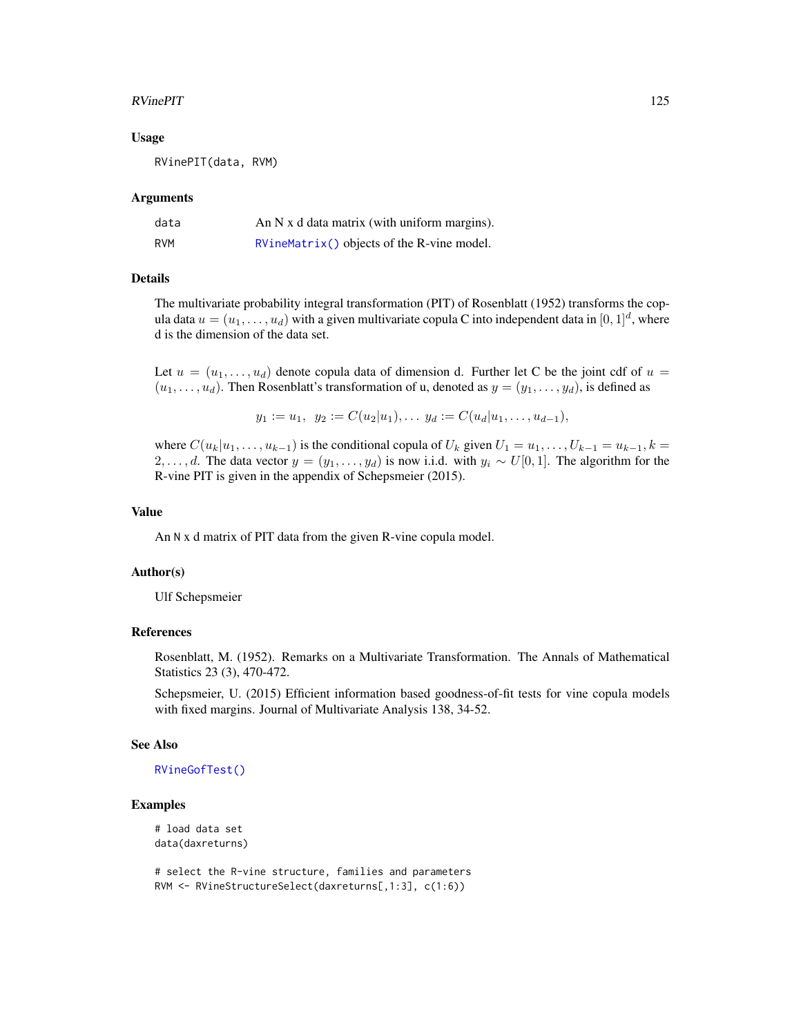### Usage

```
RVinePIT(data, RVM)
```

### Arguments

| | |
|---|---|
| data | An N x d data matrix (with uniform margins). |
| RVM | RVineMatrix() objects of the R-vine model. |

### Details

The multivariate probability integral transformation (PIT) of Rosenblatt (1952) transforms the copula data $u = (u_1, \ldots, u_d)$ with a given multivariate copula C into independent data in $[0, 1]^d$, where d is the dimension of the data set.

Let $u = (u_1, \ldots, u_d)$ denote copula data of dimension d. Further let C be the joint cdf of $u = (u_1, \ldots, u_d)$. Then Rosenblatt's transformation of u, denoted as $y = (y_1, \ldots, y_d)$, is defined as

$$y_1 := u_1, \;\; y_2 := C(u_2|u_1), \ldots \; y_d := C(u_d|u_1, \ldots, u_{d-1}),$$

where $C(u_k|u_1, \ldots, u_{k-1})$ is the conditional copula of $U_k$ given $U_1 = u_1, \ldots, U_{k-1} = u_{k-1}, k = 2, \ldots, d$. The data vector $y = (y_1, \ldots, y_d)$ is now i.i.d. with $y_i \sim U[0, 1]$. The algorithm for the R-vine PIT is given in the appendix of Schepsmeier (2015).

### Value

An N x d matrix of PIT data from the given R-vine copula model.

### Author(s)

Ulf Schepsmeier

### References

Rosenblatt, M. (1952). Remarks on a Multivariate Transformation. The Annals of Mathematical Statistics 23 (3), 470-472.

Schepsmeier, U. (2015) Efficient information based goodness-of-fit tests for vine copula models with fixed margins. Journal of Multivariate Analysis 138, 34-52.

### See Also

RVineGofTest()

### Examples

```
# load data set
data(daxreturns)

# select the R-vine structure, families and parameters
RVM <- RVineStructureSelect(daxreturns[,1:3], c(1:6))
```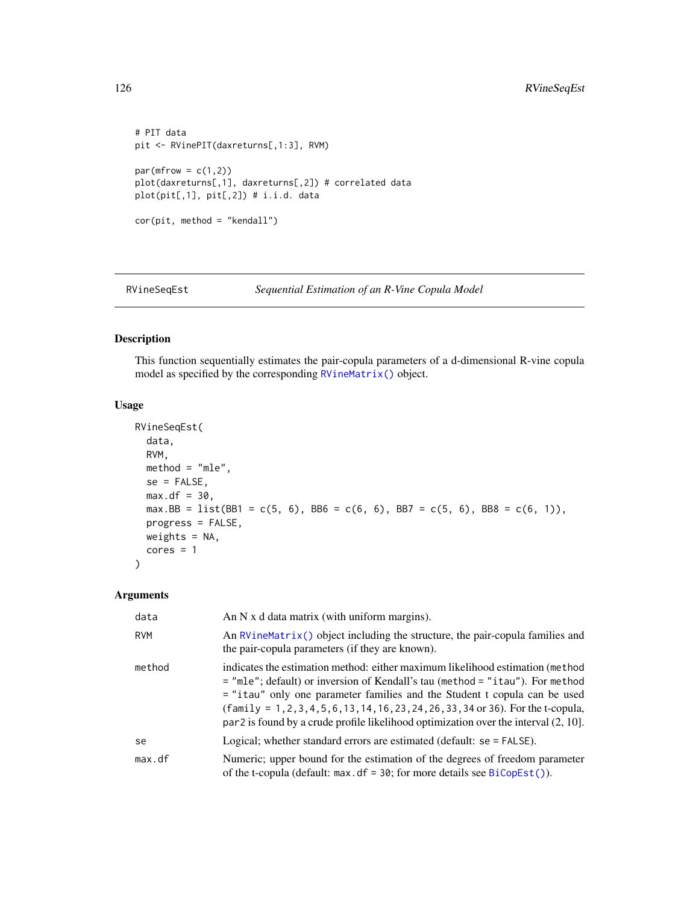```
# PIT data
pit <- RVinePIT(daxreturns[,1:3], RVM)

par(mfrow = c(1,2))
plot(daxreturns[,1], daxreturns[,2]) # correlated data
plot(pit[,1], pit[,2]) # i.i.d. data

cor(pit, method = "kendall")
```

---

## RVineSeqEst — *Sequential Estimation of an R-Vine Copula Model*

---

### Description

This function sequentially estimates the pair-copula parameters of a d-dimensional R-vine copula model as specified by the corresponding `RVineMatrix()` object.

### Usage

```
RVineSeqEst(
  data,
  RVM,
  method = "mle",
  se = FALSE,
  max.df = 30,
  max.BB = list(BB1 = c(5, 6), BB6 = c(6, 6), BB7 = c(5, 6), BB8 = c(6, 1)),
  progress = FALSE,
  weights = NA,
  cores = 1
)
```

### Arguments

| | |
|---|---|
| `data` | An N x d data matrix (with uniform margins). |
| `RVM` | An `RVineMatrix()` object including the structure, the pair-copula families and the pair-copula parameters (if they are known). |
| `method` | indicates the estimation method: either maximum likelihood estimation (`method = "mle"`; default) or inversion of Kendall's tau (`method = "itau"`). For `method = "itau"` only one parameter families and the Student t copula can be used (`family = 1,2,3,4,5,6,13,14,16,23,24,26,33,34` or `36`). For the t-copula, `par2` is found by a crude profile likelihood optimization over the interval (2, 10]. |
| `se` | Logical; whether standard errors are estimated (default: `se = FALSE`). |
| `max.df` | Numeric; upper bound for the estimation of the degrees of freedom parameter of the t-copula (default: `max.df = 30`; for more details see `BiCopEst()`). |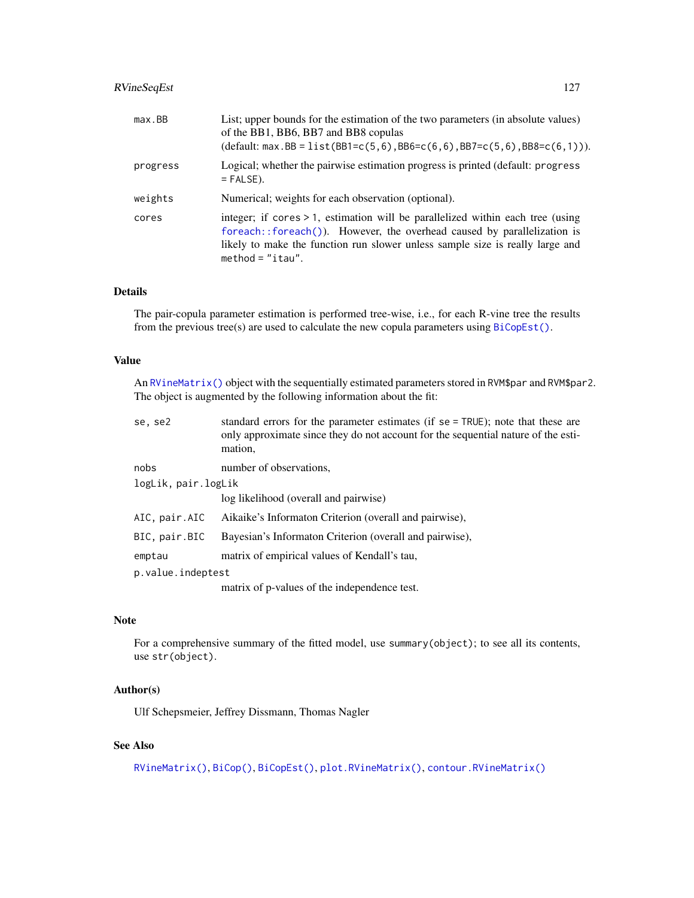| | |
|---|---|
| `max.BB` | List; upper bounds for the estimation of the two parameters (in absolute values) of the BB1, BB6, BB7 and BB8 copulas (default: `max.BB = list(BB1=c(5,6),BB6=c(6,6),BB7=c(5,6),BB8=c(6,1))`). |
| `progress` | Logical; whether the pairwise estimation progress is printed (default: `progress = FALSE`). |
| `weights` | Numerical; weights for each observation (optional). |
| `cores` | integer; if `cores > 1`, estimation will be parallelized within each tree (using `foreach::foreach()`). However, the overhead caused by parallelization is likely to make the function run slower unless sample size is really large and `method = "itau"`. |

## Details

The pair-copula parameter estimation is performed tree-wise, i.e., for each R-vine tree the results from the previous tree(s) are used to calculate the new copula parameters using `BiCopEst()`.

## Value

An `RVineMatrix()` object with the sequentially estimated parameters stored in `RVM$par` and `RVM$par2`. The object is augmented by the following information about the fit:

| | |
|---|---|
| `se, se2` | standard errors for the parameter estimates (if `se = TRUE`); note that these are only approximate since they do not account for the sequential nature of the estimation, |
| `nobs` | number of observations, |
| `logLik, pair.logLik` | log likelihood (overall and pairwise) |
| `AIC, pair.AIC` | Aikaike's Informaton Criterion (overall and pairwise), |
| `BIC, pair.BIC` | Bayesian's Informaton Criterion (overall and pairwise), |
| `emptau` | matrix of empirical values of Kendall's tau, |
| `p.value.indeptest` | matrix of p-values of the independence test. |

## Note

For a comprehensive summary of the fitted model, use `summary(object)`; to see all its contents, use `str(object)`.

## Author(s)

Ulf Schepsmeier, Jeffrey Dissmann, Thomas Nagler

## See Also

`RVineMatrix()`, `BiCop()`, `BiCopEst()`, `plot.RVineMatrix()`, `contour.RVineMatrix()`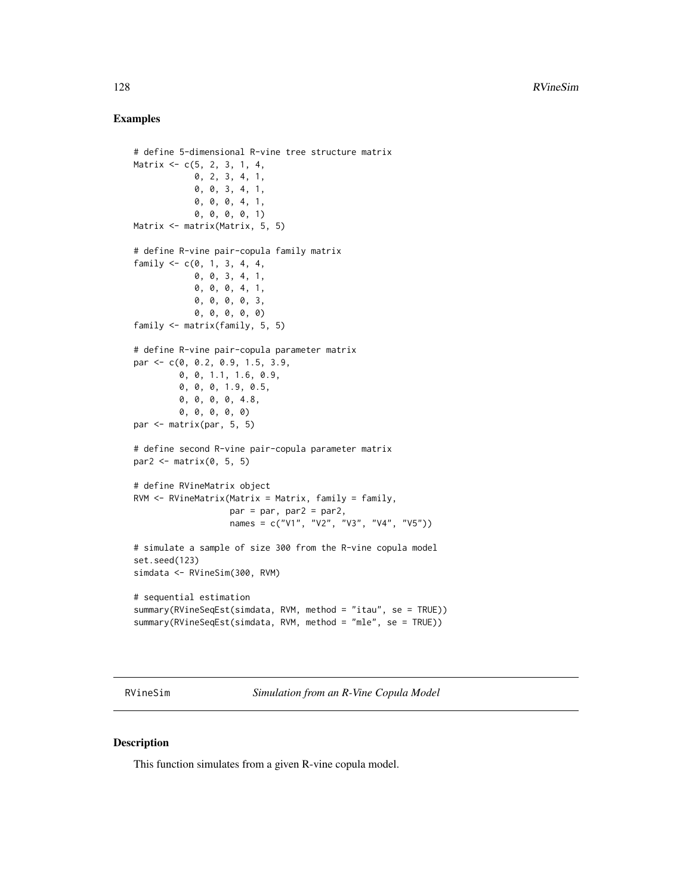## Examples

```
# define 5-dimensional R-vine tree structure matrix
Matrix <- c(5, 2, 3, 1, 4,
            0, 2, 3, 4, 1,
            0, 0, 3, 4, 1,
            0, 0, 0, 4, 1,
            0, 0, 0, 0, 1)
Matrix <- matrix(Matrix, 5, 5)

# define R-vine pair-copula family matrix
family <- c(0, 1, 3, 4, 4,
            0, 0, 3, 4, 1,
            0, 0, 0, 4, 1,
            0, 0, 0, 0, 3,
            0, 0, 0, 0, 0)
family <- matrix(family, 5, 5)

# define R-vine pair-copula parameter matrix
par <- c(0, 0.2, 0.9, 1.5, 3.9,
         0, 0, 1.1, 1.6, 0.9,
         0, 0, 0, 1.9, 0.5,
         0, 0, 0, 0, 4.8,
         0, 0, 0, 0, 0)
par <- matrix(par, 5, 5)

# define second R-vine pair-copula parameter matrix
par2 <- matrix(0, 5, 5)

# define RVineMatrix object
RVM <- RVineMatrix(Matrix = Matrix, family = family,
                   par = par, par2 = par2,
                   names = c("V1", "V2", "V3", "V4", "V5"))

# simulate a sample of size 300 from the R-vine copula model
set.seed(123)
simdata <- RVineSim(300, RVM)

# sequential estimation
summary(RVineSeqEst(simdata, RVM, method = "itau", se = TRUE))
summary(RVineSeqEst(simdata, RVM, method = "mle", se = TRUE))
```

---

# RVineSim *Simulation from an R-Vine Copula Model*

## Description

This function simulates from a given R-vine copula model.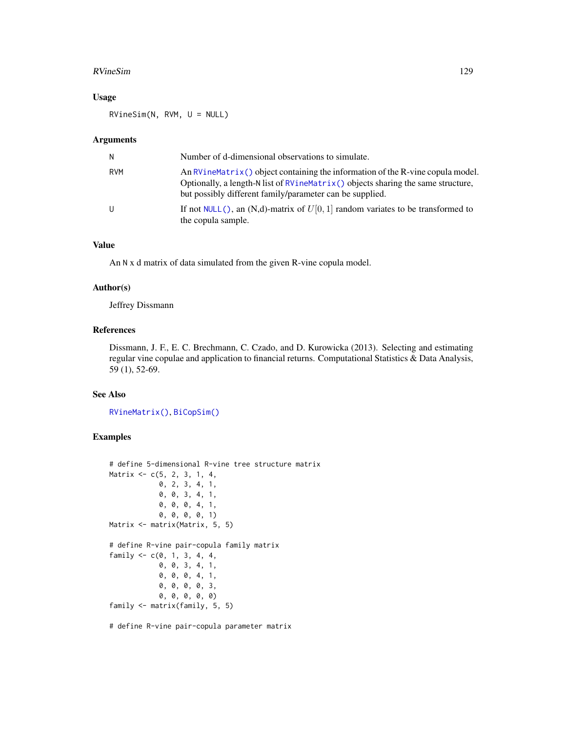### Usage

```
RVineSim(N, RVM, U = NULL)
```

### Arguments

| | |
|---|---|
| N | Number of d-dimensional observations to simulate. |
| RVM | An `RVineMatrix()` object containing the information of the R-vine copula model. Optionally, a length-`N` list of `RVineMatrix()` objects sharing the same structure, but possibly different family/parameter can be supplied. |
| U | If not `NULL()`, an (N,d)-matrix of $U[0, 1]$ random variates to be transformed to the copula sample. |

### Value

An `N` x d matrix of data simulated from the given R-vine copula model.

### Author(s)

Jeffrey Dissmann

### References

Dissmann, J. F., E. C. Brechmann, C. Czado, and D. Kurowicka (2013). Selecting and estimating regular vine copulae and application to financial returns. Computational Statistics & Data Analysis, 59 (1), 52-69.

### See Also

`RVineMatrix()`, `BiCopSim()`

### Examples

```
# define 5-dimensional R-vine tree structure matrix
Matrix <- c(5, 2, 3, 1, 4,
            0, 2, 3, 4, 1,
            0, 0, 3, 4, 1,
            0, 0, 0, 4, 1,
            0, 0, 0, 0, 1)
Matrix <- matrix(Matrix, 5, 5)

# define R-vine pair-copula family matrix
family <- c(0, 1, 3, 4, 4,
            0, 0, 3, 4, 1,
            0, 0, 0, 4, 1,
            0, 0, 0, 0, 3,
            0, 0, 0, 0, 0)
family <- matrix(family, 5, 5)

# define R-vine pair-copula parameter matrix
```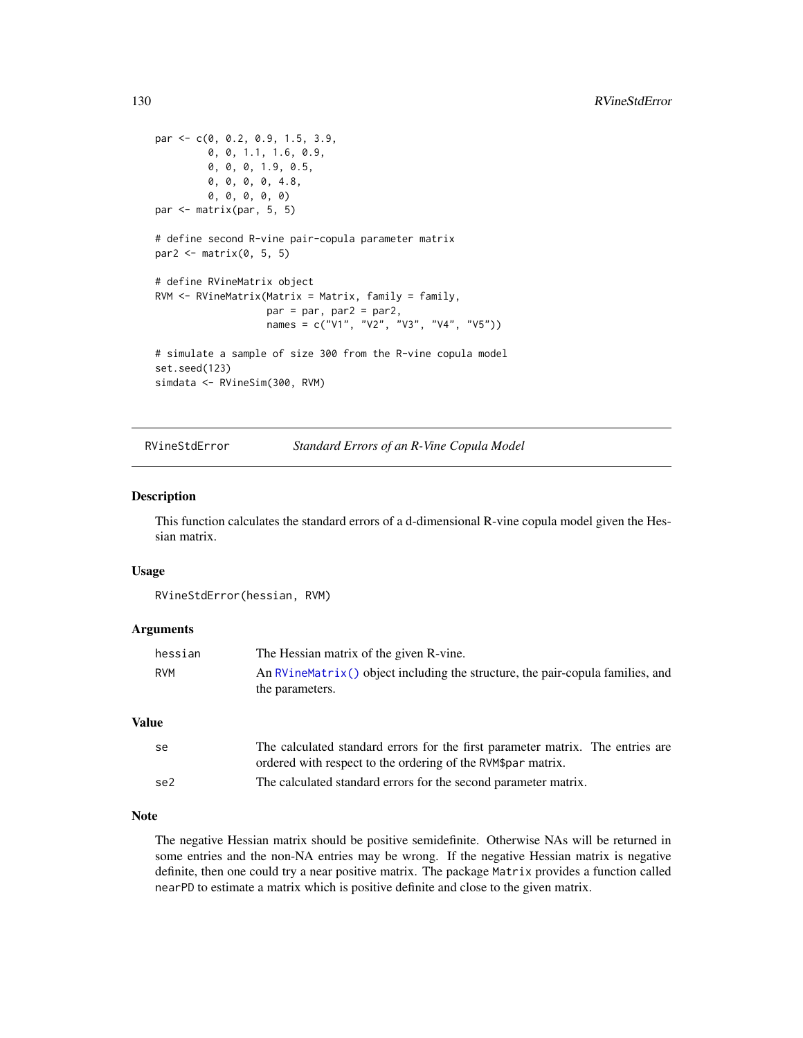```
par <- c(0, 0.2, 0.9, 1.5, 3.9,
         0, 0, 1.1, 1.6, 0.9,
         0, 0, 0, 1.9, 0.5,
         0, 0, 0, 0, 4.8,
         0, 0, 0, 0, 0)
par <- matrix(par, 5, 5)

# define second R-vine pair-copula parameter matrix
par2 <- matrix(0, 5, 5)

# define RVineMatrix object
RVM <- RVineMatrix(Matrix = Matrix, family = family,
                   par = par, par2 = par2,
                   names = c("V1", "V2", "V3", "V4", "V5"))

# simulate a sample of size 300 from the R-vine copula model
set.seed(123)
simdata <- RVineSim(300, RVM)
```

---

## RVineStdError *Standard Errors of an R-Vine Copula Model*

---

### Description

This function calculates the standard errors of a d-dimensional R-vine copula model given the Hessian matrix.

### Usage

```
RVineStdError(hessian, RVM)
```

### Arguments

| | |
|---|---|
| `hessian` | The Hessian matrix of the given R-vine. |
| `RVM` | An `RVineMatrix()` object including the structure, the pair-copula families, and the parameters. |

### Value

| | |
|---|---|
| `se` | The calculated standard errors for the first parameter matrix. The entries are ordered with respect to the ordering of the `RVM$par` matrix. |
| `se2` | The calculated standard errors for the second parameter matrix. |

### Note

The negative Hessian matrix should be positive semidefinite. Otherwise NAs will be returned in some entries and the non-NA entries may be wrong. If the negative Hessian matrix is negative definite, then one could try a near positive matrix. The package `Matrix` provides a function called `nearPD` to estimate a matrix which is positive definite and close to the given matrix.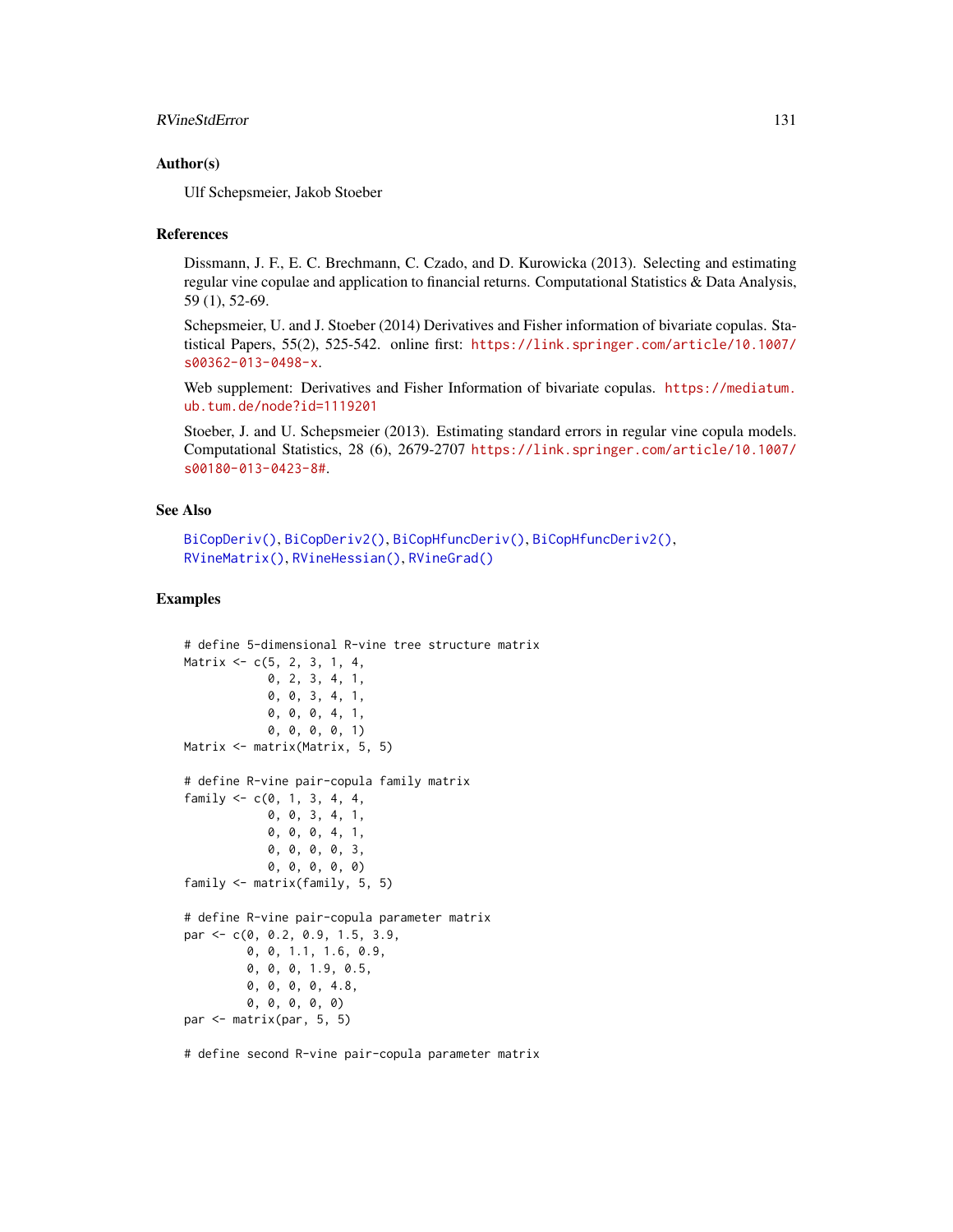## Author(s)

Ulf Schepsmeier, Jakob Stoeber

## References

Dissmann, J. F., E. C. Brechmann, C. Czado, and D. Kurowicka (2013). Selecting and estimating regular vine copulae and application to financial returns. Computational Statistics & Data Analysis, 59 (1), 52-69.

Schepsmeier, U. and J. Stoeber (2014) Derivatives and Fisher information of bivariate copulas. Statistical Papers, 55(2), 525-542. online first: https://link.springer.com/article/10.1007/s00362-013-0498-x.

Web supplement: Derivatives and Fisher Information of bivariate copulas. https://mediatum.ub.tum.de/node?id=1119201

Stoeber, J. and U. Schepsmeier (2013). Estimating standard errors in regular vine copula models. Computational Statistics, 28 (6), 2679-2707 https://link.springer.com/article/10.1007/s00180-013-0423-8#.

## See Also

BiCopDeriv(), BiCopDeriv2(), BiCopHfuncDeriv(), BiCopHfuncDeriv2(), RVineMatrix(), RVineHessian(), RVineGrad()

## Examples

```
# define 5-dimensional R-vine tree structure matrix
Matrix <- c(5, 2, 3, 1, 4,
            0, 2, 3, 4, 1,
            0, 0, 3, 4, 1,
            0, 0, 0, 4, 1,
            0, 0, 0, 0, 1)
Matrix <- matrix(Matrix, 5, 5)

# define R-vine pair-copula family matrix
family <- c(0, 1, 3, 4, 4,
            0, 0, 3, 4, 1,
            0, 0, 0, 4, 1,
            0, 0, 0, 0, 3,
            0, 0, 0, 0, 0)
family <- matrix(family, 5, 5)

# define R-vine pair-copula parameter matrix
par <- c(0, 0.2, 0.9, 1.5, 3.9,
         0, 0, 1.1, 1.6, 0.9,
         0, 0, 0, 1.9, 0.5,
         0, 0, 0, 0, 4.8,
         0, 0, 0, 0, 0)
par <- matrix(par, 5, 5)

# define second R-vine pair-copula parameter matrix
```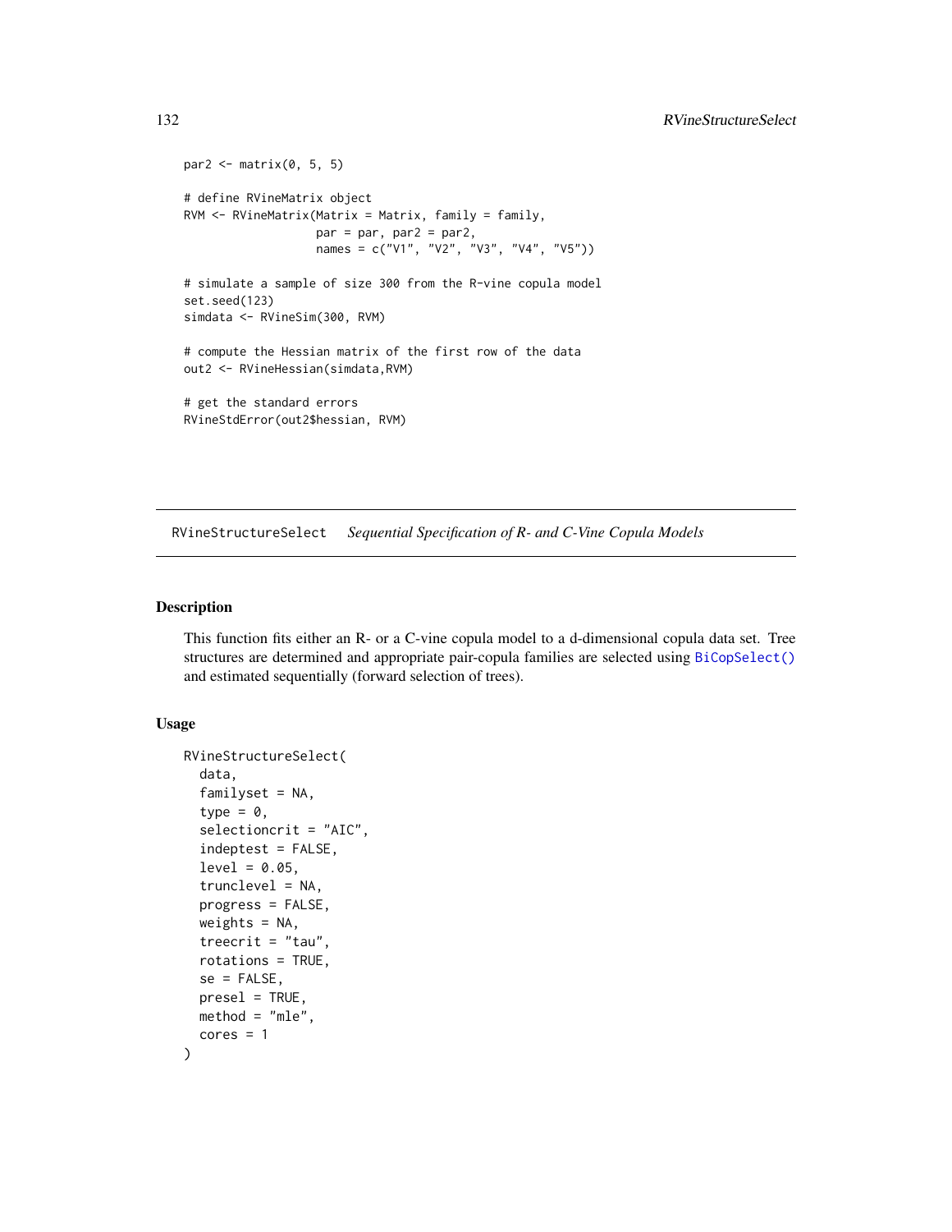```
par2 <- matrix(0, 5, 5)

# define RVineMatrix object
RVM <- RVineMatrix(Matrix = Matrix, family = family,
                   par = par, par2 = par2,
                   names = c("V1", "V2", "V3", "V4", "V5"))

# simulate a sample of size 300 from the R-vine copula model
set.seed(123)
simdata <- RVineSim(300, RVM)

# compute the Hessian matrix of the first row of the data
out2 <- RVineHessian(simdata,RVM)

# get the standard errors
RVineStdError(out2$hessian, RVM)
```

---

RVineStructureSelect    *Sequential Specification of R- and C-Vine Copula Models*

---

## Description

This function fits either an R- or a C-vine copula model to a d-dimensional copula data set. Tree structures are determined and appropriate pair-copula families are selected using `BiCopSelect()` and estimated sequentially (forward selection of trees).

## Usage

```
RVineStructureSelect(
  data,
  familyset = NA,
  type = 0,
  selectioncrit = "AIC",
  indeptest = FALSE,
  level = 0.05,
  trunclevel = NA,
  progress = FALSE,
  weights = NA,
  treecrit = "tau",
  rotations = TRUE,
  se = FALSE,
  presel = TRUE,
  method = "mle",
  cores = 1
)
```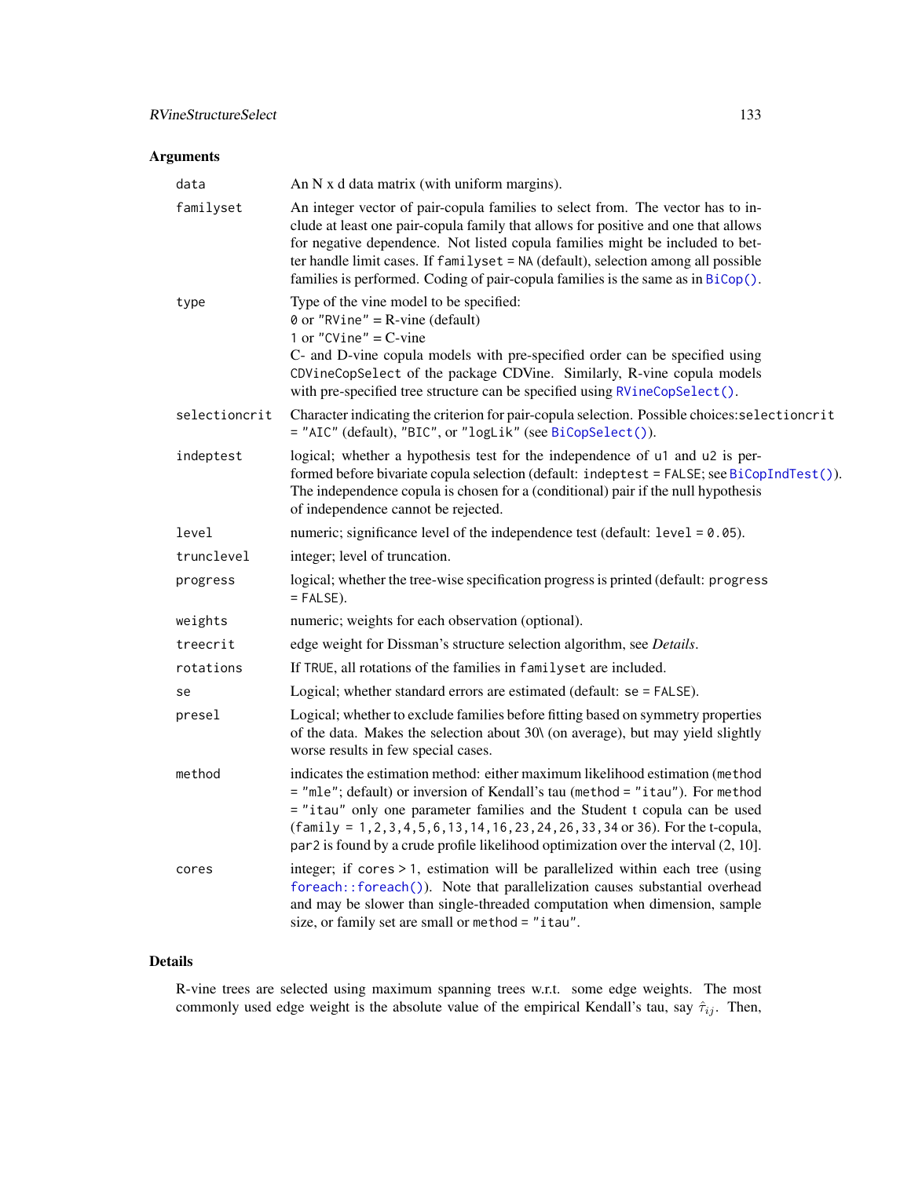## Arguments

| | |
|---|---|
| data | An N x d data matrix (with uniform margins). |
| familyset | An integer vector of pair-copula families to select from. The vector has to include at least one pair-copula family that allows for positive and one that allows for negative dependence. Not listed copula families might be included to better handle limit cases. If `familyset = NA` (default), selection among all possible families is performed. Coding of pair-copula families is the same as in `BiCop()`. |
| type | Type of the vine model to be specified:<br>`0` or `"RVine"` = R-vine (default)<br>`1` or `"CVine"` = C-vine<br>C- and D-vine copula models with pre-specified order can be specified using `CDVineCopSelect` of the package CDVine. Similarly, R-vine copula models with pre-specified tree structure can be specified using `RVineCopSelect()`. |
| selectioncrit | Character indicating the criterion for pair-copula selection. Possible choices:`selectioncrit = "AIC"` (default), `"BIC"`, or `"logLik"` (see `BiCopSelect()`). |
| indeptest | logical; whether a hypothesis test for the independence of `u1` and `u2` is performed before bivariate copula selection (default: `indeptest = FALSE`; see `BiCopIndTest()`). The independence copula is chosen for a (conditional) pair if the null hypothesis of independence cannot be rejected. |
| level | numeric; significance level of the independence test (default: `level = 0.05`). |
| trunclevel | integer; level of truncation. |
| progress | logical; whether the tree-wise specification progress is printed (default: `progress = FALSE`). |
| weights | numeric; weights for each observation (optional). |
| treecrit | edge weight for Dissman's structure selection algorithm, see *Details*. |
| rotations | If `TRUE`, all rotations of the families in `familyset` are included. |
| se | Logical; whether standard errors are estimated (default: `se = FALSE`). |
| presel | Logical; whether to exclude families before fitting based on symmetry properties of the data. Makes the selection about 30\ (on average), but may yield slightly worse results in few special cases. |
| method | indicates the estimation method: either maximum likelihood estimation (`method = "mle"`; default) or inversion of Kendall's tau (`method = "itau"`). For `method = "itau"` only one parameter families and the Student t copula can be used (`family = 1,2,3,4,5,6,13,14,16,23,24,26,33,34` or `36`). For the t-copula, `par2` is found by a crude profile likelihood optimization over the interval (2, 10]. |
| cores | integer; if `cores > 1`, estimation will be parallelized within each tree (using `foreach::foreach()`). Note that parallelization causes substantial overhead and may be slower than single-threaded computation when dimension, sample size, or family set are small or `method = "itau"`. |

## Details

R-vine trees are selected using maximum spanning trees w.r.t. some edge weights. The most commonly used edge weight is the absolute value of the empirical Kendall's tau, say $\hat{\tau}_{ij}$. Then,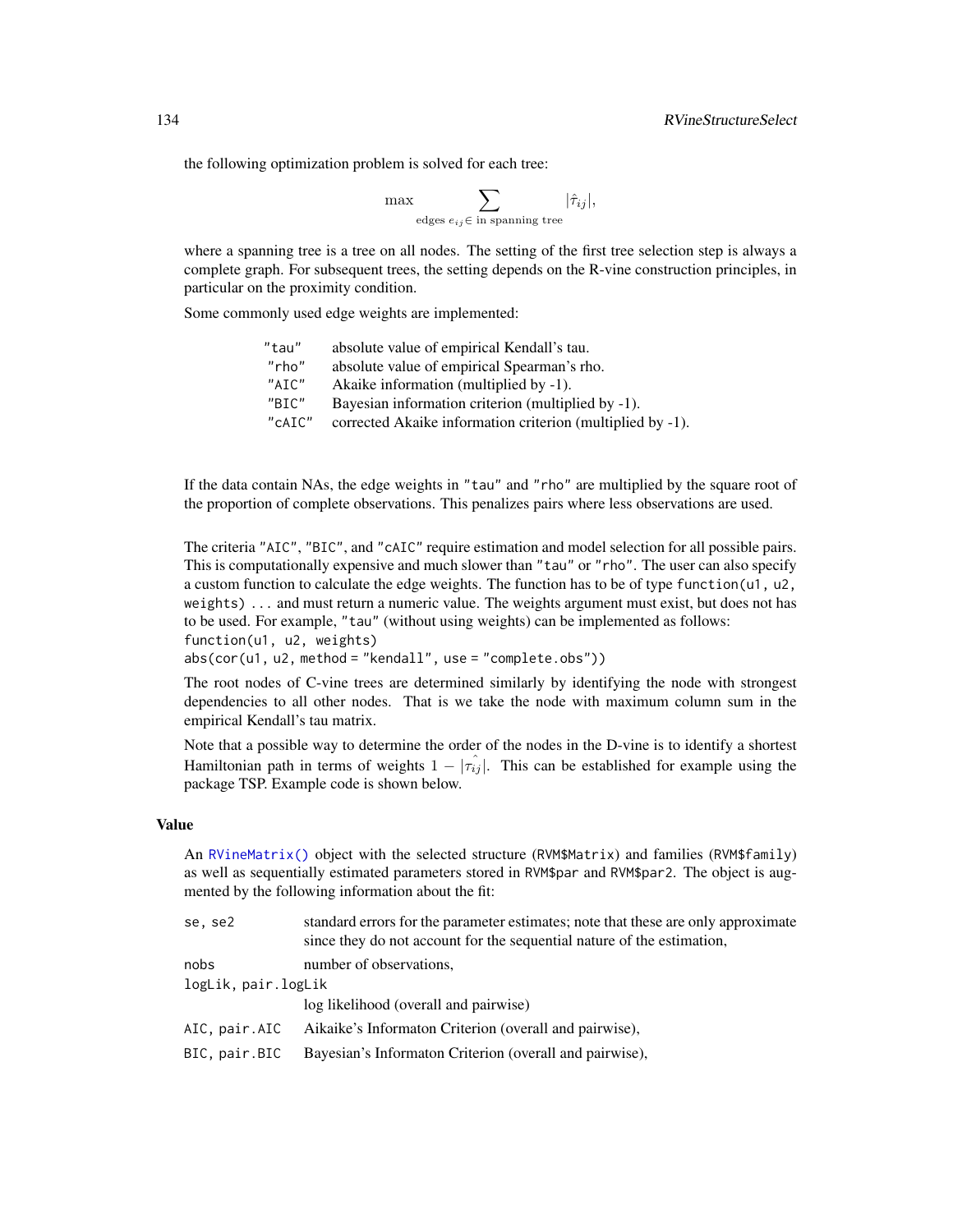the following optimization problem is solved for each tree:

$$\max \sum_{\text{edges } e_{ij} \in \text{ in spanning tree}} |\hat{\tau}_{ij}|,$$

where a spanning tree is a tree on all nodes. The setting of the first tree selection step is always a complete graph. For subsequent trees, the setting depends on the R-vine construction principles, in particular on the proximity condition.

Some commonly used edge weights are implemented:

| | |
|---|---|
| "tau" | absolute value of empirical Kendall's tau. |
| "rho" | absolute value of empirical Spearman's rho. |
| "AIC" | Akaike information (multiplied by -1). |
| "BIC" | Bayesian information criterion (multiplied by -1). |
| "cAIC" | corrected Akaike information criterion (multiplied by -1). |

If the data contain NAs, the edge weights in "tau" and "rho" are multiplied by the square root of the proportion of complete observations. This penalizes pairs where less observations are used.

The criteria "AIC", "BIC", and "cAIC" require estimation and model selection for all possible pairs. This is computationally expensive and much slower than "tau" or "rho". The user can also specify a custom function to calculate the edge weights. The function has to be of type `function(u1, u2, weights) ...` and must return a numeric value. The weights argument must exist, but does not has to be used. For example, "tau" (without using weights) can be implemented as follows:

```
function(u1, u2, weights)
abs(cor(u1, u2, method = "kendall", use = "complete.obs"))
```

The root nodes of C-vine trees are determined similarly by identifying the node with strongest dependencies to all other nodes. That is we take the node with maximum column sum in the empirical Kendall's tau matrix.

Note that a possible way to determine the order of the nodes in the D-vine is to identify a shortest Hamiltonian path in terms of weights $1 - |\hat{\tau_{ij}}|$. This can be established for example using the package TSP. Example code is shown below.

## Value

An `RVineMatrix()` object with the selected structure (`RVM$Matrix`) and families (`RVM$family`) as well as sequentially estimated parameters stored in `RVM$par` and `RVM$par2`. The object is augmented by the following information about the fit:

- `se, se2` standard errors for the parameter estimates; note that these are only approximate since they do not account for the sequential nature of the estimation,
- `nobs` number of observations,
- `logLik, pair.logLik` log likelihood (overall and pairwise)
- `AIC, pair.AIC` Aikaike's Informaton Criterion (overall and pairwise),
- `BIC, pair.BIC` Bayesian's Informaton Criterion (overall and pairwise),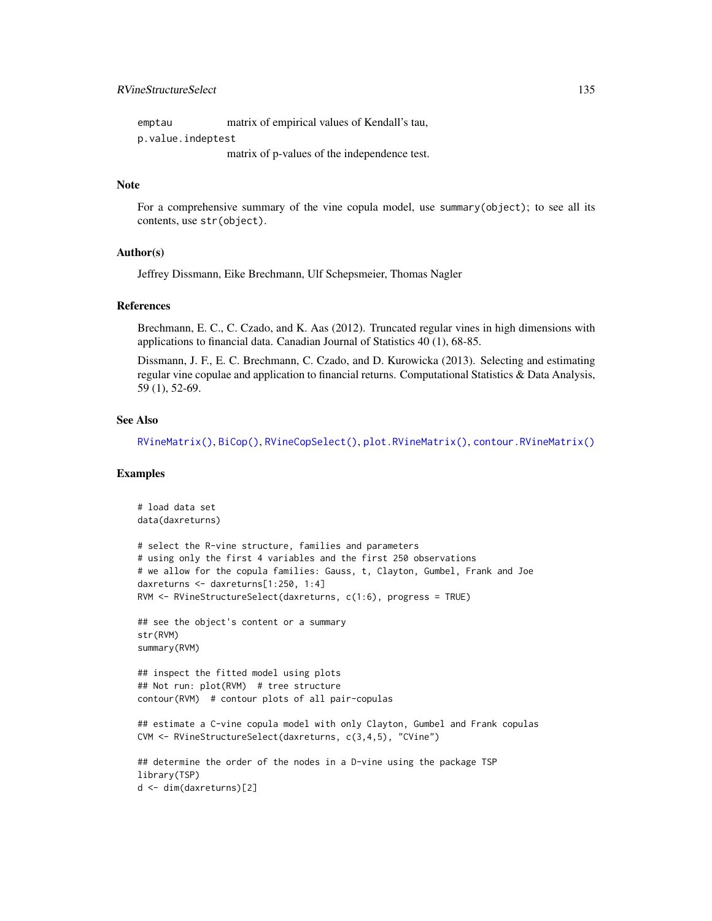emptau matrix of empirical values of Kendall's tau,

p.value.indeptest
matrix of p-values of the independence test.

## Note

For a comprehensive summary of the vine copula model, use summary(object); to see all its contents, use str(object).

## Author(s)

Jeffrey Dissmann, Eike Brechmann, Ulf Schepsmeier, Thomas Nagler

## References

Brechmann, E. C., C. Czado, and K. Aas (2012). Truncated regular vines in high dimensions with applications to financial data. Canadian Journal of Statistics 40 (1), 68-85.

Dissmann, J. F., E. C. Brechmann, C. Czado, and D. Kurowicka (2013). Selecting and estimating regular vine copulae and application to financial returns. Computational Statistics & Data Analysis, 59 (1), 52-69.

## See Also

RVineMatrix(), BiCop(), RVineCopSelect(), plot.RVineMatrix(), contour.RVineMatrix()

## Examples

```
# load data set
data(daxreturns)

# select the R-vine structure, families and parameters
# using only the first 4 variables and the first 250 observations
# we allow for the copula families: Gauss, t, Clayton, Gumbel, Frank and Joe
daxreturns <- daxreturns[1:250, 1:4]
RVM <- RVineStructureSelect(daxreturns, c(1:6), progress = TRUE)

## see the object's content or a summary
str(RVM)
summary(RVM)

## inspect the fitted model using plots
## Not run: plot(RVM)  # tree structure
contour(RVM)  # contour plots of all pair-copulas

## estimate a C-vine copula model with only Clayton, Gumbel and Frank copulas
CVM <- RVineStructureSelect(daxreturns, c(3,4,5), "CVine")

## determine the order of the nodes in a D-vine using the package TSP
library(TSP)
d <- dim(daxreturns)[2]
```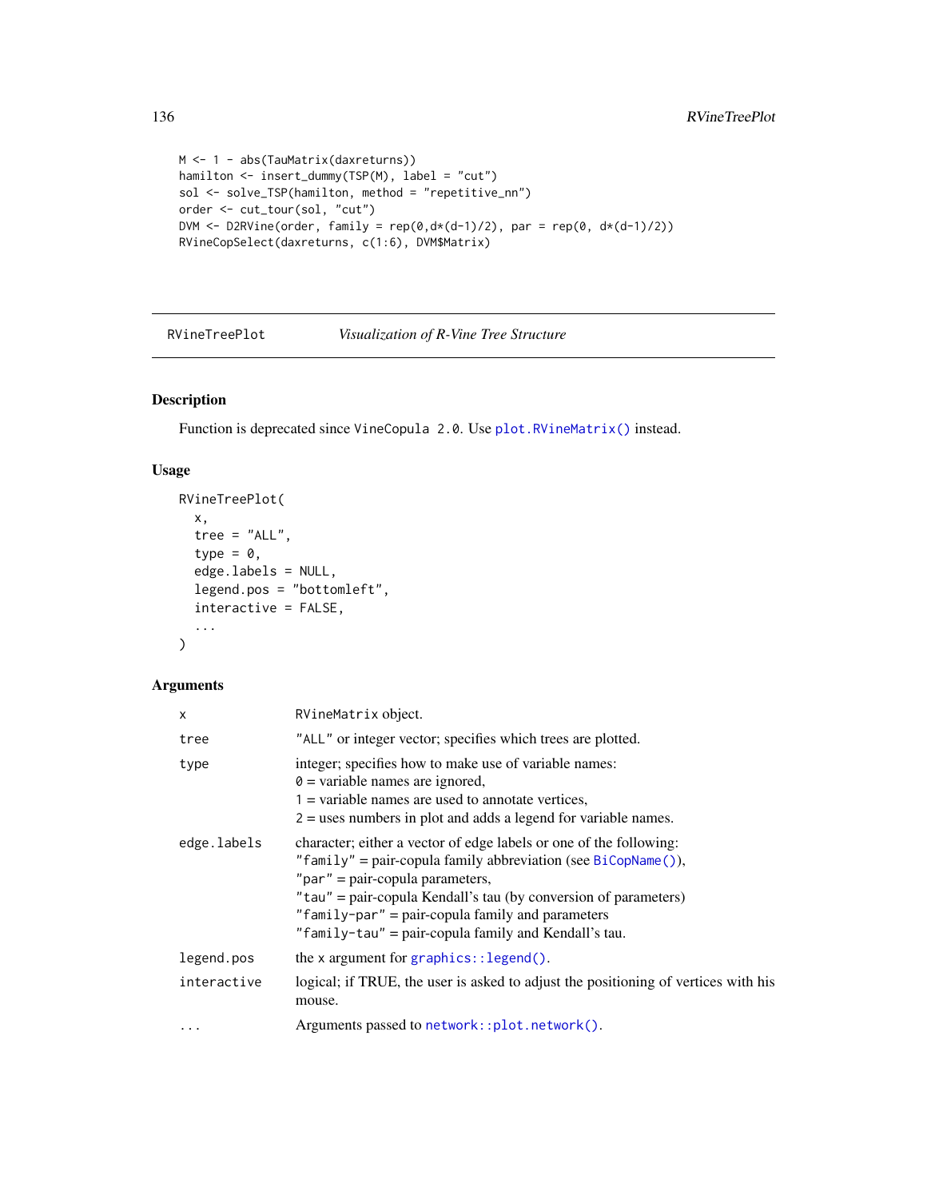```
M <- 1 - abs(TauMatrix(daxreturns))
hamilton <- insert_dummy(TSP(M), label = "cut")
sol <- solve_TSP(hamilton, method = "repetitive_nn")
order <- cut_tour(sol, "cut")
DVM <- D2RVine(order, family = rep(0,d*(d-1)/2), par = rep(0, d*(d-1)/2))
RVineCopSelect(daxreturns, c(1:6), DVM$Matrix)
```

## RVineTreePlot — *Visualization of R-Vine Tree Structure*

### Description

Function is deprecated since `VineCopula 2.0`. Use `plot.RVineMatrix()` instead.

### Usage

```
RVineTreePlot(
  x,
  tree = "ALL",
  type = 0,
  edge.labels = NULL,
  legend.pos = "bottomleft",
  interactive = FALSE,
  ...
)
```

### Arguments

| | |
|---|---|
| `x` | `RVineMatrix` object. |
| `tree` | `"ALL"` or integer vector; specifies which trees are plotted. |
| `type` | integer; specifies how to make use of variable names:<br>`0` = variable names are ignored,<br>`1` = variable names are used to annotate vertices,<br>`2` = uses numbers in plot and adds a legend for variable names. |
| `edge.labels` | character; either a vector of edge labels or one of the following:<br>`"family"` = pair-copula family abbreviation (see `BiCopName()`),<br>`"par"` = pair-copula parameters,<br>`"tau"` = pair-copula Kendall's tau (by conversion of parameters)<br>`"family-par"` = pair-copula family and parameters<br>`"family-tau"` = pair-copula family and Kendall's tau. |
| `legend.pos` | the `x` argument for `graphics::legend()`. |
| `interactive` | logical; if TRUE, the user is asked to adjust the positioning of vertices with his mouse. |
| `...` | Arguments passed to `network::plot.network()`. |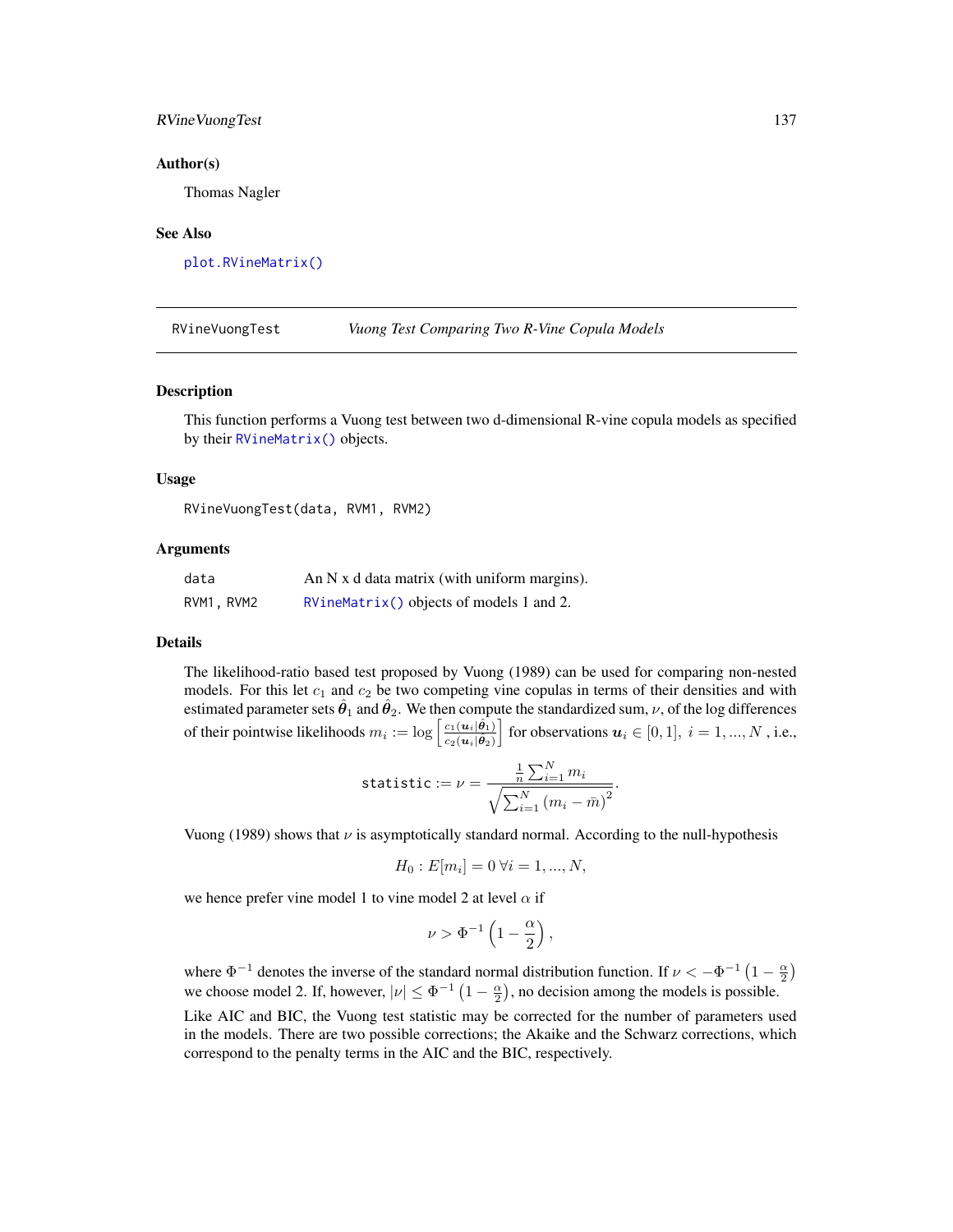## Author(s)

Thomas Nagler

## See Also

plot.RVineMatrix()

---

# RVineVuongTest — *Vuong Test Comparing Two R-Vine Copula Models*

## Description

This function performs a Vuong test between two d-dimensional R-vine copula models as specified by their RVineMatrix() objects.

## Usage

```
RVineVuongTest(data, RVM1, RVM2)
```

## Arguments

| | |
|---|---|
| data | An N x d data matrix (with uniform margins). |
| RVM1, RVM2 | RVineMatrix() objects of models 1 and 2. |

## Details

The likelihood-ratio based test proposed by Vuong (1989) can be used for comparing non-nested models. For this let $c_1$ and $c_2$ be two competing vine copulas in terms of their densities and with estimated parameter sets $\hat{\boldsymbol{\theta}}_1$ and $\hat{\boldsymbol{\theta}}_2$. We then compute the standardized sum, $\nu$, of the log differences of their pointwise likelihoods $m_i := \log\left[\frac{c_1(\boldsymbol{u}_i|\hat{\boldsymbol{\theta}}_1)}{c_2(\boldsymbol{u}_i|\hat{\boldsymbol{\theta}}_2)}\right]$ for observations $\boldsymbol{u}_i \in [0,1],\ i = 1, ..., N$ , i.e.,

$$\texttt{statistic} := \nu = \frac{\frac{1}{n}\sum_{i=1}^{N} m_i}{\sqrt{\sum_{i=1}^{N}\left(m_i - \bar{m}\right)^2}}.$$

Vuong (1989) shows that $\nu$ is asymptotically standard normal. According to the null-hypothesis

$$H_0 : E[m_i] = 0 \ \forall i = 1, ..., N,$$

we hence prefer vine model 1 to vine model 2 at level $\alpha$ if

$$\nu > \Phi^{-1}\left(1 - \frac{\alpha}{2}\right),$$

where $\Phi^{-1}$ denotes the inverse of the standard normal distribution function. If $\nu < -\Phi^{-1}\left(1 - \frac{\alpha}{2}\right)$ we choose model 2. If, however, $|\nu| \leq \Phi^{-1}\left(1 - \frac{\alpha}{2}\right)$, no decision among the models is possible.

Like AIC and BIC, the Vuong test statistic may be corrected for the number of parameters used in the models. There are two possible corrections; the Akaike and the Schwarz corrections, which correspond to the penalty terms in the AIC and the BIC, respectively.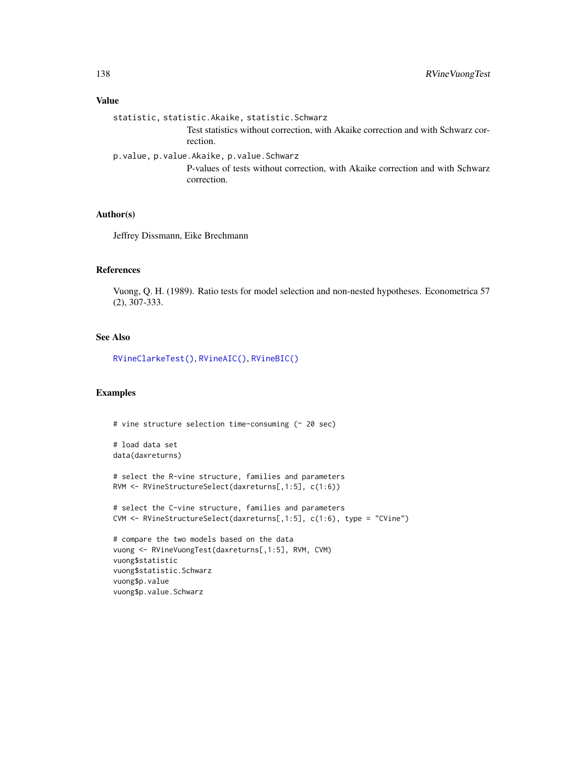## Value

`statistic, statistic.Akaike, statistic.Schwarz`
: Test statistics without correction, with Akaike correction and with Schwarz correction.

`p.value, p.value.Akaike, p.value.Schwarz`
: P-values of tests without correction, with Akaike correction and with Schwarz correction.

## Author(s)

Jeffrey Dissmann, Eike Brechmann

## References

Vuong, Q. H. (1989). Ratio tests for model selection and non-nested hypotheses. Econometrica 57 (2), 307-333.

## See Also

`RVineClarkeTest()`, `RVineAIC()`, `RVineBIC()`

## Examples

```
# vine structure selection time-consuming (~ 20 sec)

# load data set
data(daxreturns)

# select the R-vine structure, families and parameters
RVM <- RVineStructureSelect(daxreturns[,1:5], c(1:6))

# select the C-vine structure, families and parameters
CVM <- RVineStructureSelect(daxreturns[,1:5], c(1:6), type = "CVine")

# compare the two models based on the data
vuong <- RVineVuongTest(daxreturns[,1:5], RVM, CVM)
vuong$statistic
vuong$statistic.Schwarz
vuong$p.value
vuong$p.value.Schwarz
```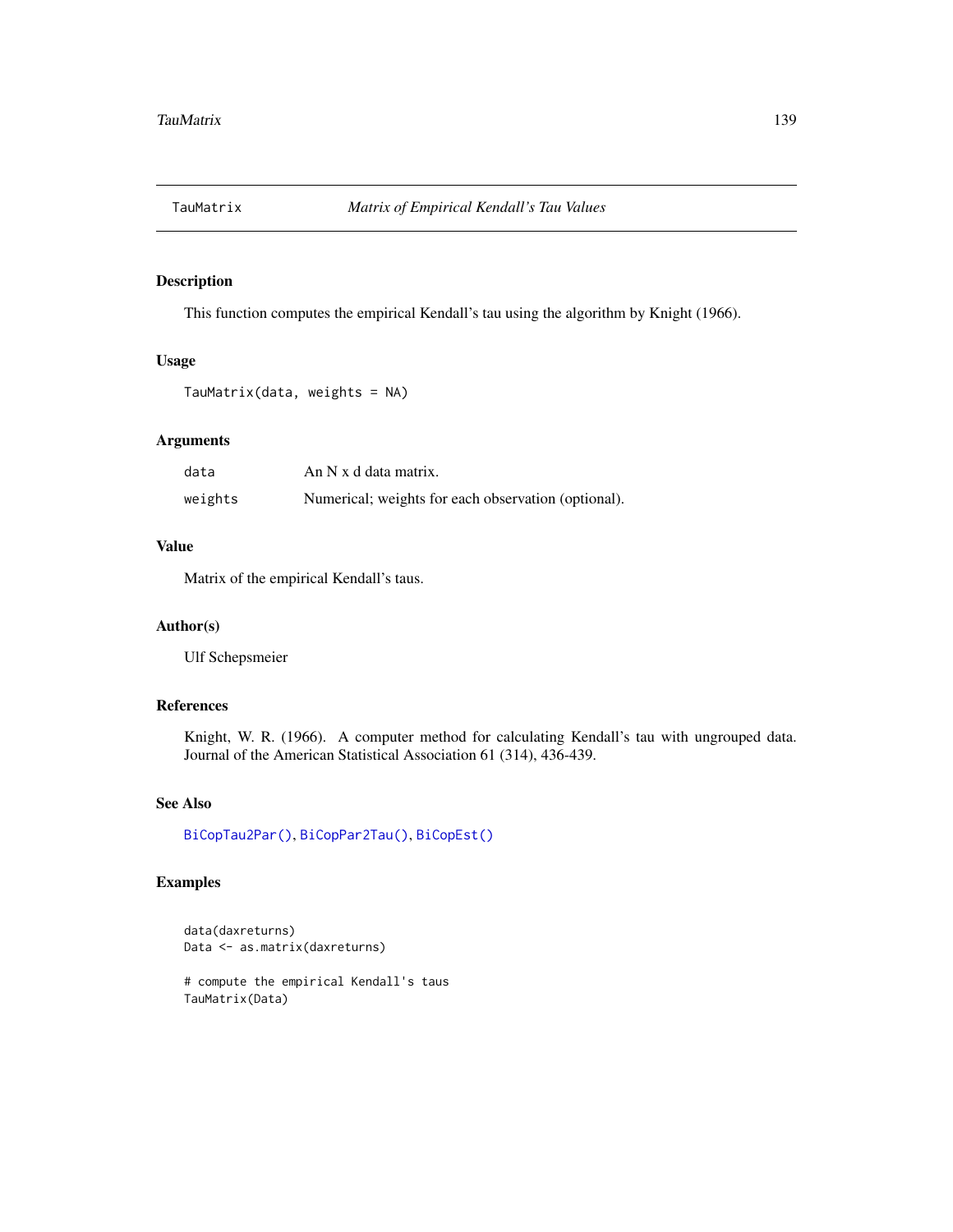# TauMatrix — *Matrix of Empirical Kendall's Tau Values*

## Description

This function computes the empirical Kendall's tau using the algorithm by Knight (1966).

## Usage

```
TauMatrix(data, weights = NA)
```

## Arguments

| | |
|---|---|
| `data` | An N x d data matrix. |
| `weights` | Numerical; weights for each observation (optional). |

## Value

Matrix of the empirical Kendall's taus.

## Author(s)

Ulf Schepsmeier

## References

Knight, W. R. (1966). A computer method for calculating Kendall's tau with ungrouped data. Journal of the American Statistical Association 61 (314), 436-439.

## See Also

`BiCopTau2Par()`, `BiCopPar2Tau()`, `BiCopEst()`

## Examples

```
data(daxreturns)
Data <- as.matrix(daxreturns)

# compute the empirical Kendall's taus
TauMatrix(Data)
```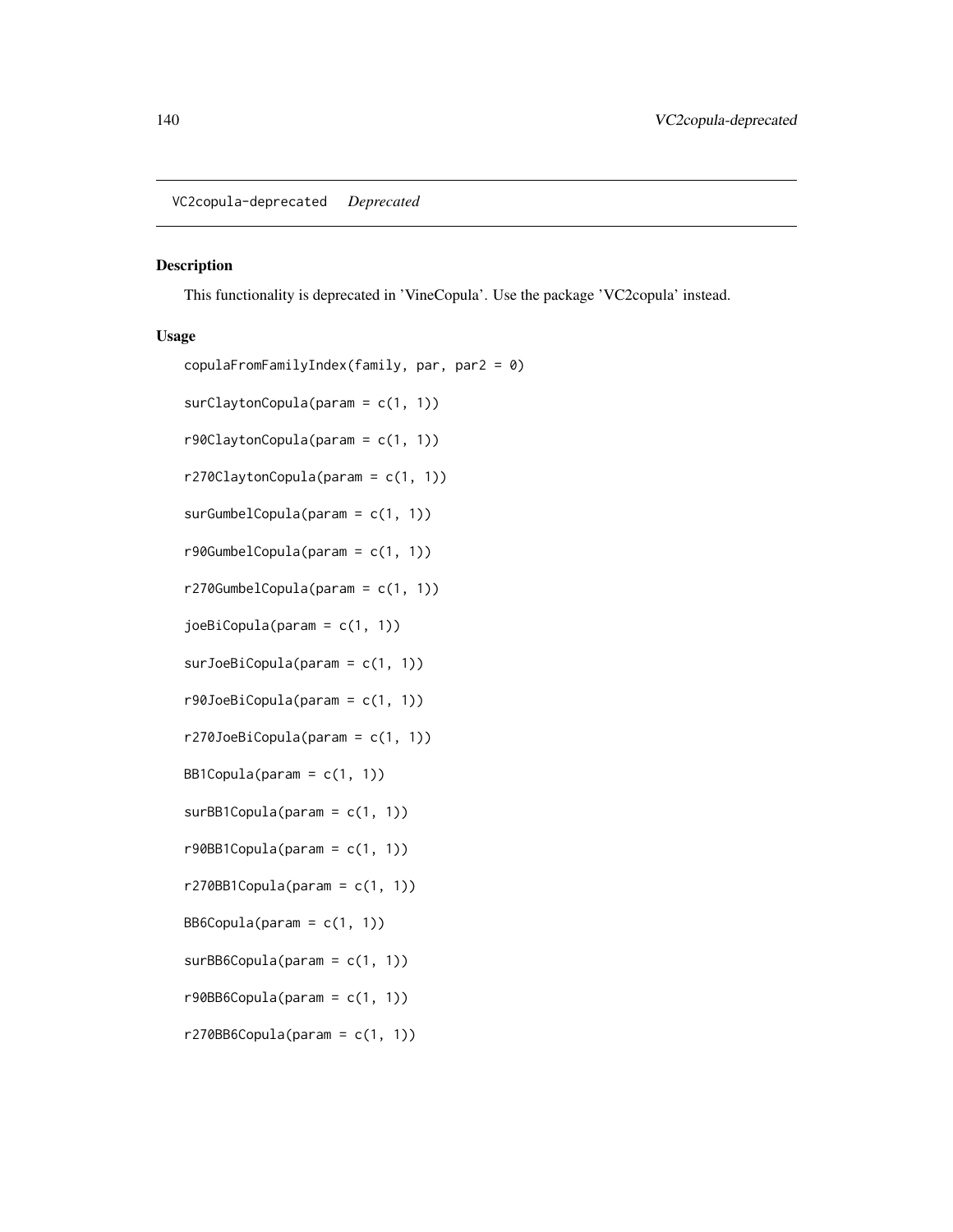## VC2copula-deprecated *Deprecated*

### Description

This functionality is deprecated in 'VineCopula'. Use the package 'VC2copula' instead.

### Usage

```
copulaFromFamilyIndex(family, par, par2 = 0)

surClaytonCopula(param = c(1, 1))

r90ClaytonCopula(param = c(1, 1))

r270ClaytonCopula(param = c(1, 1))

surGumbelCopula(param = c(1, 1))

r90GumbelCopula(param = c(1, 1))

r270GumbelCopula(param = c(1, 1))

joeBiCopula(param = c(1, 1))

surJoeBiCopula(param = c(1, 1))

r90JoeBiCopula(param = c(1, 1))

r270JoeBiCopula(param = c(1, 1))

BB1Copula(param = c(1, 1))

surBB1Copula(param = c(1, 1))

r90BB1Copula(param = c(1, 1))

r270BB1Copula(param = c(1, 1))

BB6Copula(param = c(1, 1))

surBB6Copula(param = c(1, 1))

r90BB6Copula(param = c(1, 1))

r270BB6Copula(param = c(1, 1))
```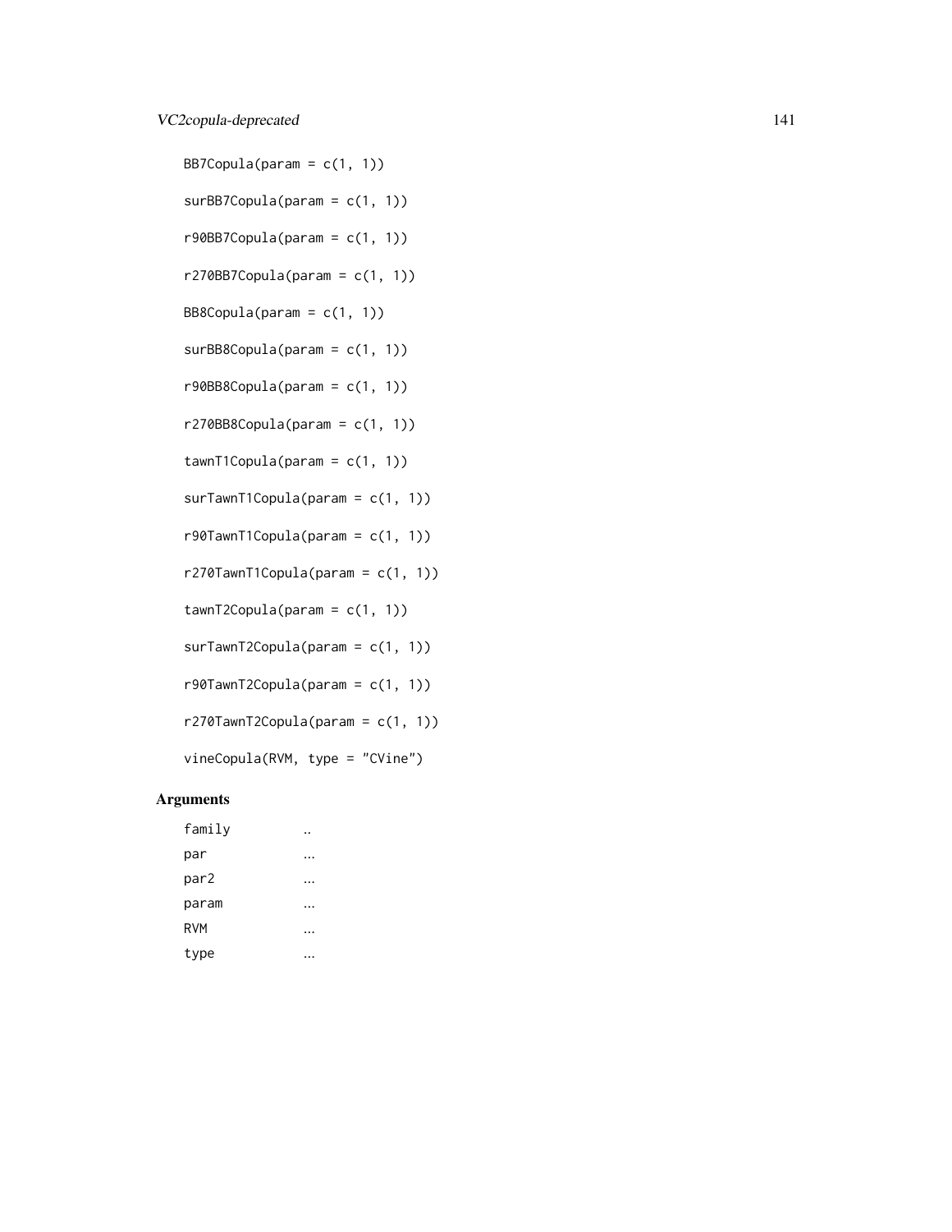```
BB7Copula(param = c(1, 1))

surBB7Copula(param = c(1, 1))

r90BB7Copula(param = c(1, 1))

r270BB7Copula(param = c(1, 1))

BB8Copula(param = c(1, 1))

surBB8Copula(param = c(1, 1))

r90BB8Copula(param = c(1, 1))

r270BB8Copula(param = c(1, 1))

tawnT1Copula(param = c(1, 1))

surTawnT1Copula(param = c(1, 1))

r90TawnT1Copula(param = c(1, 1))

r270TawnT1Copula(param = c(1, 1))

tawnT2Copula(param = c(1, 1))

surTawnT2Copula(param = c(1, 1))

r90TawnT2Copula(param = c(1, 1))

r270TawnT2Copula(param = c(1, 1))

vineCopula(RVM, type = "CVine")
```

## Arguments

| | |
|---|---|
| family | .. |
| par | ... |
| par2 | ... |
| param | ... |
| RVM | ... |
| type | ... |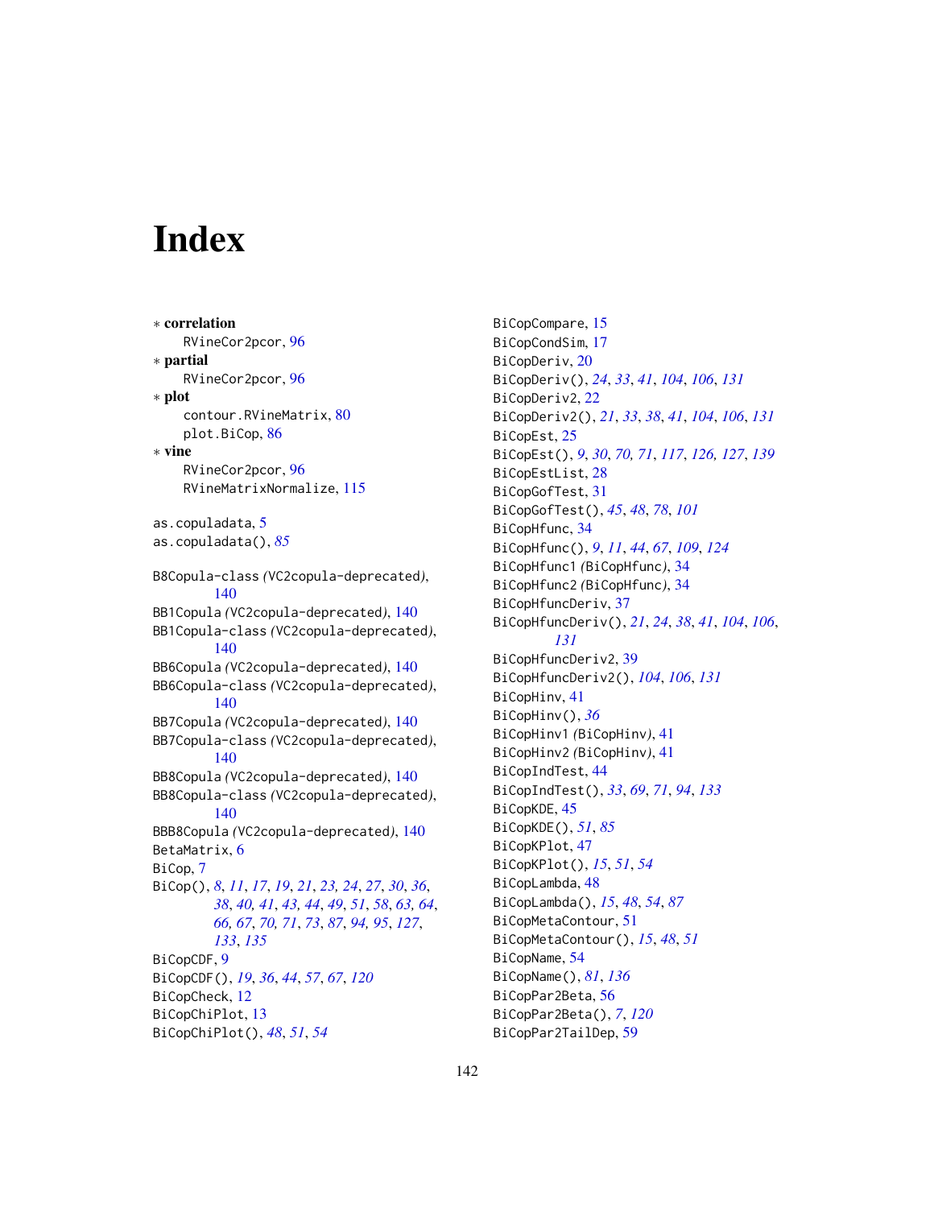# Index

∗ **correlation**
RVineCor2pcor, 96

∗ **partial**
RVineCor2pcor, 96

∗ **plot**
contour.RVineMatrix, 80
plot.BiCop, 86

∗ **vine**
RVineCor2pcor, 96
RVineMatrixNormalize, 115

as.copuladata, 5
as.copuladata(), *85*

B8Copula-class *(*VC2copula-deprecated*)*, 140
BB1Copula *(*VC2copula-deprecated*)*, 140
BB1Copula-class *(*VC2copula-deprecated*)*, 140
BB6Copula *(*VC2copula-deprecated*)*, 140
BB6Copula-class *(*VC2copula-deprecated*)*, 140
BB7Copula *(*VC2copula-deprecated*)*, 140
BB7Copula-class *(*VC2copula-deprecated*)*, 140
BB8Copula *(*VC2copula-deprecated*)*, 140
BB8Copula-class *(*VC2copula-deprecated*)*, 140
BBB8Copula *(*VC2copula-deprecated*)*, 140
BetaMatrix, 6
BiCop, 7
BiCop(), *8*, *11*, *17*, *19*, *21*, *23, 24*, *27*, *30*, *36*, *38*, *40, 41*, *43, 44*, *49*, *51*, *58*, *63, 64*, *66, 67*, *70, 71*, *73*, *87*, *94, 95*, *127*, *133*, *135*
BiCopCDF, 9
BiCopCDF(), *19*, *36*, *44*, *57*, *67*, *120*
BiCopCheck, 12
BiCopChiPlot, 13
BiCopChiPlot(), *48*, *51*, *54*
BiCopCompare, 15
BiCopCondSim, 17
BiCopDeriv, 20
BiCopDeriv(), *24*, *33*, *41*, *104*, *106*, *131*
BiCopDeriv2, 22
BiCopDeriv2(), *21*, *33*, *38*, *41*, *104*, *106*, *131*
BiCopEst, 25
BiCopEst(), *9*, *30*, *70, 71*, *117*, *126, 127*, *139*
BiCopEstList, 28
BiCopGofTest, 31
BiCopGofTest(), *45*, *48*, *78*, *101*
BiCopHfunc, 34
BiCopHfunc(), *9*, *11*, *44*, *67*, *109*, *124*
BiCopHfunc1 *(*BiCopHfunc*)*, 34
BiCopHfunc2 *(*BiCopHfunc*)*, 34
BiCopHfuncDeriv, 37
BiCopHfuncDeriv(), *21*, *24*, *38*, *41*, *104*, *106*, *131*
BiCopHfuncDeriv2, 39
BiCopHfuncDeriv2(), *104*, *106*, *131*
BiCopHinv, 41
BiCopHinv(), *36*
BiCopHinv1 *(*BiCopHinv*)*, 41
BiCopHinv2 *(*BiCopHinv*)*, 41
BiCopIndTest, 44
BiCopIndTest(), *33*, *69*, *71*, *94*, *133*
BiCopKDE, 45
BiCopKDE(), *51*, *85*
BiCopKPlot, 47
BiCopKPlot(), *15*, *51*, *54*
BiCopLambda, 48
BiCopLambda(), *15*, *48*, *54*, *87*
BiCopMetaContour, 51
BiCopMetaContour(), *15*, *48*, *51*
BiCopName, 54
BiCopName(), *81*, *136*
BiCopPar2Beta, 56
BiCopPar2Beta(), *7*, *120*
BiCopPar2TailDep, 59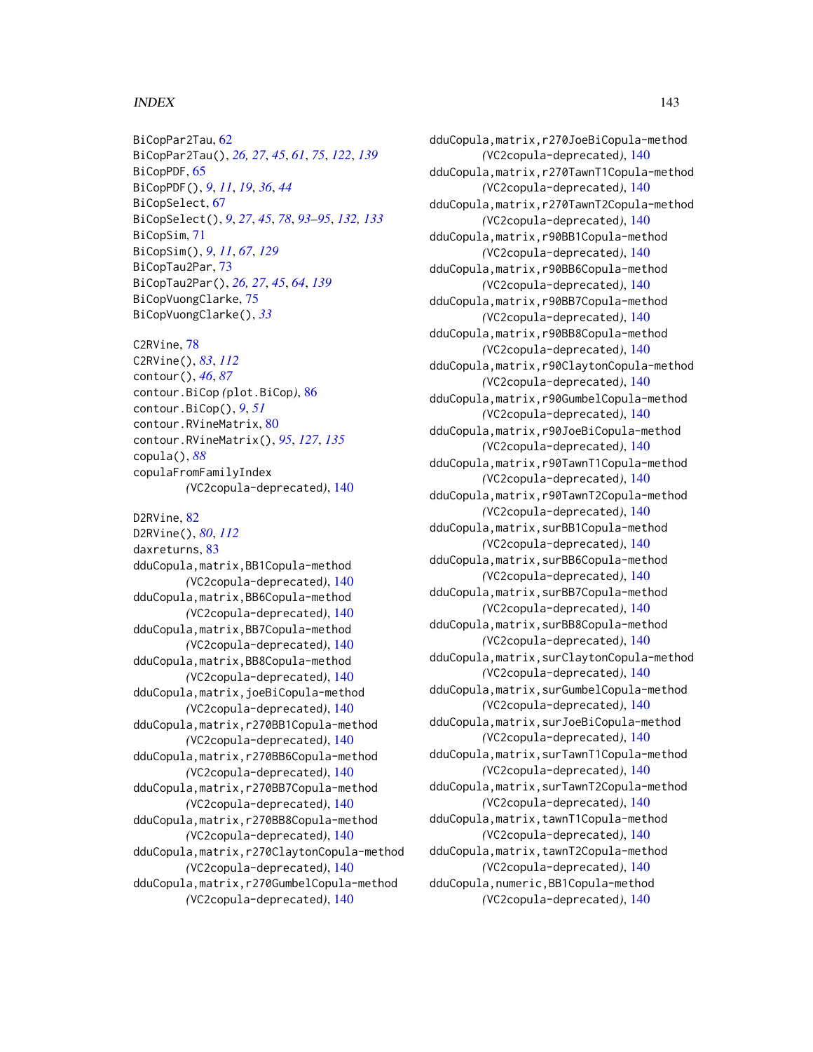BiCopPar2Tau, 62
BiCopPar2Tau(), *26, 27*, *45*, *61*, *75*, *122*, *139*
BiCopPDF, 65
BiCopPDF(), *9*, *11*, *19*, *36*, *44*
BiCopSelect, 67
BiCopSelect(), *9*, *27*, *45*, *78*, *93–95*, *132, 133*
BiCopSim, 71
BiCopSim(), *9*, *11*, *67*, *129*
BiCopTau2Par, 73
BiCopTau2Par(), *26, 27*, *45*, *64*, *139*
BiCopVuongClarke, 75
BiCopVuongClarke(), *33*

C2RVine, 78
C2RVine(), *83*, *112*
contour(), *46*, *87*
contour.BiCop *(*plot.BiCop*)*, 86
contour.BiCop(), *9*, *51*
contour.RVineMatrix, 80
contour.RVineMatrix(), *95*, *127*, *135*
copula(), *88*
copulaFromFamilyIndex *(*VC2copula-deprecated*)*, 140

D2RVine, 82
D2RVine(), *80*, *112*
daxreturns, 83
dduCopula,matrix,BB1Copula-method *(*VC2copula-deprecated*)*, 140
dduCopula,matrix,BB6Copula-method *(*VC2copula-deprecated*)*, 140
dduCopula,matrix,BB7Copula-method *(*VC2copula-deprecated*)*, 140
dduCopula,matrix,BB8Copula-method *(*VC2copula-deprecated*)*, 140
dduCopula,matrix,joeBiCopula-method *(*VC2copula-deprecated*)*, 140
dduCopula,matrix,r270BB1Copula-method *(*VC2copula-deprecated*)*, 140
dduCopula,matrix,r270BB6Copula-method *(*VC2copula-deprecated*)*, 140
dduCopula,matrix,r270BB7Copula-method *(*VC2copula-deprecated*)*, 140
dduCopula,matrix,r270BB8Copula-method *(*VC2copula-deprecated*)*, 140
dduCopula,matrix,r270ClaytonCopula-method *(*VC2copula-deprecated*)*, 140
dduCopula,matrix,r270GumbelCopula-method *(*VC2copula-deprecated*)*, 140
dduCopula,matrix,r270JoeBiCopula-method *(*VC2copula-deprecated*)*, 140
dduCopula,matrix,r270TawnT1Copula-method *(*VC2copula-deprecated*)*, 140
dduCopula,matrix,r270TawnT2Copula-method *(*VC2copula-deprecated*)*, 140
dduCopula,matrix,r90BB1Copula-method *(*VC2copula-deprecated*)*, 140
dduCopula,matrix,r90BB6Copula-method *(*VC2copula-deprecated*)*, 140
dduCopula,matrix,r90BB7Copula-method *(*VC2copula-deprecated*)*, 140
dduCopula,matrix,r90BB8Copula-method *(*VC2copula-deprecated*)*, 140
dduCopula,matrix,r90ClaytonCopula-method *(*VC2copula-deprecated*)*, 140
dduCopula,matrix,r90GumbelCopula-method *(*VC2copula-deprecated*)*, 140
dduCopula,matrix,r90JoeBiCopula-method *(*VC2copula-deprecated*)*, 140
dduCopula,matrix,r90TawnT1Copula-method *(*VC2copula-deprecated*)*, 140
dduCopula,matrix,r90TawnT2Copula-method *(*VC2copula-deprecated*)*, 140
dduCopula,matrix,surBB1Copula-method *(*VC2copula-deprecated*)*, 140
dduCopula,matrix,surBB6Copula-method *(*VC2copula-deprecated*)*, 140
dduCopula,matrix,surBB7Copula-method *(*VC2copula-deprecated*)*, 140
dduCopula,matrix,surBB8Copula-method *(*VC2copula-deprecated*)*, 140
dduCopula,matrix,surClaytonCopula-method *(*VC2copula-deprecated*)*, 140
dduCopula,matrix,surGumbelCopula-method *(*VC2copula-deprecated*)*, 140
dduCopula,matrix,surJoeBiCopula-method *(*VC2copula-deprecated*)*, 140
dduCopula,matrix,surTawnT1Copula-method *(*VC2copula-deprecated*)*, 140
dduCopula,matrix,surTawnT2Copula-method *(*VC2copula-deprecated*)*, 140
dduCopula,matrix,tawnT1Copula-method *(*VC2copula-deprecated*)*, 140
dduCopula,matrix,tawnT2Copula-method *(*VC2copula-deprecated*)*, 140
dduCopula,numeric,BB1Copula-method *(*VC2copula-deprecated*)*, 140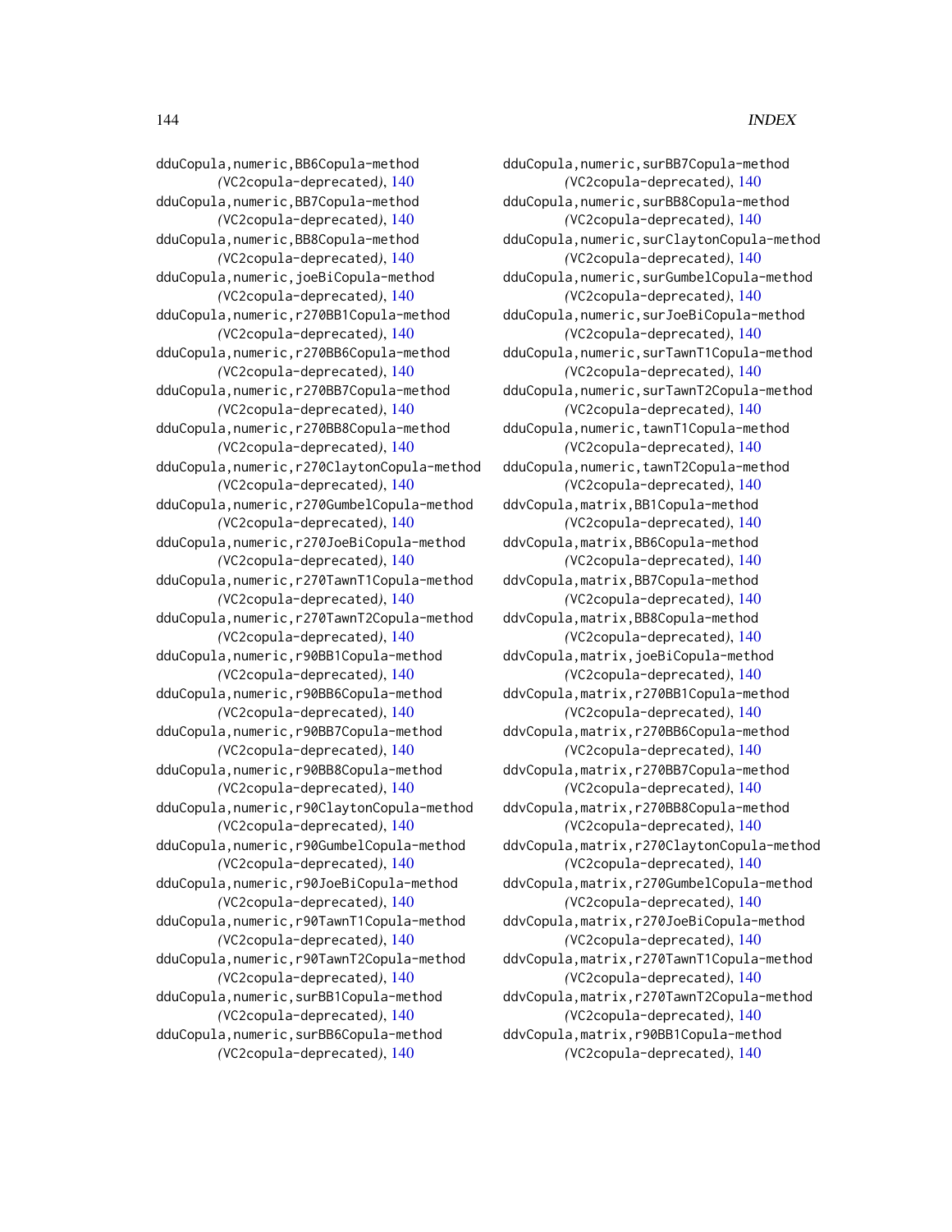dduCopula,numeric,BB6Copula-method
        *(*VC2copula-deprecated*)*, 140
dduCopula,numeric,BB7Copula-method
        *(*VC2copula-deprecated*)*, 140
dduCopula,numeric,BB8Copula-method
        *(*VC2copula-deprecated*)*, 140
dduCopula,numeric,joeBiCopula-method
        *(*VC2copula-deprecated*)*, 140
dduCopula,numeric,r270BB1Copula-method
        *(*VC2copula-deprecated*)*, 140
dduCopula,numeric,r270BB6Copula-method
        *(*VC2copula-deprecated*)*, 140
dduCopula,numeric,r270BB7Copula-method
        *(*VC2copula-deprecated*)*, 140
dduCopula,numeric,r270BB8Copula-method
        *(*VC2copula-deprecated*)*, 140
dduCopula,numeric,r270ClaytonCopula-method
        *(*VC2copula-deprecated*)*, 140
dduCopula,numeric,r270GumbelCopula-method
        *(*VC2copula-deprecated*)*, 140
dduCopula,numeric,r270JoeBiCopula-method
        *(*VC2copula-deprecated*)*, 140
dduCopula,numeric,r270TawnT1Copula-method
        *(*VC2copula-deprecated*)*, 140
dduCopula,numeric,r270TawnT2Copula-method
        *(*VC2copula-deprecated*)*, 140
dduCopula,numeric,r90BB1Copula-method
        *(*VC2copula-deprecated*)*, 140
dduCopula,numeric,r90BB6Copula-method
        *(*VC2copula-deprecated*)*, 140
dduCopula,numeric,r90BB7Copula-method
        *(*VC2copula-deprecated*)*, 140
dduCopula,numeric,r90BB8Copula-method
        *(*VC2copula-deprecated*)*, 140
dduCopula,numeric,r90ClaytonCopula-method
        *(*VC2copula-deprecated*)*, 140
dduCopula,numeric,r90GumbelCopula-method
        *(*VC2copula-deprecated*)*, 140
dduCopula,numeric,r90JoeBiCopula-method
        *(*VC2copula-deprecated*)*, 140
dduCopula,numeric,r90TawnT1Copula-method
        *(*VC2copula-deprecated*)*, 140
dduCopula,numeric,r90TawnT2Copula-method
        *(*VC2copula-deprecated*)*, 140
dduCopula,numeric,surBB1Copula-method
        *(*VC2copula-deprecated*)*, 140
dduCopula,numeric,surBB6Copula-method
        *(*VC2copula-deprecated*)*, 140
dduCopula,numeric,surBB7Copula-method
        *(*VC2copula-deprecated*)*, 140
dduCopula,numeric,surBB8Copula-method
        *(*VC2copula-deprecated*)*, 140
dduCopula,numeric,surClaytonCopula-method
        *(*VC2copula-deprecated*)*, 140
dduCopula,numeric,surGumbelCopula-method
        *(*VC2copula-deprecated*)*, 140
dduCopula,numeric,surJoeBiCopula-method
        *(*VC2copula-deprecated*)*, 140
dduCopula,numeric,surTawnT1Copula-method
        *(*VC2copula-deprecated*)*, 140
dduCopula,numeric,surTawnT2Copula-method
        *(*VC2copula-deprecated*)*, 140
dduCopula,numeric,tawnT1Copula-method
        *(*VC2copula-deprecated*)*, 140
dduCopula,numeric,tawnT2Copula-method
        *(*VC2copula-deprecated*)*, 140
ddvCopula,matrix,BB1Copula-method
        *(*VC2copula-deprecated*)*, 140
ddvCopula,matrix,BB6Copula-method
        *(*VC2copula-deprecated*)*, 140
ddvCopula,matrix,BB7Copula-method
        *(*VC2copula-deprecated*)*, 140
ddvCopula,matrix,BB8Copula-method
        *(*VC2copula-deprecated*)*, 140
ddvCopula,matrix,joeBiCopula-method
        *(*VC2copula-deprecated*)*, 140
ddvCopula,matrix,r270BB1Copula-method
        *(*VC2copula-deprecated*)*, 140
ddvCopula,matrix,r270BB6Copula-method
        *(*VC2copula-deprecated*)*, 140
ddvCopula,matrix,r270BB7Copula-method
        *(*VC2copula-deprecated*)*, 140
ddvCopula,matrix,r270BB8Copula-method
        *(*VC2copula-deprecated*)*, 140
ddvCopula,matrix,r270ClaytonCopula-method
        *(*VC2copula-deprecated*)*, 140
ddvCopula,matrix,r270GumbelCopula-method
        *(*VC2copula-deprecated*)*, 140
ddvCopula,matrix,r270JoeBiCopula-method
        *(*VC2copula-deprecated*)*, 140
ddvCopula,matrix,r270TawnT1Copula-method
        *(*VC2copula-deprecated*)*, 140
ddvCopula,matrix,r270TawnT2Copula-method
        *(*VC2copula-deprecated*)*, 140
ddvCopula,matrix,r90BB1Copula-method
        *(*VC2copula-deprecated*)*, 140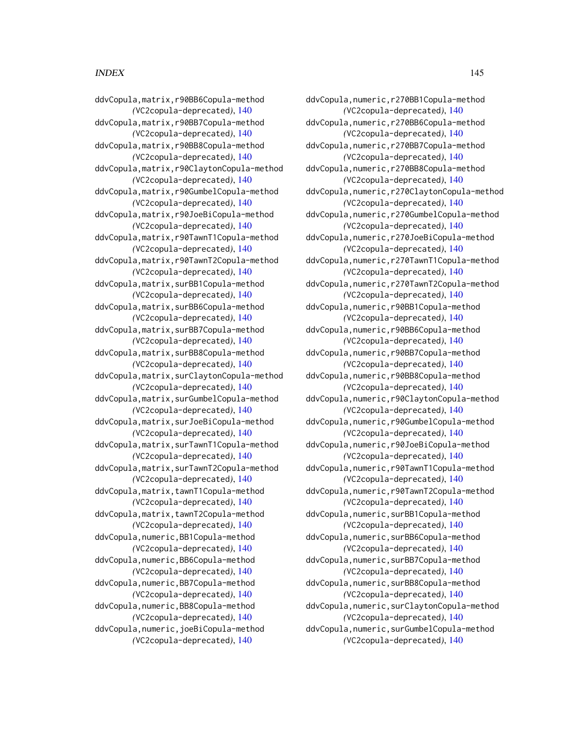ddvCopula,matrix,r90BB6Copula-method
*(VC2copula-deprecated)*, 140
ddvCopula,matrix,r90BB7Copula-method
*(VC2copula-deprecated)*, 140
ddvCopula,matrix,r90BB8Copula-method
*(VC2copula-deprecated)*, 140
ddvCopula,matrix,r90ClaytonCopula-method
*(VC2copula-deprecated)*, 140
ddvCopula,matrix,r90GumbelCopula-method
*(VC2copula-deprecated)*, 140
ddvCopula,matrix,r90JoeBiCopula-method
*(VC2copula-deprecated)*, 140
ddvCopula,matrix,r90TawnT1Copula-method
*(VC2copula-deprecated)*, 140
ddvCopula,matrix,r90TawnT2Copula-method
*(VC2copula-deprecated)*, 140
ddvCopula,matrix,surBB1Copula-method
*(VC2copula-deprecated)*, 140
ddvCopula,matrix,surBB6Copula-method
*(VC2copula-deprecated)*, 140
ddvCopula,matrix,surBB7Copula-method
*(VC2copula-deprecated)*, 140
ddvCopula,matrix,surBB8Copula-method
*(VC2copula-deprecated)*, 140
ddvCopula,matrix,surClaytonCopula-method
*(VC2copula-deprecated)*, 140
ddvCopula,matrix,surGumbelCopula-method
*(VC2copula-deprecated)*, 140
ddvCopula,matrix,surJoeBiCopula-method
*(VC2copula-deprecated)*, 140
ddvCopula,matrix,surTawnT1Copula-method
*(VC2copula-deprecated)*, 140
ddvCopula,matrix,surTawnT2Copula-method
*(VC2copula-deprecated)*, 140
ddvCopula,matrix,tawnT1Copula-method
*(VC2copula-deprecated)*, 140
ddvCopula,matrix,tawnT2Copula-method
*(VC2copula-deprecated)*, 140
ddvCopula,numeric,BB1Copula-method
*(VC2copula-deprecated)*, 140
ddvCopula,numeric,BB6Copula-method
*(VC2copula-deprecated)*, 140
ddvCopula,numeric,BB7Copula-method
*(VC2copula-deprecated)*, 140
ddvCopula,numeric,BB8Copula-method
*(VC2copula-deprecated)*, 140
ddvCopula,numeric,joeBiCopula-method
*(VC2copula-deprecated)*, 140
ddvCopula,numeric,r270BB1Copula-method
*(VC2copula-deprecated)*, 140
ddvCopula,numeric,r270BB6Copula-method
*(VC2copula-deprecated)*, 140
ddvCopula,numeric,r270BB7Copula-method
*(VC2copula-deprecated)*, 140
ddvCopula,numeric,r270BB8Copula-method
*(VC2copula-deprecated)*, 140
ddvCopula,numeric,r270ClaytonCopula-method
*(VC2copula-deprecated)*, 140
ddvCopula,numeric,r270GumbelCopula-method
*(VC2copula-deprecated)*, 140
ddvCopula,numeric,r270JoeBiCopula-method
*(VC2copula-deprecated)*, 140
ddvCopula,numeric,r270TawnT1Copula-method
*(VC2copula-deprecated)*, 140
ddvCopula,numeric,r270TawnT2Copula-method
*(VC2copula-deprecated)*, 140
ddvCopula,numeric,r90BB1Copula-method
*(VC2copula-deprecated)*, 140
ddvCopula,numeric,r90BB6Copula-method
*(VC2copula-deprecated)*, 140
ddvCopula,numeric,r90BB7Copula-method
*(VC2copula-deprecated)*, 140
ddvCopula,numeric,r90BB8Copula-method
*(VC2copula-deprecated)*, 140
ddvCopula,numeric,r90ClaytonCopula-method
*(VC2copula-deprecated)*, 140
ddvCopula,numeric,r90GumbelCopula-method
*(VC2copula-deprecated)*, 140
ddvCopula,numeric,r90JoeBiCopula-method
*(VC2copula-deprecated)*, 140
ddvCopula,numeric,r90TawnT1Copula-method
*(VC2copula-deprecated)*, 140
ddvCopula,numeric,r90TawnT2Copula-method
*(VC2copula-deprecated)*, 140
ddvCopula,numeric,surBB1Copula-method
*(VC2copula-deprecated)*, 140
ddvCopula,numeric,surBB6Copula-method
*(VC2copula-deprecated)*, 140
ddvCopula,numeric,surBB7Copula-method
*(VC2copula-deprecated)*, 140
ddvCopula,numeric,surBB8Copula-method
*(VC2copula-deprecated)*, 140
ddvCopula,numeric,surClaytonCopula-method
*(VC2copula-deprecated)*, 140
ddvCopula,numeric,surGumbelCopula-method
*(VC2copula-deprecated)*, 140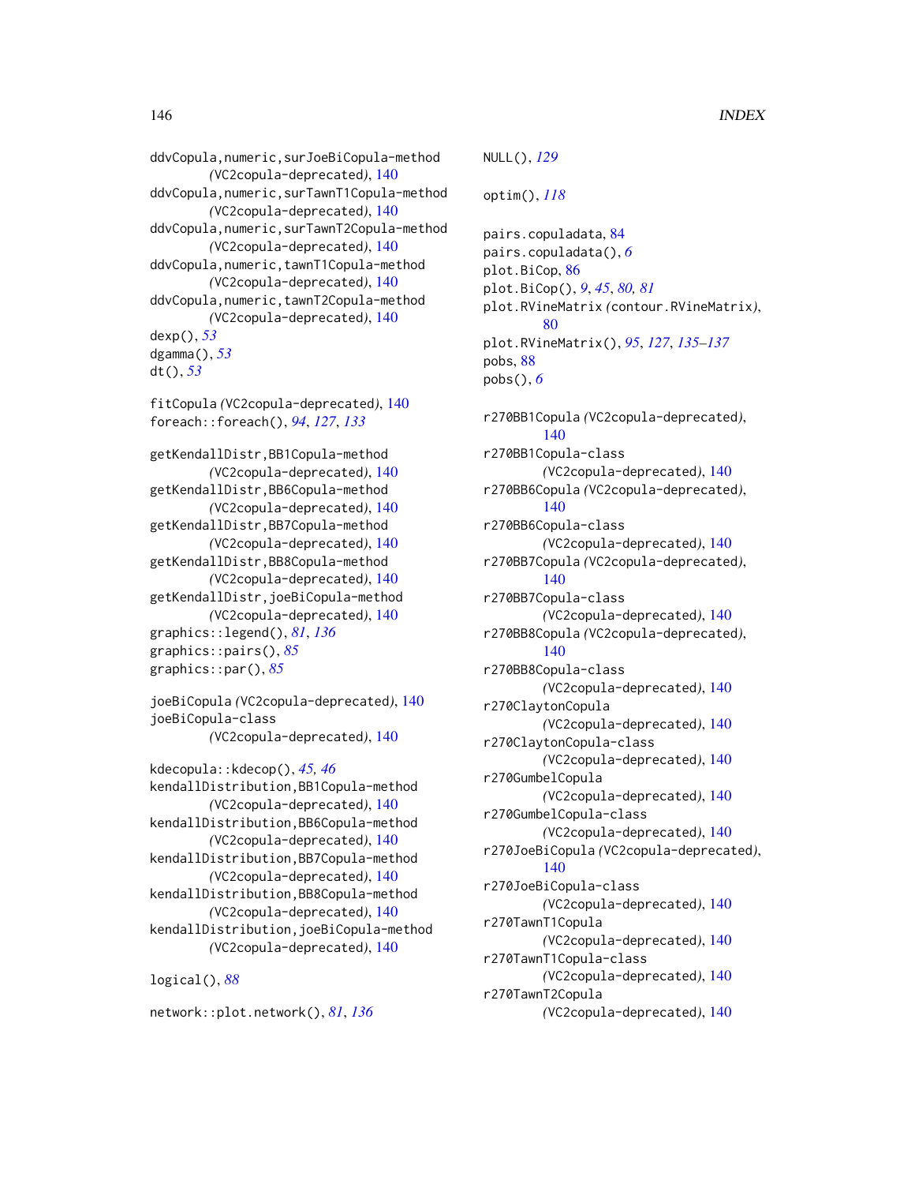ddvCopula,numeric,surJoeBiCopula-method (VC2copula-deprecated), 140
ddvCopula,numeric,surTawnT1Copula-method (VC2copula-deprecated), 140
ddvCopula,numeric,surTawnT2Copula-method (VC2copula-deprecated), 140
ddvCopula,numeric,tawnT1Copula-method (VC2copula-deprecated), 140
ddvCopula,numeric,tawnT2Copula-method (VC2copula-deprecated), 140
dexp(), *53*
dgamma(), *53*
dt(), *53*

fitCopula (VC2copula-deprecated), 140
foreach::foreach(), *94*, *127*, *133*

getKendallDistr,BB1Copula-method (VC2copula-deprecated), 140
getKendallDistr,BB6Copula-method (VC2copula-deprecated), 140
getKendallDistr,BB7Copula-method (VC2copula-deprecated), 140
getKendallDistr,BB8Copula-method (VC2copula-deprecated), 140
getKendallDistr,joeBiCopula-method (VC2copula-deprecated), 140
graphics::legend(), *81*, *136*
graphics::pairs(), *85*
graphics::par(), *85*

joeBiCopula (VC2copula-deprecated), 140
joeBiCopula-class (VC2copula-deprecated), 140

kdecopula::kdecop(), *45*, *46*
kendallDistribution,BB1Copula-method (VC2copula-deprecated), 140
kendallDistribution,BB6Copula-method (VC2copula-deprecated), 140
kendallDistribution,BB7Copula-method (VC2copula-deprecated), 140
kendallDistribution,BB8Copula-method (VC2copula-deprecated), 140
kendallDistribution,joeBiCopula-method (VC2copula-deprecated), 140

logical(), *88*

network::plot.network(), *81*, *136*

NULL(), *129*

optim(), *118*

pairs.copuladata, 84
pairs.copuladata(), *6*
plot.BiCop, 86
plot.BiCop(), *9*, *45*, *80*, *81*
plot.RVineMatrix (contour.RVineMatrix), 80
plot.RVineMatrix(), *95*, *127*, *135–137*
pobs, 88
pobs(), *6*

r270BB1Copula (VC2copula-deprecated), 140
r270BB1Copula-class (VC2copula-deprecated), 140
r270BB6Copula (VC2copula-deprecated), 140
r270BB6Copula-class (VC2copula-deprecated), 140
r270BB7Copula (VC2copula-deprecated), 140
r270BB7Copula-class (VC2copula-deprecated), 140
r270BB8Copula (VC2copula-deprecated), 140
r270BB8Copula-class (VC2copula-deprecated), 140
r270ClaytonCopula (VC2copula-deprecated), 140
r270ClaytonCopula-class (VC2copula-deprecated), 140
r270GumbelCopula (VC2copula-deprecated), 140
r270GumbelCopula-class (VC2copula-deprecated), 140
r270JoeBiCopula (VC2copula-deprecated), 140
r270JoeBiCopula-class (VC2copula-deprecated), 140
r270TawnT1Copula (VC2copula-deprecated), 140
r270TawnT1Copula-class (VC2copula-deprecated), 140
r270TawnT2Copula (VC2copula-deprecated), 140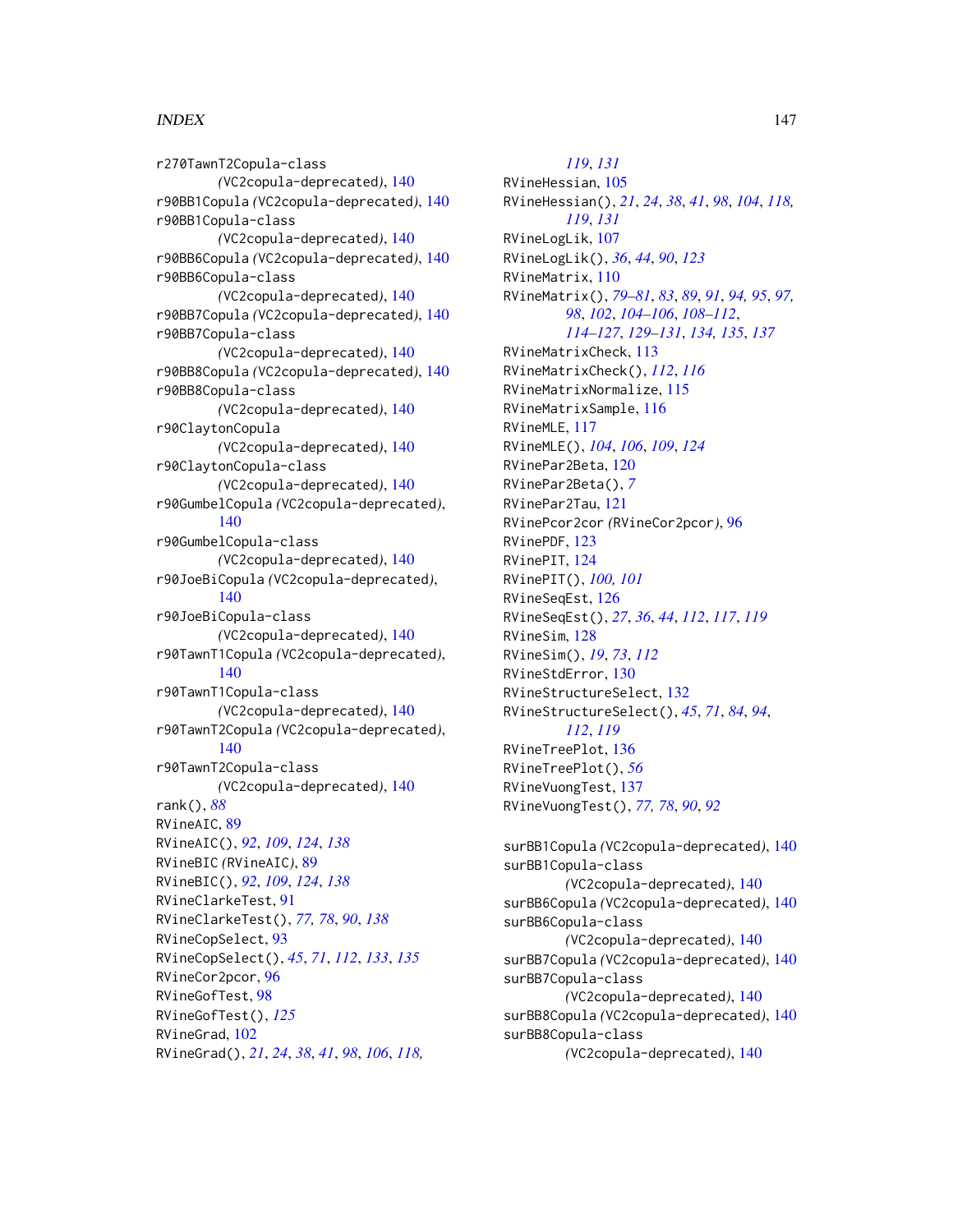r270TawnT2Copula-class (VC2copula-deprecated), 140
r90BB1Copula (VC2copula-deprecated), 140
r90BB1Copula-class (VC2copula-deprecated), 140
r90BB6Copula (VC2copula-deprecated), 140
r90BB6Copula-class (VC2copula-deprecated), 140
r90BB7Copula (VC2copula-deprecated), 140
r90BB7Copula-class (VC2copula-deprecated), 140
r90BB8Copula (VC2copula-deprecated), 140
r90BB8Copula-class (VC2copula-deprecated), 140
r90ClaytonCopula (VC2copula-deprecated), 140
r90ClaytonCopula-class (VC2copula-deprecated), 140
r90GumbelCopula (VC2copula-deprecated), 140
r90GumbelCopula-class (VC2copula-deprecated), 140
r90JoeBiCopula (VC2copula-deprecated), 140
r90JoeBiCopula-class (VC2copula-deprecated), 140
r90TawnT1Copula (VC2copula-deprecated), 140
r90TawnT1Copula-class (VC2copula-deprecated), 140
r90TawnT2Copula (VC2copula-deprecated), 140
r90TawnT2Copula-class (VC2copula-deprecated), 140
rank(), *88*
RVineAIC, 89
RVineAIC(), *92*, *109*, *124*, *138*
RVineBIC (RVineAIC), 89
RVineBIC(), *92*, *109*, *124*, *138*
RVineClarkeTest, 91
RVineClarkeTest(), *77, 78*, *90*, *138*
RVineCopSelect, 93
RVineCopSelect(), *45*, *71*, *112*, *133*, *135*
RVineCor2pcor, 96
RVineGofTest, 98
RVineGofTest(), *125*
RVineGrad, 102
RVineGrad(), *21*, *24*, *38*, *41*, *98*, *106*, *118, 119*, *131*
RVineHessian, 105
RVineHessian(), *21*, *24*, *38*, *41*, *98*, *104*, *118, 119*, *131*
RVineLogLik, 107
RVineLogLik(), *36*, *44*, *90*, *123*
RVineMatrix, 110
RVineMatrix(), *79–81*, *83*, *89*, *91*, *94, 95*, *97, 98*, *102*, *104–106*, *108–112*, *114–127*, *129–131*, *134, 135*, *137*
RVineMatrixCheck, 113
RVineMatrixCheck(), *112*, *116*
RVineMatrixNormalize, 115
RVineMatrixSample, 116
RVineMLE, 117
RVineMLE(), *104*, *106*, *109*, *124*
RVinePar2Beta, 120
RVinePar2Beta(), *7*
RVinePar2Tau, 121
RVinePcor2cor (RVineCor2pcor), 96
RVinePDF, 123
RVinePIT, 124
RVinePIT(), *100, 101*
RVineSeqEst, 126
RVineSeqEst(), *27*, *36*, *44*, *112*, *117*, *119*
RVineSim, 128
RVineSim(), *19*, *73*, *112*
RVineStdError, 130
RVineStructureSelect, 132
RVineStructureSelect(), *45*, *71*, *84*, *94*, *112*, *119*
RVineTreePlot, 136
RVineTreePlot(), *56*
RVineVuongTest, 137
RVineVuongTest(), *77, 78*, *90*, *92*

surBB1Copula (VC2copula-deprecated), 140
surBB1Copula-class (VC2copula-deprecated), 140
surBB6Copula (VC2copula-deprecated), 140
surBB6Copula-class (VC2copula-deprecated), 140
surBB7Copula (VC2copula-deprecated), 140
surBB7Copula-class (VC2copula-deprecated), 140
surBB8Copula (VC2copula-deprecated), 140
surBB8Copula-class (VC2copula-deprecated), 140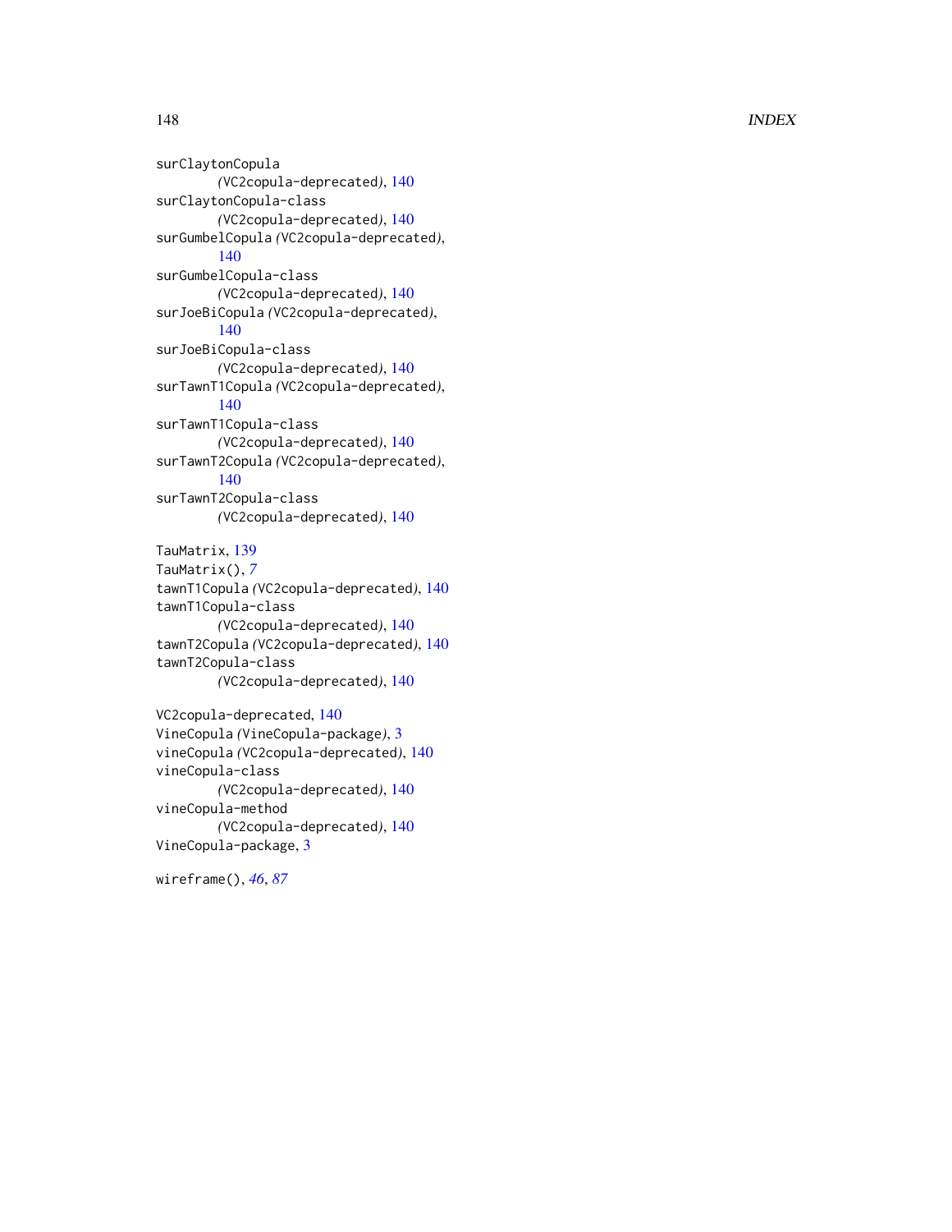surClaytonCopula
    *(*VC2copula-deprecated*)*, 140
surClaytonCopula-class
    *(*VC2copula-deprecated*)*, 140
surGumbelCopula *(*VC2copula-deprecated*)*,
    140
surGumbelCopula-class
    *(*VC2copula-deprecated*)*, 140
surJoeBiCopula *(*VC2copula-deprecated*)*,
    140
surJoeBiCopula-class
    *(*VC2copula-deprecated*)*, 140
surTawnT1Copula *(*VC2copula-deprecated*)*,
    140
surTawnT1Copula-class
    *(*VC2copula-deprecated*)*, 140
surTawnT2Copula *(*VC2copula-deprecated*)*,
    140
surTawnT2Copula-class
    *(*VC2copula-deprecated*)*, 140

TauMatrix, 139
TauMatrix(), *7*
tawnT1Copula *(*VC2copula-deprecated*)*, 140
tawnT1Copula-class
    *(*VC2copula-deprecated*)*, 140
tawnT2Copula *(*VC2copula-deprecated*)*, 140
tawnT2Copula-class
    *(*VC2copula-deprecated*)*, 140

VC2copula-deprecated, 140
VineCopula *(*VineCopula-package*)*, 3
vineCopula *(*VC2copula-deprecated*)*, 140
vineCopula-class
    *(*VC2copula-deprecated*)*, 140
vineCopula-method
    *(*VC2copula-deprecated*)*, 140
VineCopula-package, 3

wireframe(), *46*, *87*